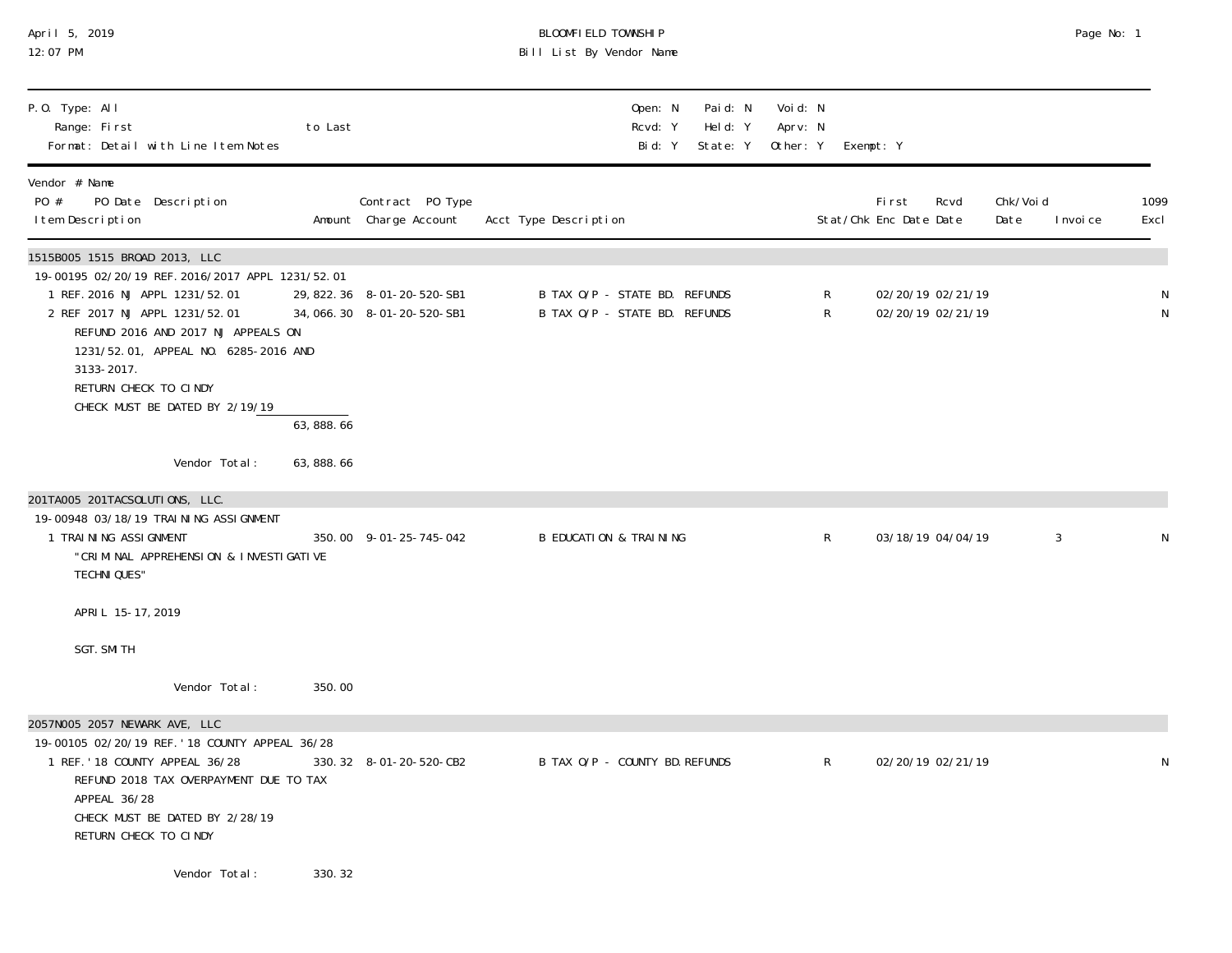April 5, 2019
12:07 PM

# BLOOMFIELD TOWNSHIP
## Bill List By Vendor Name

P.O. Type: All
Range: First to Last
Format: Detail with Line Item Notes

Open: N Paid: N Void: N
Rcvd: Y Held: Y Aprv: N
Bid: Y State: Y Other: Y Exempt: Y

| Vendor # Name / PO # PO Date Description / Item Description | Amount | Contract PO Type / Charge Account | Acct Type Description | Stat/Chk | First Enc Date | Rcvd Date | Chk/Void Date | Invoice | 1099 Excl |
|---|---|---|---|---|---|---|---|---|---|
| **1515B005 1515 BROAD 2013, LLC** | | | | | | | | | |
| 19-00195 02/20/19 REF.2016/2017 APPL 1231/52.01 | | | | | | | | | |
| 1 REF.2016 NJ APPL 1231/52.01 | 29,822.36 | 8-01-20-520-SB1 | B TAX O/P - STATE BD. REFUNDS | R | 02/20/19 | 02/21/19 | | | N |
| 2 REF 2017 NJ APPL 1231/52.01 | 34,066.30 | 8-01-20-520-SB1 | B TAX O/P - STATE BD. REFUNDS | R | 02/20/19 | 02/21/19 | | | N |
| REFUND 2016 AND 2017 NJ APPEALS ON 1231/52.01, APPEAL NO. 6285-2016 AND 3133-2017. RETURN CHECK TO CINDY CHECK MUST BE DATED BY 2/19/19 | | | | | | | | | |
| | 63,888.66 | | | | | | | | |
| Vendor Total: | 63,888.66 | | | | | | | | |
| **201TA005 201TACSOLUTIONS, LLC.** | | | | | | | | | |
| 19-00948 03/18/19 TRAINING ASSIGNMENT | | | | | | | | | |
| 1 TRAINING ASSIGNMENT | 350.00 | 9-01-25-745-042 | B EDUCATION & TRAINING | R | 03/18/19 | 04/04/19 | | 3 | N |
| "CRIMINAL APPREHENSION & INVESTIGATIVE TECHNIQUES" APRIL 15-17, 2019 SGT. SMITH | | | | | | | | | |
| Vendor Total: | 350.00 | | | | | | | | |
| **2057N005 2057 NEWARK AVE, LLC** | | | | | | | | | |
| 19-00105 02/20/19 REF.'18 COUNTY APPEAL 36/28 | | | | | | | | | |
| 1 REF.'18 COUNTY APPEAL 36/28 | 330.32 | 8-01-20-520-CB2 | B TAX O/P - COUNTY BD.REFUNDS | R | 02/20/19 | 02/21/19 | | | N |
| REFUND 2018 TAX OVERPAYMENT DUE TO TAX APPEAL 36/28 CHECK MUST BE DATED BY 2/28/19 RETURN CHECK TO CINDY | | | | | | | | | |
| Vendor Total: | 330.32 | | | | | | | | |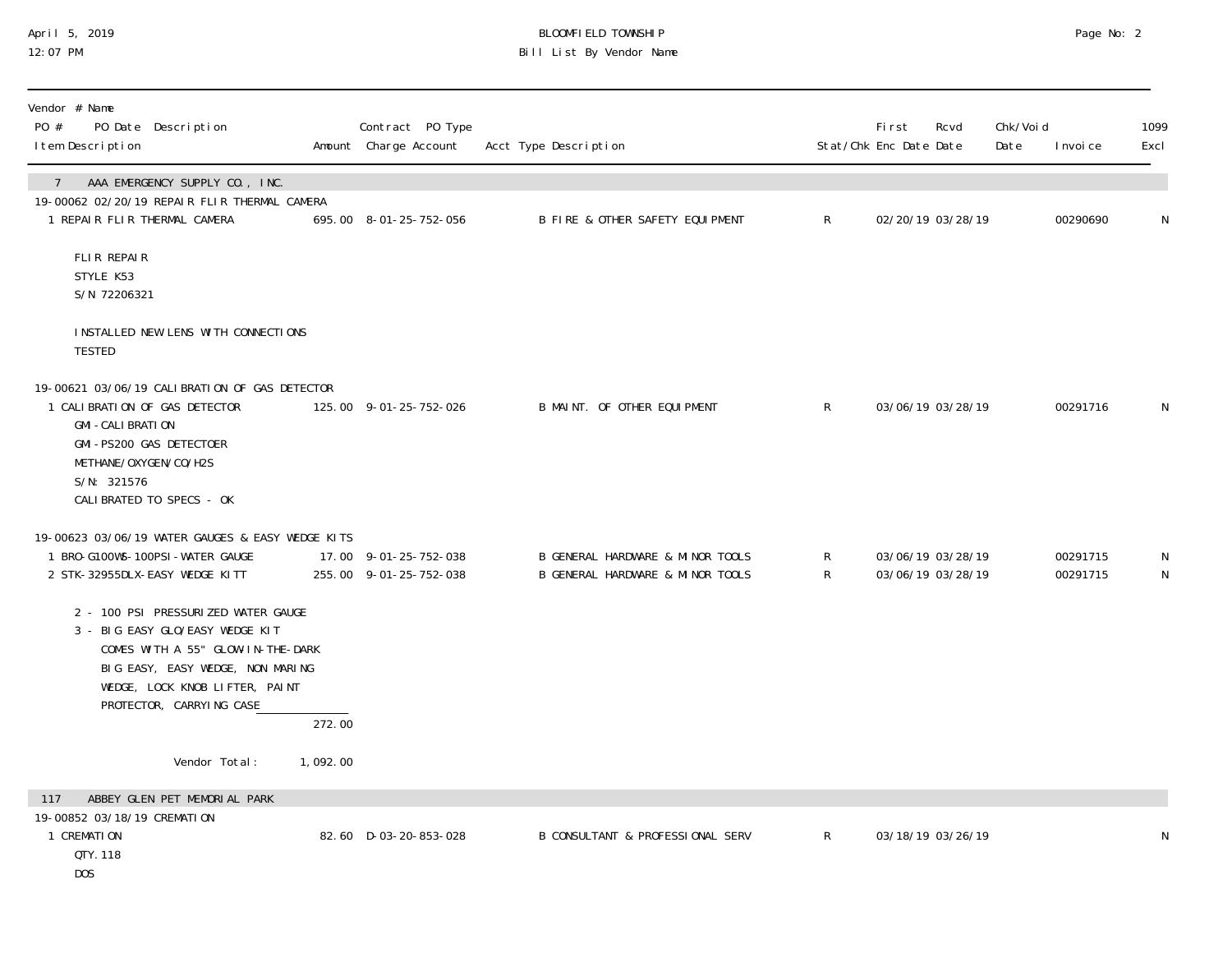BLOOMFIELD TOWNSHIP
Bill List By Vendor Name

April 5, 2019
12:07 PM

| Vendor # Name<br>PO # PO Date Description<br>Item Description | Amount | Contract PO Type<br>Charge Account | Acct Type Description | Stat/Chk | First Enc Date | Rcvd Date | Chk/Void Date | Invoice | 1099 Excl |
|---|---|---|---|---|---|---|---|---|---|
| **7 AAA EMERGENCY SUPPLY CO., INC.** | | | | | | | | | |
| 19-00062 02/20/19 REPAIR FLIR THERMAL CAMERA | | | | | | | | | |
| 1 REPAIR FLIR THERMAL CAMERA | 695.00 | 8-01-25-752-056 | B FIRE & OTHER SAFETY EQUIPMENT | R | 02/20/19 | 03/28/19 | | 00290690 | N |
| FLIR REPAIR<br>STYLE K53<br>S/N 72206321<br><br>INSTALLED NEW LENS WITH CONNECTIONS<br>TESTED | | | | | | | | | |
| 19-00621 03/06/19 CALIBRATION OF GAS DETECTOR | | | | | | | | | |
| 1 CALIBRATION OF GAS DETECTOR<br>GMI-CALIBRATION<br>GMI-PS200 GAS DETECTOER<br>METHANE/OXYGEN/CO/H2S<br>S/N: 321576<br>CALIBRATED TO SPECS - OK | 125.00 | 9-01-25-752-026 | B MAINT. OF OTHER EQUIPMENT | R | 03/06/19 | 03/28/19 | | 00291716 | N |
| 19-00623 03/06/19 WATER GAUGES & EASY WEDGE KITS | | | | | | | | | |
| 1 BRO-G100WS-100PSI-WATER GAUGE | 17.00 | 9-01-25-752-038 | B GENERAL HARDWARE & MINOR TOOLS | R | 03/06/19 | 03/28/19 | | 00291715 | N |
| 2 STK-32955DLX-EASY WEDGE KITT | 255.00 | 9-01-25-752-038 | B GENERAL HARDWARE & MINOR TOOLS | R | 03/06/19 | 03/28/19 | | 00291715 | N |
| 2 - 100 PSI PRESSURIZED WATER GAUGE<br>3 - BIG EASY GLO/EASY WEDGE KIT<br>COMES WITH A 55" GLOW-IN-THE-DARK<br>BIG EASY, EASY WEDGE, NON MARING<br>WEDGE, LOCK KNOB LIFTER, PAINT<br>PROTECTOR, CARRYING CASE | | | | | | | | | |
| | 272.00 | | | | | | | | |
| Vendor Total: | 1,092.00 | | | | | | | | |
| **117 ABBEY GLEN PET MEMORIAL PARK** | | | | | | | | | |
| 19-00852 03/18/19 CREMATION | | | | | | | | | |
| 1 CREMATION<br>QTY. 118<br>DOS | 82.60 | D-03-20-853-028 | B CONSULTANT & PROFESSIONAL SERV | R | 03/18/19 | 03/26/19 | | | N |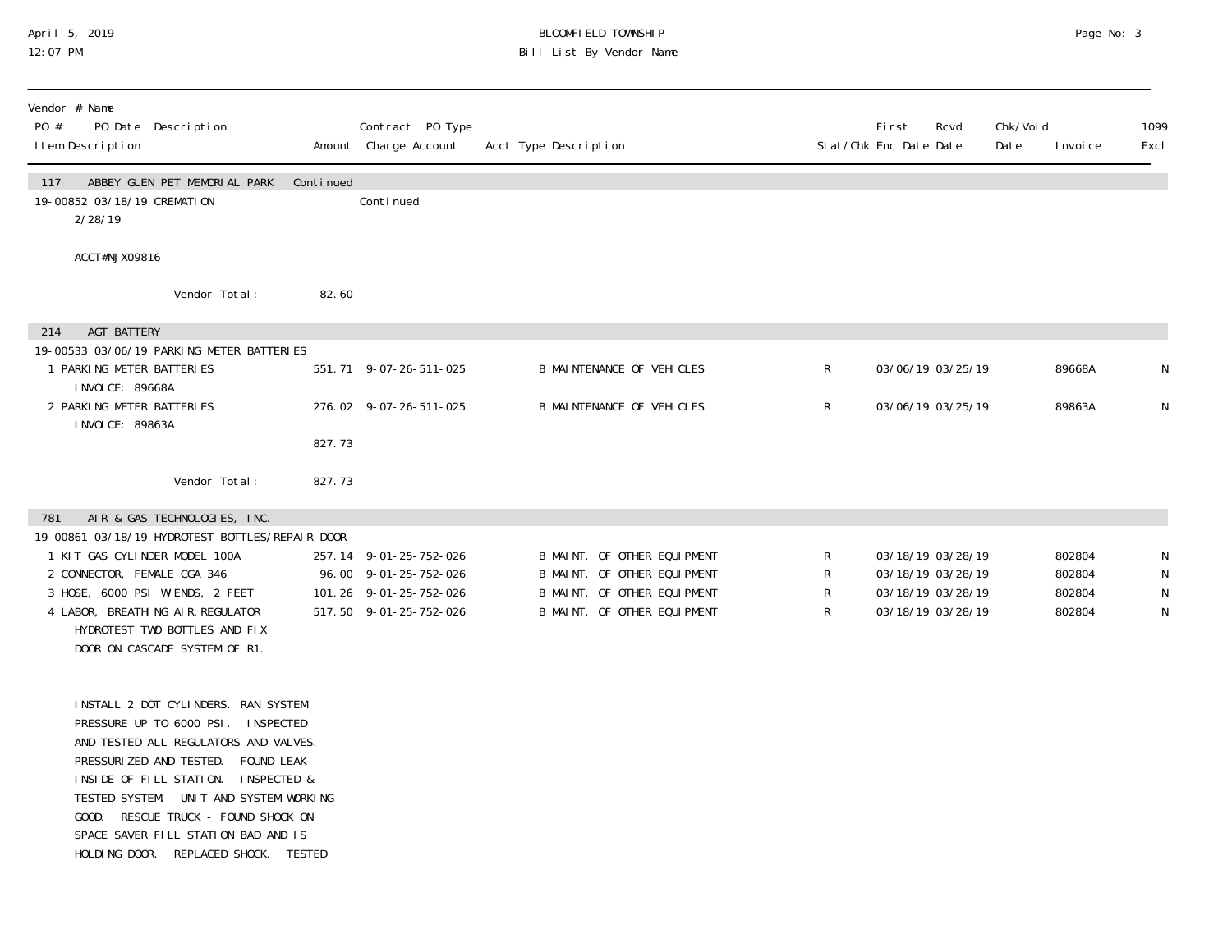| Vendor # Name<br>PO # PO Date Description<br>Item Description | Amount | Contract PO Type<br>Charge Account | Acct Type Description | Stat/Chk | First Enc Date | Rcvd Date | Chk/Void Date | Invoice | 1099 Excl |
|---|---|---|---|---|---|---|---|---|---|
| **117 ABBEY GLEN PET MEMORIAL PARK** | Continued | | | | | | | | |
| 19-00852 03/18/19 CREMATION | | Continued | | | | | | | |
| 2/28/19 | | | | | | | | | |
| ACCT#NJX09816 | | | | | | | | | |
| Vendor Total: | 82.60 | | | | | | | | |
| **214 AGT BATTERY** | | | | | | | | | |
| 19-00533 03/06/19 PARKING METER BATTERIES | | | | | | | | | |
| 1 PARKING METER BATTERIES<br>INVOICE: 89668A | 551.71 | 9-07-26-511-025 | B MAINTENANCE OF VEHICLES | R | 03/06/19 | 03/25/19 | | 89668A | N |
| 2 PARKING METER BATTERIES<br>INVOICE: 89863A | 276.02 | 9-07-26-511-025 | B MAINTENANCE OF VEHICLES | R | 03/06/19 | 03/25/19 | | 89863A | N |
| | 827.73 | | | | | | | | |
| Vendor Total: | 827.73 | | | | | | | | |
| **781 AIR & GAS TECHNOLOGIES, INC.** | | | | | | | | | |
| 19-00861 03/18/19 HYDROTEST BOTTLES/REPAIR DOOR | | | | | | | | | |
| 1 KIT GAS CYLINDER MODEL 100A | 257.14 | 9-01-25-752-026 | B MAINT. OF OTHER EQUIPMENT | R | 03/18/19 | 03/28/19 | | 802804 | N |
| 2 CONNECTOR, FEMALE CGA 346 | 96.00 | 9-01-25-752-026 | B MAINT. OF OTHER EQUIPMENT | R | 03/18/19 | 03/28/19 | | 802804 | N |
| 3 HOSE, 6000 PSI W/ENDS, 2 FEET | 101.26 | 9-01-25-752-026 | B MAINT. OF OTHER EQUIPMENT | R | 03/18/19 | 03/28/19 | | 802804 | N |
| 4 LABOR, BREATHING AIR, REGULATOR<br>HYDROTEST TWO BOTTLES AND FIX<br>DOOR ON CASCADE SYSTEM OF R1. | 517.50 | 9-01-25-752-026 | B MAINT. OF OTHER EQUIPMENT | R | 03/18/19 | 03/28/19 | | 802804 | N |

INSTALL 2 DOT CYLINDERS. RAN SYSTEM PRESSURE UP TO 6000 PSI. INSPECTED AND TESTED ALL REGULATORS AND VALVES. PRESSURIZED AND TESTED. FOUND LEAK INSIDE OF FILL STATION. INSPECTED & TESTED SYSTEM. UNIT AND SYSTEM WORKING GOOD. RESCUE TRUCK - FOUND SHOCK ON SPACE SAVER FILL STATION BAD AND IS HOLDING DOOR. REPLACED SHOCK. TESTED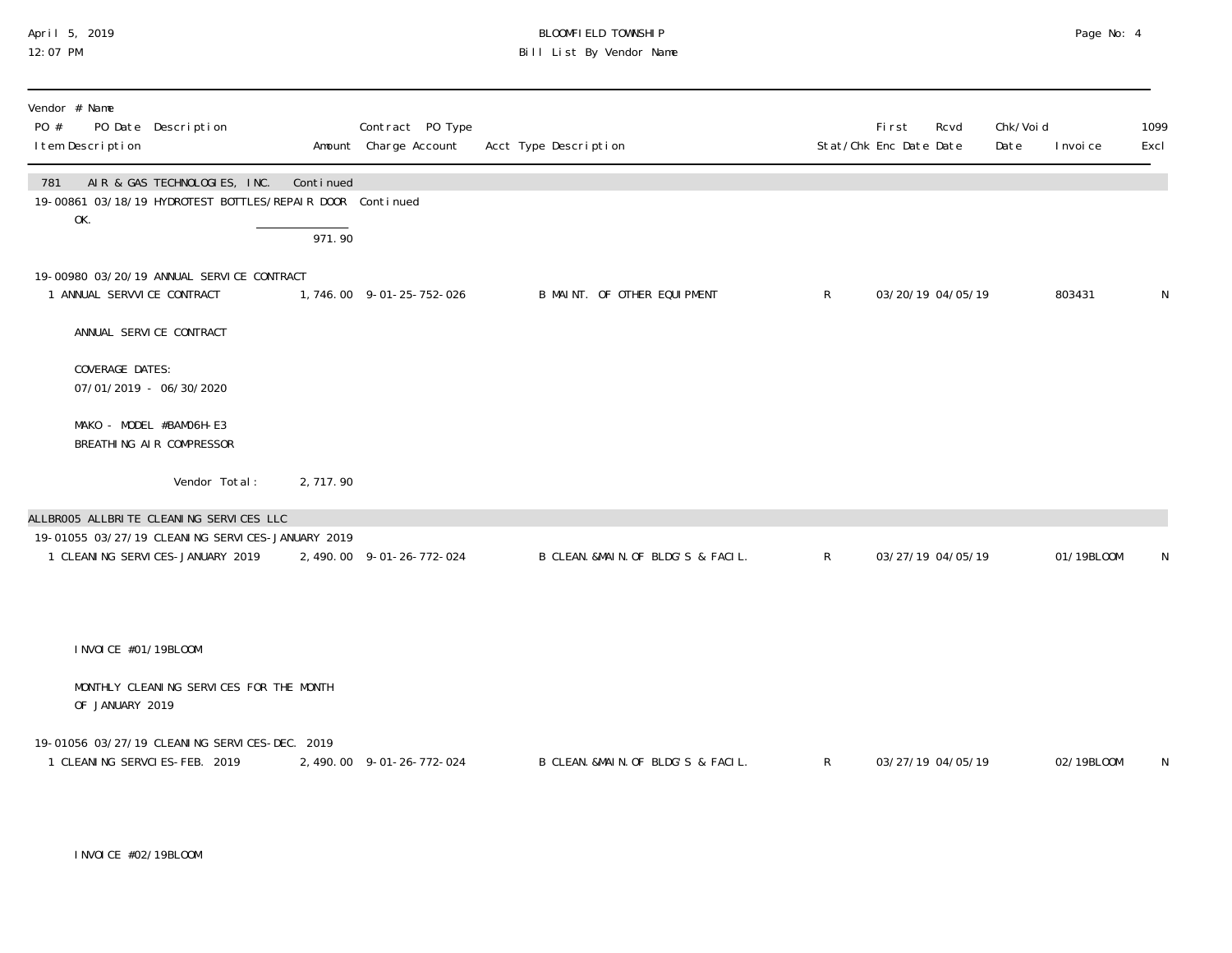| Vendor # Name<br>PO # PO Date Description<br>Item Description | Amount | Contract PO Type<br>Charge Account | Acct Type Description | Stat/Chk | First Enc Date | Rcvd Date | Chk/Void Date | Invoice | 1099 Excl |
|---|---|---|---|---|---|---|---|---|---|
| 781 AIR & GAS TECHNOLOGIES, INC. | Continued | | | | | | | | |
| 19-00861 03/18/19 HYDROTEST BOTTLES/REPAIR DOOR | | Continued | | | | | | | |
| OK. | | | | | | | | | |
| | 971.90 | | | | | | | | |
| 19-00980 03/20/19 ANNUAL SERVICE CONTRACT | | | | | | | | | |
| 1 ANNUAL SERVVICE CONTRACT | 1,746.00 | 9-01-25-752-026 | B MAINT. OF OTHER EQUIPMENT | R | 03/20/19 | 04/05/19 | | 803431 | N |
| ANNUAL SERVICE CONTRACT | | | | | | | | | |
| COVERAGE DATES:<br>07/01/2019 - 06/30/2020 | | | | | | | | | |
| MAKO - MODEL #BAM06H-E3<br>BREATHING AIR COMPRESSOR | | | | | | | | | |
| Vendor Total: | 2,717.90 | | | | | | | | |
| ALLBR005 ALLBRITE CLEANING SERVICES LLC | | | | | | | | | |
| 19-01055 03/27/19 CLEANING SERVICES-JANUARY 2019 | | | | | | | | | |
| 1 CLEANING SERVICES-JANUARY 2019 | 2,490.00 | 9-01-26-772-024 | B CLEAN.&MAIN.OF BLDG'S & FACIL. | R | 03/27/19 | 04/05/19 | | 01/19BLOOM | N |
| INVOICE #01/19BLOOM | | | | | | | | | |
| MONTHLY CLEANING SERVICES FOR THE MONTH<br>OF JANUARY 2019 | | | | | | | | | |
| 19-01056 03/27/19 CLEANING SERVICES-DEC. 2019 | | | | | | | | | |
| 1 CLEANING SERVCIES-FEB. 2019 | 2,490.00 | 9-01-26-772-024 | B CLEAN.&MAIN.OF BLDG'S & FACIL. | R | 03/27/19 | 04/05/19 | | 02/19BLOOM | N |
| INVOICE #02/19BLOOM | | | | | | | | | |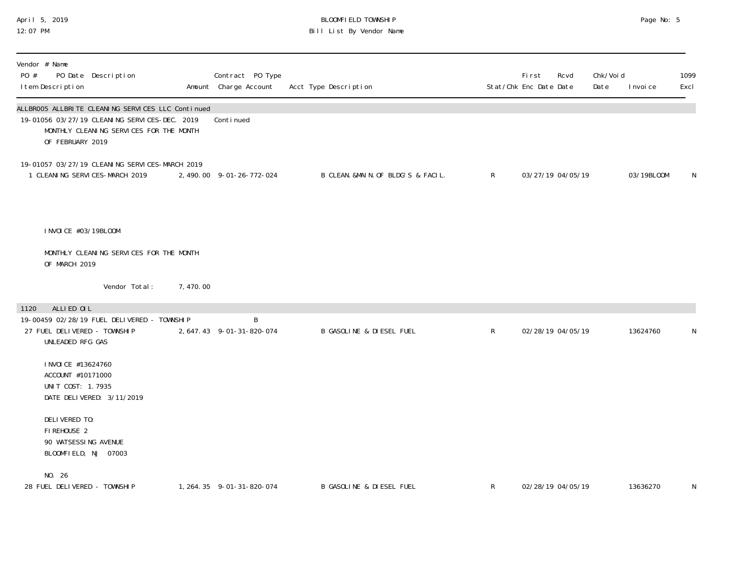| Vendor # Name<br>PO # PO Date Description<br>Item Description | Amount | Contract PO Type<br>Charge Account | Acct Type Description | Stat/Chk | First Enc Date | Rcvd Date | Chk/Void Date | Invoice | 1099 Excl |
|---|---|---|---|---|---|---|---|---|---|
| **ALLBR005 ALLBRITE CLEANING SERVICES LLC Continued** | | | | | | | | | |
| 19-01056 03/27/19 CLEANING SERVICES-DEC. 2019 | | Continued | | | | | | | |
| MONTHLY CLEANING SERVICES FOR THE MONTH OF FEBRUARY 2019 | | | | | | | | | |
| 19-01057 03/27/19 CLEANING SERVICES-MARCH 2019 | | | | | | | | | |
| 1 CLEANING SERVICES-MARCH 2019 | 2,490.00 | 9-01-26-772-024 | B CLEAN.&MAIN.OF BLDG'S & FACIL. | R | 03/27/19 | 04/05/19 | | 03/19BLOOM | N |
| INVOICE #03/19BLOOM | | | | | | | | | |
| MONTHLY CLEANING SERVICES FOR THE MONTH OF MARCH 2019 | | | | | | | | | |
| Vendor Total: | 7,470.00 | | | | | | | | |
| **1120 ALLIED OIL** | | | | | | | | | |
| 19-00459 02/28/19 FUEL DELIVERED - TOWNSHIP | | B | | | | | | | |
| 27 FUEL DELIVERED - TOWNSHIP | 2,647.43 | 9-01-31-820-074 | B GASOLINE & DIESEL FUEL | R | 02/28/19 | 04/05/19 | | 13624760 | N |
| UNLEADED RFG GAS | | | | | | | | | |
| INVOICE #13624760<br>ACCOUNT #10171000<br>UNIT COST: 1.7935<br>DATE DELIVERED: 3/11/2019 | | | | | | | | | |
| DELIVERED TO:<br>FIREHOUSE 2<br>90 WATSESSING AVENUE<br>BLOOMFIELD, NJ 07003 | | | | | | | | | |
| NO. 26 | | | | | | | | | |
| 28 FUEL DELIVERED - TOWNSHIP | 1,264.35 | 9-01-31-820-074 | B GASOLINE & DIESEL FUEL | R | 02/28/19 | 04/05/19 | | 13636270 | N |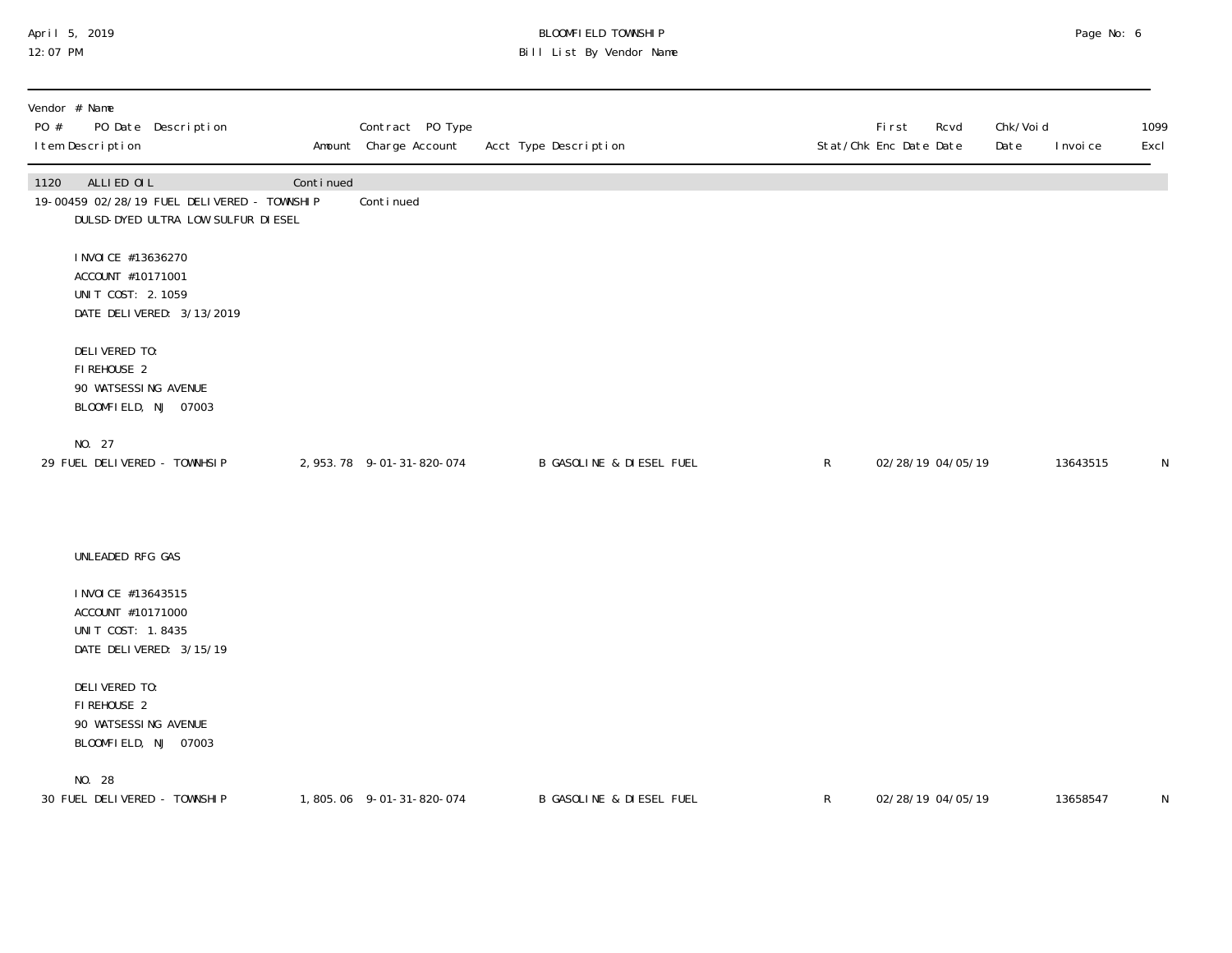BLOOMFIELD TOWNSHIP
Bill List By Vendor Name

April 5, 2019
12:07 PM

| Vendor # Name<br>PO # PO Date Description<br>Item Description | Amount | Contract PO Type<br>Charge Account | Acct Type Description | Stat/Chk | First Enc Date | Rcvd Date | Chk/Void Date | Invoice | 1099 Excl |
|---|---|---|---|---|---|---|---|---|---|
| 1120 ALLIED OIL | Continued | | | | | | | | |
| 19-00459 02/28/19 FUEL DELIVERED - TOWNSHIP | | Continued | | | | | | | |
| DULSD-DYED ULTRA LOW SULFUR DIESEL<br><br>INVOICE #13636270<br>ACCOUNT #10171001<br>UNIT COST: 2.1059<br>DATE DELIVERED: 3/13/2019<br><br>DELIVERED TO:<br>FIREHOUSE 2<br>90 WATSESSING AVENUE<br>BLOOMFIELD, NJ 07003<br><br>NO. 27 | | | | | | | | | |
| 29 FUEL DELIVERED - TOWNHSIP | 2,953.78 | 9-01-31-820-074 | B GASOLINE & DIESEL FUEL | R | 02/28/19 | 04/05/19 | | 13643515 | N |
| UNLEADED RFG GAS<br><br>INVOICE #13643515<br>ACCOUNT #10171000<br>UNIT COST: 1.8435<br>DATE DELIVERED: 3/15/19<br><br>DELIVERED TO:<br>FIREHOUSE 2<br>90 WATSESSING AVENUE<br>BLOOMFIELD, NJ 07003<br><br>NO. 28 | | | | | | | | | |
| 30 FUEL DELIVERED - TOWNSHIP | 1,805.06 | 9-01-31-820-074 | B GASOLINE & DIESEL FUEL | R | 02/28/19 | 04/05/19 | | 13658547 | N |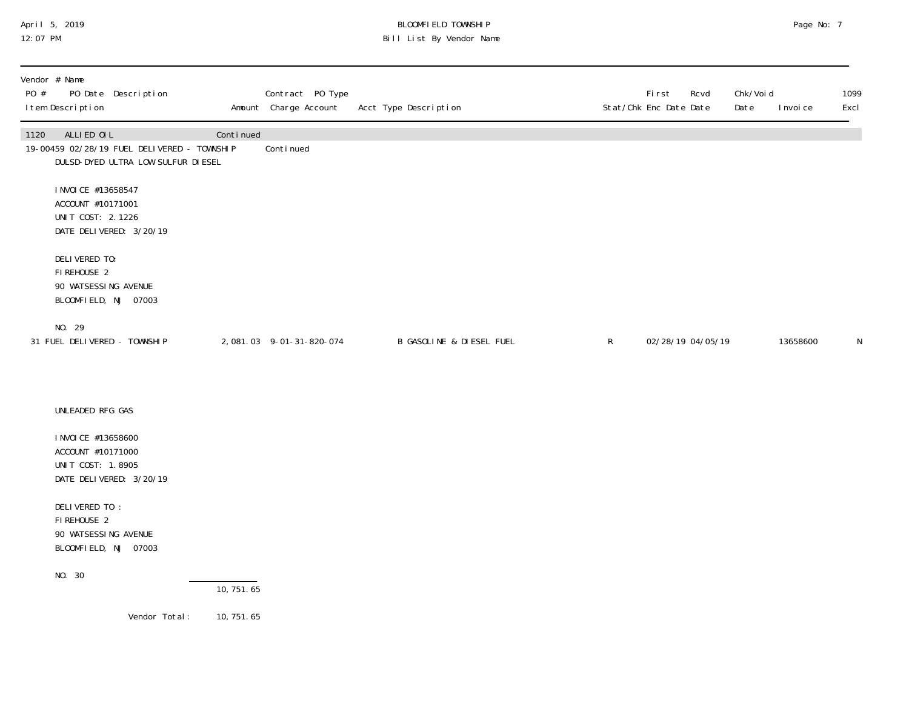BLOOMFIELD TOWNSHIP

Bill List By Vendor Name

April 5, 2019
12:07 PM

| Vendor # Name / PO # PO Date Description / Item Description | Amount | Contract PO Type / Charge Account | Acct Type Description | Stat/Chk | First Enc Date | Rcvd Date | Chk/Void Date | Invoice | 1099 Excl |
|---|---|---|---|---|---|---|---|---|---|
| 1120 ALLIED OIL | Continued | | | | | | | | |
| 19-00459 02/28/19 FUEL DELIVERED - TOWNSHIP | | Continued | | | | | | | |
| DULSD-DYED ULTRA LOW SULFUR DIESEL<br><br>INVOICE #13658547<br>ACCOUNT #10171001<br>UNIT COST: 2.1226<br>DATE DELIVERED: 3/20/19<br><br>DELIVERED TO:<br>FIREHOUSE 2<br>90 WATSESSING AVENUE<br>BLOOMFIELD, NJ 07003<br><br>NO. 29 | | | | | | | | | |
| 31 FUEL DELIVERED - TOWNSHIP | 2,081.03 | 9-01-31-820-074 | B GASOLINE & DIESEL FUEL | R | 02/28/19 | 04/05/19 | | 13658600 | N |
| UNLEADED RFG GAS<br><br>INVOICE #13658600<br>ACCOUNT #10171000<br>UNIT COST: 1.8905<br>DATE DELIVERED: 3/20/19<br><br>DELIVERED TO :<br>FIREHOUSE 2<br>90 WATSESSING AVENUE<br>BLOOMFIELD, NJ 07003<br><br>NO. 30 | | | | | | | | | |
| | 10,751.65 | | | | | | | | |
| Vendor Total: | 10,751.65 | | | | | | | | |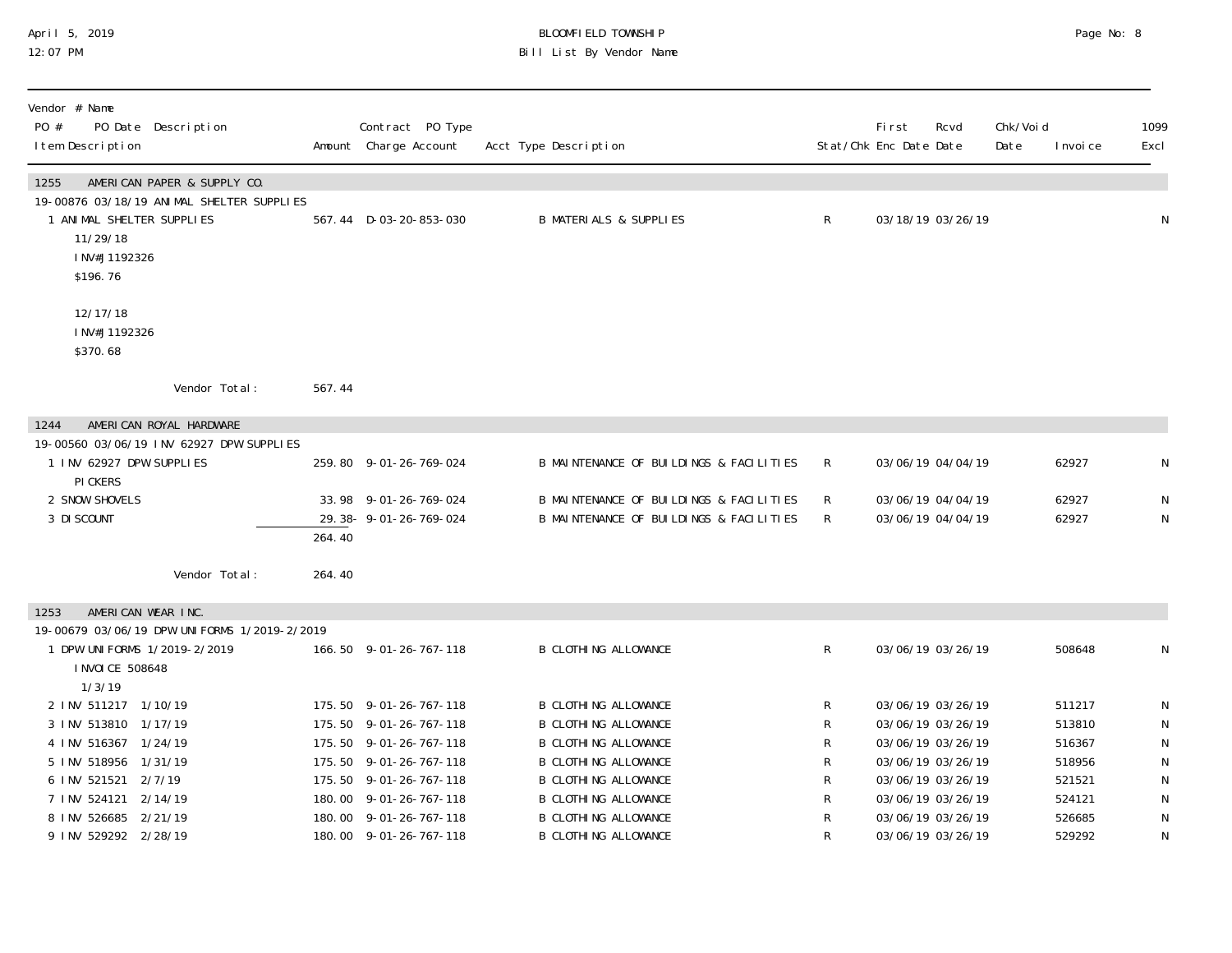BLOOMFIELD TOWNSHIP
Bill List By Vendor Name

April 5, 2019
12:07 PM

| Vendor # Name<br>PO # PO Date Description<br>Item Description | Amount | Contract PO Type<br>Charge Account | Acct Type Description | Stat/Chk | First Enc Date | Rcvd Date | Chk/Void Date | Invoice | 1099 Excl |
|---|---|---|---|---|---|---|---|---|---|
| **1255 AMERICAN PAPER & SUPPLY CO.** | | | | | | | | | |
| 19-00876 03/18/19 ANIMAL SHELTER SUPPLIES | | | | | | | | | |
| 1 ANIMAL SHELTER SUPPLIES<br>11/29/18<br>INV#J1192326<br>$196.76<br><br>12/17/18<br>INV#J1192326<br>$370.68 | 567.44 | D-03-20-853-030 | B MATERIALS & SUPPLIES | R | 03/18/19 | 03/26/19 | | | N |
| Vendor Total: | 567.44 | | | | | | | | |
| **1244 AMERICAN ROYAL HARDWARE** | | | | | | | | | |
| 19-00560 03/06/19 INV 62927 DPW SUPPLIES | | | | | | | | | |
| 1 INV 62927 DPW SUPPLIES<br>PICKERS | 259.80 | 9-01-26-769-024 | B MAINTENANCE OF BUILDINGS & FACILITIES | R | 03/06/19 | 04/04/19 | | 62927 | N |
| 2 SNOW SHOVELS | 33.98 | 9-01-26-769-024 | B MAINTENANCE OF BUILDINGS & FACILITIES | R | 03/06/19 | 04/04/19 | | 62927 | N |
| 3 DISCOUNT | 29.38- | 9-01-26-769-024 | B MAINTENANCE OF BUILDINGS & FACILITIES | R | 03/06/19 | 04/04/19 | | 62927 | N |
| | 264.40 | | | | | | | | |
| Vendor Total: | 264.40 | | | | | | | | |
| **1253 AMERICAN WEAR INC.** | | | | | | | | | |
| 19-00679 03/06/19 DPW UNIFORMS 1/2019-2/2019 | | | | | | | | | |
| 1 DPW UNIFORMS 1/2019-2/2019<br>INVOICE 508648<br>1/3/19 | 166.50 | 9-01-26-767-118 | B CLOTHING ALLOWANCE | R | 03/06/19 | 03/26/19 | | 508648 | N |
| 2 INV 511217 1/10/19 | 175.50 | 9-01-26-767-118 | B CLOTHING ALLOWANCE | R | 03/06/19 | 03/26/19 | | 511217 | N |
| 3 INV 513810 1/17/19 | 175.50 | 9-01-26-767-118 | B CLOTHING ALLOWANCE | R | 03/06/19 | 03/26/19 | | 513810 | N |
| 4 INV 516367 1/24/19 | 175.50 | 9-01-26-767-118 | B CLOTHING ALLOWANCE | R | 03/06/19 | 03/26/19 | | 516367 | N |
| 5 INV 518956 1/31/19 | 175.50 | 9-01-26-767-118 | B CLOTHING ALLOWANCE | R | 03/06/19 | 03/26/19 | | 518956 | N |
| 6 INV 521521 2/7/19 | 175.50 | 9-01-26-767-118 | B CLOTHING ALLOWANCE | R | 03/06/19 | 03/26/19 | | 521521 | N |
| 7 INV 524121 2/14/19 | 180.00 | 9-01-26-767-118 | B CLOTHING ALLOWANCE | R | 03/06/19 | 03/26/19 | | 524121 | N |
| 8 INV 526685 2/21/19 | 180.00 | 9-01-26-767-118 | B CLOTHING ALLOWANCE | R | 03/06/19 | 03/26/19 | | 526685 | N |
| 9 INV 529292 2/28/19 | 180.00 | 9-01-26-767-118 | B CLOTHING ALLOWANCE | R | 03/06/19 | 03/26/19 | | 529292 | N |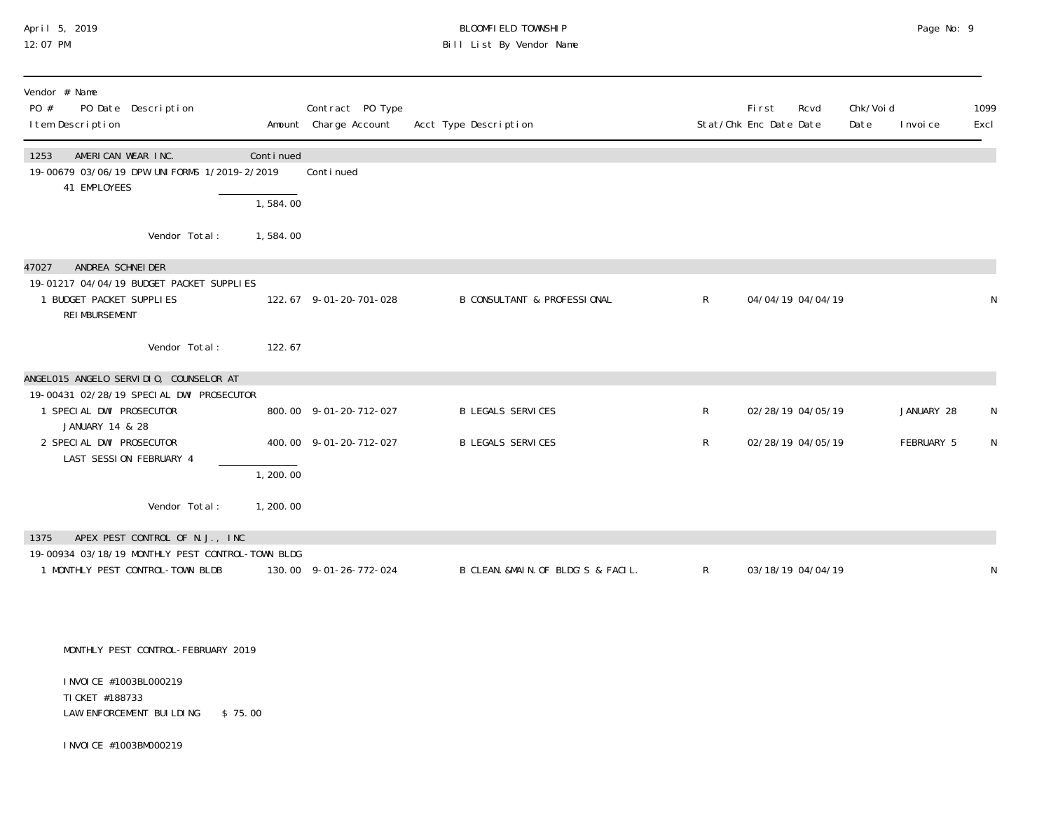| Vendor # Name<br>PO # PO Date Description<br>Item Description | Amount | Contract PO Type<br>Charge Account | Acct Type Description | Stat/Chk | First Enc Date | Rcvd Date | Chk/Void Date | Invoice | 1099 Excl |
|---|---|---|---|---|---|---|---|---|---|
| **1253 AMERICAN WEAR INC.** | Continued | | | | | | | | |
| 19-00679 03/06/19 DPW UNIFORMS 1/2019-2/2019 | | Continued | | | | | | | |
| 41 EMPLOYEES | | | | | | | | | |
| | 1,584.00 | | | | | | | | |
| Vendor Total: | 1,584.00 | | | | | | | | |
| **47027 ANDREA SCHNEIDER** | | | | | | | | | |
| 19-01217 04/04/19 BUDGET PACKET SUPPLIES | | | | | | | | | |
| 1 BUDGET PACKET SUPPLIES<br>REIMBURSEMENT | 122.67 | 9-01-20-701-028 | B CONSULTANT & PROFESSIONAL | R | 04/04/19 | 04/04/19 | | | N |
| Vendor Total: | 122.67 | | | | | | | | |
| **ANGEL015 ANGELO SERVIDIO, COUNSELOR AT** | | | | | | | | | |
| 19-00431 02/28/19 SPECIAL DWI PROSECUTOR | | | | | | | | | |
| 1 SPECIAL DWI PROSECUTOR<br>JANUARY 14 & 28 | 800.00 | 9-01-20-712-027 | B LEGALS SERVICES | R | 02/28/19 | 04/05/19 | | JANUARY 28 | N |
| 2 SPECIAL DWI PROSECUTOR<br>LAST SESSION FEBRUARY 4 | 400.00 | 9-01-20-712-027 | B LEGALS SERVICES | R | 02/28/19 | 04/05/19 | | FEBRUARY 5 | N |
| | 1,200.00 | | | | | | | | |
| Vendor Total: | 1,200.00 | | | | | | | | |
| **1375 APEX PEST CONTROL OF N.J., INC** | | | | | | | | | |
| 19-00934 03/18/19 MONTHLY PEST CONTROL-TOWN BLDG | | | | | | | | | |
| 1 MONTHLY PEST CONTROL-TOWN BLDB | 130.00 | 9-01-26-772-024 | B CLEAN.&MAIN.OF BLDG'S & FACIL. | R | 03/18/19 | 04/04/19 | | | N |

MONTHLY PEST CONTROL-FEBRUARY 2019

INVOICE #1003BL000219
TICKET #188733
LAW ENFORCEMENT BUILDING $ 75.00

INVOICE #1003BM000219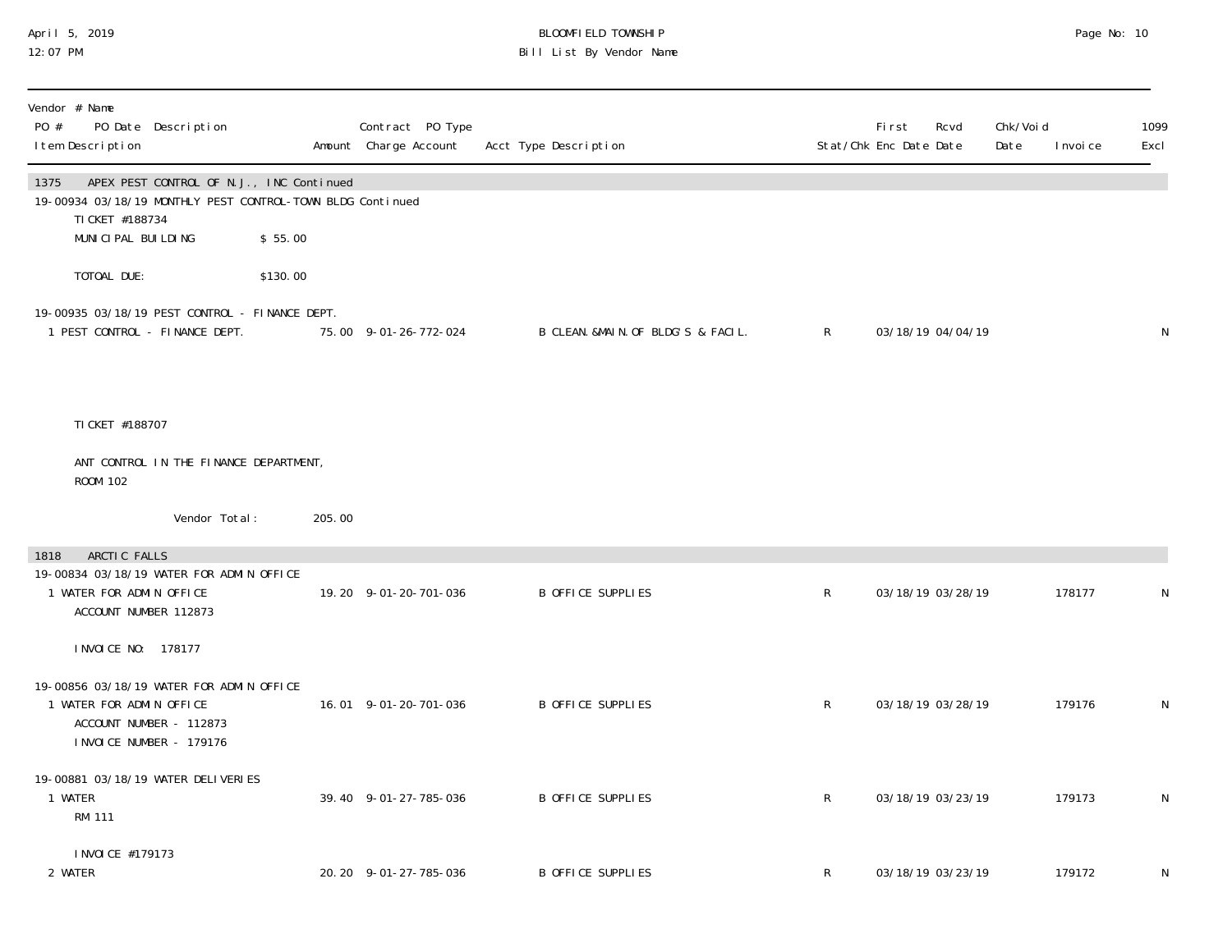| Vendor # Name<br>PO # PO Date Description<br>Item Description | Amount | Contract PO Type<br>Charge Account | Acct Type Description | Stat/Chk | First<br>Enc Date | Rcvd<br>Date | Chk/Void<br>Date | Invoice | 1099<br>Excl |
|---|---|---|---|---|---|---|---|---|---|
| **1375 APEX PEST CONTROL OF N.J., INC Continued** | | | | | | | | | |
| 19-00934 03/18/19 MONTHLY PEST CONTROL-TOWN BLDG Continued | | | | | | | | | |
| TICKET #188734 | | | | | | | | | |
| MUNICIPAL BUILDING $ 55.00 | | | | | | | | | |
| TOTOAL DUE: $130.00 | | | | | | | | | |
| 19-00935 03/18/19 PEST CONTROL - FINANCE DEPT. | | | | | | | | | |
| 1 PEST CONTROL - FINANCE DEPT. | 75.00 | 9-01-26-772-024 | B CLEAN.&MAIN.OF BLDG'S & FACIL. | R | 03/18/19 | 04/04/19 | | | N |
| TICKET #188707 | | | | | | | | | |
| ANT CONTROL IN THE FINANCE DEPARTMENT, ROOM 102 | | | | | | | | | |
| Vendor Total: | 205.00 | | | | | | | | |
| **1818 ARCTIC FALLS** | | | | | | | | | |
| 19-00834 03/18/19 WATER FOR ADMIN OFFICE | | | | | | | | | |
| 1 WATER FOR ADMIN OFFICE<br>ACCOUNT NUMBER 112873 | 19.20 | 9-01-20-701-036 | B OFFICE SUPPLIES | R | 03/18/19 | 03/28/19 | | 178177 | N |
| INVOICE NO: 178177 | | | | | | | | | |
| 19-00856 03/18/19 WATER FOR ADMIN OFFICE | | | | | | | | | |
| 1 WATER FOR ADMIN OFFICE<br>ACCOUNT NUMBER - 112873<br>INVOICE NUMBER - 179176 | 16.01 | 9-01-20-701-036 | B OFFICE SUPPLIES | R | 03/18/19 | 03/28/19 | | 179176 | N |
| 19-00881 03/18/19 WATER DELIVERIES | | | | | | | | | |
| 1 WATER<br>RM 111 | 39.40 | 9-01-27-785-036 | B OFFICE SUPPLIES | R | 03/18/19 | 03/23/19 | | 179173 | N |
| INVOICE #179173 | | | | | | | | | |
| 2 WATER | 20.20 | 9-01-27-785-036 | B OFFICE SUPPLIES | R | 03/18/19 | 03/23/19 | | 179172 | N |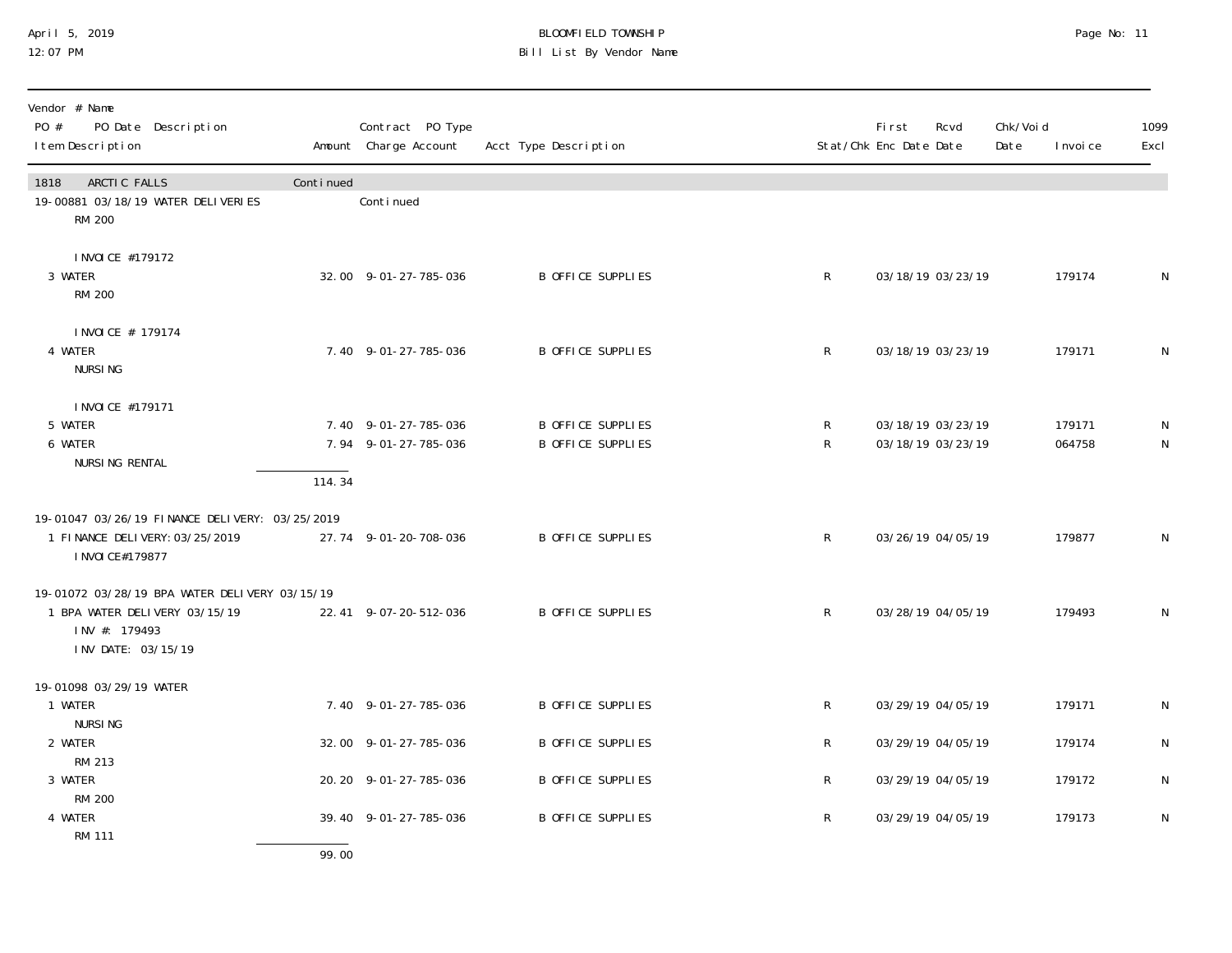BLOOMFIELD TOWNSHIP
Bill List By Vendor Name

April 5, 2019
12:07 PM

| Vendor # Name / PO # PO Date Description / Item Description | Amount | Contract PO Type / Charge Account | Acct Type Description | Stat/Chk | First Enc Date | Rcvd Date | Chk/Void Date | Invoice | 1099 Excl |
|---|---|---|---|---|---|---|---|---|---|
| 1818 ARCTIC FALLS | Continued | | | | | | | | |
| 19-00881 03/18/19 WATER DELIVERIES RM 200 | | Continued | | | | | | | |
| INVOICE #179172 | | | | | | | | | |
| 3 WATER RM 200 | 32.00 | 9-01-27-785-036 | B OFFICE SUPPLIES | R | 03/18/19 | 03/23/19 | | 179174 | N |
| INVOICE # 179174 | | | | | | | | | |
| 4 WATER NURSING | 7.40 | 9-01-27-785-036 | B OFFICE SUPPLIES | R | 03/18/19 | 03/23/19 | | 179171 | N |
| INVOICE #179171 | | | | | | | | | |
| 5 WATER | 7.40 | 9-01-27-785-036 | B OFFICE SUPPLIES | R | 03/18/19 | 03/23/19 | | 179171 | N |
| 6 WATER NURSING RENTAL | 7.94 | 9-01-27-785-036 | B OFFICE SUPPLIES | R | 03/18/19 | 03/23/19 | | 064758 | N |
| | 114.34 | | | | | | | | |
| 19-01047 03/26/19 FINANCE DELIVERY: 03/25/2019 | | | | | | | | | |
| 1 FINANCE DELIVERY:03/25/2019 INVOICE#179877 | 27.74 | 9-01-20-708-036 | B OFFICE SUPPLIES | R | 03/26/19 | 04/05/19 | | 179877 | N |
| 19-01072 03/28/19 BPA WATER DELIVERY 03/15/19 | | | | | | | | | |
| 1 BPA WATER DELIVERY 03/15/19 INV #: 179493 INV DATE: 03/15/19 | 22.41 | 9-07-20-512-036 | B OFFICE SUPPLIES | R | 03/28/19 | 04/05/19 | | 179493 | N |
| 19-01098 03/29/19 WATER | | | | | | | | | |
| 1 WATER NURSING | 7.40 | 9-01-27-785-036 | B OFFICE SUPPLIES | R | 03/29/19 | 04/05/19 | | 179171 | N |
| 2 WATER RM 213 | 32.00 | 9-01-27-785-036 | B OFFICE SUPPLIES | R | 03/29/19 | 04/05/19 | | 179174 | N |
| 3 WATER RM 200 | 20.20 | 9-01-27-785-036 | B OFFICE SUPPLIES | R | 03/29/19 | 04/05/19 | | 179172 | N |
| 4 WATER RM 111 | 39.40 | 9-01-27-785-036 | B OFFICE SUPPLIES | R | 03/29/19 | 04/05/19 | | 179173 | N |
| | 99.00 | | | | | | | | |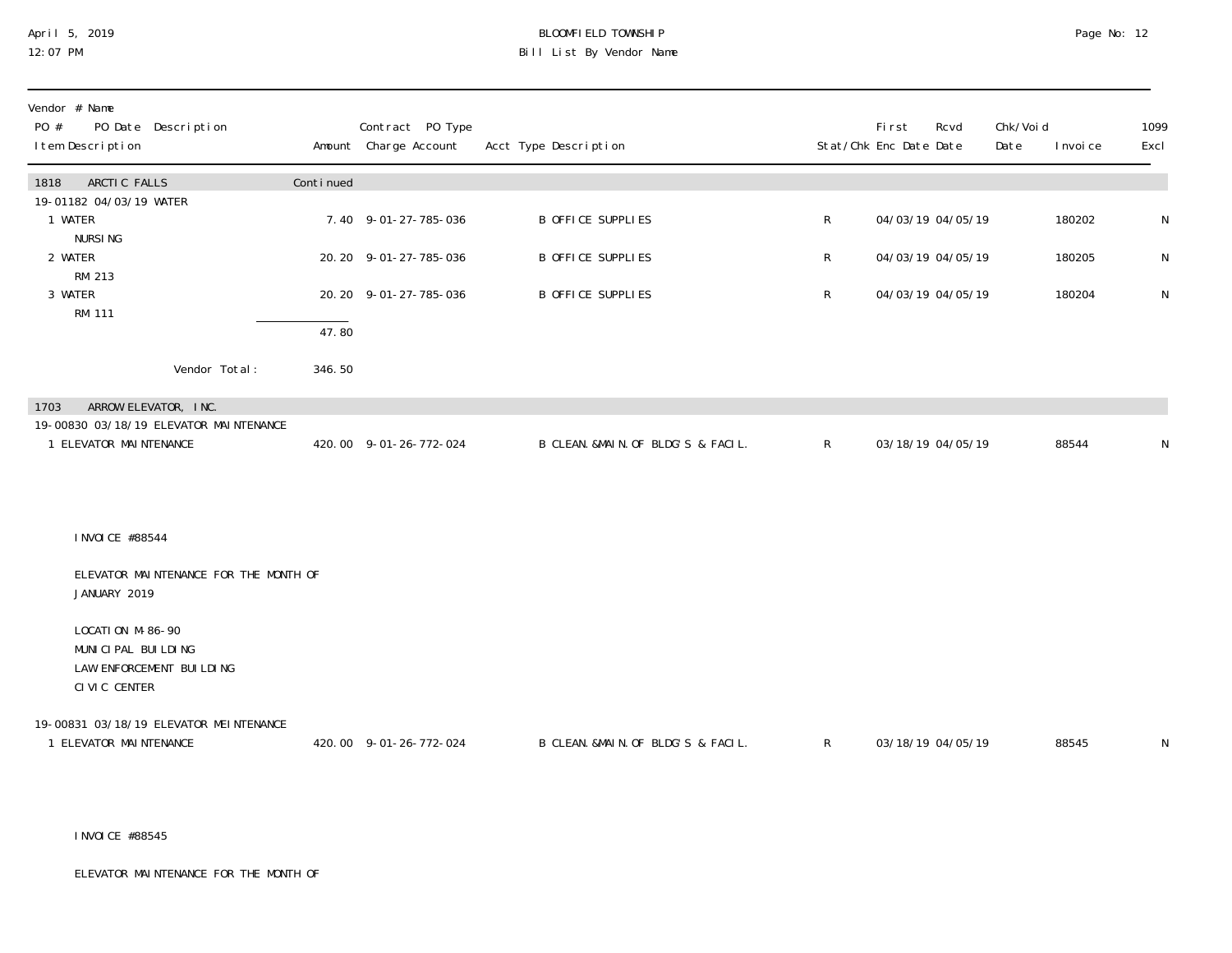# BLOOMFIELD TOWNSHIP

## Bill List By Vendor Name

| Vendor # Name<br>PO # PO Date Description<br>Item Description | Amount | Contract PO Type<br>Charge Account | Acct Type Description | Stat/Chk | First Enc Date | Rcvd Date | Chk/Void Date | Invoice | 1099 Excl |
|---|---|---|---|---|---|---|---|---|---|
| **1818 ARCTIC FALLS** | Continued | | | | | | | | |
| 19-01182 04/03/19 WATER | | | | | | | | | |
| 1 WATER<br>NURSING | 7.40 | 9-01-27-785-036 | B OFFICE SUPPLIES | R | 04/03/19 | 04/05/19 | | 180202 | N |
| 2 WATER<br>RM 213 | 20.20 | 9-01-27-785-036 | B OFFICE SUPPLIES | R | 04/03/19 | 04/05/19 | | 180205 | N |
| 3 WATER<br>RM 111 | 20.20 | 9-01-27-785-036 | B OFFICE SUPPLIES | R | 04/03/19 | 04/05/19 | | 180204 | N |
| | 47.80 | | | | | | | | |
| Vendor Total: | 346.50 | | | | | | | | |
| **1703 ARROW ELEVATOR, INC.** | | | | | | | | | |
| 19-00830 03/18/19 ELEVATOR MAINTENANCE | | | | | | | | | |
| 1 ELEVATOR MAINTENANCE | 420.00 | 9-01-26-772-024 | B CLEAN.&MAIN.OF BLDG'S & FACIL. | R | 03/18/19 | 04/05/19 | | 88544 | N |

INVOICE #88544

ELEVATOR MAINTENANCE FOR THE MONTH OF JANUARY 2019

LOCATION M-86-90
MUNICIPAL BUILDING
LAW ENFORCEMENT BUILDING
CIVIC CENTER

| PO # PO Date Description / Item Description | Amount | Charge Account | Acct Type Description | Stat/Chk | First Enc Date | Rcvd Date | Chk/Void Date | Invoice | 1099 Excl |
|---|---|---|---|---|---|---|---|---|---|
| 19-00831 03/18/19 ELEVATOR MEINTENANCE | | | | | | | | | |
| 1 ELEVATOR MAINTENANCE | 420.00 | 9-01-26-772-024 | B CLEAN.&MAIN.OF BLDG'S & FACIL. | R | 03/18/19 | 04/05/19 | | 88545 | N |

INVOICE #88545

ELEVATOR MAINTENANCE FOR THE MONTH OF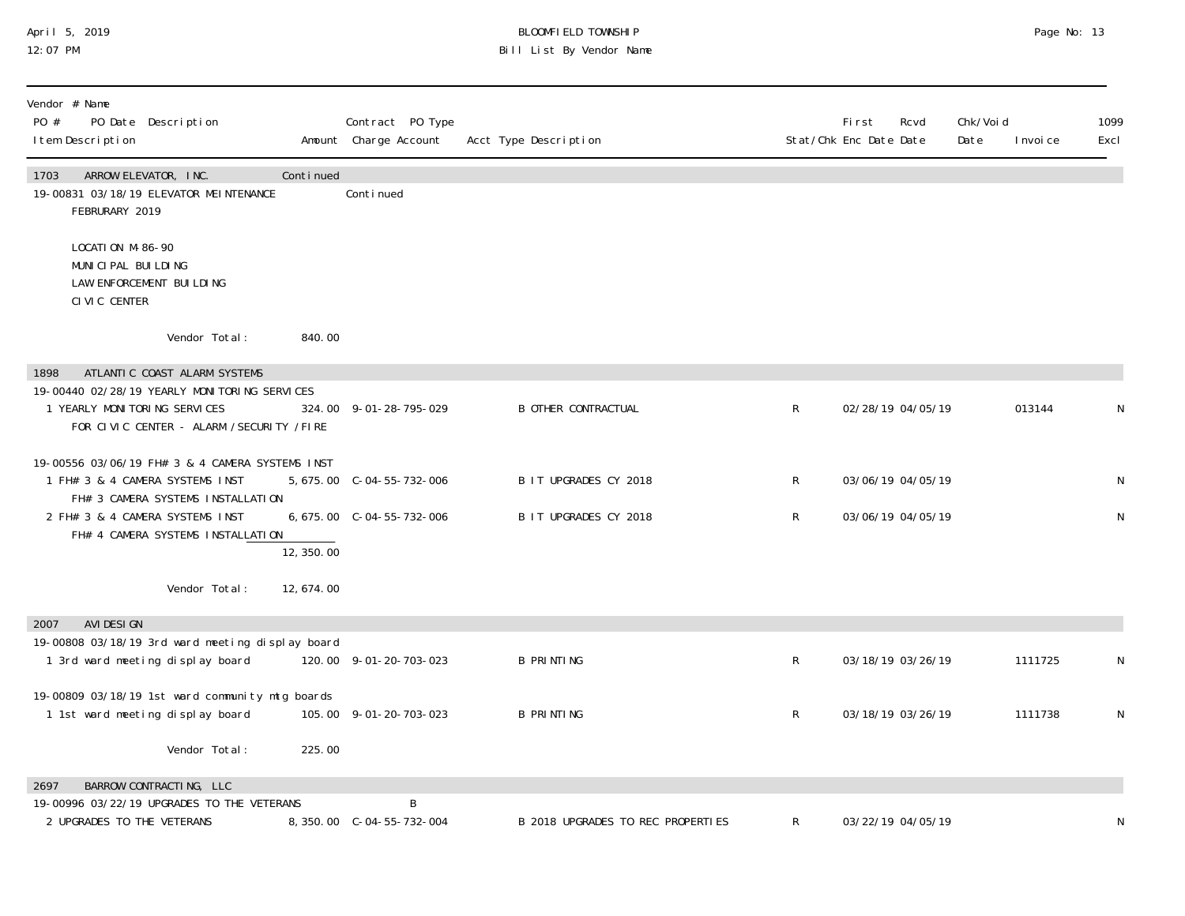BLOOMFIELD TOWNSHIP
Bill List By Vendor Name

April 5, 2019
12:07 PM

| Vendor # Name<br>PO # PO Date Description<br>Item Description | Amount | Contract PO Type<br>Charge Account | Acct Type Description | Stat/Chk | First Enc Date | Rcvd Date | Chk/Void Date | Invoice | 1099 Excl |
|---|---|---|---|---|---|---|---|---|---|
| **1703 ARROW ELEVATOR, INC.** | Continued | | | | | | | | |
| 19-00831 03/18/19 ELEVATOR MEINTENANCE | | Continued | | | | | | | |
| FEBRURARY 2019 | | | | | | | | | |
| LOCATION M-86-90<br>MUNICIPAL BUILDING<br>LAW ENFORCEMENT BUILDING<br>CIVIC CENTER | | | | | | | | | |
| Vendor Total: | 840.00 | | | | | | | | |
| **1898 ATLANTIC COAST ALARM SYSTEMS** | | | | | | | | | |
| 19-00440 02/28/19 YEARLY MONITORING SERVICES | | | | | | | | | |
| 1 YEARLY MONITORING SERVICES<br>FOR CIVIC CENTER - ALARM /SECURITY /FIRE | 324.00 | 9-01-28-795-029 | B OTHER CONTRACTUAL | R | 02/28/19 | 04/05/19 | | 013144 | N |
| 19-00556 03/06/19 FH# 3 & 4 CAMERA SYSTEMS INST | | | | | | | | | |
| 1 FH# 3 & 4 CAMERA SYSTEMS INST<br>FH# 3 CAMERA SYSTEMS INSTALLATION | 5,675.00 | C-04-55-732-006 | B IT UPGRADES CY 2018 | R | 03/06/19 | 04/05/19 | | | N |
| 2 FH# 3 & 4 CAMERA SYSTEMS INST<br>FH# 4 CAMERA SYSTEMS INSTALLATION | 6,675.00 | C-04-55-732-006 | B IT UPGRADES CY 2018 | R | 03/06/19 | 04/05/19 | | | N |
| | 12,350.00 | | | | | | | | |
| Vendor Total: | 12,674.00 | | | | | | | | |
| **2007 AVI DESIGN** | | | | | | | | | |
| 19-00808 03/18/19 3rd ward meeting display board | | | | | | | | | |
| 1 3rd ward meeting display board | 120.00 | 9-01-20-703-023 | B PRINTING | R | 03/18/19 | 03/26/19 | | 1111725 | N |
| 19-00809 03/18/19 1st ward community mtg boards | | | | | | | | | |
| 1 1st ward meeting display board | 105.00 | 9-01-20-703-023 | B PRINTING | R | 03/18/19 | 03/26/19 | | 1111738 | N |
| Vendor Total: | 225.00 | | | | | | | | |
| **2697 BARROW CONTRACTING, LLC** | | | | | | | | | |
| 19-00996 03/22/19 UPGRADES TO THE VETERANS | | B | | | | | | | |
| 2 UPGRADES TO THE VETERANS | 8,350.00 | C-04-55-732-004 | B 2018 UPGRADES TO REC PROPERTIES | R | 03/22/19 | 04/05/19 | | | N |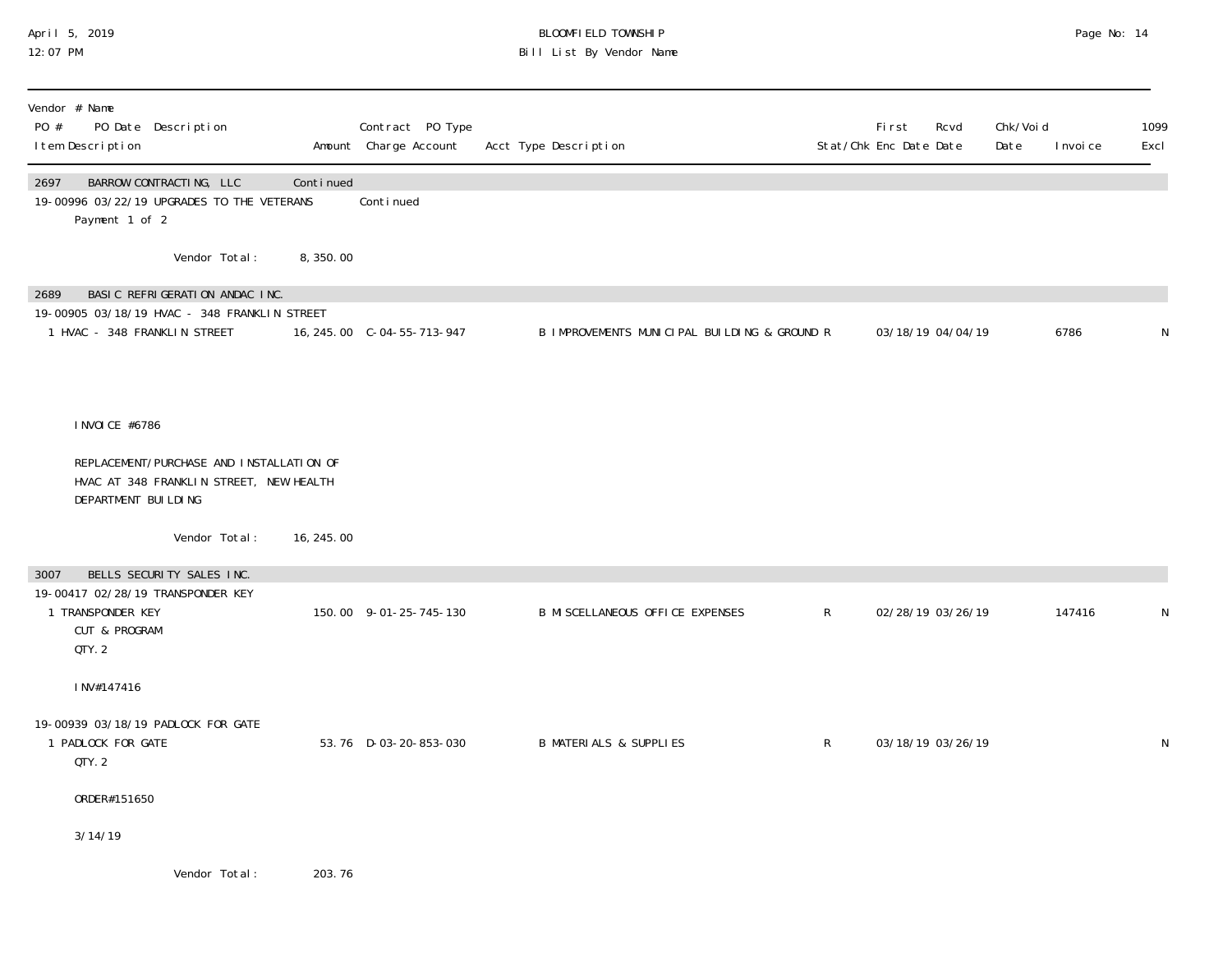BLOOMFIELD TOWNSHIP
Bill List By Vendor Name

| Vendor # Name<br>PO # PO Date Description<br>Item Description | Amount | Contract PO Type<br>Charge Account | Acct Type Description | Stat/Chk | First Enc Date | Rcvd Date | Chk/Void Date | Invoice | 1099 Excl |
|---|---|---|---|---|---|---|---|---|---|
| **2697 BARROW CONTRACTING, LLC** | Continued | | | | | | | | |
| 19-00996 03/22/19 UPGRADES TO THE VETERANS | | Continued | | | | | | | |
| Payment 1 of 2 | | | | | | | | | |
| Vendor Total: | 8,350.00 | | | | | | | | |
| **2689 BASIC REFRIGERATION ANDAC INC.** | | | | | | | | | |
| 19-00905 03/18/19 HVAC - 348 FRANKLIN STREET | | | | | | | | | |
| 1 HVAC - 348 FRANKLIN STREET | 16,245.00 | C-04-55-713-947 | B IMPROVEMENTS MUNICIPAL BUILDING & GROUND | R | 03/18/19 | 04/04/19 | | 6786 | N |
| INVOICE #6786 | | | | | | | | | |
| REPLACEMENT/PURCHASE AND INSTALLATION OF HVAC AT 348 FRANKLIN STREET, NEW HEALTH DEPARTMENT BUILDING | | | | | | | | | |
| Vendor Total: | 16,245.00 | | | | | | | | |
| **3007 BELLS SECURITY SALES INC.** | | | | | | | | | |
| 19-00417 02/28/19 TRANSPONDER KEY | | | | | | | | | |
| 1 TRANSPONDER KEY<br>CUT & PROGRAM<br>QTY. 2 | 150.00 | 9-01-25-745-130 | B MISCELLANEOUS OFFICE EXPENSES | R | 02/28/19 | 03/26/19 | | 147416 | N |
| INV#147416 | | | | | | | | | |
| 19-00939 03/18/19 PADLOCK FOR GATE | | | | | | | | | |
| 1 PADLOCK FOR GATE<br>QTY. 2 | 53.76 | D-03-20-853-030 | B MATERIALS & SUPPLIES | R | 03/18/19 | 03/26/19 | | | N |
| ORDER#151650 | | | | | | | | | |
| 3/14/19 | | | | | | | | | |
| Vendor Total: | 203.76 | | | | | | | | |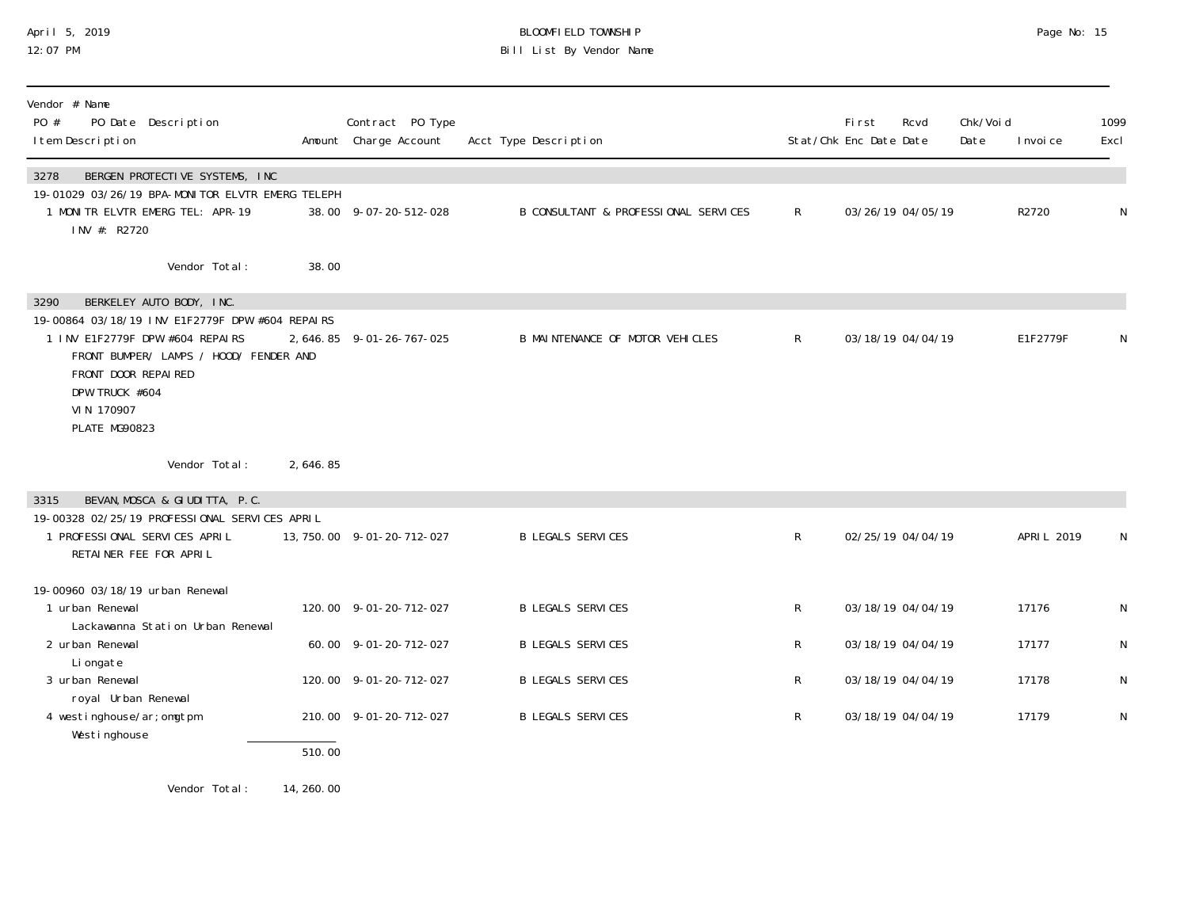BLOOMFIELD TOWNSHIP
Bill List By Vendor Name

April 5, 2019
12:07 PM

| Vendor # Name<br>PO # PO Date Description<br>Item Description | Amount | Contract PO Type<br>Charge Account | Acct Type Description | Stat/Chk | First Enc Date | Rcvd Date | Chk/Void Date | Invoice | 1099 Excl |
|---|---|---|---|---|---|---|---|---|---|
| **3278 BERGEN PROTECTIVE SYSTEMS, INC** | | | | | | | | | |
| 19-01029 03/26/19 BPA-MONITOR ELVTR EMERG TELEPH | | | | | | | | | |
| 1 MONITR ELVTR EMERG TEL: APR-19<br>INV #: R2720 | 38.00 | 9-07-20-512-028 | B CONSULTANT & PROFESSIONAL SERVICES | R | 03/26/19 | 04/05/19 | | R2720 | N |
| Vendor Total: | 38.00 | | | | | | | | |
| **3290 BERKELEY AUTO BODY, INC.** | | | | | | | | | |
| 19-00864 03/18/19 INV E1F2779F DPW #604 REPAIRS | | | | | | | | | |
| 1 INV E1F2779F DPW #604 REPAIRS<br>FRONT BUMPER/ LAMPS / HOOD/ FENDER AND<br>FRONT DOOR REPAIRED<br>DPW TRUCK #604<br>VIN 170907<br>PLATE MG90823 | 2,646.85 | 9-01-26-767-025 | B MAINTENANCE OF MOTOR VEHICLES | R | 03/18/19 | 04/04/19 | | E1F2779F | N |
| Vendor Total: | 2,646.85 | | | | | | | | |
| **3315 BEVAN,MOSCA & GIUDITTA, P.C.** | | | | | | | | | |
| 19-00328 02/25/19 PROFESSIONAL SERVICES APRIL | | | | | | | | | |
| 1 PROFESSIONAL SERVICES APRIL<br>RETAINER FEE FOR APRIL | 13,750.00 | 9-01-20-712-027 | B LEGALS SERVICES | R | 02/25/19 | 04/04/19 | | APRIL 2019 | N |
| 19-00960 03/18/19 urban Renewal | | | | | | | | | |
| 1 urban Renewal<br>Lackawanna Station Urban Renewal | 120.00 | 9-01-20-712-027 | B LEGALS SERVICES | R | 03/18/19 | 04/04/19 | | 17176 | N |
| 2 urban Renewal<br>Liongate | 60.00 | 9-01-20-712-027 | B LEGALS SERVICES | R | 03/18/19 | 04/04/19 | | 17177 | N |
| 3 urban Renewal<br>royal Urban Renewal | 120.00 | 9-01-20-712-027 | B LEGALS SERVICES | R | 03/18/19 | 04/04/19 | | 17178 | N |
| 4 westinghouse/ar;omgtpm<br>Westinghouse | 210.00 | 9-01-20-712-027 | B LEGALS SERVICES | R | 03/18/19 | 04/04/19 | | 17179 | N |
| | 510.00 | | | | | | | | |
| Vendor Total: | 14,260.00 | | | | | | | | |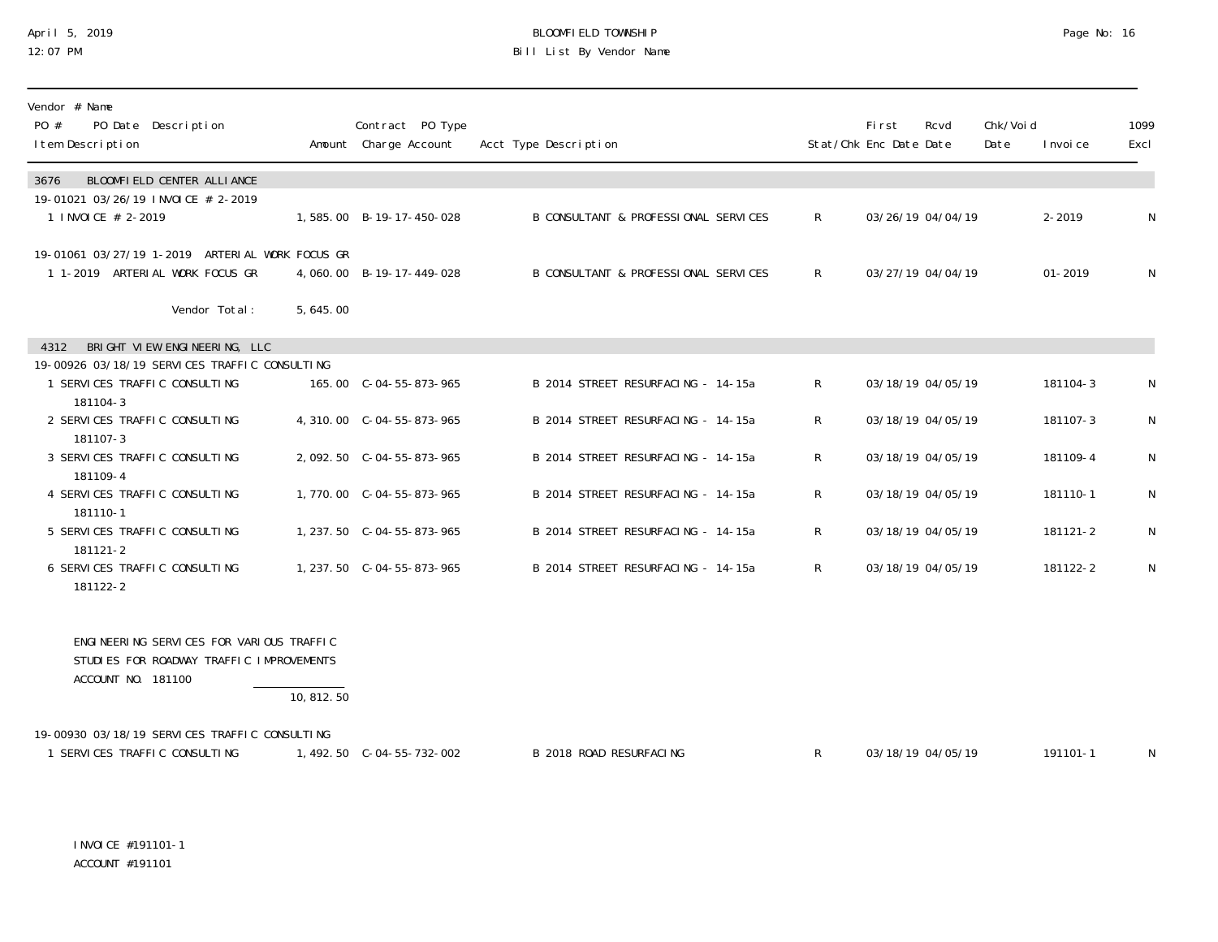BLOOMFIELD TOWNSHIP

Bill List By Vendor Name

April 5, 2019
12:07 PM

| Vendor # Name PO # PO Date Description Item Description | Amount | Contract PO Type Charge Account | Acct Type Description | Stat/Chk | First Enc Date | Rcvd Date | Chk/Void Date | Invoice | 1099 Excl |
|---|---|---|---|---|---|---|---|---|---|
| **3676 BLOOMFIELD CENTER ALLIANCE** | | | | | | | | | |
| 19-01021 03/26/19 INVOICE # 2-2019 | | | | | | | | | |
| 1 INVOICE # 2-2019 | 1,585.00 | B-19-17-450-028 | B CONSULTANT & PROFESSIONAL SERVICES | R | 03/26/19 | 04/04/19 | | 2-2019 | N |
| 19-01061 03/27/19 1-2019 ARTERIAL WORK FOCUS GR | | | | | | | | | |
| 1 1-2019 ARTERIAL WORK FOCUS GR | 4,060.00 | B-19-17-449-028 | B CONSULTANT & PROFESSIONAL SERVICES | R | 03/27/19 | 04/04/19 | | 01-2019 | N |
| Vendor Total: | 5,645.00 | | | | | | | | |
| **4312 BRIGHT VIEW ENGINEERING, LLC** | | | | | | | | | |
| 19-00926 03/18/19 SERVICES TRAFFIC CONSULTING | | | | | | | | | |
| 1 SERVICES TRAFFIC CONSULTING 181104-3 | 165.00 | C-04-55-873-965 | B 2014 STREET RESURFACING - 14-15a | R | 03/18/19 | 04/05/19 | | 181104-3 | N |
| 2 SERVICES TRAFFIC CONSULTING 181107-3 | 4,310.00 | C-04-55-873-965 | B 2014 STREET RESURFACING - 14-15a | R | 03/18/19 | 04/05/19 | | 181107-3 | N |
| 3 SERVICES TRAFFIC CONSULTING 181109-4 | 2,092.50 | C-04-55-873-965 | B 2014 STREET RESURFACING - 14-15a | R | 03/18/19 | 04/05/19 | | 181109-4 | N |
| 4 SERVICES TRAFFIC CONSULTING 181110-1 | 1,770.00 | C-04-55-873-965 | B 2014 STREET RESURFACING - 14-15a | R | 03/18/19 | 04/05/19 | | 181110-1 | N |
| 5 SERVICES TRAFFIC CONSULTING 181121-2 | 1,237.50 | C-04-55-873-965 | B 2014 STREET RESURFACING - 14-15a | R | 03/18/19 | 04/05/19 | | 181121-2 | N |
| 6 SERVICES TRAFFIC CONSULTING 181122-2 | 1,237.50 | C-04-55-873-965 | B 2014 STREET RESURFACING - 14-15a | R | 03/18/19 | 04/05/19 | | 181122-2 | N |
| ENGINEERING SERVICES FOR VARIOUS TRAFFIC STUDIES FOR ROADWAY TRAFFIC IMPROVEMENTS ACCOUNT NO. 181100 | 10,812.50 | | | | | | | | |
| 19-00930 03/18/19 SERVICES TRAFFIC CONSULTING | | | | | | | | | |
| 1 SERVICES TRAFFIC CONSULTING | 1,492.50 | C-04-55-732-002 | B 2018 ROAD RESURFACING | R | 03/18/19 | 04/05/19 | | 191101-1 | N |
| INVOICE #191101-1 ACCOUNT #191101 | | | | | | | | | |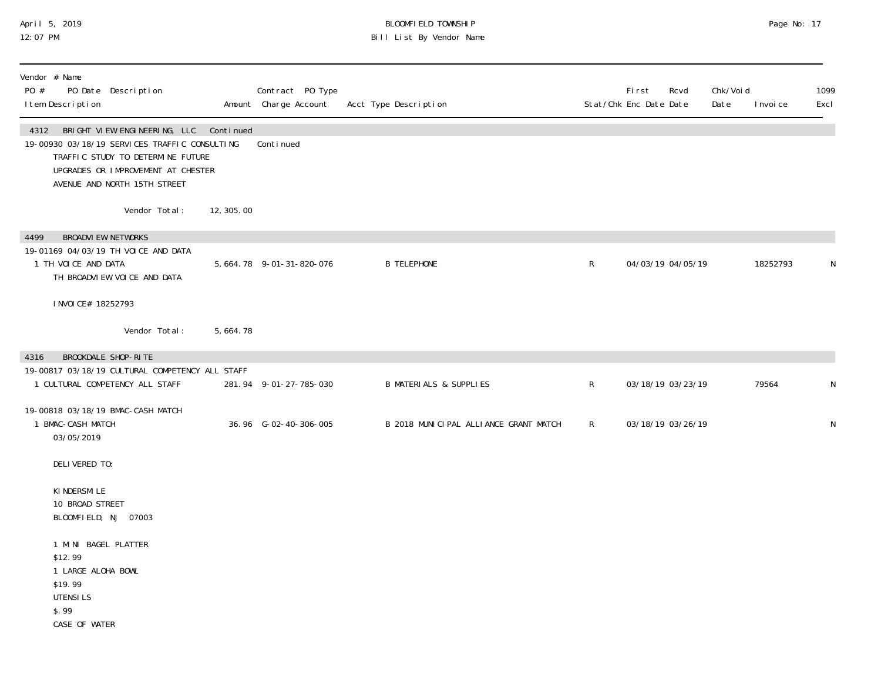| Vendor # Name<br>PO # PO Date Description<br>Item Description | Amount | Contract PO Type<br>Charge Account | Acct Type Description | Stat/Chk | First<br>Enc Date | Rcvd<br>Date | Chk/Void<br>Date | Invoice | 1099<br>Excl |
|---|---|---|---|---|---|---|---|---|---|
| **4312 BRIGHT VIEW ENGINEERING, LLC** | Continued | | | | | | | | |
| 19-00930 03/18/19 SERVICES TRAFFIC CONSULTING | | Continued | | | | | | | |
| TRAFFIC STUDY TO DETERMINE FUTURE<br>UPGRADES OR IMPROVEMENT AT CHESTER<br>AVENUE AND NORTH 15TH STREET | | | | | | | | | |
| Vendor Total: | 12,305.00 | | | | | | | | |
| **4499 BROADVIEW NETWORKS** | | | | | | | | | |
| 19-01169 04/03/19 TH VOICE AND DATA | | | | | | | | | |
| 1 TH VOICE AND DATA<br>TH BROADVIEW VOICE AND DATA<br><br>INVOICE# 18252793 | 5,664.78 | 9-01-31-820-076 | B TELEPHONE | R | 04/03/19 | 04/05/19 | | 18252793 | N |
| Vendor Total: | 5,664.78 | | | | | | | | |
| **4316 BROOKDALE SHOP-RITE** | | | | | | | | | |
| 19-00817 03/18/19 CULTURAL COMPETENCY ALL STAFF | | | | | | | | | |
| 1 CULTURAL COMPETENCY ALL STAFF | 281.94 | 9-01-27-785-030 | B MATERIALS & SUPPLIES | R | 03/18/19 | 03/23/19 | | 79564 | N |
| 19-00818 03/18/19 BMAC-CASH MATCH | | | | | | | | | |
| 1 BMAC-CASH MATCH<br>03/05/2019<br><br>DELIVERED TO:<br><br>KINDERSMILE<br>10 BROAD STREET<br>BLOOMFIELD, NJ 07003<br><br>1 MINI BAGEL PLATTER<br>$12.99<br>1 LARGE ALOHA BOWL<br>$19.99<br>UTENSILS<br>$.99<br>CASE OF WATER | 36.96 | G-02-40-306-005 | B 2018 MUNICIPAL ALLIANCE GRANT MATCH | R | 03/18/19 | 03/26/19 | | | N |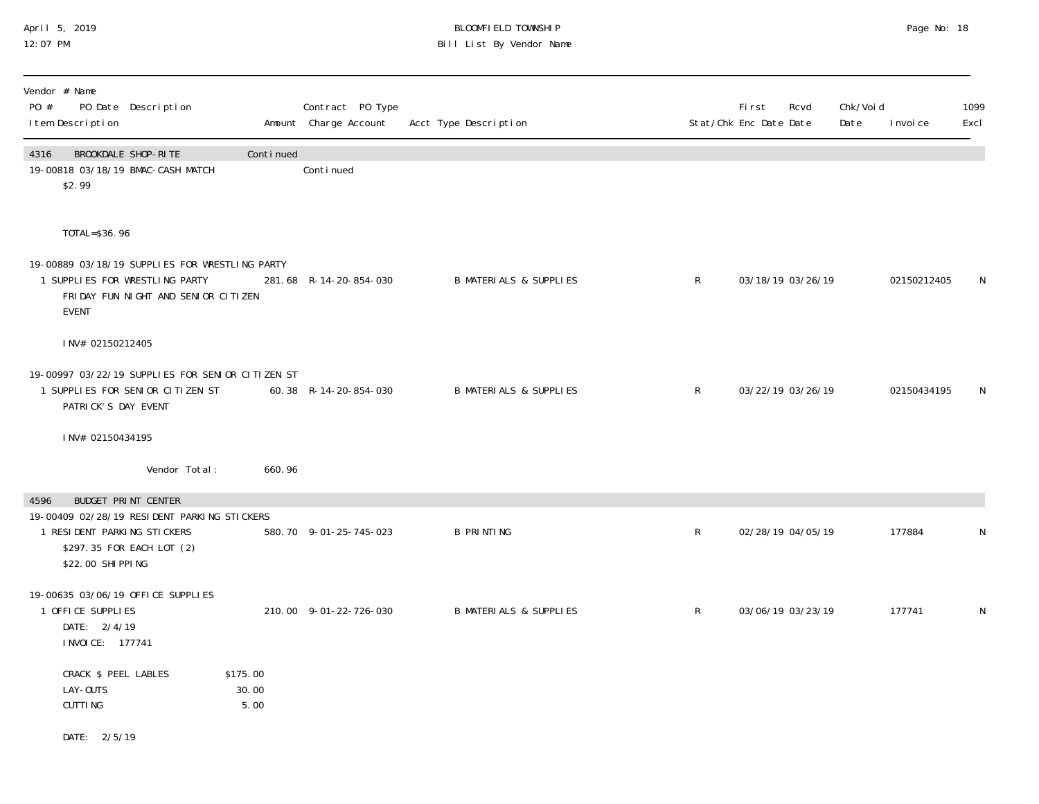Vendor # Name
PO # PO Date Description | Amount | Contract PO Type Charge Account | Acct Type Description | Stat/Chk | First Enc Date | Rcvd Date | Chk/Void Date | Invoice | 1099 Excl

| Item Description | Amount | Charge Account | Acct Type Description | Stat/Chk | First Enc Date | Rcvd Date | Chk/Void Date | Invoice | 1099 Excl |
|---|---|---|---|---|---|---|---|---|---|
| **4316 BROOKDALE SHOP-RITE** | Continued | | | | | | | | |
| 19-00818 03/18/19 BMAC-CASH MATCH | | Continued | | | | | | | |
| $2.99 | | | | | | | | | |
| TOTAL=$36.96 | | | | | | | | | |
| 19-00889 03/18/19 SUPPLIES FOR WRESTLING PARTY | | | | | | | | | |
| 1 SUPPLIES FOR WRESTLING PARTY FRIDAY FUN NIGHT AND SENIOR CITIZEN EVENT | 281.68 | R-14-20-854-030 | B MATERIALS & SUPPLIES | R | 03/18/19 | 03/26/19 | | 02150212405 | N |
| INV# 02150212405 | | | | | | | | | |
| 19-00997 03/22/19 SUPPLIES FOR SENIOR CITIZEN ST | | | | | | | | | |
| 1 SUPPLIES FOR SENIOR CITIZEN ST PATRICK'S DAY EVENT | 60.38 | R-14-20-854-030 | B MATERIALS & SUPPLIES | R | 03/22/19 | 03/26/19 | | 02150434195 | N |
| INV# 02150434195 | | | | | | | | | |
| Vendor Total: | 660.96 | | | | | | | | |
| **4596 BUDGET PRINT CENTER** | | | | | | | | | |
| 19-00409 02/28/19 RESIDENT PARKING STICKERS | | | | | | | | | |
| 1 RESIDENT PARKING STICKERS $297.35 FOR EACH LOT (2) $22.00 SHIPPING | 580.70 | 9-01-25-745-023 | B PRINTING | R | 02/28/19 | 04/05/19 | | 177884 | N |
| 19-00635 03/06/19 OFFICE SUPPLIES | | | | | | | | | |
| 1 OFFICE SUPPLIES DATE: 2/4/19 INVOICE: 177741 | 210.00 | 9-01-22-726-030 | B MATERIALS & SUPPLIES | R | 03/06/19 | 03/23/19 | | 177741 | N |
| CRACK $ PEEL LABLES $175.00 | | | | | | | | | |
| LAY-OUTS 30.00 | | | | | | | | | |
| CUTTING 5.00 | | | | | | | | | |
| DATE: 2/5/19 | | | | | | | | | |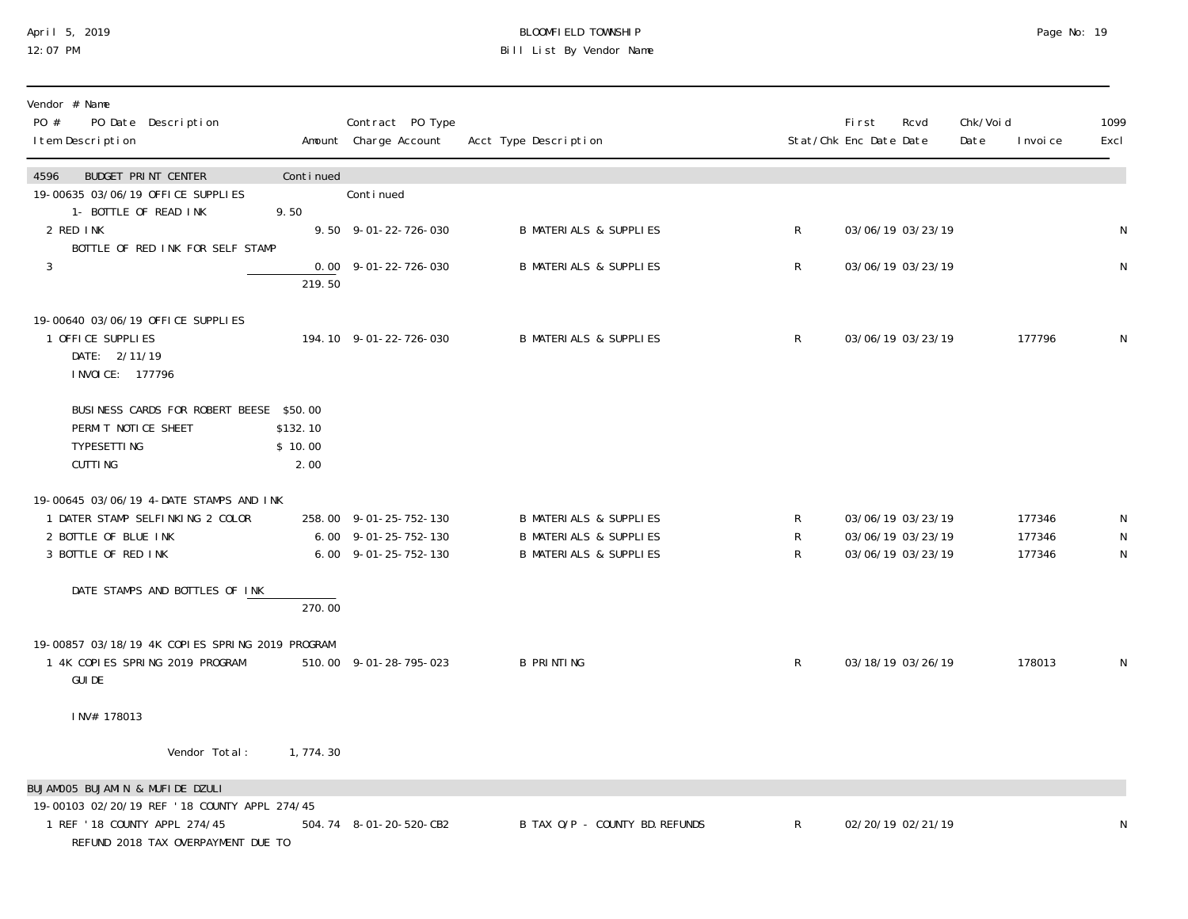| Vendor # Name<br>PO # PO Date Description<br>Item Description | Amount | Contract PO Type<br>Charge Account | Acct Type Description | Stat/Chk | First Enc Date | Rcvd Date | Chk/Void Date | Invoice | 1099 Excl |
|---|---|---|---|---|---|---|---|---|---|
| **4596 BUDGET PRINT CENTER** | Continued | | | | | | | | |
| 19-00635 03/06/19 OFFICE SUPPLIES | | Continued | | | | | | | |
| 1- BOTTLE OF READ INK | 9.50 | | | | | | | | |
| 2 RED INK | 9.50 | 9-01-22-726-030 | B MATERIALS & SUPPLIES | R | 03/06/19 | 03/23/19 | | | N |
| BOTTLE OF RED INK FOR SELF STAMP | | | | | | | | | |
| 3 | 0.00 | 9-01-22-726-030 | B MATERIALS & SUPPLIES | R | 03/06/19 | 03/23/19 | | | N |
| | 219.50 | | | | | | | | |
| 19-00640 03/06/19 OFFICE SUPPLIES | | | | | | | | | |
| 1 OFFICE SUPPLIES | 194.10 | 9-01-22-726-030 | B MATERIALS & SUPPLIES | R | 03/06/19 | 03/23/19 | | 177796 | N |
| DATE: 2/11/19 | | | | | | | | | |
| INVOICE: 177796 | | | | | | | | | |
| BUSINESS CARDS FOR ROBERT BEESE | $50.00 | | | | | | | | |
| PERMIT NOTICE SHEET | $132.10 | | | | | | | | |
| TYPESETTING | $ 10.00 | | | | | | | | |
| CUTTING | 2.00 | | | | | | | | |
| 19-00645 03/06/19 4-DATE STAMPS AND INK | | | | | | | | | |
| 1 DATER STAMP SELFINKING 2 COLOR | 258.00 | 9-01-25-752-130 | B MATERIALS & SUPPLIES | R | 03/06/19 | 03/23/19 | | 177346 | N |
| 2 BOTTLE OF BLUE INK | 6.00 | 9-01-25-752-130 | B MATERIALS & SUPPLIES | R | 03/06/19 | 03/23/19 | | 177346 | N |
| 3 BOTTLE OF RED INK | 6.00 | 9-01-25-752-130 | B MATERIALS & SUPPLIES | R | 03/06/19 | 03/23/19 | | 177346 | N |
| DATE STAMPS AND BOTTLES OF INK | | | | | | | | | |
| | 270.00 | | | | | | | | |
| 19-00857 03/18/19 4K COPIES SPRING 2019 PROGRAM | | | | | | | | | |
| 1 4K COPIES SPRING 2019 PROGRAM GUIDE | 510.00 | 9-01-28-795-023 | B PRINTING | R | 03/18/19 | 03/26/19 | | 178013 | N |
| INV# 178013 | | | | | | | | | |
| Vendor Total: | 1,774.30 | | | | | | | | |
| **BUJAM005 BUJAMIN & MUFIDE DZULI** | | | | | | | | | |
| 19-00103 02/20/19 REF '18 COUNTY APPL 274/45 | | | | | | | | | |
| 1 REF '18 COUNTY APPL 274/45 | 504.74 | 8-01-20-520-CB2 | B TAX O/P - COUNTY BD.REFUNDS | R | 02/20/19 | 02/21/19 | | | N |
| REFUND 2018 TAX OVERPAYMENT DUE TO | | | | | | | | | |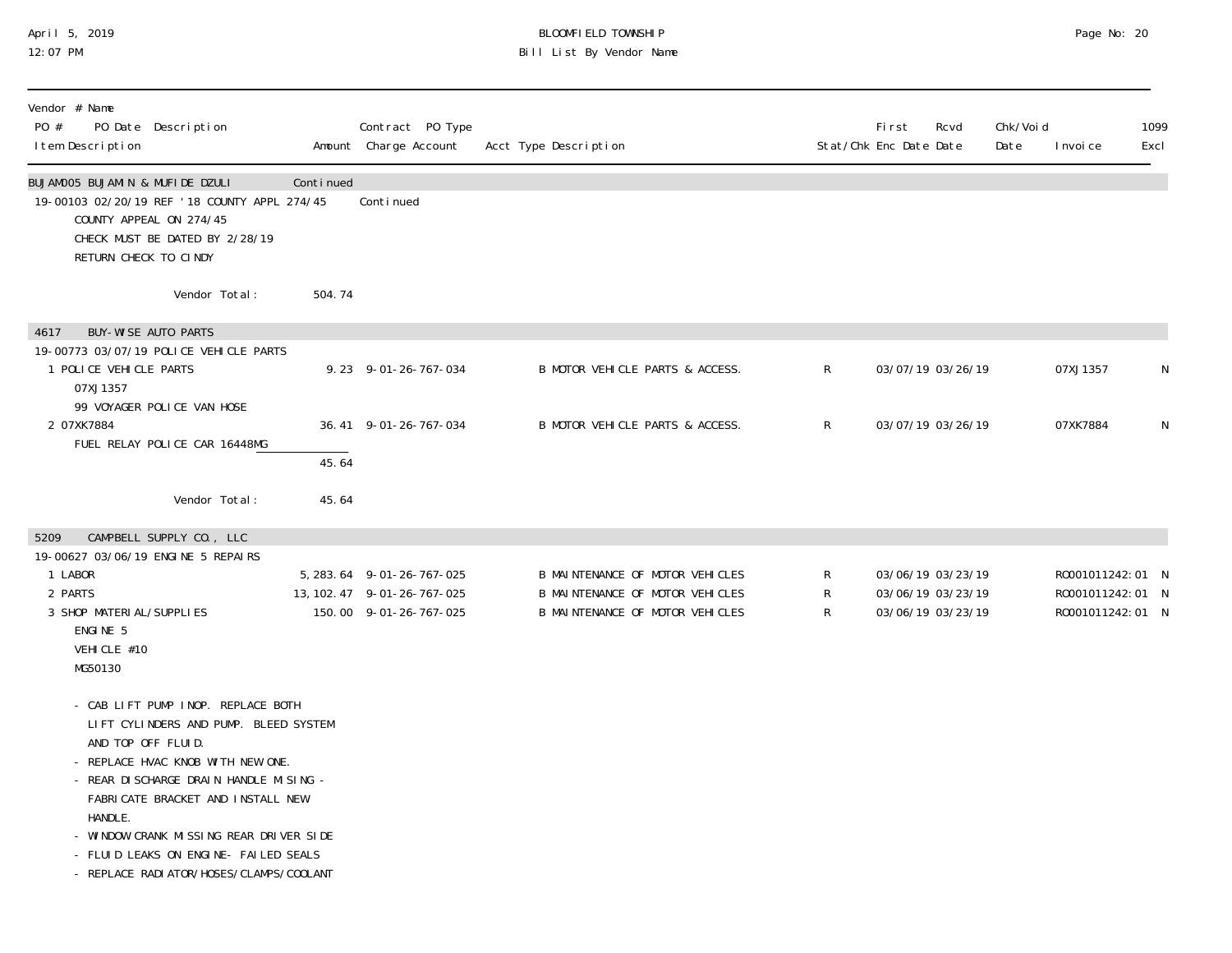BLOOMFIELD TOWNSHIP
Bill List By Vendor Name

April 5, 2019
12:07 PM

| Vendor # Name / PO # PO Date Description / Item Description | Amount | Contract PO Type / Charge Account | Acct Type Description | Stat/Chk | First Enc Date | Rcvd Date | Chk/Void Date | Invoice | 1099 Excl |
|---|---|---|---|---|---|---|---|---|---|
| **BUJAM005 BUJAMIN & MUFIDE DZULI** | Continued | | | | | | | | |
| 19-00103 02/20/19 REF '18 COUNTY APPL 274/45 | | Continued | | | | | | | |
| COUNTY APPEAL ON 274/45 | | | | | | | | | |
| CHECK MUST BE DATED BY 2/28/19 | | | | | | | | | |
| RETURN CHECK TO CINDY | | | | | | | | | |
| Vendor Total: | 504.74 | | | | | | | | |
| **4617 BUY-WISE AUTO PARTS** | | | | | | | | | |
| 19-00773 03/07/19 POLICE VEHICLE PARTS | | | | | | | | | |
| 1 POLICE VEHICLE PARTS | 9.23 | 9-01-26-767-034 | B MOTOR VEHICLE PARTS & ACCESS. | R | 03/07/19 | 03/26/19 | | 07XJ1357 | N |
| 07XJ1357 | | | | | | | | | |
| 99 VOYAGER POLICE VAN HOSE | | | | | | | | | |
| 2 07XK7884 | 36.41 | 9-01-26-767-034 | B MOTOR VEHICLE PARTS & ACCESS. | R | 03/07/19 | 03/26/19 | | 07XK7884 | N |
| FUEL RELAY POLICE CAR 16448MG | | | | | | | | | |
| | 45.64 | | | | | | | | |
| Vendor Total: | 45.64 | | | | | | | | |
| **5209 CAMPBELL SUPPLY CO., LLC** | | | | | | | | | |
| 19-00627 03/06/19 ENGINE 5 REPAIRS | | | | | | | | | |
| 1 LABOR | 5,283.64 | 9-01-26-767-025 | B MAINTENANCE OF MOTOR VEHICLES | R | 03/06/19 | 03/23/19 | | RO001011242:01 | N |
| 2 PARTS | 13,102.47 | 9-01-26-767-025 | B MAINTENANCE OF MOTOR VEHICLES | R | 03/06/19 | 03/23/19 | | RO001011242:01 | N |
| 3 SHOP MATERIAL/SUPPLIES | 150.00 | 9-01-26-767-025 | B MAINTENANCE OF MOTOR VEHICLES | R | 03/06/19 | 03/23/19 | | RO001011242:01 | N |

ENGINE 5
VEHICLE #10
MG50130

- CAB LIFT PUMP INOP. REPLACE BOTH LIFT CYLINDERS AND PUMP. BLEED SYSTEM AND TOP OFF FLUID.
- REPLACE HVAC KNOB WITH NEW ONE.
- REAR DISCHARGE DRAIN HANDLE MISING - FABRICATE BRACKET AND INSTALL NEW HANDLE.
- WINDOW CRANK MISSING REAR DRIVER SIDE
- FLUID LEAKS ON ENGINE- FAILED SEALS
- REPLACE RADIATOR/HOSES/CLAMPS/COOLANT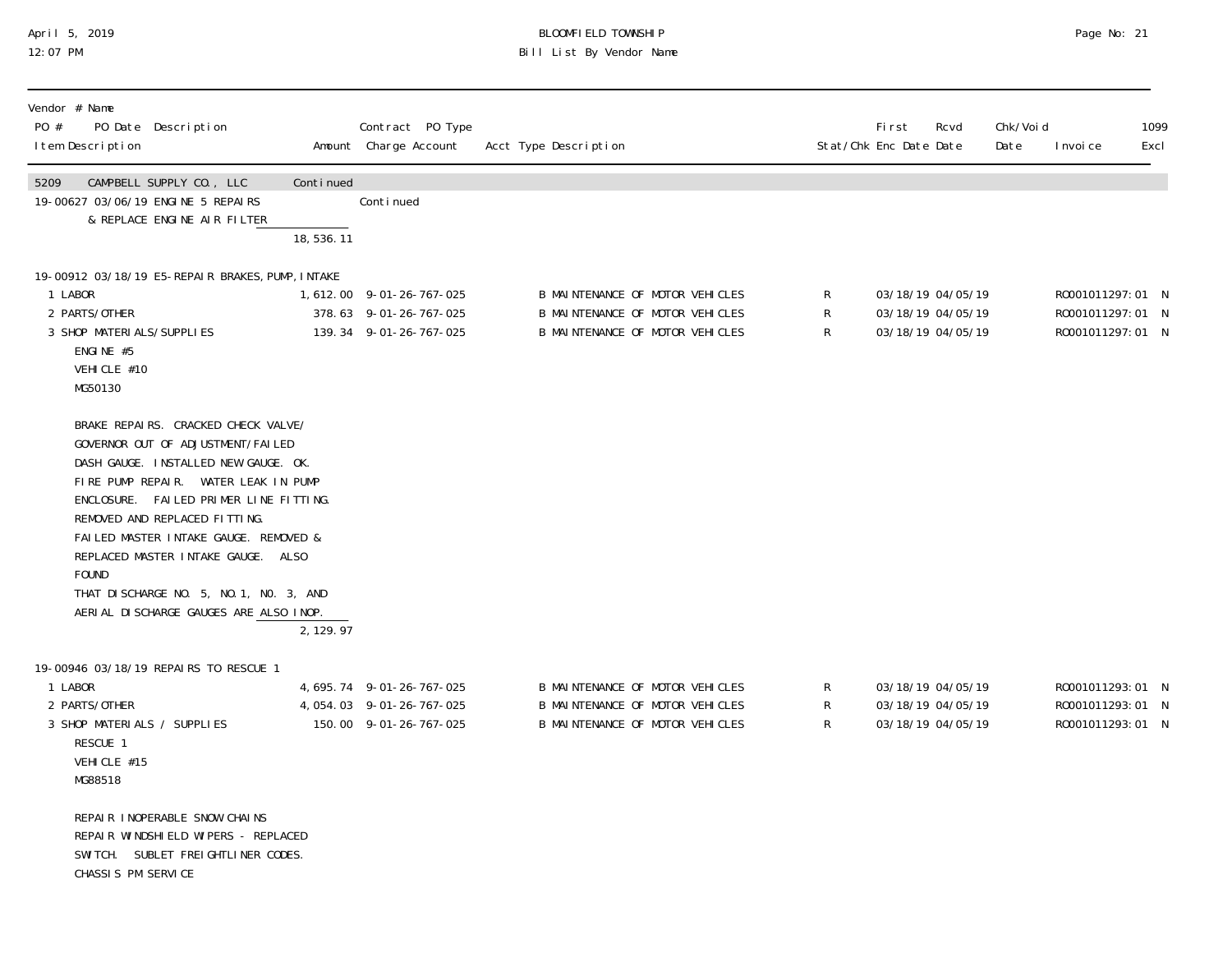April 5, 2019
12:07 PM

BLOOMFIELD TOWNSHIP
Bill List By Vendor Name

| Vendor # Name<br>PO # PO Date Description<br>Item Description | Amount | Contract PO Type<br>Charge Account | Acct Type Description | Stat/Chk | First Enc Date | Rcvd Date | Chk/Void Date | Invoice | 1099 Excl |
|---|---|---|---|---|---|---|---|---|---|
| 5209 CAMPBELL SUPPLY CO., LLC | Continued | | | | | | | | |
| 19-00627 03/06/19 ENGINE 5 REPAIRS & REPLACE ENGINE AIR FILTER | | Continued | | | | | | | |
| | 18,536.11 | | | | | | | | |
| 19-00912 03/18/19 E5-REPAIR BRAKES, PUMP, INTAKE | | | | | | | | | |
| 1 LABOR | 1,612.00 | 9-01-26-767-025 | B MAINTENANCE OF MOTOR VEHICLES | R | 03/18/19 | 04/05/19 | | RO001011297:01 | N |
| 2 PARTS/OTHER | 378.63 | 9-01-26-767-025 | B MAINTENANCE OF MOTOR VEHICLES | R | 03/18/19 | 04/05/19 | | RO001011297:01 | N |
| 3 SHOP MATERIALS/SUPPLIES | 139.34 | 9-01-26-767-025 | B MAINTENANCE OF MOTOR VEHICLES | R | 03/18/19 | 04/05/19 | | RO001011297:01 | N |
| ENGINE #5<br>VEHICLE #10<br>MG50130<br><br>BRAKE REPAIRS. CRACKED CHECK VALVE/ GOVERNOR OUT OF ADJUSTMENT/FAILED DASH GAUGE. INSTALLED NEW GAUGE. OK. FIRE PUMP REPAIR. WATER LEAK IN PUMP ENCLOSURE. FAILED PRIMER LINE FITTING. REMOVED AND REPLACED FITTING. FAILED MASTER INTAKE GAUGE. REMOVED & REPLACED MASTER INTAKE GAUGE. ALSO FOUND THAT DISCHARGE NO. 5, NO.1, NO. 3, AND AERIAL DISCHARGE GAUGES ARE ALSO INOP. | | | | | | | | | |
| | 2,129.97 | | | | | | | | |
| 19-00946 03/18/19 REPAIRS TO RESCUE 1 | | | | | | | | | |
| 1 LABOR | 4,695.74 | 9-01-26-767-025 | B MAINTENANCE OF MOTOR VEHICLES | R | 03/18/19 | 04/05/19 | | RO001011293:01 | N |
| 2 PARTS/OTHER | 4,054.03 | 9-01-26-767-025 | B MAINTENANCE OF MOTOR VEHICLES | R | 03/18/19 | 04/05/19 | | RO001011293:01 | N |
| 3 SHOP MATERIALS / SUPPLIES | 150.00 | 9-01-26-767-025 | B MAINTENANCE OF MOTOR VEHICLES | R | 03/18/19 | 04/05/19 | | RO001011293:01 | N |
| RESCUE 1<br>VEHICLE #15<br>MG88518<br><br>REPAIR INOPERABLE SNOW CHAINS REPAIR WINDSHIELD WIPERS - REPLACED SWITCH. SUBLET FREIGHTLINER CODES. CHASSIS PM SERVICE | | | | | | | | | |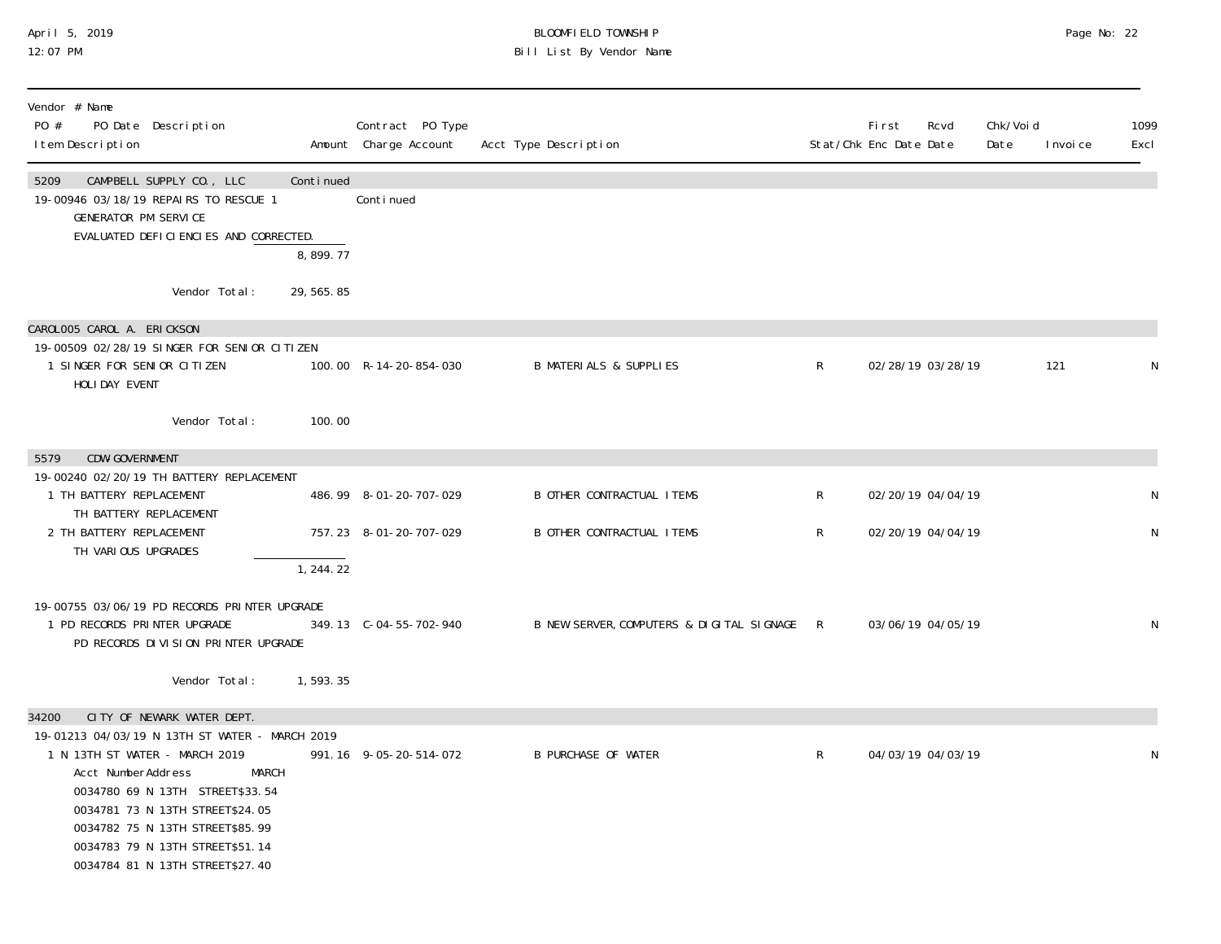BLOOMFIELD TOWNSHIP
Bill List By Vendor Name

April 5, 2019
12:07 PM

| Vendor # Name / PO # PO Date Description / Item Description | Amount | Contract PO Type / Charge Account | Acct Type Description | Stat/Chk | First Enc Date | Rcvd Date | Chk/Void Date | Invoice | 1099 Excl |
|---|---|---|---|---|---|---|---|---|---|
| **5209 CAMPBELL SUPPLY CO., LLC** | Continued | | | | | | | | |
| 19-00946 03/18/19 REPAIRS TO RESCUE 1 | | Continued | | | | | | | |
| GENERATOR PM SERVICE | | | | | | | | | |
| EVALUATED DEFICIENCIES AND CORRECTED. | | | | | | | | | |
| | 8,899.77 | | | | | | | | |
| Vendor Total: | 29,565.85 | | | | | | | | |
| **CAROL005 CAROL A. ERICKSON** | | | | | | | | | |
| 19-00509 02/28/19 SINGER FOR SENIOR CITIZEN | | | | | | | | | |
| 1 SINGER FOR SENIOR CITIZEN HOLIDAY EVENT | 100.00 | R-14-20-854-030 | B MATERIALS & SUPPLIES | R | 02/28/19 | 03/28/19 | | 121 | N |
| Vendor Total: | 100.00 | | | | | | | | |
| **5579 CDW GOVERNMENT** | | | | | | | | | |
| 19-00240 02/20/19 TH BATTERY REPLACEMENT | | | | | | | | | |
| 1 TH BATTERY REPLACEMENT TH BATTERY REPLACEMENT | 486.99 | 8-01-20-707-029 | B OTHER CONTRACTUAL ITEMS | R | 02/20/19 | 04/04/19 | | | N |
| 2 TH BATTERY REPLACEMENT TH VARIOUS UPGRADES | 757.23 | 8-01-20-707-029 | B OTHER CONTRACTUAL ITEMS | R | 02/20/19 | 04/04/19 | | | N |
| | 1,244.22 | | | | | | | | |
| 19-00755 03/06/19 PD RECORDS PRINTER UPGRADE | | | | | | | | | |
| 1 PD RECORDS PRINTER UPGRADE PD RECORDS DIVISION PRINTER UPGRADE | 349.13 | C-04-55-702-940 | B NEW SERVER, COMPUTERS & DIGITAL SIGNAGE | R | 03/06/19 | 04/05/19 | | | N |
| Vendor Total: | 1,593.35 | | | | | | | | |
| **34200 CITY OF NEWARK WATER DEPT.** | | | | | | | | | |
| 19-01213 04/03/19 N 13TH ST WATER - MARCH 2019 | | | | | | | | | |
| 1 N 13TH ST WATER - MARCH 2019 | 991.16 | 9-05-20-514-072 | B PURCHASE OF WATER | R | 04/03/19 | 04/03/19 | | | N |
| Acct Number Address MARCH | | | | | | | | | |
| 0034780 69 N 13TH STREET $33.54 | | | | | | | | | |
| 0034781 73 N 13TH STREET $24.05 | | | | | | | | | |
| 0034782 75 N 13TH STREET $85.99 | | | | | | | | | |
| 0034783 79 N 13TH STREET $51.14 | | | | | | | | | |
| 0034784 81 N 13TH STREET $27.40 | | | | | | | | | |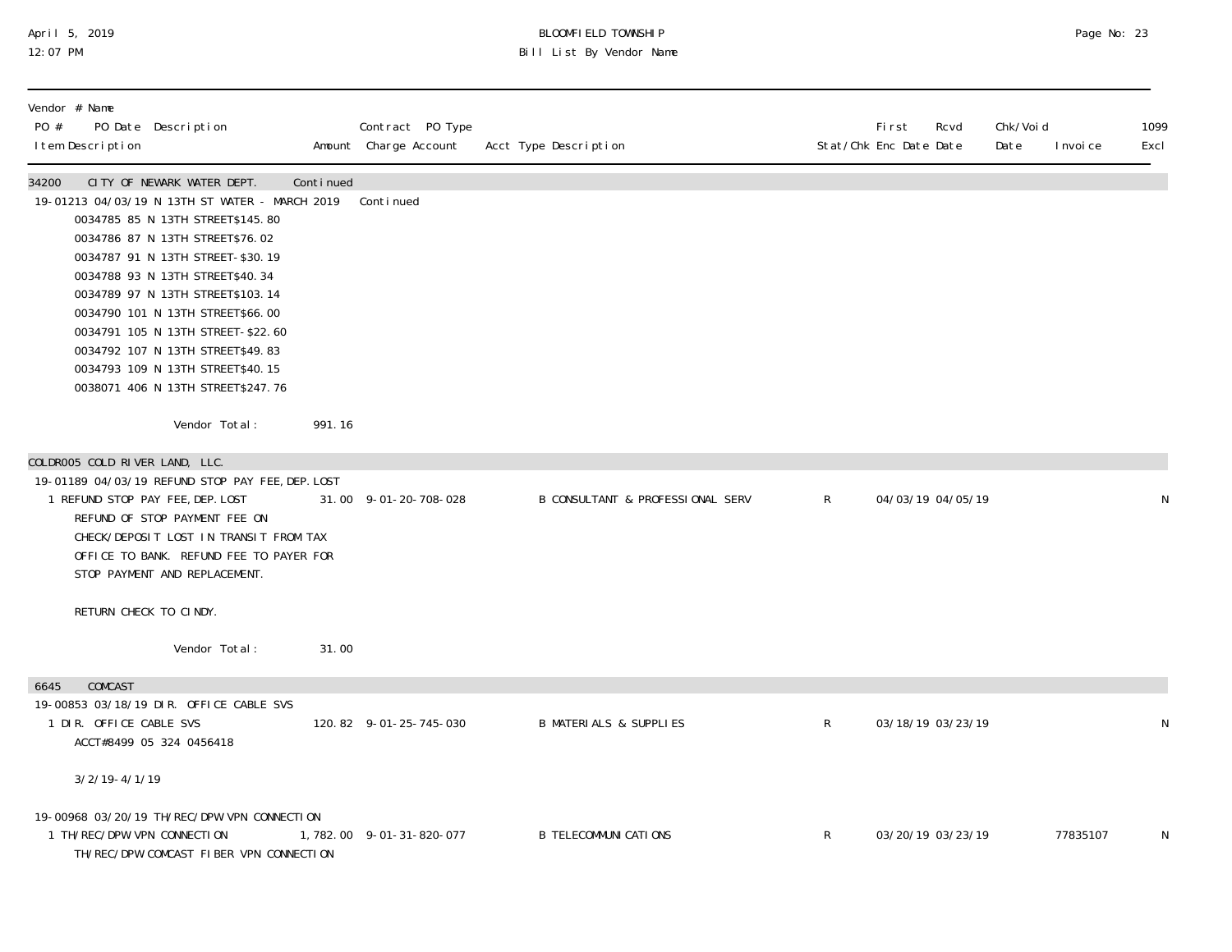April 5, 2019
12:07 PM

BLOOMFIELD TOWNSHIP
Bill List By Vendor Name

| Vendor # Name<br>PO # PO Date Description<br>Item Description | Amount | Contract PO Type<br>Charge Account | Acct Type Description | Stat/Chk | First Enc Date | Rcvd Date | Chk/Void Date | Invoice | 1099 Excl |
|---|---|---|---|---|---|---|---|---|---|
| **34200 CITY OF NEWARK WATER DEPT.** | Continued | | | | | | | | |
| 19-01213 04/03/19 N 13TH ST WATER - MARCH 2019 | | Continued | | | | | | | |
| 0034785 85 N 13TH STREET$145.80<br>0034786 87 N 13TH STREET$76.02<br>0034787 91 N 13TH STREET-$30.19<br>0034788 93 N 13TH STREET$40.34<br>0034789 97 N 13TH STREET$103.14<br>0034790 101 N 13TH STREET$66.00<br>0034791 105 N 13TH STREET-$22.60<br>0034792 107 N 13TH STREET$49.83<br>0034793 109 N 13TH STREET$40.15<br>0038071 406 N 13TH STREET$247.76 | | | | | | | | | |
| Vendor Total: | 991.16 | | | | | | | | |
| **COLDR005 COLD RIVER LAND, LLC.** | | | | | | | | | |
| 19-01189 04/03/19 REFUND STOP PAY FEE,DEP.LOST | | | | | | | | | |
| 1 REFUND STOP PAY FEE,DEP.LOST<br>REFUND OF STOP PAYMENT FEE ON CHECK/DEPOSIT LOST IN TRANSIT FROM TAX OFFICE TO BANK. REFUND FEE TO PAYER FOR STOP PAYMENT AND REPLACEMENT.<br><br>RETURN CHECK TO CINDY. | 31.00 | 9-01-20-708-028 | B CONSULTANT & PROFESSIONAL SERV | R | 04/03/19 | 04/05/19 | | | N |
| Vendor Total: | 31.00 | | | | | | | | |
| **6645 COMCAST** | | | | | | | | | |
| 19-00853 03/18/19 DIR. OFFICE CABLE SVS | | | | | | | | | |
| 1 DIR. OFFICE CABLE SVS<br>ACCT#8499 05 324 0456418<br><br>3/2/19-4/1/19 | 120.82 | 9-01-25-745-030 | B MATERIALS & SUPPLIES | R | 03/18/19 | 03/23/19 | | | N |
| 19-00968 03/20/19 TH/REC/DPW VPN CONNECTION | | | | | | | | | |
| 1 TH/REC/DPW VPN CONNECTION<br>TH/REC/DPW COMCAST FIBER VPN CONNECTION | 1,782.00 | 9-01-31-820-077 | B TELECOMMUNICATIONS | R | 03/20/19 | 03/23/19 | | 77835107 | N |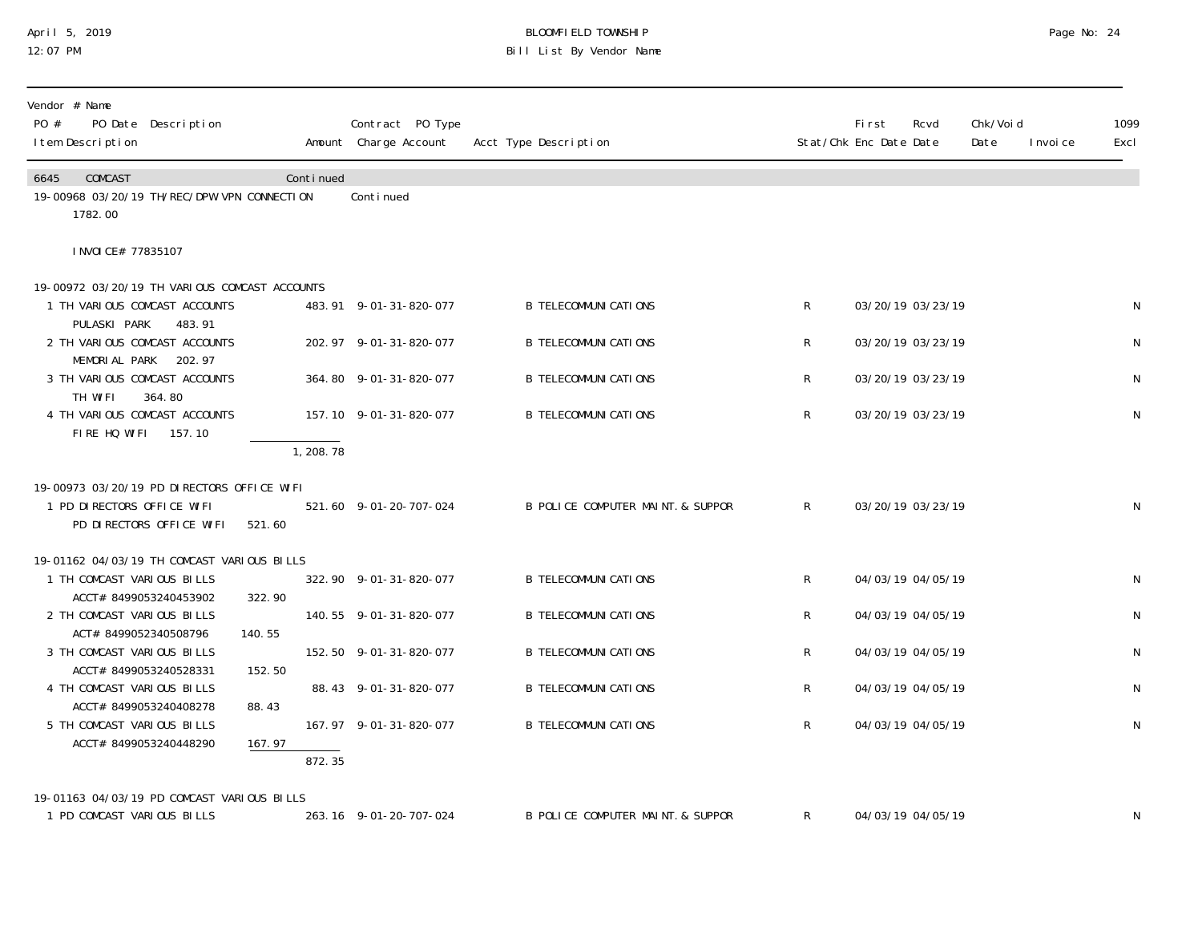BLOOMFIELD TOWNSHIP
Bill List By Vendor Name

April 5, 2019
12:07 PM

| Vendor # Name<br>PO # PO Date Description<br>Item Description | Amount | Contract PO Type<br>Charge Account | Acct Type Description | Stat/Chk | First Enc Date | Rcvd Date | Chk/Void Date | Invoice | 1099 Excl |
|---|---|---|---|---|---|---|---|---|---|
| 6645 COMCAST | Continued | | | | | | | | |
| 19-00968 03/20/19 TH/REC/DPW VPN CONNECTION | | Continued | | | | | | | |
| 1782.00 | | | | | | | | | |
| INVOICE# 77835107 | | | | | | | | | |
| 19-00972 03/20/19 TH VARIOUS COMCAST ACCOUNTS | | | | | | | | | |
| 1 TH VARIOUS COMCAST ACCOUNTS<br>PULASKI PARK 483.91 | 483.91 | 9-01-31-820-077 | B TELECOMMUNICATIONS | R | 03/20/19 | 03/23/19 | | | N |
| 2 TH VARIOUS COMCAST ACCOUNTS<br>MEMORIAL PARK 202.97 | 202.97 | 9-01-31-820-077 | B TELECOMMUNICATIONS | R | 03/20/19 | 03/23/19 | | | N |
| 3 TH VARIOUS COMCAST ACCOUNTS<br>TH WIFI 364.80 | 364.80 | 9-01-31-820-077 | B TELECOMMUNICATIONS | R | 03/20/19 | 03/23/19 | | | N |
| 4 TH VARIOUS COMCAST ACCOUNTS<br>FIRE HQ WIFI 157.10 | 157.10 | 9-01-31-820-077 | B TELECOMMUNICATIONS | R | 03/20/19 | 03/23/19 | | | N |
| | 1,208.78 | | | | | | | | |
| 19-00973 03/20/19 PD DIRECTORS OFFICE WIFI | | | | | | | | | |
| 1 PD DIRECTORS OFFICE WIFI<br>PD DIRECTORS OFFICE WIFI 521.60 | 521.60 | 9-01-20-707-024 | B POLICE COMPUTER MAINT.& SUPPOR | R | 03/20/19 | 03/23/19 | | | N |
| 19-01162 04/03/19 TH COMCAST VARIOUS BILLS | | | | | | | | | |
| 1 TH COMCAST VARIOUS BILLS<br>ACCT# 8499053240453902 322.90 | 322.90 | 9-01-31-820-077 | B TELECOMMUNICATIONS | R | 04/03/19 | 04/05/19 | | | N |
| 2 TH COMCAST VARIOUS BILLS<br>ACT# 8499052340508796 140.55 | 140.55 | 9-01-31-820-077 | B TELECOMMUNICATIONS | R | 04/03/19 | 04/05/19 | | | N |
| 3 TH COMCAST VARIOUS BILLS<br>ACCT# 8499053240528331 152.50 | 152.50 | 9-01-31-820-077 | B TELECOMMUNICATIONS | R | 04/03/19 | 04/05/19 | | | N |
| 4 TH COMCAST VARIOUS BILLS<br>ACCT# 8499053240408278 88.43 | 88.43 | 9-01-31-820-077 | B TELECOMMUNICATIONS | R | 04/03/19 | 04/05/19 | | | N |
| 5 TH COMCAST VARIOUS BILLS<br>ACCT# 8499053240448290 167.97 | 167.97 | 9-01-31-820-077 | B TELECOMMUNICATIONS | R | 04/03/19 | 04/05/19 | | | N |
| | 872.35 | | | | | | | | |
| 19-01163 04/03/19 PD COMCAST VARIOUS BILLS | | | | | | | | | |
| 1 PD COMCAST VARIOUS BILLS | 263.16 | 9-01-20-707-024 | B POLICE COMPUTER MAINT.& SUPPOR | R | 04/03/19 | 04/05/19 | | | N |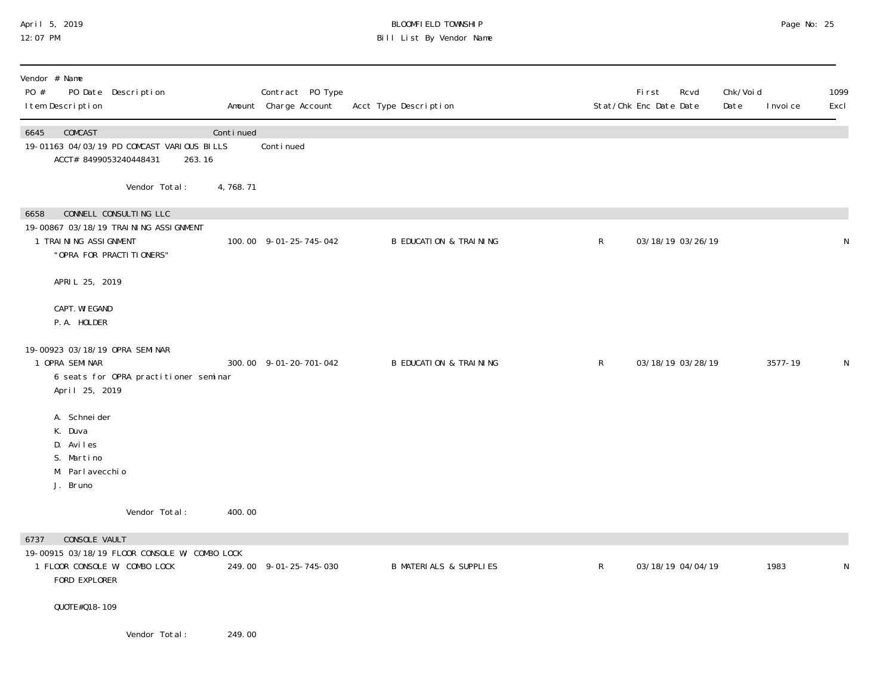BLOOMFIELD TOWNSHIP
Bill List By Vendor Name

April 5, 2019
12:07 PM

| Vendor # Name<br>PO # PO Date Description<br>Item Description | Amount | Contract PO Type<br>Charge Account | Acct Type Description | Stat/Chk | First Enc Date | Rcvd Date | Chk/Void Date | Invoice | 1099 Excl |
|---|---|---|---|---|---|---|---|---|---|
| **6645 COMCAST** | Continued | | | | | | | | |
| 19-01163 04/03/19 PD COMCAST VARIOUS BILLS | | Continued | | | | | | | |
| ACCT# 8499053240448431 263.16 | | | | | | | | | |
| Vendor Total: | 4,768.71 | | | | | | | | |
| **6658 CONNELL CONSULTING LLC** | | | | | | | | | |
| 19-00867 03/18/19 TRAINING ASSIGNMENT | | | | | | | | | |
| 1 TRAINING ASSIGNMENT<br>"OPRA FOR PRACTITIONERS"<br>APRIL 25, 2019<br>CAPT. WIEGAND<br>P.A. HOLDER | 100.00 | 9-01-25-745-042 | B EDUCATION & TRAINING | R | 03/18/19 | 03/26/19 | | | N |
| 19-00923 03/18/19 OPRA SEMINAR | | | | | | | | | |
| 1 OPRA SEMINAR<br>6 seats for OPRA practitioner seminar<br>April 25, 2019<br>A. Schneider<br>K. Duva<br>D. Aviles<br>S. Martino<br>M. Parlavecchio<br>J. Bruno | 300.00 | 9-01-20-701-042 | B EDUCATION & TRAINING | R | 03/18/19 | 03/28/19 | | 3577-19 | N |
| Vendor Total: | 400.00 | | | | | | | | |
| **6737 CONSOLE VAULT** | | | | | | | | | |
| 19-00915 03/18/19 FLOOR CONSOLE W/ COMBO LOCK | | | | | | | | | |
| 1 FLOOR CONSOLE W/ COMBO LOCK<br>FORD EXPLORER<br>QUOTE#Q18-109 | 249.00 | 9-01-25-745-030 | B MATERIALS & SUPPLIES | R | 03/18/19 | 04/04/19 | | 1983 | N |
| Vendor Total: | 249.00 | | | | | | | | |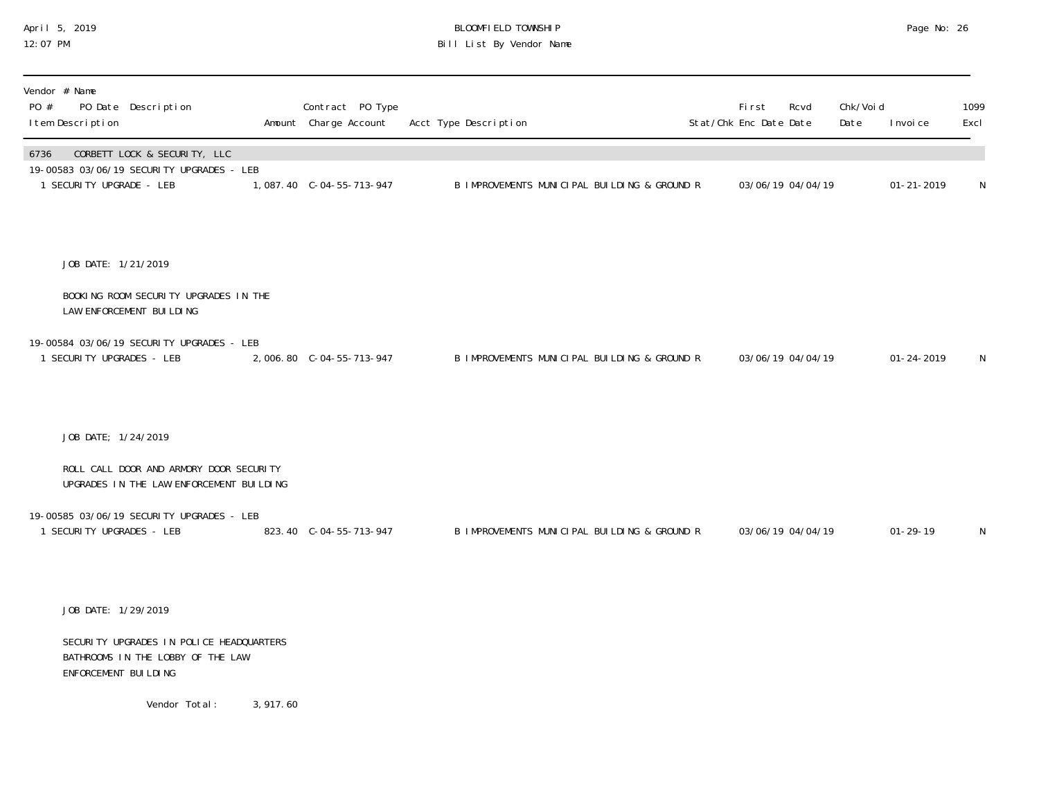BLOOMFIELD TOWNSHIP

Bill List By Vendor Name

April 5, 2019
12:07 PM

| Vendor # Name<br>PO # PO Date Description<br>Item Description | Amount | Contract PO Type<br>Charge Account | Acct Type Description | Stat/Chk | First Enc Date | Rcvd Date | Chk/Void Date | Invoice | 1099 Excl |
|---|---|---|---|---|---|---|---|---|---|
| **6736 CORBETT LOCK & SECURITY, LLC** | | | | | | | | | |
| 19-00583 03/06/19 SECURITY UPGRADES - LEB | | | | | | | | | |
| 1 SECURITY UPGRADE - LEB | 1,087.40 | C-04-55-713-947 | B IMPROVEMENTS MUNICIPAL BUILDING & GROUND | R | 03/06/19 | 04/04/19 | | 01-21-2019 | N |
| JOB DATE: 1/21/2019<br><br>BOOKING ROOM SECURITY UPGRADES IN THE LAW ENFORCEMENT BUILDING | | | | | | | | | |
| 19-00584 03/06/19 SECURITY UPGRADES - LEB | | | | | | | | | |
| 1 SECURITY UPGRADES - LEB | 2,006.80 | C-04-55-713-947 | B IMPROVEMENTS MUNICIPAL BUILDING & GROUND | R | 03/06/19 | 04/04/19 | | 01-24-2019 | N |
| JOB DATE; 1/24/2019<br><br>ROLL CALL DOOR AND ARMORY DOOR SECURITY UPGRADES IN THE LAW ENFORCEMENT BUILDING | | | | | | | | | |
| 19-00585 03/06/19 SECURITY UPGRADES - LEB | | | | | | | | | |
| 1 SECURITY UPGRADES - LEB | 823.40 | C-04-55-713-947 | B IMPROVEMENTS MUNICIPAL BUILDING & GROUND | R | 03/06/19 | 04/04/19 | | 01-29-19 | N |
| JOB DATE: 1/29/2019<br><br>SECURITY UPGRADES IN POLICE HEADQUARTERS BATHROOMS IN THE LOBBY OF THE LAW ENFORCEMENT BUILDING | | | | | | | | | |
| Vendor Total: | 3,917.60 | | | | | | | | |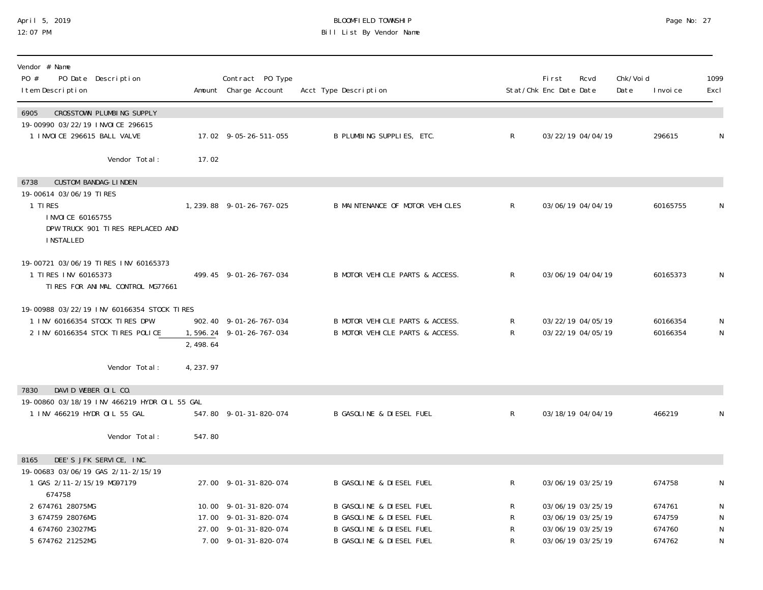| Vendor # Name PO # PO Date Description Item Description | Amount | Contract PO Type Charge Account | Acct Type Description | Stat/Chk | First Enc Date | Rcvd Date | Chk/Void Date | Invoice | 1099 Excl |
|---|---|---|---|---|---|---|---|---|---|
| **6905 CROSSTOWN PLUMBING SUPPLY** | | | | | | | | | |
| 19-00990 03/22/19 INVOICE 296615 | | | | | | | | | |
| 1 INVOICE 296615 BALL VALVE | 17.02 | 9-05-26-511-055 | B PLUMBING SUPPLIES, ETC. | R | 03/22/19 | 04/04/19 | | 296615 | N |
| Vendor Total: | 17.02 | | | | | | | | |
| **6738 CUSTOM BANDAG-LINDEN** | | | | | | | | | |
| 19-00614 03/06/19 TIRES | | | | | | | | | |
| 1 TIRES INVOICE 60165755 DPW TRUCK 901 TIRES REPLACED AND INSTALLED | 1,239.88 | 9-01-26-767-025 | B MAINTENANCE OF MOTOR VEHICLES | R | 03/06/19 | 04/04/19 | | 60165755 | N |
| 19-00721 03/06/19 TIRES INV 60165373 | | | | | | | | | |
| 1 TIRES INV 60165373 TIRES FOR ANIMAL CONTROL MG77661 | 499.45 | 9-01-26-767-034 | B MOTOR VEHICLE PARTS & ACCESS. | R | 03/06/19 | 04/04/19 | | 60165373 | N |
| 19-00988 03/22/19 INV 60166354 STOCK TIRES | | | | | | | | | |
| 1 INV 60166354 STOCK TIRES DPW | 902.40 | 9-01-26-767-034 | B MOTOR VEHICLE PARTS & ACCESS. | R | 03/22/19 | 04/05/19 | | 60166354 | N |
| 2 INV 60166354 STCK TIRES POLICE | 1,596.24 | 9-01-26-767-034 | B MOTOR VEHICLE PARTS & ACCESS. | R | 03/22/19 | 04/05/19 | | 60166354 | N |
| | 2,498.64 | | | | | | | | |
| Vendor Total: | 4,237.97 | | | | | | | | |
| **7830 DAVID WEBER OIL CO.** | | | | | | | | | |
| 19-00860 03/18/19 INV 466219 HYDR OIL 55 GAL | | | | | | | | | |
| 1 INV 466219 HYDR OIL 55 GAL | 547.80 | 9-01-31-820-074 | B GASOLINE & DIESEL FUEL | R | 03/18/19 | 04/04/19 | | 466219 | N |
| Vendor Total: | 547.80 | | | | | | | | |
| **8165 DEE'S JFK SERVICE, INC.** | | | | | | | | | |
| 19-00683 03/06/19 GAS 2/11-2/15/19 | | | | | | | | | |
| 1 GAS 2/11-2/15/19 MG97179 674758 | 27.00 | 9-01-31-820-074 | B GASOLINE & DIESEL FUEL | R | 03/06/19 | 03/25/19 | | 674758 | N |
| 2 674761 28075MG | 10.00 | 9-01-31-820-074 | B GASOLINE & DIESEL FUEL | R | 03/06/19 | 03/25/19 | | 674761 | N |
| 3 674759 28076MG | 17.00 | 9-01-31-820-074 | B GASOLINE & DIESEL FUEL | R | 03/06/19 | 03/25/19 | | 674759 | N |
| 4 674760 23027MG | 27.00 | 9-01-31-820-074 | B GASOLINE & DIESEL FUEL | R | 03/06/19 | 03/25/19 | | 674760 | N |
| 5 674762 21252MG | 7.00 | 9-01-31-820-074 | B GASOLINE & DIESEL FUEL | R | 03/06/19 | 03/25/19 | | 674762 | N |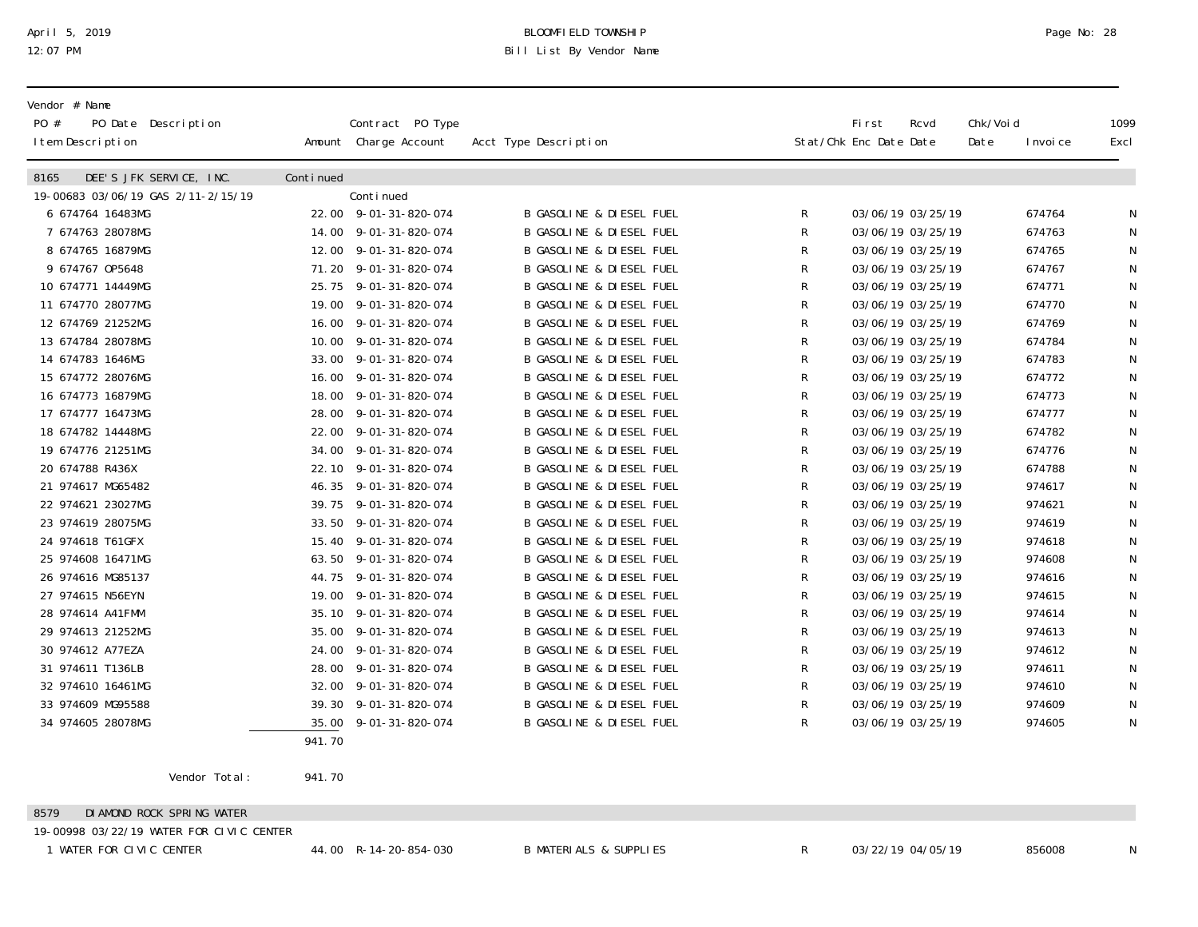| Vendor # Name<br>PO # PO Date Description<br>Item Description | Amount | Contract PO Type<br>Charge Account | Acct Type Description | Stat/Chk | First<br>Enc Date | Rcvd<br>Date | Chk/Void<br>Date | Invoice | 1099<br>Excl |
|---|---|---|---|---|---|---|---|---|---|
| 8165 DEE'S JFK SERVICE, INC. | Continued | | | | | | | | |
| 19-00683 03/06/19 GAS 2/11-2/15/19 | | Continued | | | | | | | |
| 6 674764 16483MG | 22.00 | 9-01-31-820-074 | B GASOLINE & DIESEL FUEL | R | 03/06/19 | 03/25/19 | | 674764 | N |
| 7 674763 28078MG | 14.00 | 9-01-31-820-074 | B GASOLINE & DIESEL FUEL | R | 03/06/19 | 03/25/19 | | 674763 | N |
| 8 674765 16879MG | 12.00 | 9-01-31-820-074 | B GASOLINE & DIESEL FUEL | R | 03/06/19 | 03/25/19 | | 674765 | N |
| 9 674767 OP5648 | 71.20 | 9-01-31-820-074 | B GASOLINE & DIESEL FUEL | R | 03/06/19 | 03/25/19 | | 674767 | N |
| 10 674771 14449MG | 25.75 | 9-01-31-820-074 | B GASOLINE & DIESEL FUEL | R | 03/06/19 | 03/25/19 | | 674771 | N |
| 11 674770 28077MG | 19.00 | 9-01-31-820-074 | B GASOLINE & DIESEL FUEL | R | 03/06/19 | 03/25/19 | | 674770 | N |
| 12 674769 21252MG | 16.00 | 9-01-31-820-074 | B GASOLINE & DIESEL FUEL | R | 03/06/19 | 03/25/19 | | 674769 | N |
| 13 674784 28078MG | 10.00 | 9-01-31-820-074 | B GASOLINE & DIESEL FUEL | R | 03/06/19 | 03/25/19 | | 674784 | N |
| 14 674783 1646MG | 33.00 | 9-01-31-820-074 | B GASOLINE & DIESEL FUEL | R | 03/06/19 | 03/25/19 | | 674783 | N |
| 15 674772 28076MG | 16.00 | 9-01-31-820-074 | B GASOLINE & DIESEL FUEL | R | 03/06/19 | 03/25/19 | | 674772 | N |
| 16 674773 16879MG | 18.00 | 9-01-31-820-074 | B GASOLINE & DIESEL FUEL | R | 03/06/19 | 03/25/19 | | 674773 | N |
| 17 674777 16473MG | 28.00 | 9-01-31-820-074 | B GASOLINE & DIESEL FUEL | R | 03/06/19 | 03/25/19 | | 674777 | N |
| 18 674782 14448MG | 22.00 | 9-01-31-820-074 | B GASOLINE & DIESEL FUEL | R | 03/06/19 | 03/25/19 | | 674782 | N |
| 19 674776 21251MG | 34.00 | 9-01-31-820-074 | B GASOLINE & DIESEL FUEL | R | 03/06/19 | 03/25/19 | | 674776 | N |
| 20 674788 R436X | 22.10 | 9-01-31-820-074 | B GASOLINE & DIESEL FUEL | R | 03/06/19 | 03/25/19 | | 674788 | N |
| 21 974617 MG65482 | 46.35 | 9-01-31-820-074 | B GASOLINE & DIESEL FUEL | R | 03/06/19 | 03/25/19 | | 974617 | N |
| 22 974621 23027MG | 39.75 | 9-01-31-820-074 | B GASOLINE & DIESEL FUEL | R | 03/06/19 | 03/25/19 | | 974621 | N |
| 23 974619 28075MG | 33.50 | 9-01-31-820-074 | B GASOLINE & DIESEL FUEL | R | 03/06/19 | 03/25/19 | | 974619 | N |
| 24 974618 T61GFX | 15.40 | 9-01-31-820-074 | B GASOLINE & DIESEL FUEL | R | 03/06/19 | 03/25/19 | | 974618 | N |
| 25 974608 16471MG | 63.50 | 9-01-31-820-074 | B GASOLINE & DIESEL FUEL | R | 03/06/19 | 03/25/19 | | 974608 | N |
| 26 974616 MG85137 | 44.75 | 9-01-31-820-074 | B GASOLINE & DIESEL FUEL | R | 03/06/19 | 03/25/19 | | 974616 | N |
| 27 974615 N56EYN | 19.00 | 9-01-31-820-074 | B GASOLINE & DIESEL FUEL | R | 03/06/19 | 03/25/19 | | 974615 | N |
| 28 974614 A41FMM | 35.10 | 9-01-31-820-074 | B GASOLINE & DIESEL FUEL | R | 03/06/19 | 03/25/19 | | 974614 | N |
| 29 974613 21252MG | 35.00 | 9-01-31-820-074 | B GASOLINE & DIESEL FUEL | R | 03/06/19 | 03/25/19 | | 974613 | N |
| 30 974612 A77EZA | 24.00 | 9-01-31-820-074 | B GASOLINE & DIESEL FUEL | R | 03/06/19 | 03/25/19 | | 974612 | N |
| 31 974611 T136LB | 28.00 | 9-01-31-820-074 | B GASOLINE & DIESEL FUEL | R | 03/06/19 | 03/25/19 | | 974611 | N |
| 32 974610 16461MG | 32.00 | 9-01-31-820-074 | B GASOLINE & DIESEL FUEL | R | 03/06/19 | 03/25/19 | | 974610 | N |
| 33 974609 MG95588 | 39.30 | 9-01-31-820-074 | B GASOLINE & DIESEL FUEL | R | 03/06/19 | 03/25/19 | | 974609 | N |
| 34 974605 28078MG | 35.00 | 9-01-31-820-074 | B GASOLINE & DIESEL FUEL | R | 03/06/19 | 03/25/19 | | 974605 | N |
| | 941.70 | | | | | | | | |
| Vendor Total: | 941.70 | | | | | | | | |
| 8579 DIAMOND ROCK SPRING WATER | | | | | | | | | |
| 19-00998 03/22/19 WATER FOR CIVIC CENTER | | | | | | | | | |
| 1 WATER FOR CIVIC CENTER | 44.00 | R-14-20-854-030 | B MATERIALS & SUPPLIES | R | 03/22/19 | 04/05/19 | | 856008 | N |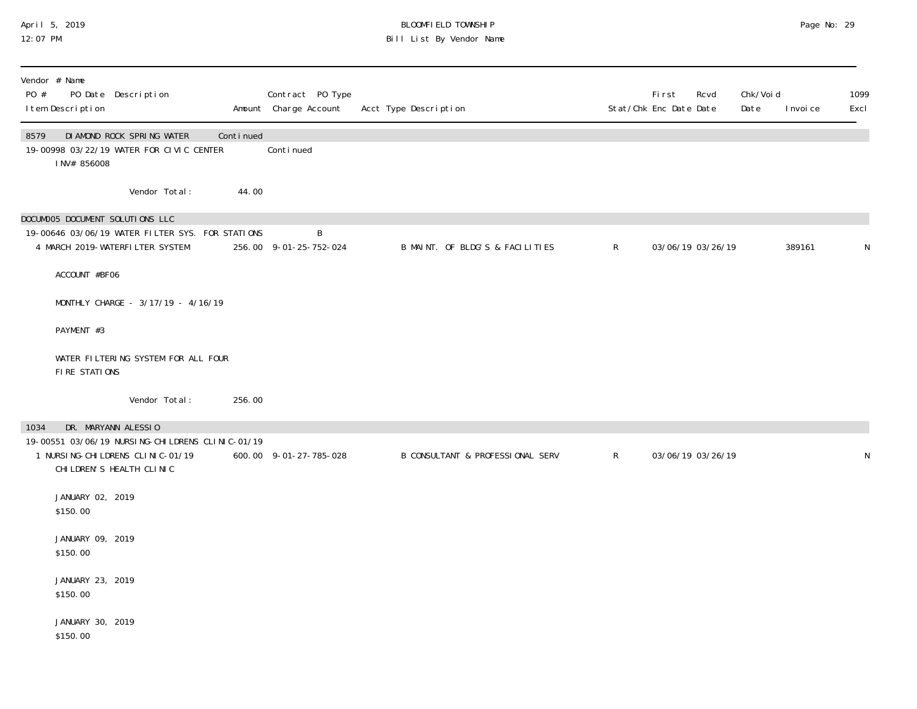BLOOMFIELD TOWNSHIP

Bill List By Vendor Name

April 5, 2019
12:07 PM

| Vendor # Name<br>PO # PO Date Description<br>Item Description | Amount | Contract PO Type<br>Charge Account | Acct Type Description | Stat/Chk | First Enc Date | Rcvd Date | Chk/Void Date | Invoice | 1099 Excl |
|---|---|---|---|---|---|---|---|---|---|
| **8579 DIAMOND ROCK SPRING WATER** | Continued | | | | | | | | |
| 19-00998 03/22/19 WATER FOR CIVIC CENTER | | Continued | | | | | | | |
| INV# 856008 | | | | | | | | | |
| Vendor Total: | 44.00 | | | | | | | | |
| **DOCUM005 DOCUMENT SOLUTIONS LLC** | | | | | | | | | |
| 19-00646 03/06/19 WATER FILTER SYS. FOR STATIONS | | B | | | | | | | |
| 4 MARCH 2019-WATERFILTER SYSTEM | 256.00 | 9-01-25-752-024 | B MAINT. OF BLDG'S & FACILITIES | R | 03/06/19 | 03/26/19 | | 389161 | N |
| ACCOUNT #BF06 | | | | | | | | | |
| MONTHLY CHARGE - 3/17/19 - 4/16/19 | | | | | | | | | |
| PAYMENT #3 | | | | | | | | | |
| WATER FILTERING SYSTEM FOR ALL FOUR FIRE STATIONS | | | | | | | | | |
| Vendor Total: | 256.00 | | | | | | | | |
| **1034 DR. MARYANN ALESSIO** | | | | | | | | | |
| 19-00551 03/06/19 NURSING-CHILDRENS CLINIC-01/19 | | | | | | | | | |
| 1 NURSING-CHILDRENS CLINIC-01/19 | 600.00 | 9-01-27-785-028 | B CONSULTANT & PROFESSIONAL SERV | R | 03/06/19 | 03/26/19 | | | N |
| CHILDREN'S HEALTH CLINIC | | | | | | | | | |
| JANUARY 02, 2019 | | | | | | | | | |
| $150.00 | | | | | | | | | |
| JANUARY 09, 2019 | | | | | | | | | |
| $150.00 | | | | | | | | | |
| JANUARY 23, 2019 | | | | | | | | | |
| $150.00 | | | | | | | | | |
| JANUARY 30, 2019 | | | | | | | | | |
| $150.00 | | | | | | | | | |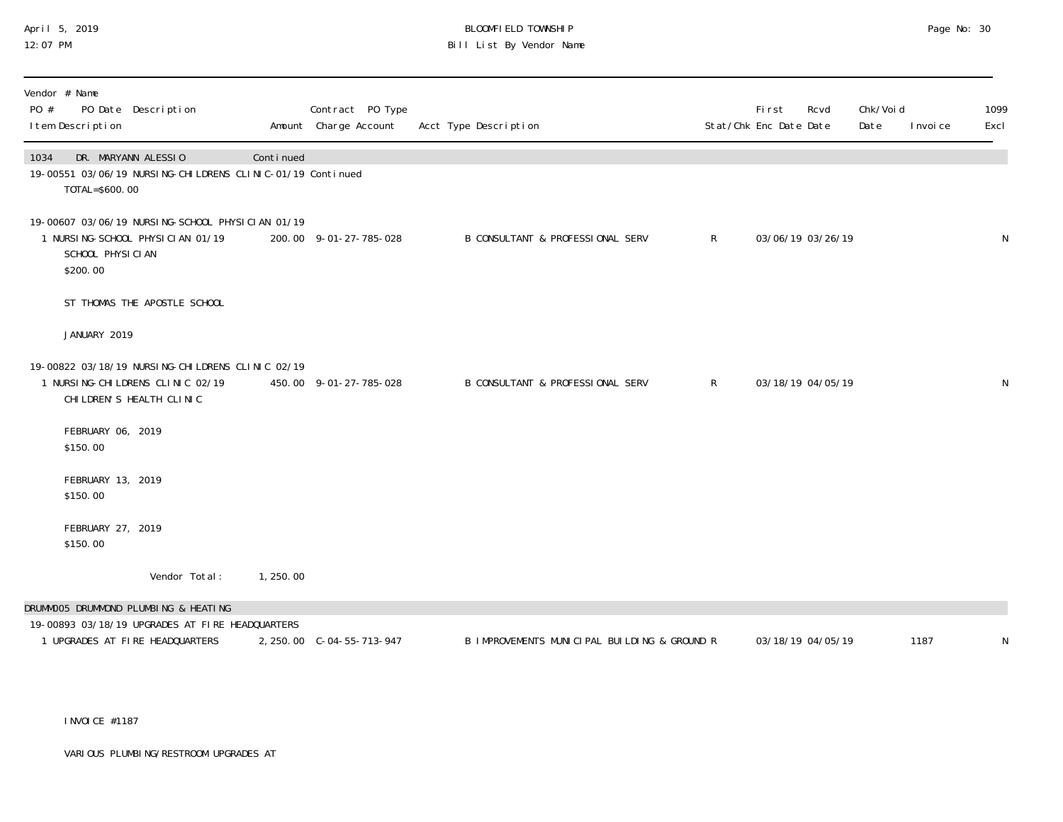BLOOMFIELD TOWNSHIP
Bill List By Vendor Name

April 5, 2019
12:07 PM

| Vendor # Name<br>PO # PO Date Description<br>Item Description | Amount | Contract PO Type<br>Charge Account | Acct Type Description | Stat/Chk | First<br>Enc Date | Rcvd<br>Date | Chk/Void<br>Date | Invoice | 1099<br>Excl |
|---|---|---|---|---|---|---|---|---|---|
| 1034 DR. MARYANN ALESSIO | Continued | | | | | | | | |
| 19-00551 03/06/19 NURSING-CHILDRENS CLINIC-01/19 Continued | | | | | | | | | |
| TOTAL=$600.00 | | | | | | | | | |
| 19-00607 03/06/19 NURSING-SCHOOL PHYSICIAN 01/19 | | | | | | | | | |
| 1 NURSING-SCHOOL PHYSICIAN 01/19<br>SCHOOL PHYSICIAN<br>$200.00<br><br>ST THOMAS THE APOSTLE SCHOOL<br><br>JANUARY 2019 | 200.00 | 9-01-27-785-028 | B CONSULTANT & PROFESSIONAL SERV | R | 03/06/19 | 03/26/19 | | | N |
| 19-00822 03/18/19 NURSING-CHILDRENS CLINIC 02/19 | | | | | | | | | |
| 1 NURSING-CHILDRENS CLINIC 02/19<br>CHILDREN'S HEALTH CLINIC<br><br>FEBRUARY 06, 2019<br>$150.00<br><br>FEBRUARY 13, 2019<br>$150.00<br><br>FEBRUARY 27, 2019<br>$150.00 | 450.00 | 9-01-27-785-028 | B CONSULTANT & PROFESSIONAL SERV | R | 03/18/19 | 04/05/19 | | | N |
| Vendor Total: | 1,250.00 | | | | | | | | |
| DRUMM005 DRUMMOND PLUMBING & HEATING | | | | | | | | | |
| 19-00893 03/18/19 UPGRADES AT FIRE HEADQUARTERS | | | | | | | | | |
| 1 UPGRADES AT FIRE HEADQUARTERS<br><br>INVOICE #1187<br><br>VARIOUS PLUMBING/RESTROOM UPGRADES AT | 2,250.00 | C-04-55-713-947 | B IMPROVEMENTS MUNICIPAL BUILDING & GROUND | R | 03/18/19 | 04/05/19 | | 1187 | N |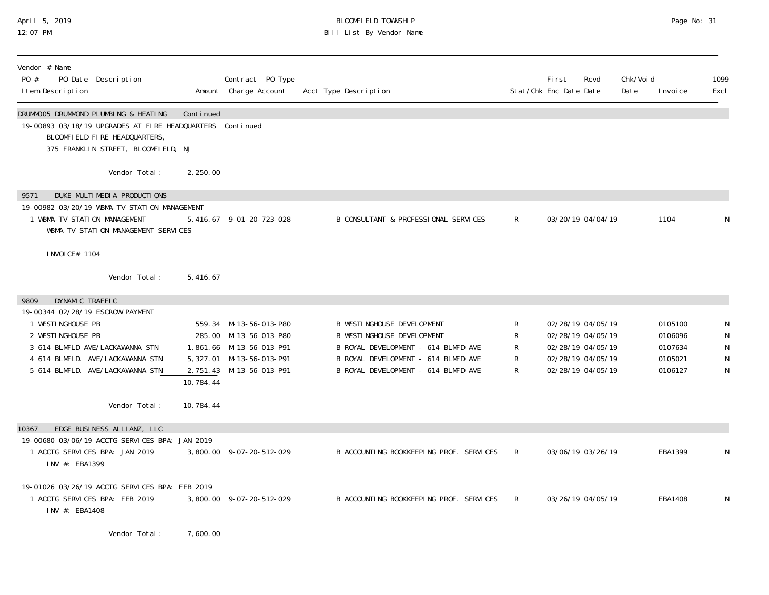BLOOMFIELD TOWNSHIP

Bill List By Vendor Name

April 5, 2019
12:07 PM

| Vendor # Name / PO # PO Date Description / Item Description | Amount | Contract PO Type / Charge Account | Acct Type Description | Stat/Chk | First Enc Date | Rcvd Date | Chk/Void Date | Invoice | 1099 Excl |
|---|---|---|---|---|---|---|---|---|---|
| **DRUMM005 DRUMMOND PLUMBING & HEATING** | Continued | | | | | | | | |
| 19-00893 03/18/19 UPGRADES AT FIRE HEADQUARTERS | Continued | | | | | | | | |
| BLOOMFIELD FIRE HEADQUARTERS, 375 FRANKLIN STREET, BLOOMFIELD, NJ | | | | | | | | | |
| Vendor Total: | 2,250.00 | | | | | | | | |
| **9571 DUKE MULTIMEDIA PRODUCTIONS** | | | | | | | | | |
| 19-00982 03/20/19 WBMA-TV STATION MANAGEMENT | | | | | | | | | |
| 1 WBMA-TV STATION MANAGEMENT WBMA-TV STATION MANAGEMENT SERVICES INVOICE# 1104 | 5,416.67 | 9-01-20-723-028 | B CONSULTANT & PROFESSIONAL SERVICES | R | 03/20/19 | 04/04/19 | | 1104 | N |
| Vendor Total: | 5,416.67 | | | | | | | | |
| **9809 DYNAMIC TRAFFIC** | | | | | | | | | |
| 19-00344 02/28/19 ESCROW PAYMENT | | | | | | | | | |
| 1 WESTINGHOUSE PB | 559.34 | M-13-56-013-P80 | B WESTINGHOUSE DEVELOPMENT | R | 02/28/19 | 04/05/19 | | 0105100 | N |
| 2 WESTINGHOUSE PB | 285.00 | M-13-56-013-P80 | B WESTINGHOUSE DEVELOPMENT | R | 02/28/19 | 04/05/19 | | 0106096 | N |
| 3 614 BLMFLD AVE/LACKAWANNA STN | 1,861.66 | M-13-56-013-P91 | B ROYAL DEVELOPMENT - 614 BLMFD AVE | R | 02/28/19 | 04/05/19 | | 0107634 | N |
| 4 614 BLMFLD. AVE/LACKAWANNA STN | 5,327.01 | M-13-56-013-P91 | B ROYAL DEVELOPMENT - 614 BLMFD AVE | R | 02/28/19 | 04/05/19 | | 0105021 | N |
| 5 614 BLMFLD. AVE/LACKAWANNA STN | 2,751.43 | M-13-56-013-P91 | B ROYAL DEVELOPMENT - 614 BLMFD AVE | R | 02/28/19 | 04/05/19 | | 0106127 | N |
| | 10,784.44 | | | | | | | | |
| Vendor Total: | 10,784.44 | | | | | | | | |
| **10367 EDGE BUSINESS ALLIANZ, LLC** | | | | | | | | | |
| 19-00680 03/06/19 ACCTG SERVICES BPA: JAN 2019 | | | | | | | | | |
| 1 ACCTG SERVICES BPA: JAN 2019 INV #: EBA1399 | 3,800.00 | 9-07-20-512-029 | B ACCOUNTING BOOKKEEPING PROF. SERVICES | R | 03/06/19 | 03/26/19 | | EBA1399 | N |
| 19-01026 03/26/19 ACCTG SERVICES BPA: FEB 2019 | | | | | | | | | |
| 1 ACCTG SERVICES BPA: FEB 2019 INV #: EBA1408 | 3,800.00 | 9-07-20-512-029 | B ACCOUNTING BOOKKEEPING PROF. SERVICES | R | 03/26/19 | 04/05/19 | | EBA1408 | N |
| Vendor Total: | 7,600.00 | | | | | | | | |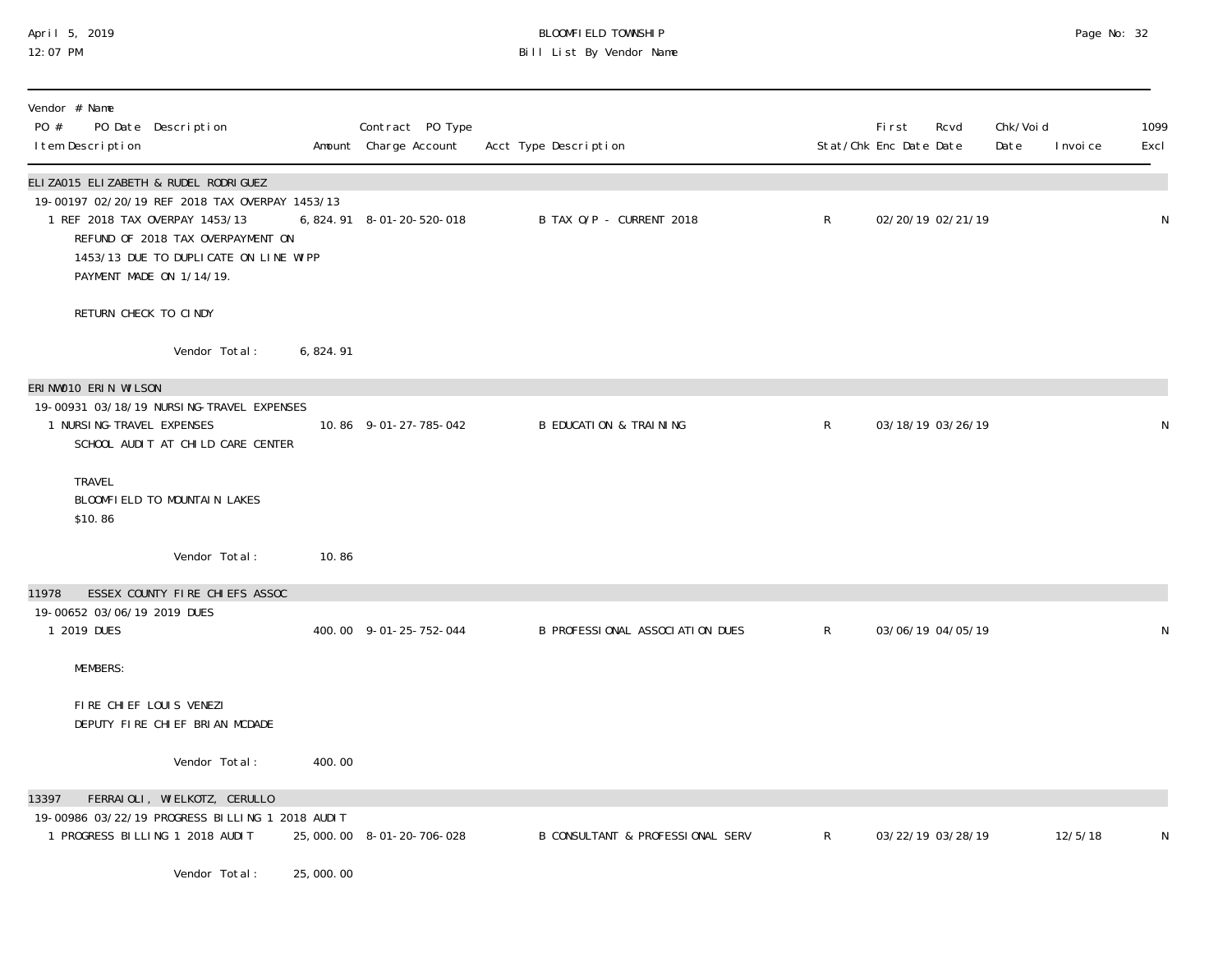| Vendor # Name<br>PO # PO Date Description<br>Item Description | Amount | Contract PO Type<br>Charge Account | Acct Type Description | Stat/Chk | First<br>Enc Date | Rcvd<br>Date | Chk/Void<br>Date | Invoice | 1099<br>Excl |
|---|---|---|---|---|---|---|---|---|---|
| **ELIZA015 ELIZABETH & RUDEL RODRIGUEZ** | | | | | | | | | |
| 19-00197 02/20/19 REF 2018 TAX OVERPAY 1453/13 | | | | | | | | | |
| 1 REF 2018 TAX OVERPAY 1453/13<br>REFUND OF 2018 TAX OVERPAYMENT ON 1453/13 DUE TO DUPLICATE ON LINE WIPP PAYMENT MADE ON 1/14/19.<br><br>RETURN CHECK TO CINDY | 6,824.91 | 8-01-20-520-018 | B TAX O/P - CURRENT 2018 | R | 02/20/19 | 02/21/19 | | | N |
| Vendor Total: | 6,824.91 | | | | | | | | |
| **ERINW010 ERIN WILSON** | | | | | | | | | |
| 19-00931 03/18/19 NURSING-TRAVEL EXPENSES | | | | | | | | | |
| 1 NURSING-TRAVEL EXPENSES<br>SCHOOL AUDIT AT CHILD CARE CENTER<br><br>TRAVEL<br>BLOOMFIELD TO MOUNTAIN LAKES<br>$10.86 | 10.86 | 9-01-27-785-042 | B EDUCATION & TRAINING | R | 03/18/19 | 03/26/19 | | | N |
| Vendor Total: | 10.86 | | | | | | | | |
| **11978 ESSEX COUNTY FIRE CHIEFS ASSOC** | | | | | | | | | |
| 19-00652 03/06/19 2019 DUES | | | | | | | | | |
| 1 2019 DUES<br><br>MEMBERS:<br><br>FIRE CHIEF LOUIS VENEZI<br>DEPUTY FIRE CHIEF BRIAN MCDADE | 400.00 | 9-01-25-752-044 | B PROFESSIONAL ASSOCIATION DUES | R | 03/06/19 | 04/05/19 | | | N |
| Vendor Total: | 400.00 | | | | | | | | |
| **13397 FERRAIOLI, WIELKOTZ, CERULLO** | | | | | | | | | |
| 19-00986 03/22/19 PROGRESS BILLING 1 2018 AUDIT | | | | | | | | | |
| 1 PROGRESS BILLING 1 2018 AUDIT | 25,000.00 | 8-01-20-706-028 | B CONSULTANT & PROFESSIONAL SERV | R | 03/22/19 | 03/28/19 | | 12/5/18 | N |
| Vendor Total: | 25,000.00 | | | | | | | | |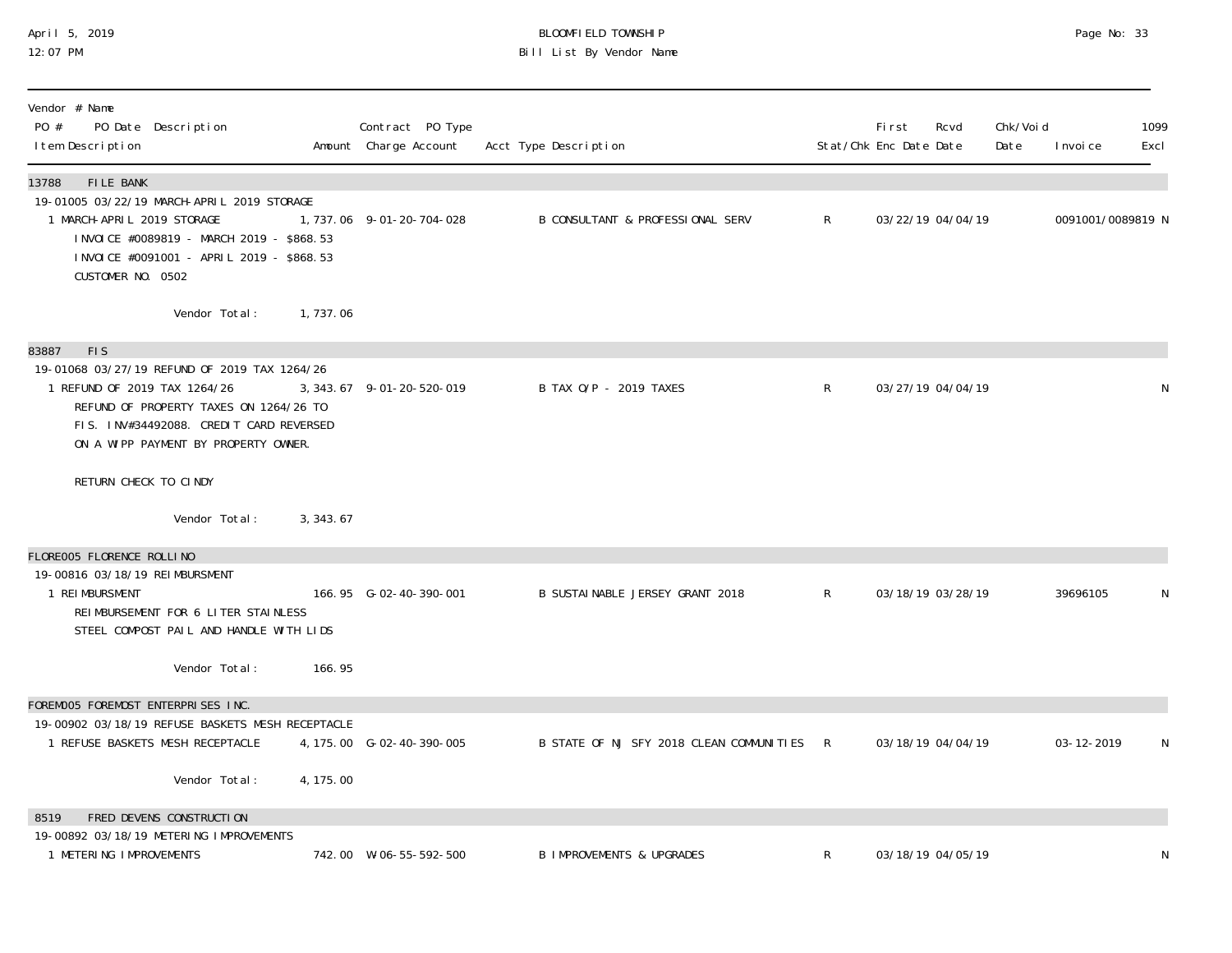| Vendor # Name PO # PO Date Description Item Description | Amount | Contract PO Type Charge Account | Acct Type Description | Stat/Chk | First Enc Date | Rcvd Date | Chk/Void Date | Invoice | 1099 Excl |
|---|---|---|---|---|---|---|---|---|---|
| **13788 FILE BANK** | | | | | | | | | |
| 19-01005 03/22/19 MARCH-APRIL 2019 STORAGE | | | | | | | | | |
| 1 MARCH-APRIL 2019 STORAGE<br>INVOICE #0089819 - MARCH 2019 - $868.53<br>INVOICE #0091001 - APRIL 2019 - $868.53<br>CUSTOMER NO. 0502 | 1,737.06 | 9-01-20-704-028 | B CONSULTANT & PROFESSIONAL SERV | R | 03/22/19 | 04/04/19 | | 0091001/0089819 | N |
| Vendor Total: | 1,737.06 | | | | | | | | |
| **83887 FIS** | | | | | | | | | |
| 19-01068 03/27/19 REFUND OF 2019 TAX 1264/26 | | | | | | | | | |
| 1 REFUND OF 2019 TAX 1264/26<br>REFUND OF PROPERTY TAXES ON 1264/26 TO FIS. INV#34492088. CREDIT CARD REVERSED ON A WIPP PAYMENT BY PROPERTY OWNER.<br><br>RETURN CHECK TO CINDY | 3,343.67 | 9-01-20-520-019 | B TAX O/P - 2019 TAXES | R | 03/27/19 | 04/04/19 | | | N |
| Vendor Total: | 3,343.67 | | | | | | | | |
| **FLORE005 FLORENCE ROLLINO** | | | | | | | | | |
| 19-00816 03/18/19 REIMBURSMENT | | | | | | | | | |
| 1 REIMBURSMENT<br>REIMBURSEMENT FOR 6 LITER STAINLESS STEEL COMPOST PAIL AND HANDLE WITH LIDS | 166.95 | G-02-40-390-001 | B SUSTAINABLE JERSEY GRANT 2018 | R | 03/18/19 | 03/28/19 | | 39696105 | N |
| Vendor Total: | 166.95 | | | | | | | | |
| **FOREM005 FOREMOST ENTERPRISES INC.** | | | | | | | | | |
| 19-00902 03/18/19 REFUSE BASKETS MESH RECEPTACLE | | | | | | | | | |
| 1 REFUSE BASKETS MESH RECEPTACLE | 4,175.00 | G-02-40-390-005 | B STATE OF NJ SFY 2018 CLEAN COMMUNITIES | R | 03/18/19 | 04/04/19 | | 03-12-2019 | N |
| Vendor Total: | 4,175.00 | | | | | | | | |
| **8519 FRED DEVENS CONSTRUCTION** | | | | | | | | | |
| 19-00892 03/18/19 METERING IMPROVEMENTS | | | | | | | | | |
| 1 METERING IMPROVEMENTS | 742.00 | W-06-55-592-500 | B IMPROVEMENTS & UPGRADES | R | 03/18/19 | 04/05/19 | | | N |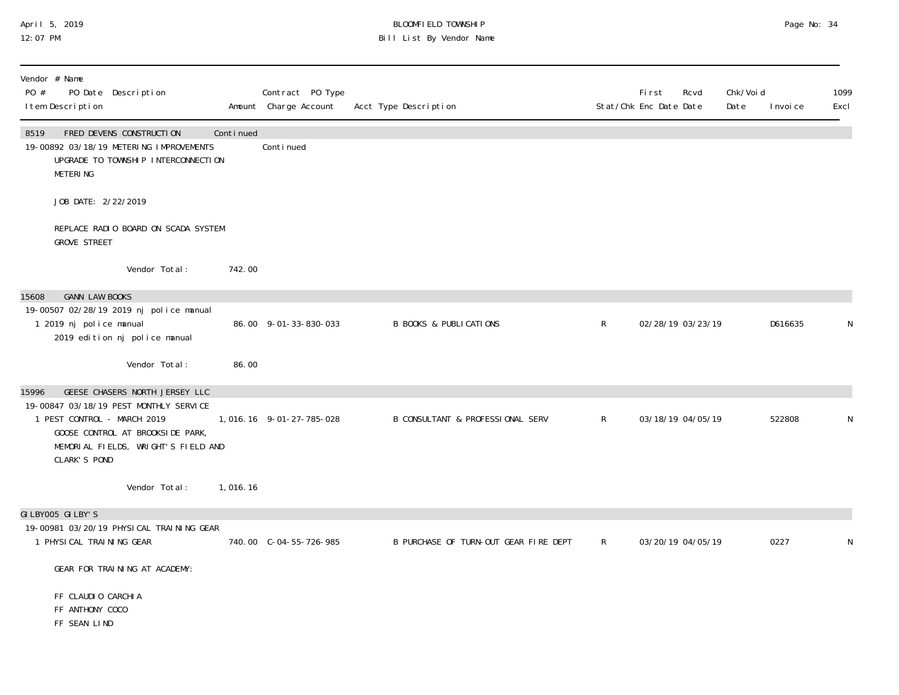| Vendor # Name PO # PO Date Description Item Description | Amount | Contract PO Type Charge Account | Acct Type Description | Stat/Chk | First Enc Date | Rcvd Date | Chk/Void Date | Invoice | 1099 Excl |
|---|---|---|---|---|---|---|---|---|---|
| 8519 FRED DEVENS CONSTRUCTION | Continued | | | | | | | | |
| 19-00892 03/18/19 METERING IMPROVEMENTS | | Continued | | | | | | | |
| UPGRADE TO TOWNSHIP INTERCONNECTION METERING | | | | | | | | | |
| JOB DATE: 2/22/2019 | | | | | | | | | |
| REPLACE RADIO BOARD ON SCADA SYSTEM GROVE STREET | | | | | | | | | |
| Vendor Total: | 742.00 | | | | | | | | |
| 15608 GANN LAW BOOKS | | | | | | | | | |
| 19-00507 02/28/19 2019 nj police manual | | | | | | | | | |
| 1 2019 nj police manual | 86.00 | 9-01-33-830-033 | B BOOKS & PUBLICATIONS | R | 02/28/19 | 03/23/19 | | D616635 | N |
| 2019 edition nj police manual | | | | | | | | | |
| Vendor Total: | 86.00 | | | | | | | | |
| 15996 GEESE CHASERS NORTH JERSEY LLC | | | | | | | | | |
| 19-00847 03/18/19 PEST MONTHLY SERVICE | | | | | | | | | |
| 1 PEST CONTROL - MARCH 2019 | 1,016.16 | 9-01-27-785-028 | B CONSULTANT & PROFESSIONAL SERV | R | 03/18/19 | 04/05/19 | | 522808 | N |
| GOOSE CONTROL AT BROOKSIDE PARK, MEMORIAL FIELDS, WRIGHT'S FIELD AND CLARK'S POND | | | | | | | | | |
| Vendor Total: | 1,016.16 | | | | | | | | |
| GILBY005 GILBY'S | | | | | | | | | |
| 19-00981 03/20/19 PHYSICAL TRAINING GEAR | | | | | | | | | |
| 1 PHYSICAL TRAINING GEAR | 740.00 | C-04-55-726-985 | B PURCHASE OF TURN-OUT GEAR FIRE DEPT | R | 03/20/19 | 04/05/19 | | 0227 | N |
| GEAR FOR TRAINING AT ACADEMY: | | | | | | | | | |
| FF CLAUDIO CARCHIA | | | | | | | | | |
| FF ANTHONY COCO | | | | | | | | | |
| FF SEAN LIND | | | | | | | | | |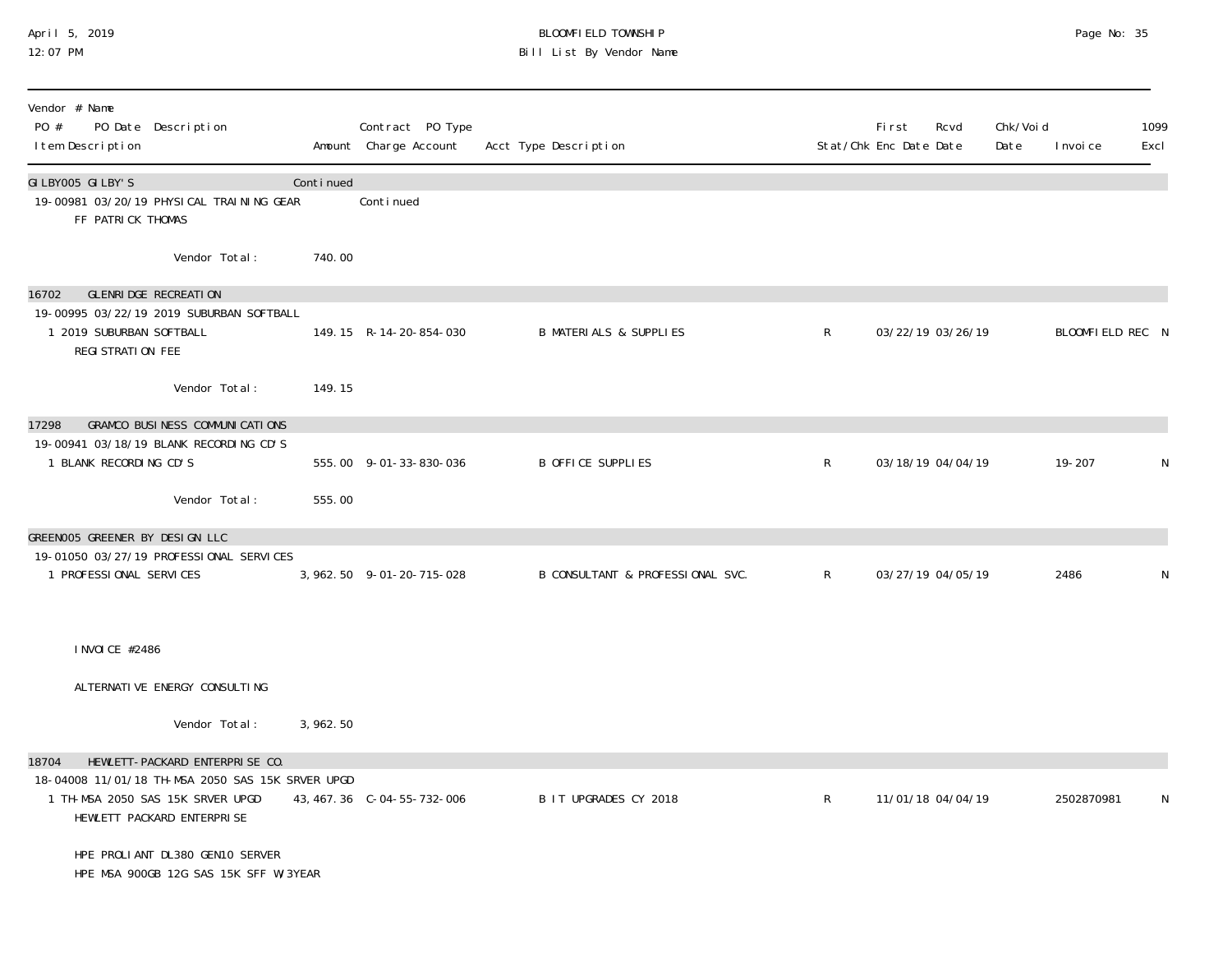BLOOMFIELD TOWNSHIP
Bill List By Vendor Name

| Vendor # Name<br>PO # PO Date Description<br>Item Description | Amount | Contract PO Type<br>Charge Account | Acct Type Description | Stat/Chk | First Enc Date | Rcvd Date | Chk/Void Date | Invoice | 1099 Excl |
|---|---|---|---|---|---|---|---|---|---|
| GILBY005 GILBY'S | Continued | | | | | | | | |
| 19-00981 03/20/19 PHYSICAL TRAINING GEAR | | Continued | | | | | | | |
| FF PATRICK THOMAS | | | | | | | | | |
| Vendor Total: | 740.00 | | | | | | | | |
| 16702 GLENRIDGE RECREATION | | | | | | | | | |
| 19-00995 03/22/19 2019 SUBURBAN SOFTBALL | | | | | | | | | |
| 1 2019 SUBURBAN SOFTBALL REGISTRATION FEE | 149.15 | R-14-20-854-030 | B MATERIALS & SUPPLIES | R | 03/22/19 | 03/26/19 | | BLOOMFIELD REC | N |
| Vendor Total: | 149.15 | | | | | | | | |
| 17298 GRAMCO BUSINESS COMMUNICATIONS | | | | | | | | | |
| 19-00941 03/18/19 BLANK RECORDING CD'S | | | | | | | | | |
| 1 BLANK RECORDING CD'S | 555.00 | 9-01-33-830-036 | B OFFICE SUPPLIES | R | 03/18/19 | 04/04/19 | | 19-207 | N |
| Vendor Total: | 555.00 | | | | | | | | |
| GREEN005 GREENER BY DESIGN LLC | | | | | | | | | |
| 19-01050 03/27/19 PROFESSIONAL SERVICES | | | | | | | | | |
| 1 PROFESSIONAL SERVICES | 3,962.50 | 9-01-20-715-028 | B CONSULTANT & PROFESSIONAL SVC. | R | 03/27/19 | 04/05/19 | | 2486 | N |
| INVOICE #2486 | | | | | | | | | |
| ALTERNATIVE ENERGY CONSULTING | | | | | | | | | |
| Vendor Total: | 3,962.50 | | | | | | | | |
| 18704 HEWLETT-PACKARD ENTERPRISE CO. | | | | | | | | | |
| 18-04008 11/01/18 TH-MSA 2050 SAS 15K SRVER UPGD | | | | | | | | | |
| 1 TH-MSA 2050 SAS 15K SRVER UPGD HEWLETT PACKARD ENTERPRISE | 43,467.36 | C-04-55-732-006 | B IT UPGRADES CY 2018 | R | 11/01/18 | 04/04/19 | | 2502870981 | N |
| HPE PROLIANT DL380 GEN10 SERVER | | | | | | | | | |
| HPE MSA 900GB 12G SAS 15K SFF W/3YEAR | | | | | | | | | |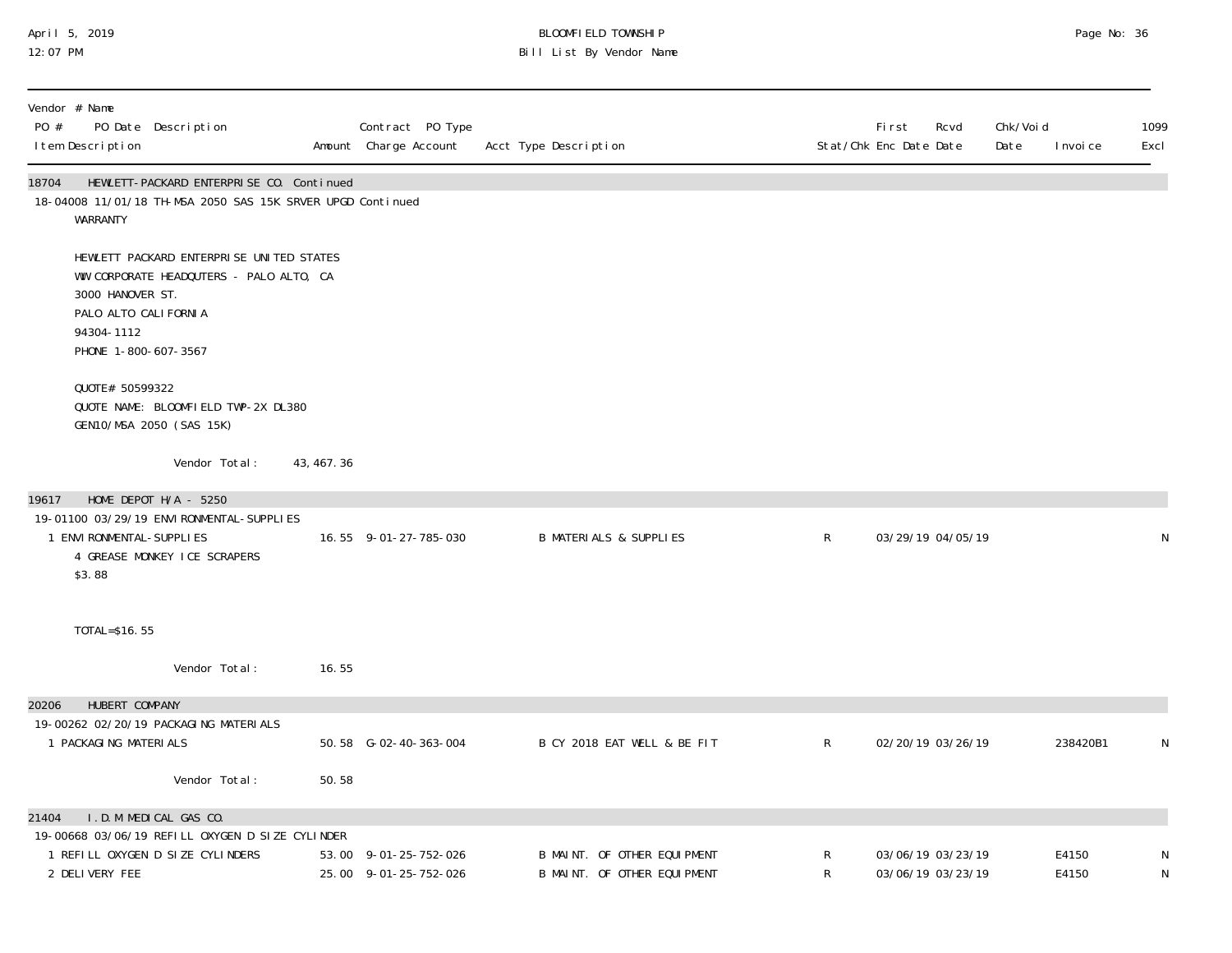| Vendor # Name<br>PO # PO Date Description<br>Item Description | Amount | Contract PO Type<br>Charge Account | Acct Type Description | Stat/Chk | First<br>Enc Date | Rcvd<br>Date | Chk/Void<br>Date | Invoice | 1099<br>Excl |
|---|---|---|---|---|---|---|---|---|---|
| 18704 HEWLETT-PACKARD ENTERPRISE CO. Continued | | | | | | | | | |
| 18-04008 11/01/18 TH-MSA 2050 SAS 15K SRVER UPGD Continued | | | | | | | | | |
| WARRANTY<br><br>HEWLETT PACKARD ENTERPRISE UNITED STATES<br>WW CORPORATE HEADQUTERS - PALO ALTO, CA<br>3000 HANOVER ST.<br>PALO ALTO CALIFORNIA<br>94304-1112<br>PHONE 1-800-607-3567<br><br>QUOTE# 50599322<br>QUOTE NAME: BLOOMFIELD TWP-2X DL380<br>GEN10/MSA 2050 (SAS 15K) | | | | | | | | | |
| Vendor Total: | 43,467.36 | | | | | | | | |
| 19617 HOME DEPOT H/A - 5250 | | | | | | | | | |
| 19-01100 03/29/19 ENVIRONMENTAL-SUPPLIES | | | | | | | | | |
| 1 ENVIRONMENTAL-SUPPLIES<br>4 GREASE MONKEY ICE SCRAPERS<br>$3.88<br><br>TOTAL=$16.55 | 16.55 | 9-01-27-785-030 | B MATERIALS & SUPPLIES | R | 03/29/19 | 04/05/19 | | | N |
| Vendor Total: | 16.55 | | | | | | | | |
| 20206 HUBERT COMPANY | | | | | | | | | |
| 19-00262 02/20/19 PACKAGING MATERIALS | | | | | | | | | |
| 1 PACKAGING MATERIALS | 50.58 | G-02-40-363-004 | B CY 2018 EAT WELL & BE FIT | R | 02/20/19 | 03/26/19 | | 238420B1 | N |
| Vendor Total: | 50.58 | | | | | | | | |
| 21404 I.D.M MEDICAL GAS CO. | | | | | | | | | |
| 19-00668 03/06/19 REFILL OXYGEN D SIZE CYLINDER | | | | | | | | | |
| 1 REFILL OXYGEN D SIZE CYLINDERS | 53.00 | 9-01-25-752-026 | B MAINT. OF OTHER EQUIPMENT | R | 03/06/19 | 03/23/19 | | E4150 | N |
| 2 DELIVERY FEE | 25.00 | 9-01-25-752-026 | B MAINT. OF OTHER EQUIPMENT | R | 03/06/19 | 03/23/19 | | E4150 | N |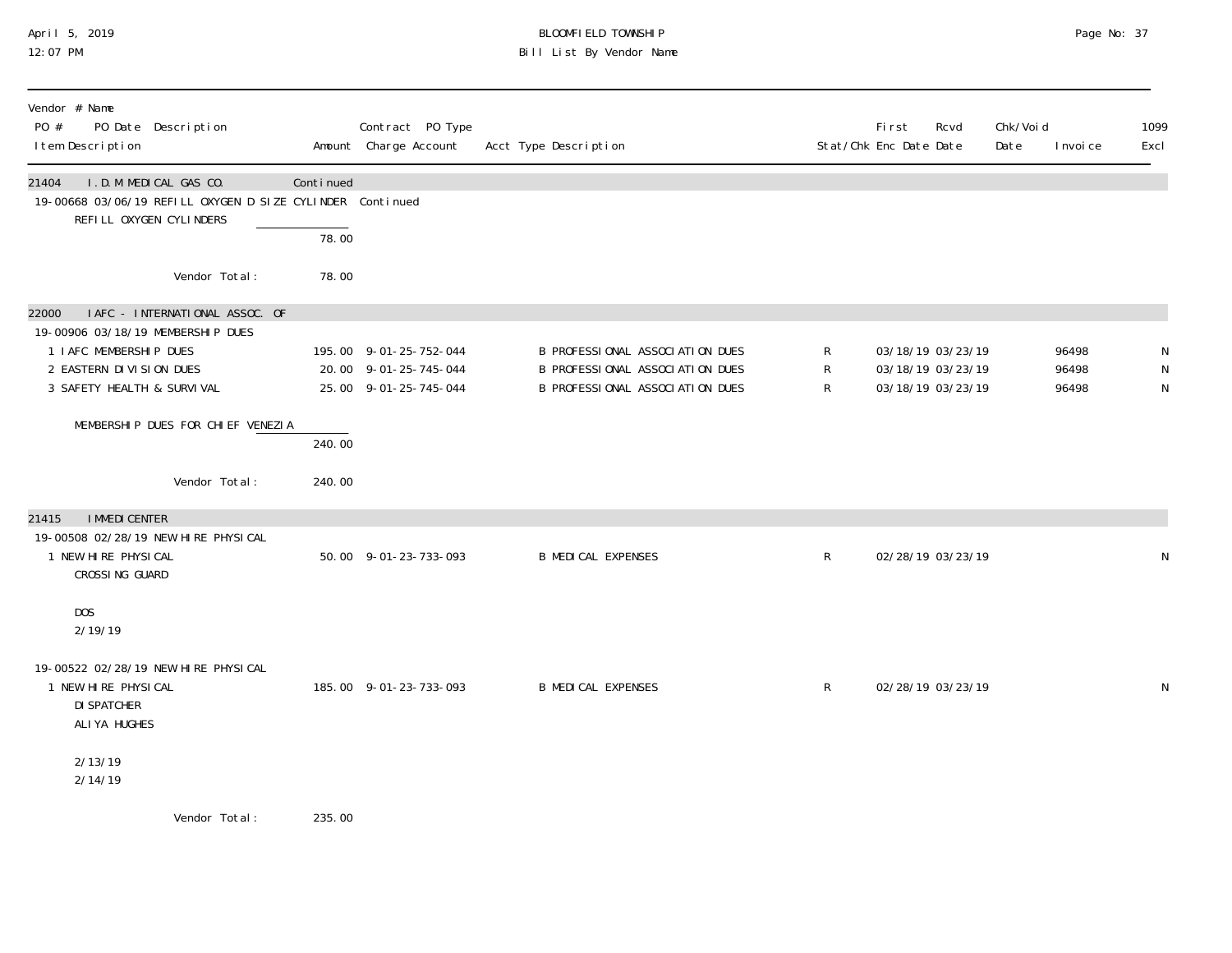BLOOMFIELD TOWNSHIP

Bill List By Vendor Name

April 5, 2019
12:07 PM

| Vendor # Name PO # PO Date Description Item Description | Amount | Contract PO Type Charge Account | Acct Type Description | Stat/Chk | First Enc Date | Rcvd Date | Chk/Void Date | Invoice | 1099 Excl |
|---|---|---|---|---|---|---|---|---|---|
| 21404 I.D.M MEDICAL GAS CO. | Continued | | | | | | | | |
| 19-00668 03/06/19 REFILL OXYGEN D SIZE CYLINDER | | Continued | | | | | | | |
| REFILL OXYGEN CYLINDERS | 78.00 | | | | | | | | |
| Vendor Total: | 78.00 | | | | | | | | |
| 22000 IAFC - INTERNATIONAL ASSOC. OF | | | | | | | | | |
| 19-00906 03/18/19 MEMBERSHIP DUES | | | | | | | | | |
| 1 IAFC MEMBERSHIP DUES | 195.00 | 9-01-25-752-044 | B PROFESSIONAL ASSOCIATION DUES | R | 03/18/19 | 03/23/19 | | 96498 | N |
| 2 EASTERN DIVISION DUES | 20.00 | 9-01-25-745-044 | B PROFESSIONAL ASSOCIATION DUES | R | 03/18/19 | 03/23/19 | | 96498 | N |
| 3 SAFETY HEALTH & SURVIVAL | 25.00 | 9-01-25-745-044 | B PROFESSIONAL ASSOCIATION DUES | R | 03/18/19 | 03/23/19 | | 96498 | N |
| MEMBERSHIP DUES FOR CHIEF VENEZIA | 240.00 | | | | | | | | |
| Vendor Total: | 240.00 | | | | | | | | |
| 21415 IMMEDICENTER | | | | | | | | | |
| 19-00508 02/28/19 NEW HIRE PHYSICAL | | | | | | | | | |
| 1 NEW HIRE PHYSICAL CROSSING GUARD DOS 2/19/19 | 50.00 | 9-01-23-733-093 | B MEDICAL EXPENSES | R | 02/28/19 | 03/23/19 | | | N |
| 19-00522 02/28/19 NEW HIRE PHYSICAL | | | | | | | | | |
| 1 NEW HIRE PHYSICAL DISPATCHER ALIYA HUGHES 2/13/19 2/14/19 | 185.00 | 9-01-23-733-093 | B MEDICAL EXPENSES | R | 02/28/19 | 03/23/19 | | | N |
| Vendor Total: | 235.00 | | | | | | | | |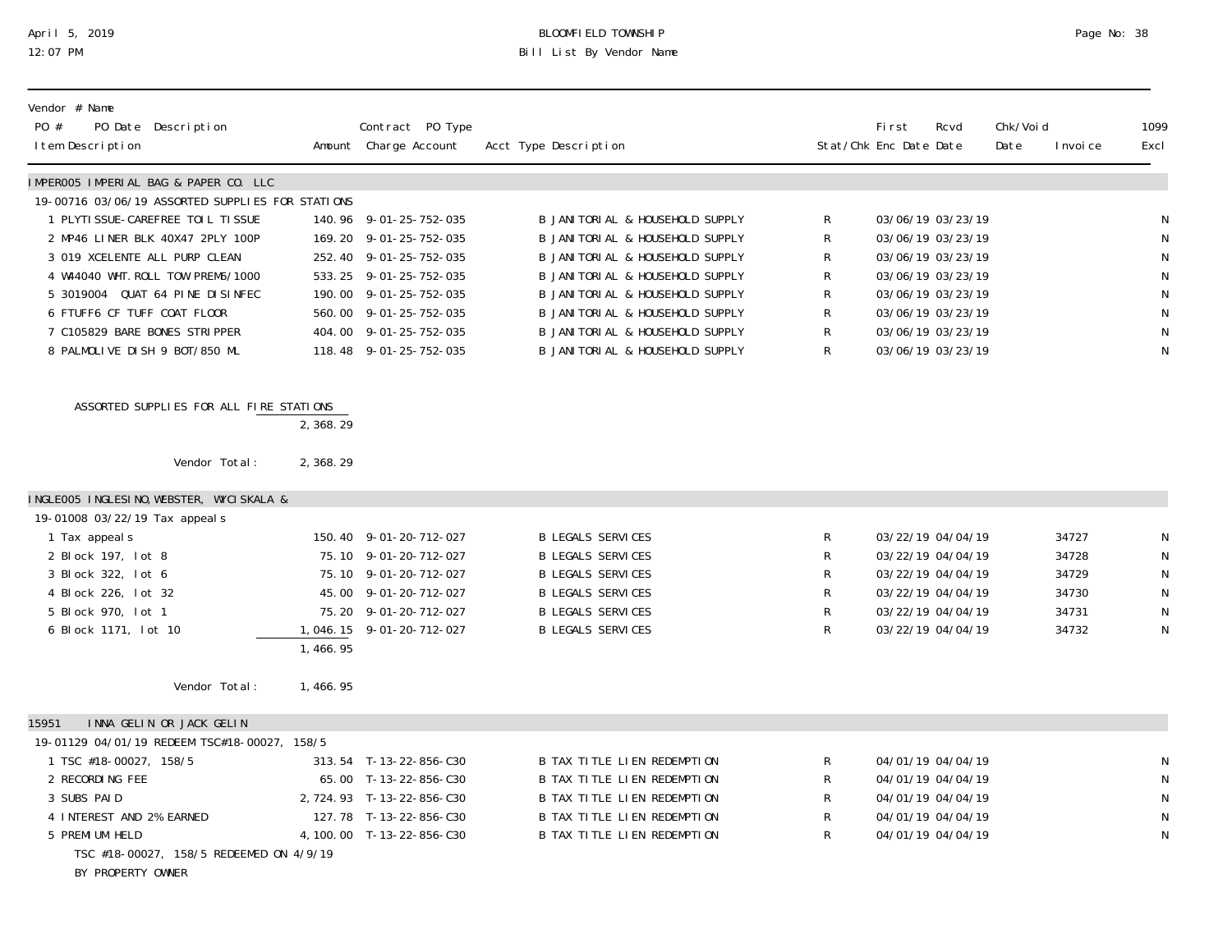BLOOMFIELD TOWNSHIP
Bill List By Vendor Name

April 5, 2019
12:07 PM

| Vendor # Name / PO # PO Date Description / Item Description | Amount | Contract PO Type / Charge Account | Acct Type Description | Stat/Chk | First Enc Date | Rcvd Date | Chk/Void Date | Invoice | 1099 Excl |
|---|---|---|---|---|---|---|---|---|---|
| **IMPER005 IMPERIAL BAG & PAPER CO. LLC** | | | | | | | | | |
| 19-00716 03/06/19 ASSORTED SUPPLIES FOR STATIONS | | | | | | | | | |
| 1 PLYTISSUE-CAREFREE TOIL TISSUE | 140.96 | 9-01-25-752-035 | B JANITORIAL & HOUSEHOLD SUPPLY | R | 03/06/19 | 03/23/19 | | | N |
| 2 MP46 LINER BLK 40X47 2PLY 100P | 169.20 | 9-01-25-752-035 | B JANITORIAL & HOUSEHOLD SUPPLY | R | 03/06/19 | 03/23/19 | | | N |
| 3 019 XCELENTE ALL PURP CLEAN | 252.40 | 9-01-25-752-035 | B JANITORIAL & HOUSEHOLD SUPPLY | R | 03/06/19 | 03/23/19 | | | N |
| 4 W44040 WHT.ROLL TOW PREM6/1000 | 533.25 | 9-01-25-752-035 | B JANITORIAL & HOUSEHOLD SUPPLY | R | 03/06/19 | 03/23/19 | | | N |
| 5 3019004 QUAT 64 PINE DISINFEC | 190.00 | 9-01-25-752-035 | B JANITORIAL & HOUSEHOLD SUPPLY | R | 03/06/19 | 03/23/19 | | | N |
| 6 FTUFF6 CF TUFF COAT FLOOR | 560.00 | 9-01-25-752-035 | B JANITORIAL & HOUSEHOLD SUPPLY | R | 03/06/19 | 03/23/19 | | | N |
| 7 C105829 BARE BONES STRIPPER | 404.00 | 9-01-25-752-035 | B JANITORIAL & HOUSEHOLD SUPPLY | R | 03/06/19 | 03/23/19 | | | N |
| 8 PALMOLIVE DISH 9 BOT/850 ML | 118.48 | 9-01-25-752-035 | B JANITORIAL & HOUSEHOLD SUPPLY | R | 03/06/19 | 03/23/19 | | | N |
| ASSORTED SUPPLIES FOR ALL FIRE STATIONS | 2,368.29 | | | | | | | | |
| Vendor Total: | 2,368.29 | | | | | | | | |
| **INGLE005 INGLESINO,WEBSTER, WYCISKALA &** | | | | | | | | | |
| 19-01008 03/22/19 Tax appeals | | | | | | | | | |
| 1 Tax appeals | 150.40 | 9-01-20-712-027 | B LEGALS SERVICES | R | 03/22/19 | 04/04/19 | | 34727 | N |
| 2 Block 197, lot 8 | 75.10 | 9-01-20-712-027 | B LEGALS SERVICES | R | 03/22/19 | 04/04/19 | | 34728 | N |
| 3 Block 322, lot 6 | 75.10 | 9-01-20-712-027 | B LEGALS SERVICES | R | 03/22/19 | 04/04/19 | | 34729 | N |
| 4 Block 226, lot 32 | 45.00 | 9-01-20-712-027 | B LEGALS SERVICES | R | 03/22/19 | 04/04/19 | | 34730 | N |
| 5 Block 970, lot 1 | 75.20 | 9-01-20-712-027 | B LEGALS SERVICES | R | 03/22/19 | 04/04/19 | | 34731 | N |
| 6 Block 1171, lot 10 | 1,046.15 | 9-01-20-712-027 | B LEGALS SERVICES | R | 03/22/19 | 04/04/19 | | 34732 | N |
| | 1,466.95 | | | | | | | | |
| Vendor Total: | 1,466.95 | | | | | | | | |
| **15951 INNA GELIN OR JACK GELIN** | | | | | | | | | |
| 19-01129 04/01/19 REDEEM TSC#18-00027, 158/5 | | | | | | | | | |
| 1 TSC #18-00027, 158/5 | 313.54 | T-13-22-856-C30 | B TAX TITLE LIEN REDEMPTION | R | 04/01/19 | 04/04/19 | | | N |
| 2 RECORDING FEE | 65.00 | T-13-22-856-C30 | B TAX TITLE LIEN REDEMPTION | R | 04/01/19 | 04/04/19 | | | N |
| 3 SUBS PAID | 2,724.93 | T-13-22-856-C30 | B TAX TITLE LIEN REDEMPTION | R | 04/01/19 | 04/04/19 | | | N |
| 4 INTEREST AND 2% EARNED | 127.78 | T-13-22-856-C30 | B TAX TITLE LIEN REDEMPTION | R | 04/01/19 | 04/04/19 | | | N |
| 5 PREMIUM HELD | 4,100.00 | T-13-22-856-C30 | B TAX TITLE LIEN REDEMPTION | R | 04/01/19 | 04/04/19 | | | N |
| TSC #18-00027, 158/5 REDEEMED ON 4/9/19 BY PROPERTY OWNER | | | | | | | | | |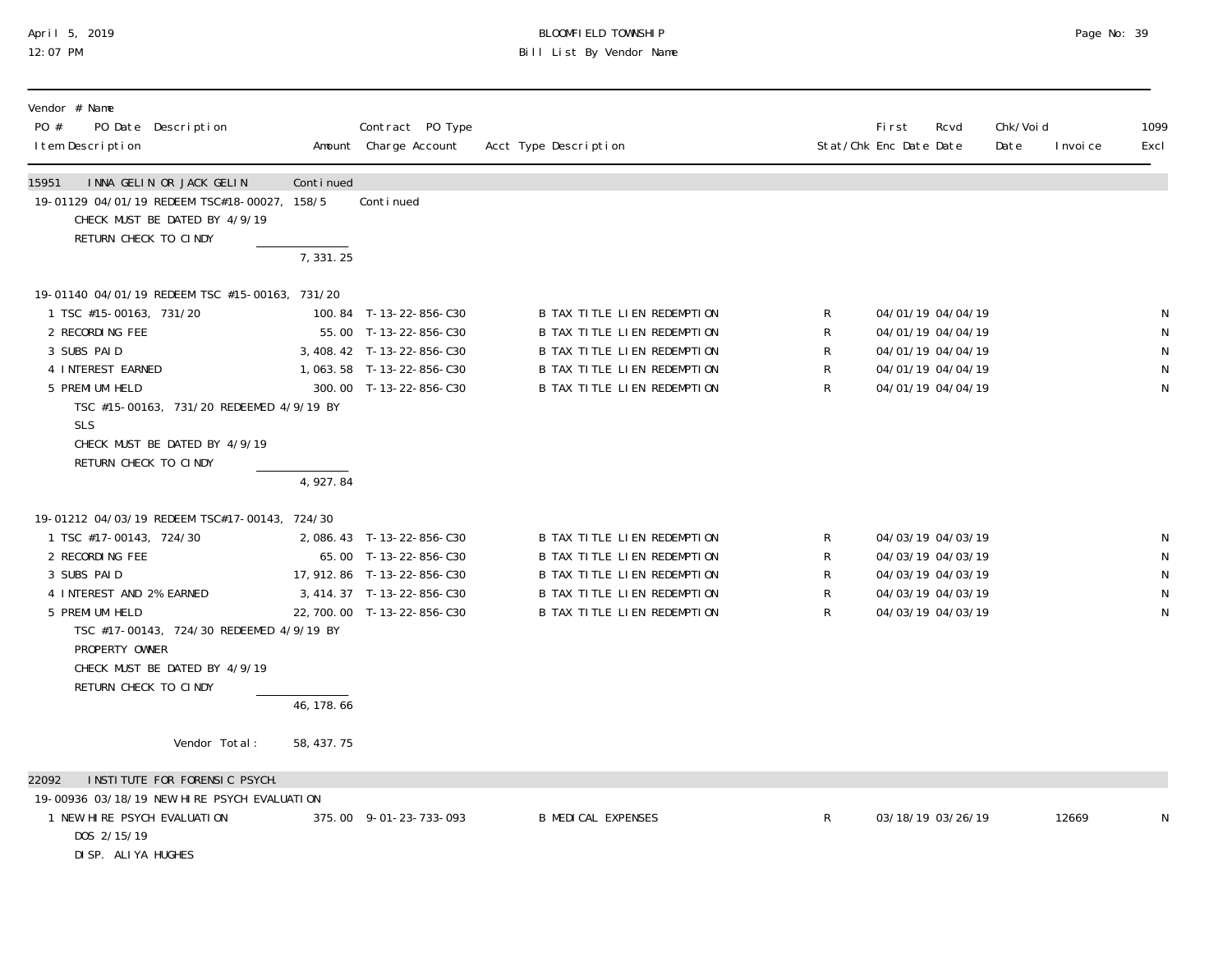BLOOMFIELD TOWNSHIP

Bill List By Vendor Name

April 5, 2019
12:07 PM

| Vendor # Name / PO # PO Date Description / Item Description | Amount | Contract PO Type Charge Account | Acct Type Description | Stat/Chk | First Enc Date | Rcvd Date | Chk/Void Date | Invoice | 1099 Excl |
|---|---|---|---|---|---|---|---|---|---|
| 15951 INNA GELIN OR JACK GELIN | Continued | | | | | | | | |
| 19-01129 04/01/19 REDEEM TSC#18-00027, 158/5 | | Continued | | | | | | | |
| CHECK MUST BE DATED BY 4/9/19 | | | | | | | | | |
| RETURN CHECK TO CINDY | | | | | | | | | |
| | 7,331.25 | | | | | | | | |
| 19-01140 04/01/19 REDEEM TSC #15-00163, 731/20 | | | | | | | | | |
| 1 TSC #15-00163, 731/20 | 100.84 | T-13-22-856-C30 | B TAX TITLE LIEN REDEMPTION | R | 04/01/19 | 04/04/19 | | | N |
| 2 RECORDING FEE | 55.00 | T-13-22-856-C30 | B TAX TITLE LIEN REDEMPTION | R | 04/01/19 | 04/04/19 | | | N |
| 3 SUBS PAID | 3,408.42 | T-13-22-856-C30 | B TAX TITLE LIEN REDEMPTION | R | 04/01/19 | 04/04/19 | | | N |
| 4 INTEREST EARNED | 1,063.58 | T-13-22-856-C30 | B TAX TITLE LIEN REDEMPTION | R | 04/01/19 | 04/04/19 | | | N |
| 5 PREMIUM HELD | 300.00 | T-13-22-856-C30 | B TAX TITLE LIEN REDEMPTION | R | 04/01/19 | 04/04/19 | | | N |
| TSC #15-00163, 731/20 REDEEMED 4/9/19 BY SLS | | | | | | | | | |
| CHECK MUST BE DATED BY 4/9/19 | | | | | | | | | |
| RETURN CHECK TO CINDY | | | | | | | | | |
| | 4,927.84 | | | | | | | | |
| 19-01212 04/03/19 REDEEM TSC#17-00143, 724/30 | | | | | | | | | |
| 1 TSC #17-00143, 724/30 | 2,086.43 | T-13-22-856-C30 | B TAX TITLE LIEN REDEMPTION | R | 04/03/19 | 04/03/19 | | | N |
| 2 RECORDING FEE | 65.00 | T-13-22-856-C30 | B TAX TITLE LIEN REDEMPTION | R | 04/03/19 | 04/03/19 | | | N |
| 3 SUBS PAID | 17,912.86 | T-13-22-856-C30 | B TAX TITLE LIEN REDEMPTION | R | 04/03/19 | 04/03/19 | | | N |
| 4 INTEREST AND 2% EARNED | 3,414.37 | T-13-22-856-C30 | B TAX TITLE LIEN REDEMPTION | R | 04/03/19 | 04/03/19 | | | N |
| 5 PREMIUM HELD | 22,700.00 | T-13-22-856-C30 | B TAX TITLE LIEN REDEMPTION | R | 04/03/19 | 04/03/19 | | | N |
| TSC #17-00143, 724/30 REDEEMED 4/9/19 BY PROPERTY OWNER | | | | | | | | | |
| CHECK MUST BE DATED BY 4/9/19 | | | | | | | | | |
| RETURN CHECK TO CINDY | | | | | | | | | |
| | 46,178.66 | | | | | | | | |
| Vendor Total: | 58,437.75 | | | | | | | | |
| 22092 INSTITUTE FOR FORENSIC PSYCH. | | | | | | | | | |
| 19-00936 03/18/19 NEW HIRE PSYCH EVALUATION | | | | | | | | | |
| 1 NEW HIRE PSYCH EVALUATION | 375.00 | 9-01-23-733-093 | B MEDICAL EXPENSES | R | 03/18/19 | 03/26/19 | | 12669 | N |
| DOS 2/15/19 | | | | | | | | | |
| DISP. ALIYA HUGHES | | | | | | | | | |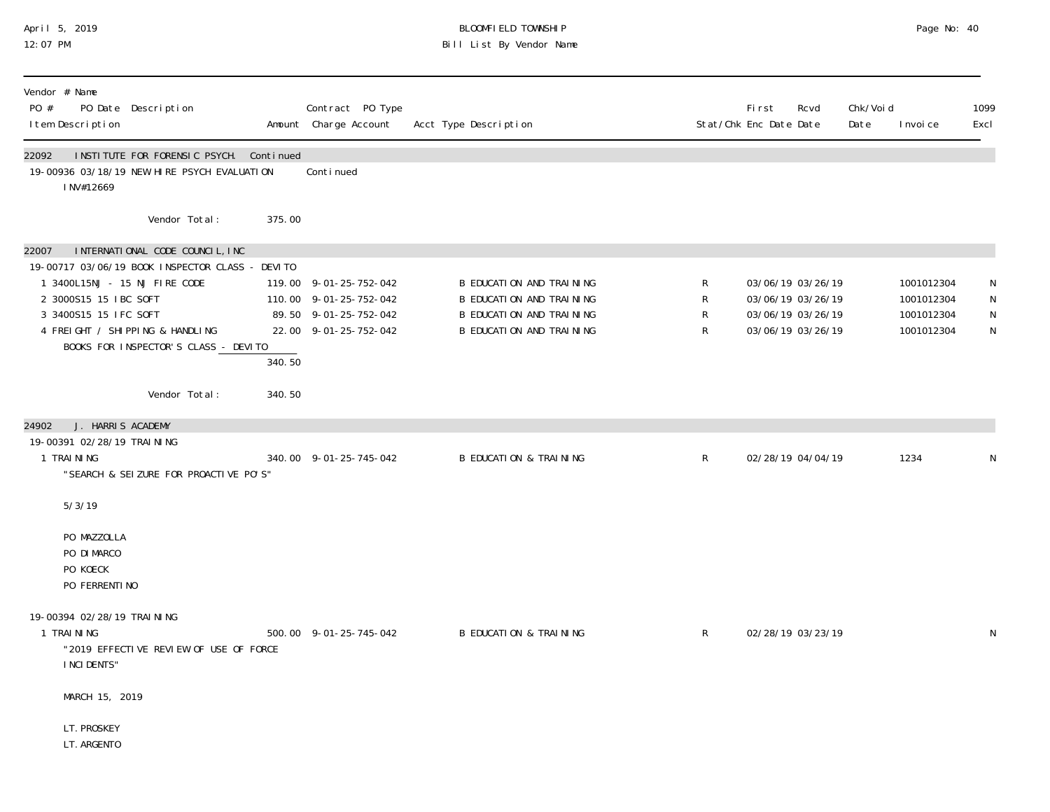| Vendor # Name PO # PO Date Description Item Description | Amount | Contract PO Type Charge Account | Acct Type Description | Stat/Chk | First Enc Date | Rcvd Date | Chk/Void Date | Invoice | 1099 Excl |
|---|---|---|---|---|---|---|---|---|---|
| 22092 INSTITUTE FOR FORENSIC PSYCH. Continued | | | | | | | | | |
| 19-00936 03/18/19 NEW HIRE PSYCH EVALUATION | | Continued | | | | | | | |
| INV#12669 | | | | | | | | | |
| Vendor Total: | 375.00 | | | | | | | | |
| 22007 INTERNATIONAL CODE COUNCIL, INC | | | | | | | | | |
| 19-00717 03/06/19 BOOK INSPECTOR CLASS - DEVITO | | | | | | | | | |
| 1 3400L15NJ - 15 NJ FIRE CODE | 119.00 | 9-01-25-752-042 | B EDUCATION AND TRAINING | R | 03/06/19 | 03/26/19 | | 1001012304 | N |
| 2 3000S15 15 IBC SOFT | 110.00 | 9-01-25-752-042 | B EDUCATION AND TRAINING | R | 03/06/19 | 03/26/19 | | 1001012304 | N |
| 3 3400S15 15 IFC SOFT | 89.50 | 9-01-25-752-042 | B EDUCATION AND TRAINING | R | 03/06/19 | 03/26/19 | | 1001012304 | N |
| 4 FREIGHT / SHIPPING & HANDLING | 22.00 | 9-01-25-752-042 | B EDUCATION AND TRAINING | R | 03/06/19 | 03/26/19 | | 1001012304 | N |
| BOOKS FOR INSPECTOR'S CLASS - DEVITO | 340.50 | | | | | | | | |
| Vendor Total: | 340.50 | | | | | | | | |
| 24902 J. HARRIS ACADEMY | | | | | | | | | |
| 19-00391 02/28/19 TRAINING | | | | | | | | | |
| 1 TRAINING | 340.00 | 9-01-25-745-042 | B EDUCATION & TRAINING | R | 02/28/19 | 04/04/19 | | 1234 | N |
| "SEARCH & SEIZURE FOR PROACTIVE PO'S"<br><br>5/3/19<br><br>PO MAZZOLLA<br>PO DIMARCO<br>PO KOECK<br>PO FERRENTINO | | | | | | | | | |
| 19-00394 02/28/19 TRAINING | | | | | | | | | |
| 1 TRAINING | 500.00 | 9-01-25-745-042 | B EDUCATION & TRAINING | R | 02/28/19 | 03/23/19 | | | N |
| "2019 EFFECTIVE REVIEW OF USE OF FORCE INCIDENTS"<br><br>MARCH 15, 2019<br><br>LT. PROSKEY<br>LT. ARGENTO | | | | | | | | | |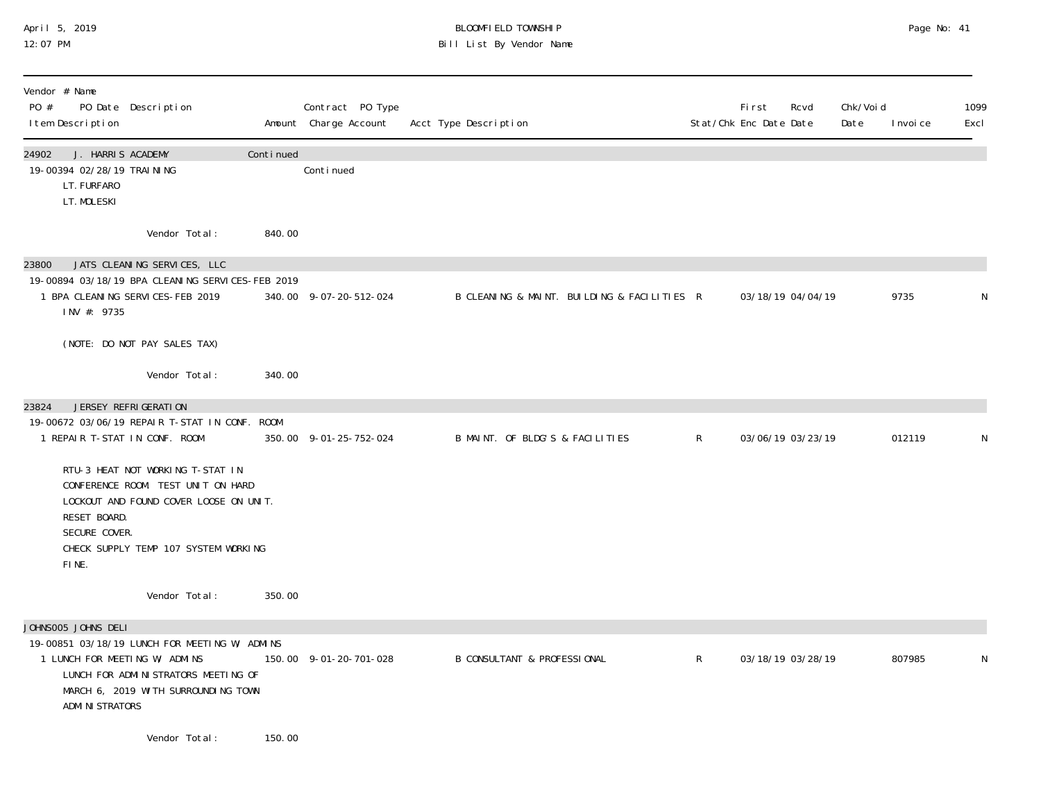BLOOMFIELD TOWNSHIP
Bill List By Vendor Name

April 5, 2019
12:07 PM

| Vendor # Name<br>PO # PO Date Description<br>Item Description | Amount | Contract PO Type<br>Charge Account | Acct Type Description | Stat/Chk | First Enc Date | Rcvd Date | Chk/Void Date | Invoice | 1099 Excl |
|---|---|---|---|---|---|---|---|---|---|
| **24902 J. HARRIS ACADEMY** | Continued | | | | | | | | |
| 19-00394 02/28/19 TRAINING | | Continued | | | | | | | |
| LT. FURFARO<br>LT. MOLESKI | | | | | | | | | |
| Vendor Total: | 840.00 | | | | | | | | |
| **23800 JATS CLEANING SERVICES, LLC** | | | | | | | | | |
| 19-00894 03/18/19 BPA CLEANING SERVICES-FEB 2019 | | | | | | | | | |
| 1 BPA CLEANING SERVICES-FEB 2019<br>INV #: 9735<br><br>(NOTE: DO NOT PAY SALES TAX) | 340.00 | 9-07-20-512-024 | B CLEANING & MAINT. BUILDING & FACILITIES | R | 03/18/19 | 04/04/19 | | 9735 | N |
| Vendor Total: | 340.00 | | | | | | | | |
| **23824 JERSEY REFRIGERATION** | | | | | | | | | |
| 19-00672 03/06/19 REPAIR T-STAT IN CONF. ROOM | | | | | | | | | |
| 1 REPAIR T-STAT IN CONF. ROOM<br><br>RTU-3 HEAT NOT WORKING T-STAT IN CONFERENCE ROOM. TEST UNIT ON HARD LOCKOUT AND FOUND COVER LOOSE ON UNIT.<br>RESET BOARD.<br>SECURE COVER.<br>CHECK SUPPLY TEMP 107 SYSTEM WORKING FINE. | 350.00 | 9-01-25-752-024 | B MAINT. OF BLDG'S & FACILITIES | R | 03/06/19 | 03/23/19 | | 012119 | N |
| Vendor Total: | 350.00 | | | | | | | | |
| **JOHNS005 JOHNS DELI** | | | | | | | | | |
| 19-00851 03/18/19 LUNCH FOR MEETING W/ ADMINS | | | | | | | | | |
| 1 LUNCH FOR MEETING W/ ADMINS<br>LUNCH FOR ADMINISTRATORS MEETING OF MARCH 6, 2019 WITH SURROUNDING TOWN ADMINISTRATORS | 150.00 | 9-01-20-701-028 | B CONSULTANT & PROFESSIONAL | R | 03/18/19 | 03/28/19 | | 807985 | N |
| Vendor Total: | 150.00 | | | | | | | | |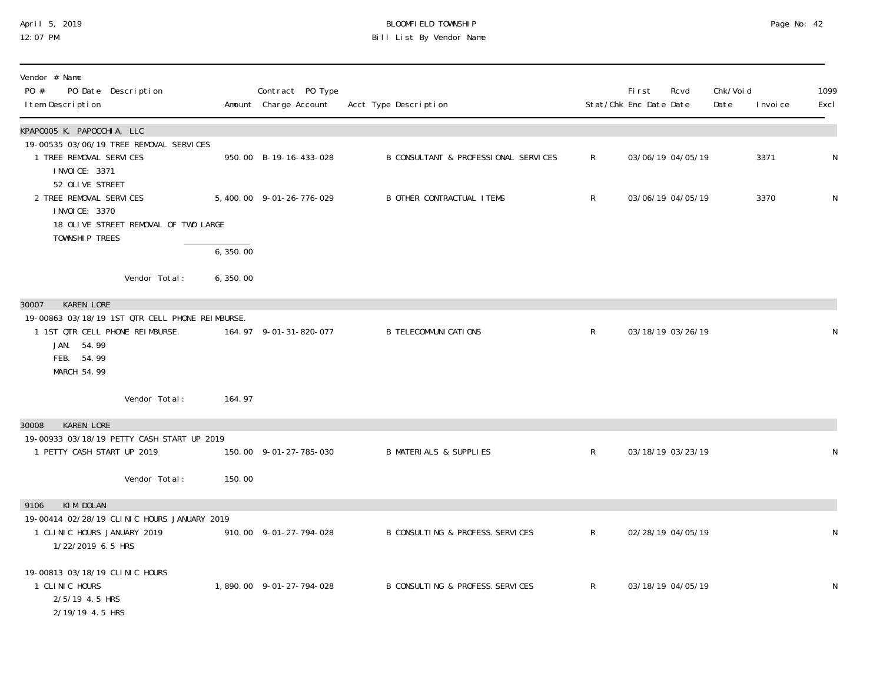BLOOMFIELD TOWNSHIP
Bill List By Vendor Name

April 5, 2019
12:07 PM

| Vendor # Name<br>PO # PO Date Description<br>Item Description | Amount | Contract PO Type<br>Charge Account | Acct Type Description | Stat/Chk | First Enc Date | Rcvd Date | Chk/Void Date | Invoice | 1099 Excl |
|---|---|---|---|---|---|---|---|---|---|
| **KPAPO005 K. PAPOCCHIA, LLC** | | | | | | | | | |
| 19-00535 03/06/19 TREE REMOVAL SERVICES | | | | | | | | | |
| 1 TREE REMOVAL SERVICES<br>INVOICE: 3371<br>52 OLIVE STREET | 950.00 | B-19-16-433-028 | B CONSULTANT & PROFESSIONAL SERVICES | R | 03/06/19 | 04/05/19 | | 3371 | N |
| 2 TREE REMOVAL SERVICES<br>INVOICE: 3370<br>18 OLIVE STREET REMOVAL OF TWO LARGE<br>TOWNSHIP TREES | 5,400.00 | 9-01-26-776-029 | B OTHER CONTRACTUAL ITEMS | R | 03/06/19 | 04/05/19 | | 3370 | N |
| | 6,350.00 | | | | | | | | |
| Vendor Total: | 6,350.00 | | | | | | | | |
| **30007 KAREN LORE** | | | | | | | | | |
| 19-00863 03/18/19 1ST QTR CELL PHONE REIMBURSE. | | | | | | | | | |
| 1 1ST QTR CELL PHONE REIMBURSE.<br>JAN. 54.99<br>FEB. 54.99<br>MARCH 54.99 | 164.97 | 9-01-31-820-077 | B TELECOMMUNICATIONS | R | 03/18/19 | 03/26/19 | | | N |
| Vendor Total: | 164.97 | | | | | | | | |
| **30008 KAREN LORE** | | | | | | | | | |
| 19-00933 03/18/19 PETTY CASH START UP 2019 | | | | | | | | | |
| 1 PETTY CASH START UP 2019 | 150.00 | 9-01-27-785-030 | B MATERIALS & SUPPLIES | R | 03/18/19 | 03/23/19 | | | N |
| Vendor Total: | 150.00 | | | | | | | | |
| **9106 KIM DOLAN** | | | | | | | | | |
| 19-00414 02/28/19 CLINIC HOURS JANUARY 2019 | | | | | | | | | |
| 1 CLINIC HOURS JANUARY 2019<br>1/22/2019 6.5 HRS | 910.00 | 9-01-27-794-028 | B CONSULTING & PROFESS.SERVICES | R | 02/28/19 | 04/05/19 | | | N |
| 19-00813 03/18/19 CLINIC HOURS | | | | | | | | | |
| 1 CLINIC HOURS<br>2/5/19 4.5 HRS<br>2/19/19 4.5 HRS | 1,890.00 | 9-01-27-794-028 | B CONSULTING & PROFESS.SERVICES | R | 03/18/19 | 04/05/19 | | | N |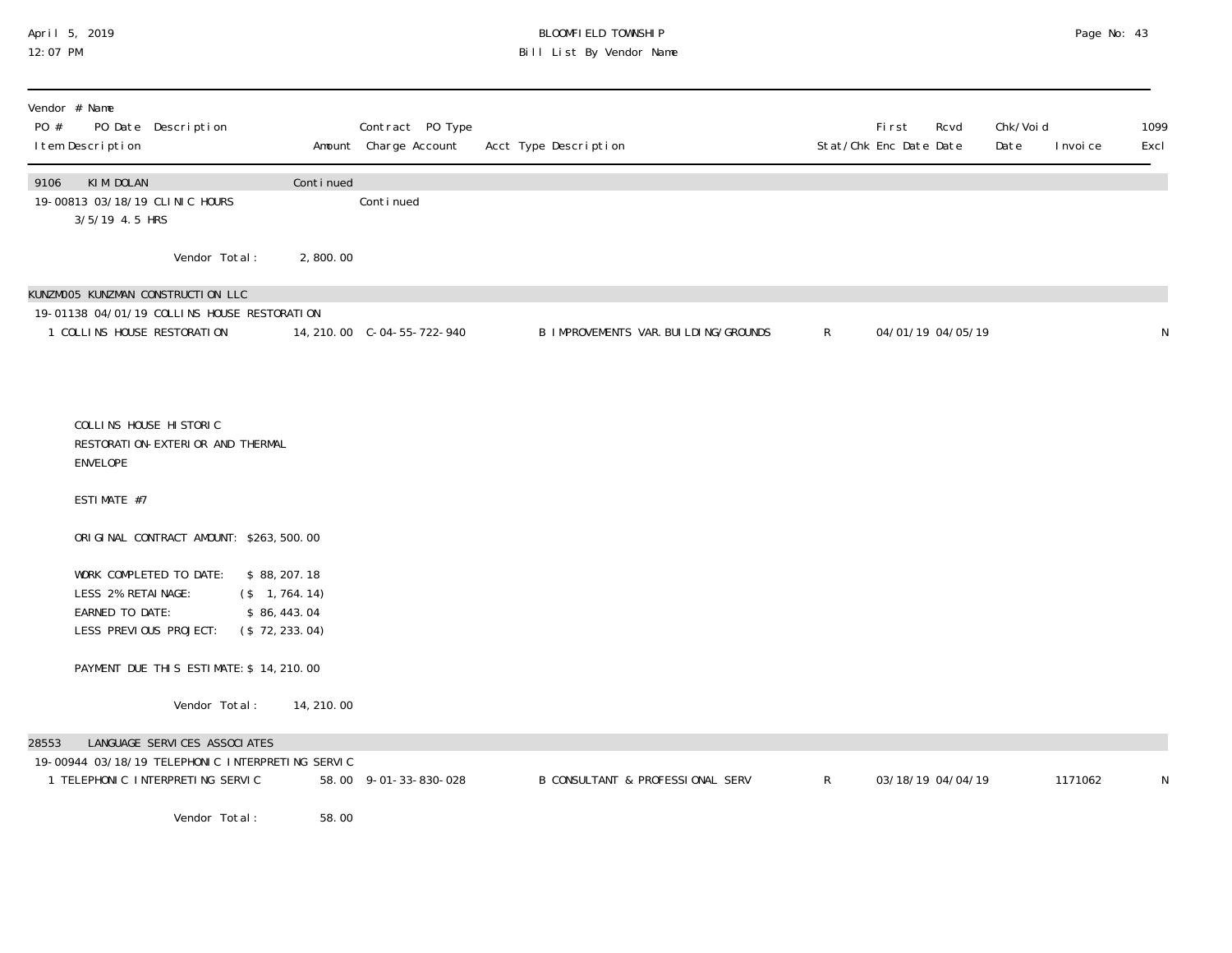| Vendor # Name<br>PO # PO Date Description<br>Item Description | Amount | Contract PO Type<br>Charge Account | Acct Type Description | Stat/Chk | First Enc Date | Rcvd Date | Chk/Void Date | Invoice | 1099 Excl |
|---|---|---|---|---|---|---|---|---|---|
| **9106 KIM DOLAN** | Continued | | | | | | | | |
| 19-00813 03/18/19 CLINIC HOURS | | Continued | | | | | | | |
| 3/5/19 4.5 HRS | | | | | | | | | |
| Vendor Total: | 2,800.00 | | | | | | | | |
| **KUNZM005 KUNZMAN CONSTRUCTION LLC** | | | | | | | | | |
| 19-01138 04/01/19 COLLINS HOUSE RESTORATION | | | | | | | | | |
| 1 COLLINS HOUSE RESTORATION | 14,210.00 | C-04-55-722-940 | B IMPROVEMENTS VAR.BUILDING/GROUNDS | R | 04/01/19 | 04/05/19 | | | N |
| COLLINS HOUSE HISTORIC RESTORATION-EXTERIOR AND THERMAL ENVELOPE<br><br>ESTIMATE #7<br><br>ORIGINAL CONTRACT AMOUNT: $263,500.00<br><br>WORK COMPLETED TO DATE: $ 88,207.18<br>LESS 2% RETAINAGE: ($ 1,764.14)<br>EARNED TO DATE: $ 86,443.04<br>LESS PREVIOUS PROJECT: ($ 72,233.04)<br><br>PAYMENT DUE THIS ESTIMATE: $ 14,210.00 | | | | | | | | | |
| Vendor Total: | 14,210.00 | | | | | | | | |
| **28553 LANGUAGE SERVICES ASSOCIATES** | | | | | | | | | |
| 19-00944 03/18/19 TELEPHONIC INTERPRETING SERVIC | | | | | | | | | |
| 1 TELEPHONIC INTERPRETING SERVIC | 58.00 | 9-01-33-830-028 | B CONSULTANT & PROFESSIONAL SERV | R | 03/18/19 | 04/04/19 | | 1171062 | N |
| Vendor Total: | 58.00 | | | | | | | | |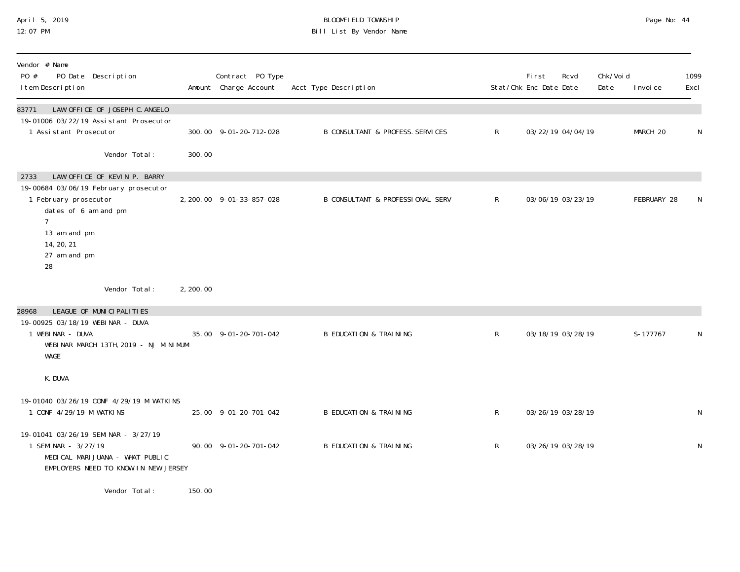# BLOOMFIELD TOWNSHIP

## Bill List By Vendor Name

April 5, 2019
12:07 PM

| Vendor # Name<br>PO # PO Date Description<br>Item Description | Amount | Contract PO Type<br>Charge Account | Acct Type Description | Stat/Chk | First Enc Date | Rcvd Date | Chk/Void Date | Invoice | 1099 Excl |
|---|---|---|---|---|---|---|---|---|---|
| **83771 LAW OFFICE OF JOSEPH C. ANGELO** | | | | | | | | | |
| 19-01006 03/22/19 Assistant Prosecutor | | | | | | | | | |
| 1 Assistant Prosecutor | 300.00 | 9-01-20-712-028 | B CONSULTANT & PROFESS. SERVICES | R | 03/22/19 | 04/04/19 | | MARCH 20 | N |
| Vendor Total: | 300.00 | | | | | | | | |
| **2733 LAW OFFICE OF KEVIN P. BARRY** | | | | | | | | | |
| 19-00684 03/06/19 February prosecutor | | | | | | | | | |
| 1 February prosecutor<br>dates of 6 am and pm<br>7<br>13 am and pm<br>14, 20, 21<br>27 am and pm<br>28 | 2,200.00 | 9-01-33-857-028 | B CONSULTANT & PROFESSIONAL SERV | R | 03/06/19 | 03/23/19 | | FEBRUARY 28 | N |
| Vendor Total: | 2,200.00 | | | | | | | | |
| **28968 LEAGUE OF MUNICIPALITIES** | | | | | | | | | |
| 19-00925 03/18/19 WEBINAR - DUVA | | | | | | | | | |
| 1 WEBINAR - DUVA<br>WEBINAR MARCH 13TH, 2019 - NJ MINIMUM WAGE<br><br>K. DUVA | 35.00 | 9-01-20-701-042 | B EDUCATION & TRAINING | R | 03/18/19 | 03/28/19 | | S-177767 | N |
| 19-01040 03/26/19 CONF 4/29/19 M WATKINS | | | | | | | | | |
| 1 CONF 4/29/19 M WATKINS | 25.00 | 9-01-20-701-042 | B EDUCATION & TRAINING | R | 03/26/19 | 03/28/19 | | | N |
| 19-01041 03/26/19 SEMINAR - 3/27/19 | | | | | | | | | |
| 1 SEMINAR - 3/27/19<br>MEDICAL MARIJUANA - WHAT PUBLIC EMPLOYERS NEED TO KNOW IN NEW JERSEY | 90.00 | 9-01-20-701-042 | B EDUCATION & TRAINING | R | 03/26/19 | 03/28/19 | | | N |
| Vendor Total: | 150.00 | | | | | | | | |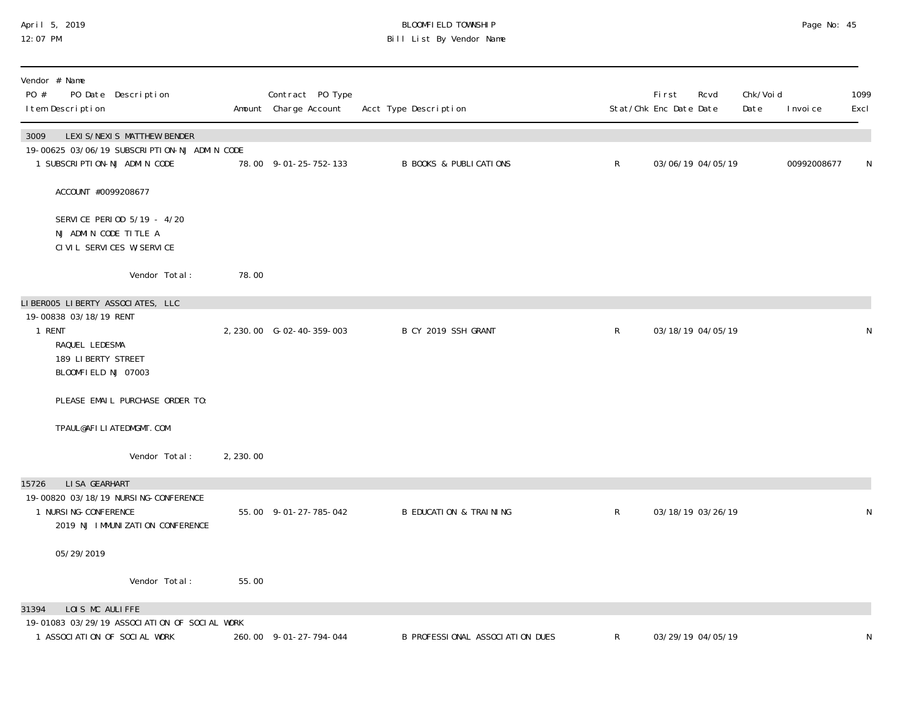BLOOMFIELD TOWNSHIP
Bill List By Vendor Name

| Vendor # Name<br>PO # PO Date Description<br>Item Description | Amount | Contract PO Type<br>Charge Account | Acct Type Description | Stat/Chk | First Enc Date | Rcvd Date | Chk/Void Date | Invoice | 1099 Excl |
|---|---|---|---|---|---|---|---|---|---|
| **3009 LEXIS/NEXIS MATTHEW BENDER** | | | | | | | | | |
| 19-00625 03/06/19 SUBSCRIPTION-NJ ADMIN CODE | | | | | | | | | |
| 1 SUBSCRIPTION-NJ ADMIN CODE | 78.00 | 9-01-25-752-133 | B BOOKS & PUBLICATIONS | R | 03/06/19 | 04/05/19 | | 00992008677 | N |
| ACCOUNT #0099208677 | | | | | | | | | |
| SERVICE PERIOD 5/19 - 4/20<br>NJ ADMIN CODE TITLE A<br>CIVIL SERVICES W/SERVICE | | | | | | | | | |
| Vendor Total: | 78.00 | | | | | | | | |
| **LIBER005 LIBERTY ASSOCIATES, LLC** | | | | | | | | | |
| 19-00838 03/18/19 RENT | | | | | | | | | |
| 1 RENT<br>RAQUEL LEDESMA<br>189 LIBERTY STREET<br>BLOOMFIELD NJ 07003 | 2,230.00 | G-02-40-359-003 | B CY 2019 SSH GRANT | R | 03/18/19 | 04/05/19 | | | N |
| PLEASE EMAIL PURCHASE ORDER TO: | | | | | | | | | |
| TPAUL@AFILIATEDMGMT.COM | | | | | | | | | |
| Vendor Total: | 2,230.00 | | | | | | | | |
| **15726 LISA GEARHART** | | | | | | | | | |
| 19-00820 03/18/19 NURSING-CONFERENCE | | | | | | | | | |
| 1 NURSING-CONFERENCE<br>2019 NJ IMMUNIZATION CONFERENCE | 55.00 | 9-01-27-785-042 | B EDUCATION & TRAINING | R | 03/18/19 | 03/26/19 | | | N |
| 05/29/2019 | | | | | | | | | |
| Vendor Total: | 55.00 | | | | | | | | |
| **31394 LOIS MC AULIFFE** | | | | | | | | | |
| 19-01083 03/29/19 ASSOCIATION OF SOCIAL WORK | | | | | | | | | |
| 1 ASSOCIATION OF SOCIAL WORK | 260.00 | 9-01-27-794-044 | B PROFESSIONAL ASSOCIATION DUES | R | 03/29/19 | 04/05/19 | | | N |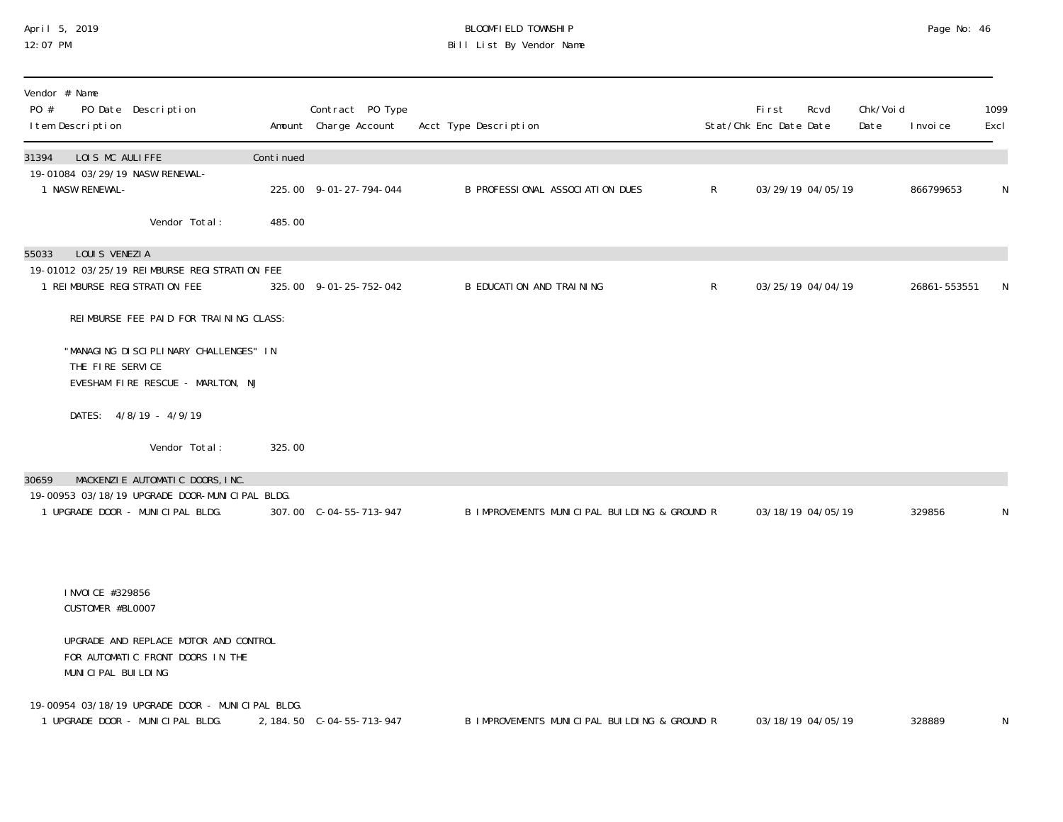BLOOMFIELD TOWNSHIP

Bill List By Vendor Name

April 5, 2019
12:07 PM

| Vendor # Name / PO # PO Date Description / Item Description | Amount | Contract PO Type / Charge Account | Acct Type Description | Stat/Chk | First Enc Date | Rcvd Date | Chk/Void Date | Invoice | 1099 Excl |
|---|---|---|---|---|---|---|---|---|---|
| **31394 LOIS MC AULIFFE** | Continued | | | | | | | | |
| 19-01084 03/29/19 NASW RENEWAL- | | | | | | | | | |
| 1 NASW RENEWAL- | 225.00 | 9-01-27-794-044 | B PROFESSIONAL ASSOCIATION DUES | R | 03/29/19 | 04/05/19 | | 866799653 | N |
| Vendor Total: | 485.00 | | | | | | | | |
| **55033 LOUIS VENEZIA** | | | | | | | | | |
| 19-01012 03/25/19 REIMBURSE REGISTRATION FEE | | | | | | | | | |
| 1 REIMBURSE REGISTRATION FEE | 325.00 | 9-01-25-752-042 | B EDUCATION AND TRAINING | R | 03/25/19 | 04/04/19 | | 26861-553551 | N |
| REIMBURSE FEE PAID FOR TRAINING CLASS: "MANAGING DISCIPLINARY CHALLENGES" IN THE FIRE SERVICE EVESHAM FIRE RESCUE - MARLTON, NJ DATES: 4/8/19 - 4/9/19 | | | | | | | | | |
| Vendor Total: | 325.00 | | | | | | | | |
| **30659 MACKENZIE AUTOMATIC DOORS, INC.** | | | | | | | | | |
| 19-00953 03/18/19 UPGRADE DOOR-MUNICIPAL BLDG. | | | | | | | | | |
| 1 UPGRADE DOOR - MUNICIPAL BLDG. | 307.00 | C-04-55-713-947 | B IMPROVEMENTS MUNICIPAL BUILDING & GROUND | R | 03/18/19 | 04/05/19 | | 329856 | N |
| INVOICE #329856 CUSTOMER #BL0007 UPGRADE AND REPLACE MOTOR AND CONTROL FOR AUTOMATIC FRONT DOORS IN THE MUNICIPAL BUILDING | | | | | | | | | |
| 19-00954 03/18/19 UPGRADE DOOR - MUNICIPAL BLDG. | | | | | | | | | |
| 1 UPGRADE DOOR - MUNICIPAL BLDG. | 2,184.50 | C-04-55-713-947 | B IMPROVEMENTS MUNICIPAL BUILDING & GROUND | R | 03/18/19 | 04/05/19 | | 328889 | N |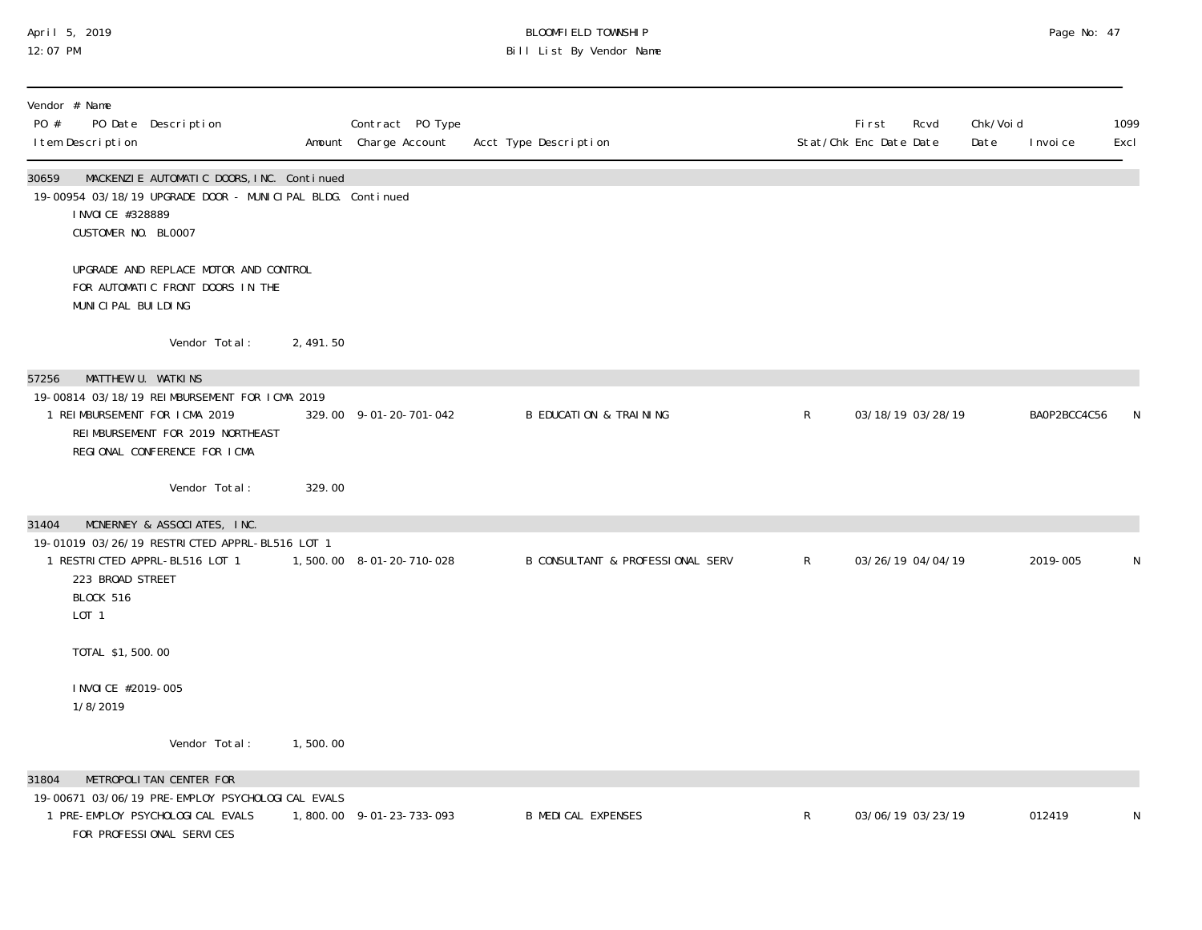| Vendor # Name<br>PO # PO Date Description<br>Item Description | Amount | Contract PO Type<br>Charge Account | Acct Type Description | Stat/Chk | First<br>Enc Date | Rcvd<br>Date | Chk/Void<br>Date | Invoice | 1099<br>Excl |
|---|---|---|---|---|---|---|---|---|---|
| **30659 MACKENZIE AUTOMATIC DOORS,INC. Continued** | | | | | | | | | |
| 19-00954 03/18/19 UPGRADE DOOR - MUNICIPAL BLDG. Continued | | | | | | | | | |
| INVOICE #328889<br>CUSTOMER NO. BL0007<br><br>UPGRADE AND REPLACE MOTOR AND CONTROL<br>FOR AUTOMATIC FRONT DOORS IN THE<br>MUNICIPAL BUILDING | | | | | | | | | |
| Vendor Total: | 2,491.50 | | | | | | | | |
| **57256 MATTHEW U. WATKINS** | | | | | | | | | |
| 19-00814 03/18/19 REIMBURSEMENT FOR ICMA 2019 | | | | | | | | | |
| 1 REIMBURSEMENT FOR ICMA 2019<br>REIMBURSEMENT FOR 2019 NORTHEAST<br>REGIONAL CONFERENCE FOR ICMA | 329.00 | 9-01-20-701-042 | B EDUCATION & TRAINING | R | 03/18/19 | 03/28/19 | | BA0P2BCC4C56 | N |
| Vendor Total: | 329.00 | | | | | | | | |
| **31404 MCNERNEY & ASSOCIATES, INC.** | | | | | | | | | |
| 19-01019 03/26/19 RESTRICTED APPRL-BL516 LOT 1 | | | | | | | | | |
| 1 RESTRICTED APPRL-BL516 LOT 1<br>223 BROAD STREET<br>BLOCK 516<br>LOT 1<br><br>TOTAL $1,500.00<br><br>INVOICE #2019-005<br>1/8/2019 | 1,500.00 | 8-01-20-710-028 | B CONSULTANT & PROFESSIONAL SERV | R | 03/26/19 | 04/04/19 | | 2019-005 | N |
| Vendor Total: | 1,500.00 | | | | | | | | |
| **31804 METROPOLITAN CENTER FOR** | | | | | | | | | |
| 19-00671 03/06/19 PRE-EMPLOY PSYCHOLOGICAL EVALS | | | | | | | | | |
| 1 PRE-EMPLOY PSYCHOLOGICAL EVALS<br>FOR PROFESSIONAL SERVICES | 1,800.00 | 9-01-23-733-093 | B MEDICAL EXPENSES | R | 03/06/19 | 03/23/19 | | 012419 | N |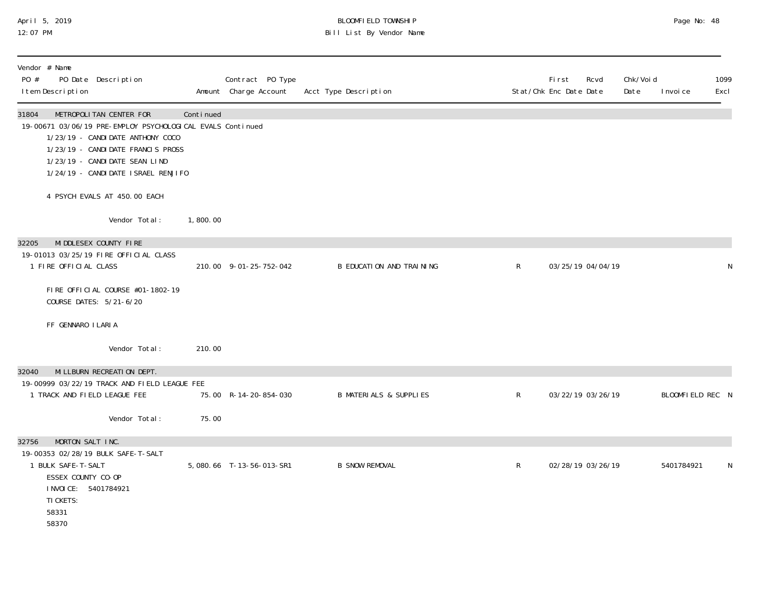BLOOMFIELD TOWNSHIP

Bill List By Vendor Name

| Vendor # Name<br>PO # PO Date Description<br>Item Description | Amount | Contract PO Type<br>Charge Account | Acct Type Description | Stat/Chk | First Enc Date | Rcvd Date | Chk/Void Date | Invoice | 1099 Excl |
|---|---|---|---|---|---|---|---|---|---|
| 31804 METROPOLITAN CENTER FOR | Continued | | | | | | | | |
| 19-00671 03/06/19 PRE-EMPLOY PSYCHOLOGICAL EVALS Continued | | | | | | | | | |
| 1/23/19 - CANDIDATE ANTHONY COCO | | | | | | | | | |
| 1/23/19 - CANDIDATE FRANCIS PROSS | | | | | | | | | |
| 1/23/19 - CANDIDATE SEAN LIND | | | | | | | | | |
| 1/24/19 - CANDIDATE ISRAEL RENJIFO | | | | | | | | | |
| 4 PSYCH EVALS AT 450.00 EACH | | | | | | | | | |
| Vendor Total: | 1,800.00 | | | | | | | | |
| 32205 MIDDLESEX COUNTY FIRE | | | | | | | | | |
| 19-01013 03/25/19 FIRE OFFICIAL CLASS | | | | | | | | | |
| 1 FIRE OFFICIAL CLASS | 210.00 | 9-01-25-752-042 | B EDUCATION AND TRAINING | R | 03/25/19 | 04/04/19 | | | N |
| FIRE OFFICIAL COURSE #01-1802-19 | | | | | | | | | |
| COURSE DATES: 5/21-6/20 | | | | | | | | | |
| FF GENNARO ILARIA | | | | | | | | | |
| Vendor Total: | 210.00 | | | | | | | | |
| 32040 MILLBURN RECREATION DEPT. | | | | | | | | | |
| 19-00999 03/22/19 TRACK AND FIELD LEAGUE FEE | | | | | | | | | |
| 1 TRACK AND FIELD LEAGUE FEE | 75.00 | R-14-20-854-030 | B MATERIALS & SUPPLIES | R | 03/22/19 | 03/26/19 | | BLOOMFIELD REC | N |
| Vendor Total: | 75.00 | | | | | | | | |
| 32756 MORTON SALT INC. | | | | | | | | | |
| 19-00353 02/28/19 BULK SAFE-T-SALT | | | | | | | | | |
| 1 BULK SAFE-T-SALT | 5,080.66 | T-13-56-013-SR1 | B SNOW REMOVAL | R | 02/28/19 | 03/26/19 | | 5401784921 | N |
| ESSEX COUNTY CO-OP | | | | | | | | | |
| INVOICE: 5401784921 | | | | | | | | | |
| TICKETS: | | | | | | | | | |
| 58331 | | | | | | | | | |
| 58370 | | | | | | | | | |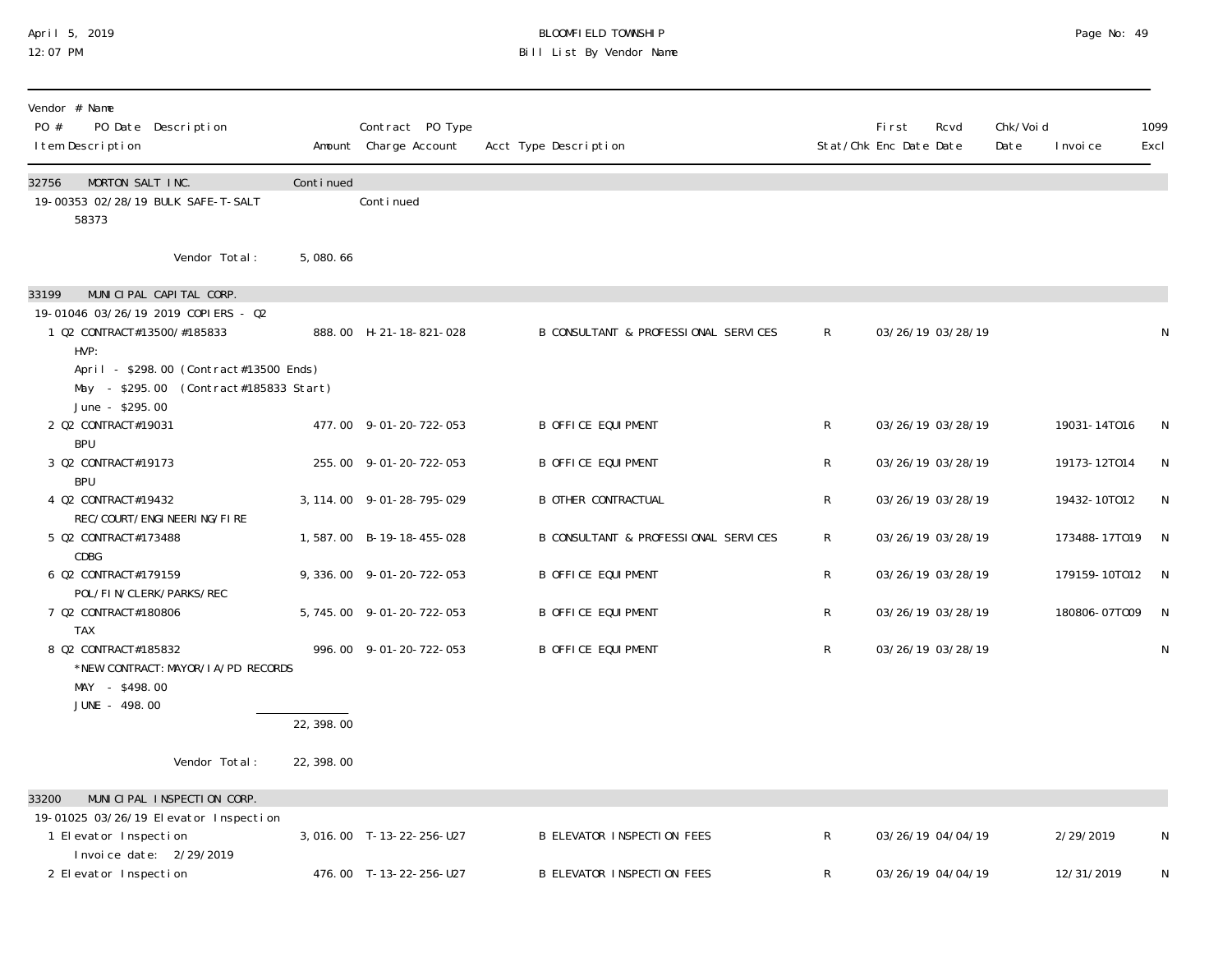BLOOMFIELD TOWNSHIP
Bill List By Vendor Name

| Vendor # Name / PO # PO Date Description / Item Description | Amount | Contract PO Type / Charge Account | Acct Type Description | Stat/Chk | First Enc Date | Rcvd Date | Chk/Void Date | Invoice | 1099 Excl |
|---|---|---|---|---|---|---|---|---|---|
| 32756 MORTON SALT INC. | Continued | | | | | | | | |
| 19-00353 02/28/19 BULK SAFE-T-SALT | | Continued | | | | | | | |
| 58373 | | | | | | | | | |
| Vendor Total: | 5,080.66 | | | | | | | | |
| 33199 MUNICIPAL CAPITAL CORP. | | | | | | | | | |
| 19-01046 03/26/19 2019 COPIERS - Q2 | | | | | | | | | |
| 1 Q2 CONTRACT#13500/#185833 HVP: April - $298.00 (Contract#13500 Ends) May - $295.00 (Contract#185833 Start) June - $295.00 | 888.00 | H-21-18-821-028 | B CONSULTANT & PROFESSIONAL SERVICES | R | 03/26/19 | 03/28/19 | | | N |
| 2 Q2 CONTRACT#19031 BPU | 477.00 | 9-01-20-722-053 | B OFFICE EQUIPMENT | R | 03/26/19 | 03/28/19 | | 19031-14TO16 | N |
| 3 Q2 CONTRACT#19173 BPU | 255.00 | 9-01-20-722-053 | B OFFICE EQUIPMENT | R | 03/26/19 | 03/28/19 | | 19173-12TO14 | N |
| 4 Q2 CONTRACT#19432 REC/COURT/ENGINEERING/FIRE | 3,114.00 | 9-01-28-795-029 | B OTHER CONTRACTUAL | R | 03/26/19 | 03/28/19 | | 19432-10TO12 | N |
| 5 Q2 CONTRACT#173488 CDBG | 1,587.00 | B-19-18-455-028 | B CONSULTANT & PROFESSIONAL SERVICES | R | 03/26/19 | 03/28/19 | | 173488-17TO19 | N |
| 6 Q2 CONTRACT#179159 POL/FIN/CLERK/PARKS/REC | 9,336.00 | 9-01-20-722-053 | B OFFICE EQUIPMENT | R | 03/26/19 | 03/28/19 | | 179159-10TO12 | N |
| 7 Q2 CONTRACT#180806 TAX | 5,745.00 | 9-01-20-722-053 | B OFFICE EQUIPMENT | R | 03/26/19 | 03/28/19 | | 180806-07TO09 | N |
| 8 Q2 CONTRACT#185832 *NEW CONTRACT: MAYOR/IA/PD RECORDS MAY - $498.00 JUNE - 498.00 | 996.00 | 9-01-20-722-053 | B OFFICE EQUIPMENT | R | 03/26/19 | 03/28/19 | | | N |
| | 22,398.00 | | | | | | | | |
| Vendor Total: | 22,398.00 | | | | | | | | |
| 33200 MUNICIPAL INSPECTION CORP. | | | | | | | | | |
| 19-01025 03/26/19 Elevator Inspection | | | | | | | | | |
| 1 Elevator Inspection Invoice date: 2/29/2019 | 3,016.00 | T-13-22-256-U27 | B ELEVATOR INSPECTION FEES | R | 03/26/19 | 04/04/19 | | 2/29/2019 | N |
| 2 Elevator Inspection | 476.00 | T-13-22-256-U27 | B ELEVATOR INSPECTION FEES | R | 03/26/19 | 04/04/19 | | 12/31/2019 | N |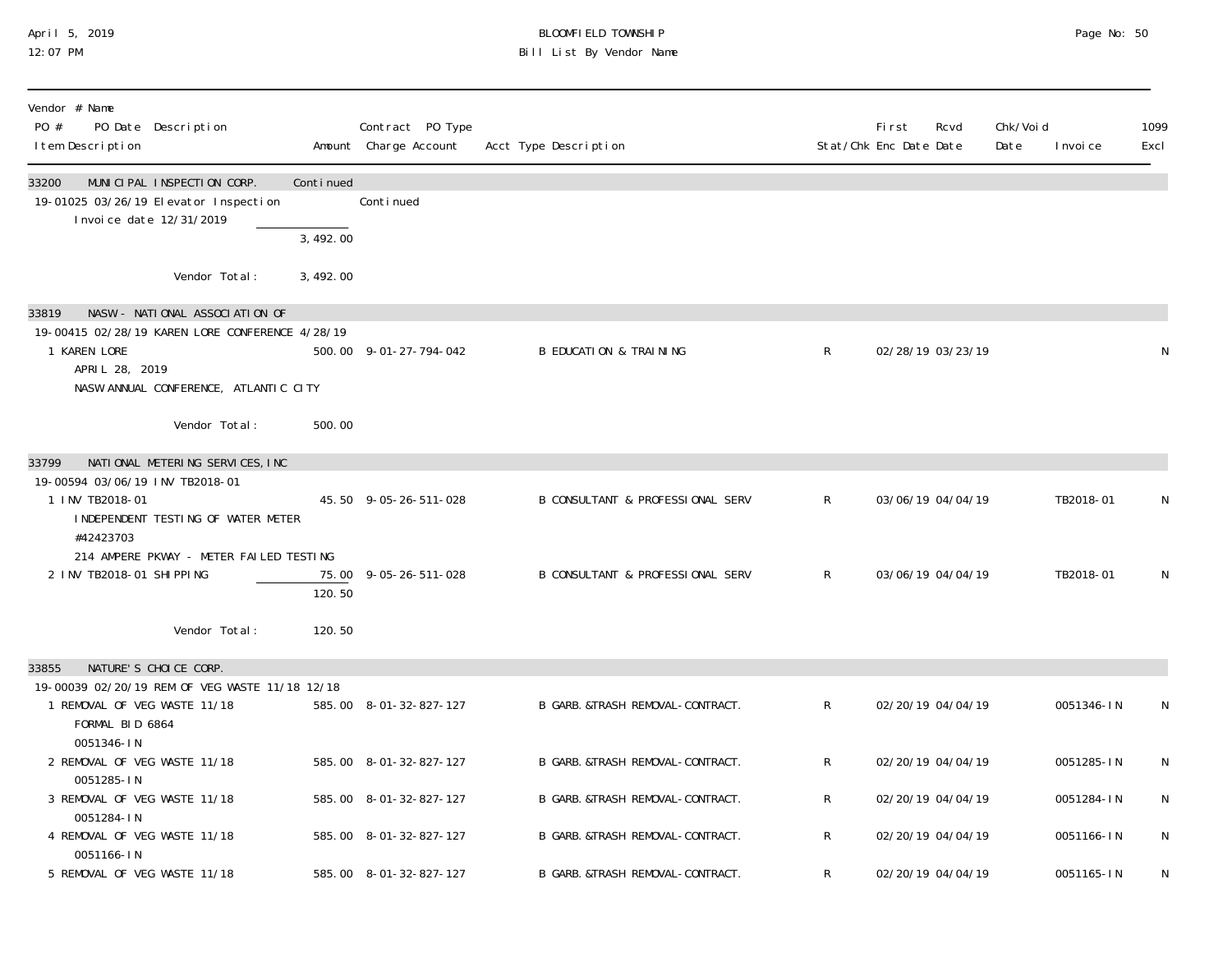| Vendor # Name<br>PO # PO Date Description<br>Item Description | Amount | Contract PO Type<br>Charge Account | Acct Type Description | Stat/Chk | First Enc Date | Rcvd Date | Chk/Void Date | Invoice | 1099 Excl |
|---|---|---|---|---|---|---|---|---|---|
| 33200 MUNICIPAL INSPECTION CORP. | Continued | | | | | | | | |
| 19-01025 03/26/19 Elevator Inspection | | Continued | | | | | | | |
| Invoice date 12/31/2019 | | | | | | | | | |
| | 3,492.00 | | | | | | | | |
| Vendor Total: | 3,492.00 | | | | | | | | |
| 33819 NASW - NATIONAL ASSOCIATION OF | | | | | | | | | |
| 19-00415 02/28/19 KAREN LORE CONFERENCE 4/28/19 | | | | | | | | | |
| 1 KAREN LORE<br>APRIL 28, 2019<br>NASW ANNUAL CONFERENCE, ATLANTIC CITY | 500.00 | 9-01-27-794-042 | B EDUCATION & TRAINING | R | 02/28/19 | 03/23/19 | | | N |
| Vendor Total: | 500.00 | | | | | | | | |
| 33799 NATIONAL METERING SERVICES, INC | | | | | | | | | |
| 19-00594 03/06/19 INV TB2018-01 | | | | | | | | | |
| 1 INV TB2018-01<br>INDEPENDENT TESTING OF WATER METER<br>#42423703<br>214 AMPERE PKWAY - METER FAILED TESTING | 45.50 | 9-05-26-511-028 | B CONSULTANT & PROFESSIONAL SERV | R | 03/06/19 | 04/04/19 | | TB2018-01 | N |
| 2 INV TB2018-01 SHIPPING | 75.00 | 9-05-26-511-028 | B CONSULTANT & PROFESSIONAL SERV | R | 03/06/19 | 04/04/19 | | TB2018-01 | N |
| | 120.50 | | | | | | | | |
| Vendor Total: | 120.50 | | | | | | | | |
| 33855 NATURE'S CHOICE CORP. | | | | | | | | | |
| 19-00039 02/20/19 REM OF VEG WASTE 11/18 12/18 | | | | | | | | | |
| 1 REMOVAL OF VEG WASTE 11/18<br>FORMAL BID 6864<br>0051346-IN | 585.00 | 8-01-32-827-127 | B GARB.&TRASH REMOVAL-CONTRACT. | R | 02/20/19 | 04/04/19 | | 0051346-IN | N |
| 2 REMOVAL OF VEG WASTE 11/18<br>0051285-IN | 585.00 | 8-01-32-827-127 | B GARB.&TRASH REMOVAL-CONTRACT. | R | 02/20/19 | 04/04/19 | | 0051285-IN | N |
| 3 REMOVAL OF VEG WASTE 11/18<br>0051284-IN | 585.00 | 8-01-32-827-127 | B GARB.&TRASH REMOVAL-CONTRACT. | R | 02/20/19 | 04/04/19 | | 0051284-IN | N |
| 4 REMOVAL OF VEG WASTE 11/18<br>0051166-IN | 585.00 | 8-01-32-827-127 | B GARB.&TRASH REMOVAL-CONTRACT. | R | 02/20/19 | 04/04/19 | | 0051166-IN | N |
| 5 REMOVAL OF VEG WASTE 11/18 | 585.00 | 8-01-32-827-127 | B GARB.&TRASH REMOVAL-CONTRACT. | R | 02/20/19 | 04/04/19 | | 0051165-IN | N |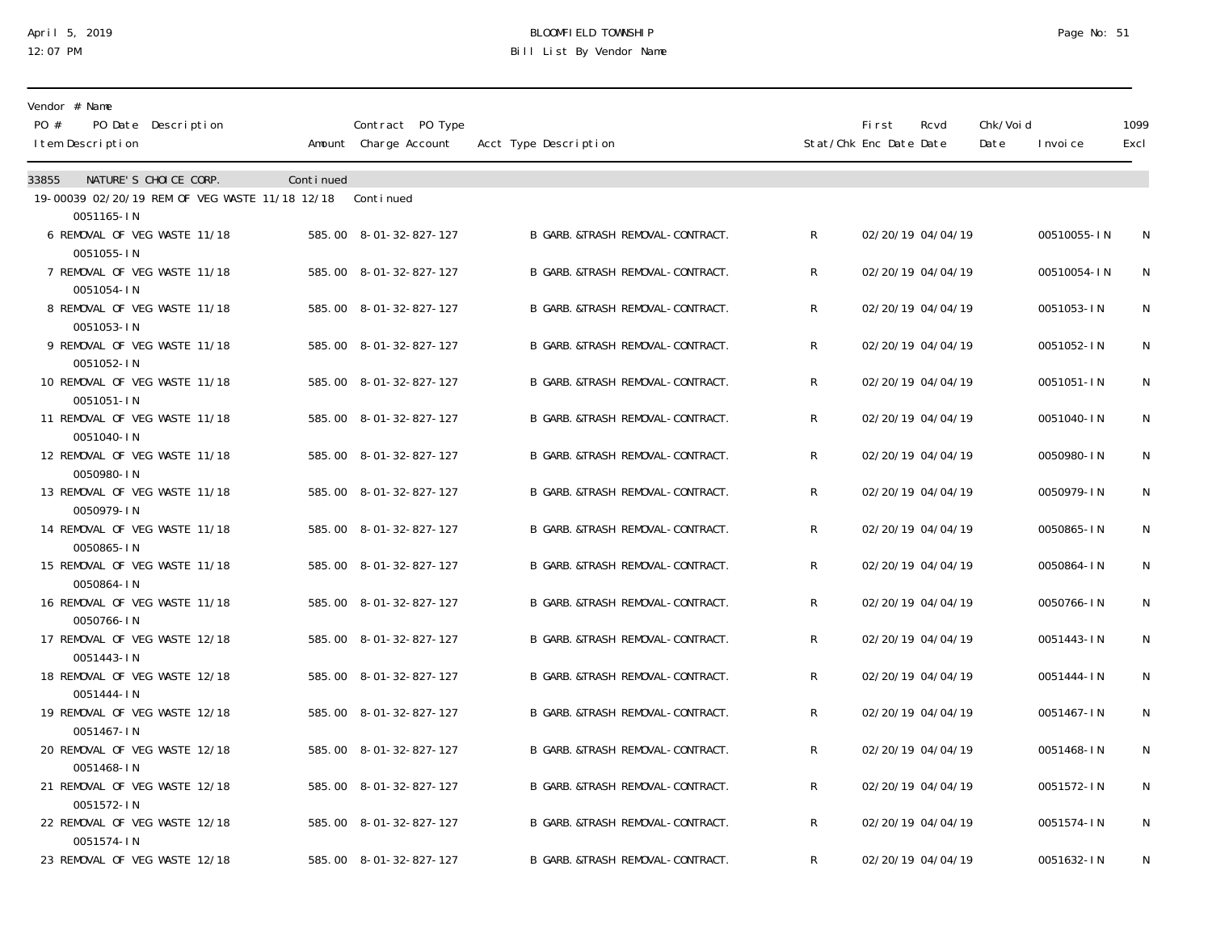# BLOOMFIELD TOWNSHIP

## Bill List By Vendor Name

| Vendor # Name<br>PO # PO Date Description<br>Item Description | Amount | Contract PO Type<br>Charge Account | Acct Type Description | Stat/Chk | First<br>Enc Date | Rcvd<br>Date | Chk/Void<br>Date | Invoice | 1099<br>Excl |
|---|---|---|---|---|---|---|---|---|---|
| 33855 NATURE'S CHOICE CORP. | Continued | | | | | | | | |
| 19-00039 02/20/19 REM OF VEG WASTE 11/18 12/18 | | Continued | | | | | | | |
| 0051165-IN | | | | | | | | | |
| 6 REMOVAL OF VEG WASTE 11/18<br>0051055-IN | 585.00 | 8-01-32-827-127 | B GARB.&TRASH REMOVAL-CONTRACT. | R | 02/20/19 | 04/04/19 | | 00510055-IN | N |
| 7 REMOVAL OF VEG WASTE 11/18<br>0051054-IN | 585.00 | 8-01-32-827-127 | B GARB.&TRASH REMOVAL-CONTRACT. | R | 02/20/19 | 04/04/19 | | 00510054-IN | N |
| 8 REMOVAL OF VEG WASTE 11/18<br>0051053-IN | 585.00 | 8-01-32-827-127 | B GARB.&TRASH REMOVAL-CONTRACT. | R | 02/20/19 | 04/04/19 | | 0051053-IN | N |
| 9 REMOVAL OF VEG WASTE 11/18<br>0051052-IN | 585.00 | 8-01-32-827-127 | B GARB.&TRASH REMOVAL-CONTRACT. | R | 02/20/19 | 04/04/19 | | 0051052-IN | N |
| 10 REMOVAL OF VEG WASTE 11/18<br>0051051-IN | 585.00 | 8-01-32-827-127 | B GARB.&TRASH REMOVAL-CONTRACT. | R | 02/20/19 | 04/04/19 | | 0051051-IN | N |
| 11 REMOVAL OF VEG WASTE 11/18<br>0051040-IN | 585.00 | 8-01-32-827-127 | B GARB.&TRASH REMOVAL-CONTRACT. | R | 02/20/19 | 04/04/19 | | 0051040-IN | N |
| 12 REMOVAL OF VEG WASTE 11/18<br>0050980-IN | 585.00 | 8-01-32-827-127 | B GARB.&TRASH REMOVAL-CONTRACT. | R | 02/20/19 | 04/04/19 | | 0050980-IN | N |
| 13 REMOVAL OF VEG WASTE 11/18<br>0050979-IN | 585.00 | 8-01-32-827-127 | B GARB.&TRASH REMOVAL-CONTRACT. | R | 02/20/19 | 04/04/19 | | 0050979-IN | N |
| 14 REMOVAL OF VEG WASTE 11/18<br>0050865-IN | 585.00 | 8-01-32-827-127 | B GARB.&TRASH REMOVAL-CONTRACT. | R | 02/20/19 | 04/04/19 | | 0050865-IN | N |
| 15 REMOVAL OF VEG WASTE 11/18<br>0050864-IN | 585.00 | 8-01-32-827-127 | B GARB.&TRASH REMOVAL-CONTRACT. | R | 02/20/19 | 04/04/19 | | 0050864-IN | N |
| 16 REMOVAL OF VEG WASTE 11/18<br>0050766-IN | 585.00 | 8-01-32-827-127 | B GARB.&TRASH REMOVAL-CONTRACT. | R | 02/20/19 | 04/04/19 | | 0050766-IN | N |
| 17 REMOVAL OF VEG WASTE 12/18<br>0051443-IN | 585.00 | 8-01-32-827-127 | B GARB.&TRASH REMOVAL-CONTRACT. | R | 02/20/19 | 04/04/19 | | 0051443-IN | N |
| 18 REMOVAL OF VEG WASTE 12/18<br>0051444-IN | 585.00 | 8-01-32-827-127 | B GARB.&TRASH REMOVAL-CONTRACT. | R | 02/20/19 | 04/04/19 | | 0051444-IN | N |
| 19 REMOVAL OF VEG WASTE 12/18<br>0051467-IN | 585.00 | 8-01-32-827-127 | B GARB.&TRASH REMOVAL-CONTRACT. | R | 02/20/19 | 04/04/19 | | 0051467-IN | N |
| 20 REMOVAL OF VEG WASTE 12/18<br>0051468-IN | 585.00 | 8-01-32-827-127 | B GARB.&TRASH REMOVAL-CONTRACT. | R | 02/20/19 | 04/04/19 | | 0051468-IN | N |
| 21 REMOVAL OF VEG WASTE 12/18<br>0051572-IN | 585.00 | 8-01-32-827-127 | B GARB.&TRASH REMOVAL-CONTRACT. | R | 02/20/19 | 04/04/19 | | 0051572-IN | N |
| 22 REMOVAL OF VEG WASTE 12/18<br>0051574-IN | 585.00 | 8-01-32-827-127 | B GARB.&TRASH REMOVAL-CONTRACT. | R | 02/20/19 | 04/04/19 | | 0051574-IN | N |
| 23 REMOVAL OF VEG WASTE 12/18 | 585.00 | 8-01-32-827-127 | B GARB.&TRASH REMOVAL-CONTRACT. | R | 02/20/19 | 04/04/19 | | 0051632-IN | N |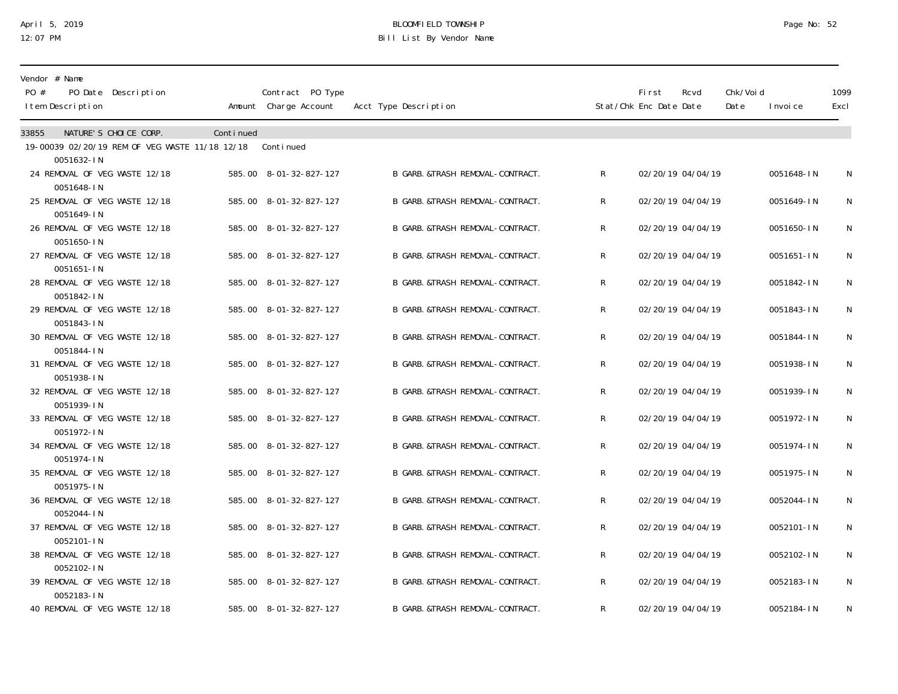BLOOMFIELD TOWNSHIP
Bill List By Vendor Name

| Vendor # Name<br>PO # PO Date Description<br>Item Description | Amount | Contract PO Type<br>Charge Account | Acct Type Description | Stat/Chk | First Enc Date | Rcvd Date | Chk/Void Date | Invoice | 1099 Excl |
|---|---|---|---|---|---|---|---|---|---|
| 33855 NATURE'S CHOICE CORP. | Continued | | | | | | | | |
| 19-00039 02/20/19 REM OF VEG WASTE 11/18 12/18 | | Continued | | | | | | | |
| 0051632-IN | | | | | | | | | |
| 24 REMOVAL OF VEG WASTE 12/18<br>0051648-IN | 585.00 | 8-01-32-827-127 | B GARB.&TRASH REMOVAL-CONTRACT. | R | 02/20/19 | 04/04/19 | | 0051648-IN | N |
| 25 REMOVAL OF VEG WASTE 12/18<br>0051649-IN | 585.00 | 8-01-32-827-127 | B GARB.&TRASH REMOVAL-CONTRACT. | R | 02/20/19 | 04/04/19 | | 0051649-IN | N |
| 26 REMOVAL OF VEG WASTE 12/18<br>0051650-IN | 585.00 | 8-01-32-827-127 | B GARB.&TRASH REMOVAL-CONTRACT. | R | 02/20/19 | 04/04/19 | | 0051650-IN | N |
| 27 REMOVAL OF VEG WASTE 12/18<br>0051651-IN | 585.00 | 8-01-32-827-127 | B GARB.&TRASH REMOVAL-CONTRACT. | R | 02/20/19 | 04/04/19 | | 0051651-IN | N |
| 28 REMOVAL OF VEG WASTE 12/18<br>0051842-IN | 585.00 | 8-01-32-827-127 | B GARB.&TRASH REMOVAL-CONTRACT. | R | 02/20/19 | 04/04/19 | | 0051842-IN | N |
| 29 REMOVAL OF VEG WASTE 12/18<br>0051843-IN | 585.00 | 8-01-32-827-127 | B GARB.&TRASH REMOVAL-CONTRACT. | R | 02/20/19 | 04/04/19 | | 0051843-IN | N |
| 30 REMOVAL OF VEG WASTE 12/18<br>0051844-IN | 585.00 | 8-01-32-827-127 | B GARB.&TRASH REMOVAL-CONTRACT. | R | 02/20/19 | 04/04/19 | | 0051844-IN | N |
| 31 REMOVAL OF VEG WASTE 12/18<br>0051938-IN | 585.00 | 8-01-32-827-127 | B GARB.&TRASH REMOVAL-CONTRACT. | R | 02/20/19 | 04/04/19 | | 0051938-IN | N |
| 32 REMOVAL OF VEG WASTE 12/18<br>0051939-IN | 585.00 | 8-01-32-827-127 | B GARB.&TRASH REMOVAL-CONTRACT. | R | 02/20/19 | 04/04/19 | | 0051939-IN | N |
| 33 REMOVAL OF VEG WASTE 12/18<br>0051972-IN | 585.00 | 8-01-32-827-127 | B GARB.&TRASH REMOVAL-CONTRACT. | R | 02/20/19 | 04/04/19 | | 0051972-IN | N |
| 34 REMOVAL OF VEG WASTE 12/18<br>0051974-IN | 585.00 | 8-01-32-827-127 | B GARB.&TRASH REMOVAL-CONTRACT. | R | 02/20/19 | 04/04/19 | | 0051974-IN | N |
| 35 REMOVAL OF VEG WASTE 12/18<br>0051975-IN | 585.00 | 8-01-32-827-127 | B GARB.&TRASH REMOVAL-CONTRACT. | R | 02/20/19 | 04/04/19 | | 0051975-IN | N |
| 36 REMOVAL OF VEG WASTE 12/18<br>0052044-IN | 585.00 | 8-01-32-827-127 | B GARB.&TRASH REMOVAL-CONTRACT. | R | 02/20/19 | 04/04/19 | | 0052044-IN | N |
| 37 REMOVAL OF VEG WASTE 12/18<br>0052101-IN | 585.00 | 8-01-32-827-127 | B GARB.&TRASH REMOVAL-CONTRACT. | R | 02/20/19 | 04/04/19 | | 0052101-IN | N |
| 38 REMOVAL OF VEG WASTE 12/18<br>0052102-IN | 585.00 | 8-01-32-827-127 | B GARB.&TRASH REMOVAL-CONTRACT. | R | 02/20/19 | 04/04/19 | | 0052102-IN | N |
| 39 REMOVAL OF VEG WASTE 12/18<br>0052183-IN | 585.00 | 8-01-32-827-127 | B GARB.&TRASH REMOVAL-CONTRACT. | R | 02/20/19 | 04/04/19 | | 0052183-IN | N |
| 40 REMOVAL OF VEG WASTE 12/18 | 585.00 | 8-01-32-827-127 | B GARB.&TRASH REMOVAL-CONTRACT. | R | 02/20/19 | 04/04/19 | | 0052184-IN | N |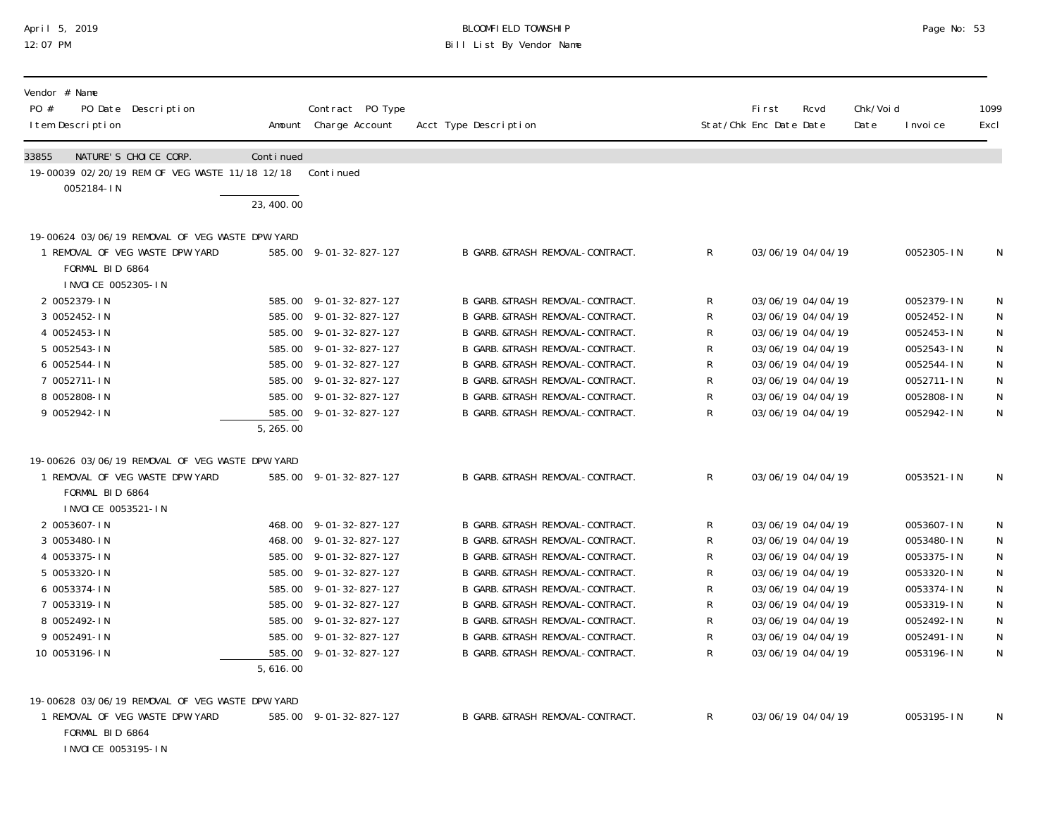| Vendor # Name PO # PO Date Description Item Description | Amount | Contract PO Type Charge Account | Acct Type Description | Stat/Chk | First Enc Date | Rcvd Date | Chk/Void Date | Invoice | 1099 Excl |
|---|---|---|---|---|---|---|---|---|---|
| 33855 NATURE'S CHOICE CORP. | Continued | | | | | | | | |
| 19-00039 02/20/19 REM OF VEG WASTE 11/18 12/18 | | Continued | | | | | | | |
| 0052184-IN | | | | | | | | | |
| | 23,400.00 | | | | | | | | |
| 19-00624 03/06/19 REMOVAL OF VEG WASTE DPW YARD | | | | | | | | | |
| 1 REMOVAL OF VEG WASTE DPW YARD FORMAL BID 6864 INVOICE 0052305-IN | 585.00 | 9-01-32-827-127 | B GARB.&TRASH REMOVAL-CONTRACT. | R | 03/06/19 | 04/04/19 | | 0052305-IN | N |
| 2 0052379-IN | 585.00 | 9-01-32-827-127 | B GARB.&TRASH REMOVAL-CONTRACT. | R | 03/06/19 | 04/04/19 | | 0052379-IN | N |
| 3 0052452-IN | 585.00 | 9-01-32-827-127 | B GARB.&TRASH REMOVAL-CONTRACT. | R | 03/06/19 | 04/04/19 | | 0052452-IN | N |
| 4 0052453-IN | 585.00 | 9-01-32-827-127 | B GARB.&TRASH REMOVAL-CONTRACT. | R | 03/06/19 | 04/04/19 | | 0052453-IN | N |
| 5 0052543-IN | 585.00 | 9-01-32-827-127 | B GARB.&TRASH REMOVAL-CONTRACT. | R | 03/06/19 | 04/04/19 | | 0052543-IN | N |
| 6 0052544-IN | 585.00 | 9-01-32-827-127 | B GARB.&TRASH REMOVAL-CONTRACT. | R | 03/06/19 | 04/04/19 | | 0052544-IN | N |
| 7 0052711-IN | 585.00 | 9-01-32-827-127 | B GARB.&TRASH REMOVAL-CONTRACT. | R | 03/06/19 | 04/04/19 | | 0052711-IN | N |
| 8 0052808-IN | 585.00 | 9-01-32-827-127 | B GARB.&TRASH REMOVAL-CONTRACT. | R | 03/06/19 | 04/04/19 | | 0052808-IN | N |
| 9 0052942-IN | 585.00 | 9-01-32-827-127 | B GARB.&TRASH REMOVAL-CONTRACT. | R | 03/06/19 | 04/04/19 | | 0052942-IN | N |
| | 5,265.00 | | | | | | | | |
| 19-00626 03/06/19 REMOVAL OF VEG WASTE DPW YARD | | | | | | | | | |
| 1 REMOVAL OF VEG WASTE DPW YARD FORMAL BID 6864 INVOICE 0053521-IN | 585.00 | 9-01-32-827-127 | B GARB.&TRASH REMOVAL-CONTRACT. | R | 03/06/19 | 04/04/19 | | 0053521-IN | N |
| 2 0053607-IN | 468.00 | 9-01-32-827-127 | B GARB.&TRASH REMOVAL-CONTRACT. | R | 03/06/19 | 04/04/19 | | 0053607-IN | N |
| 3 0053480-IN | 468.00 | 9-01-32-827-127 | B GARB.&TRASH REMOVAL-CONTRACT. | R | 03/06/19 | 04/04/19 | | 0053480-IN | N |
| 4 0053375-IN | 585.00 | 9-01-32-827-127 | B GARB.&TRASH REMOVAL-CONTRACT. | R | 03/06/19 | 04/04/19 | | 0053375-IN | N |
| 5 0053320-IN | 585.00 | 9-01-32-827-127 | B GARB.&TRASH REMOVAL-CONTRACT. | R | 03/06/19 | 04/04/19 | | 0053320-IN | N |
| 6 0053374-IN | 585.00 | 9-01-32-827-127 | B GARB.&TRASH REMOVAL-CONTRACT. | R | 03/06/19 | 04/04/19 | | 0053374-IN | N |
| 7 0053319-IN | 585.00 | 9-01-32-827-127 | B GARB.&TRASH REMOVAL-CONTRACT. | R | 03/06/19 | 04/04/19 | | 0053319-IN | N |
| 8 0052492-IN | 585.00 | 9-01-32-827-127 | B GARB.&TRASH REMOVAL-CONTRACT. | R | 03/06/19 | 04/04/19 | | 0052492-IN | N |
| 9 0052491-IN | 585.00 | 9-01-32-827-127 | B GARB.&TRASH REMOVAL-CONTRACT. | R | 03/06/19 | 04/04/19 | | 0052491-IN | N |
| 10 0053196-IN | 585.00 | 9-01-32-827-127 | B GARB.&TRASH REMOVAL-CONTRACT. | R | 03/06/19 | 04/04/19 | | 0053196-IN | N |
| | 5,616.00 | | | | | | | | |
| 19-00628 03/06/19 REMOVAL OF VEG WASTE DPW YARD | | | | | | | | | |
| 1 REMOVAL OF VEG WASTE DPW YARD FORMAL BID 6864 INVOICE 0053195-IN | 585.00 | 9-01-32-827-127 | B GARB.&TRASH REMOVAL-CONTRACT. | R | 03/06/19 | 04/04/19 | | 0053195-IN | N |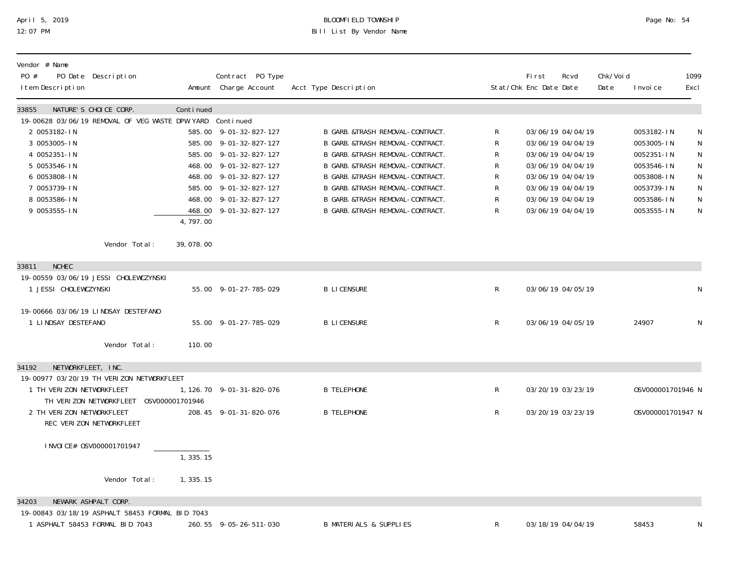BLOOMFIELD TOWNSHIP
Bill List By Vendor Name

April 5, 2019
12:07 PM

| Vendor # Name / PO # PO Date Description / Item Description | Amount | Contract PO Type Charge Account | Acct Type Description | Stat/Chk | First Enc Date | Rcvd Date | Chk/Void Date | Invoice | 1099 Excl |
|---|---|---|---|---|---|---|---|---|---|
| **33855 NATURE'S CHOICE CORP.** | Continued | | | | | | | | |
| 19-00628 03/06/19 REMOVAL OF VEG WASTE DPW YARD | Continued | | | | | | | | |
| 2 0053182-IN | 585.00 | 9-01-32-827-127 | B GARB.&TRASH REMOVAL-CONTRACT. | R | 03/06/19 | 04/04/19 | | 0053182-IN | N |
| 3 0053005-IN | 585.00 | 9-01-32-827-127 | B GARB.&TRASH REMOVAL-CONTRACT. | R | 03/06/19 | 04/04/19 | | 0053005-IN | N |
| 4 0052351-IN | 585.00 | 9-01-32-827-127 | B GARB.&TRASH REMOVAL-CONTRACT. | R | 03/06/19 | 04/04/19 | | 0052351-IN | N |
| 5 0053546-IN | 468.00 | 9-01-32-827-127 | B GARB.&TRASH REMOVAL-CONTRACT. | R | 03/06/19 | 04/04/19 | | 0053546-IN | N |
| 6 0053808-IN | 468.00 | 9-01-32-827-127 | B GARB.&TRASH REMOVAL-CONTRACT. | R | 03/06/19 | 04/04/19 | | 0053808-IN | N |
| 7 0053739-IN | 585.00 | 9-01-32-827-127 | B GARB.&TRASH REMOVAL-CONTRACT. | R | 03/06/19 | 04/04/19 | | 0053739-IN | N |
| 8 0053586-IN | 468.00 | 9-01-32-827-127 | B GARB.&TRASH REMOVAL-CONTRACT. | R | 03/06/19 | 04/04/19 | | 0053586-IN | N |
| 9 0053555-IN | 468.00 | 9-01-32-827-127 | B GARB.&TRASH REMOVAL-CONTRACT. | R | 03/06/19 | 04/04/19 | | 0053555-IN | N |
| | 4,797.00 | | | | | | | | |
| Vendor Total: | 39,078.00 | | | | | | | | |
| **33811 NCHEC** | | | | | | | | | |
| 19-00559 03/06/19 JESSI CHOLEWCZYNSKI | | | | | | | | | |
| 1 JESSI CHOLEWCZYNSKI | 55.00 | 9-01-27-785-029 | B LICENSURE | R | 03/06/19 | 04/05/19 | | | N |
| 19-00666 03/06/19 LINDSAY DESTEFANO | | | | | | | | | |
| 1 LINDSAY DESTEFANO | 55.00 | 9-01-27-785-029 | B LICENSURE | R | 03/06/19 | 04/05/19 | | 24907 | N |
| Vendor Total: | 110.00 | | | | | | | | |
| **34192 NETWORKFLEET, INC.** | | | | | | | | | |
| 19-00977 03/20/19 TH VERIZON NETWORKFLEET | | | | | | | | | |
| 1 TH VERIZON NETWORKFLEET<br>TH VERIZON NETWORKFLEET OSV000001701946 | 1,126.70 | 9-01-31-820-076 | B TELEPHONE | R | 03/20/19 | 03/23/19 | | OSV000001701946 | N |
| 2 TH VERIZON NETWORKFLEET<br>REC VERIZON NETWORKFLEET<br><br>INVOICE# OSV000001701947 | 208.45 | 9-01-31-820-076 | B TELEPHONE | R | 03/20/19 | 03/23/19 | | OSV000001701947 | N |
| | 1,335.15 | | | | | | | | |
| Vendor Total: | 1,335.15 | | | | | | | | |
| **34203 NEWARK ASHPALT CORP.** | | | | | | | | | |
| 19-00843 03/18/19 ASPHALT 58453 FORMAL BID 7043 | | | | | | | | | |
| 1 ASPHALT 58453 FORMAL BID 7043 | 260.55 | 9-05-26-511-030 | B MATERIALS & SUPPLIES | R | 03/18/19 | 04/04/19 | | 58453 | N |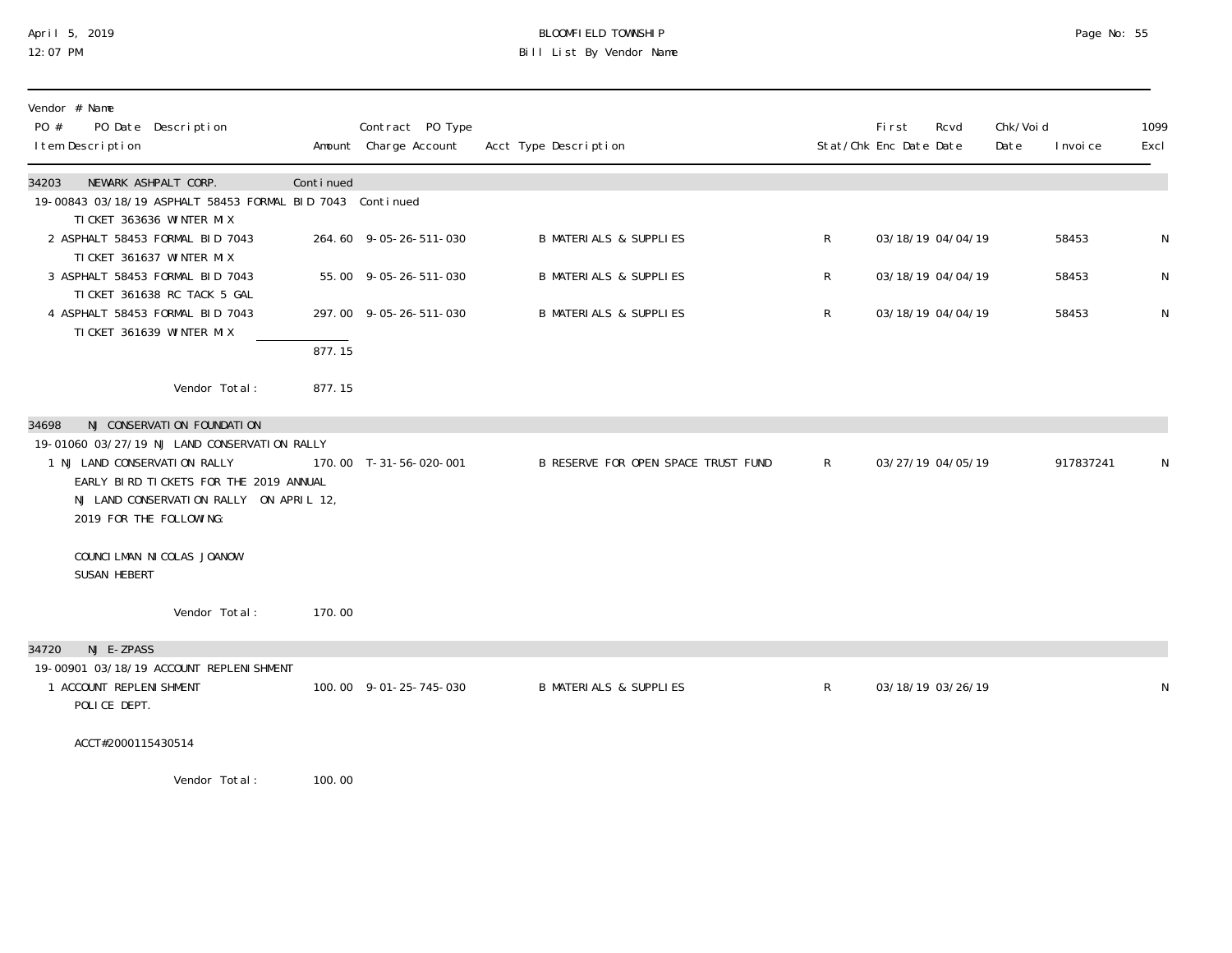BLOOMFIELD TOWNSHIP
Bill List By Vendor Name

April 5, 2019
12:07 PM

| Vendor # Name<br>PO # PO Date Description<br>Item Description | Amount | Contract PO Type<br>Charge Account | Acct Type Description | Stat/Chk | First Enc Date | Rcvd Date | Chk/Void Date | Invoice | 1099 Excl |
|---|---|---|---|---|---|---|---|---|---|
| 34203 NEWARK ASHPALT CORP. | Continued | | | | | | | | |
| 19-00843 03/18/19 ASPHALT 58453 FORMAL BID 7043 Continued | | | | | | | | | |
| TICKET 363636 WINTER MIX | | | | | | | | | |
| 2 ASPHALT 58453 FORMAL BID 7043<br>TICKET 361637 WINTER MIX | 264.60 | 9-05-26-511-030 | B MATERIALS & SUPPLIES | R | 03/18/19 | 04/04/19 | | 58453 | N |
| 3 ASPHALT 58453 FORMAL BID 7043<br>TICKET 361638 RC TACK 5 GAL | 55.00 | 9-05-26-511-030 | B MATERIALS & SUPPLIES | R | 03/18/19 | 04/04/19 | | 58453 | N |
| 4 ASPHALT 58453 FORMAL BID 7043<br>TICKET 361639 WINTER MIX | 297.00 | 9-05-26-511-030 | B MATERIALS & SUPPLIES | R | 03/18/19 | 04/04/19 | | 58453 | N |
| | 877.15 | | | | | | | | |
| Vendor Total: | 877.15 | | | | | | | | |
| 34698 NJ CONSERVATION FOUNDATION | | | | | | | | | |
| 19-01060 03/27/19 NJ LAND CONSERVATION RALLY | | | | | | | | | |
| 1 NJ LAND CONSERVATION RALLY<br>EARLY BIRD TICKETS FOR THE 2019 ANNUAL NJ LAND CONSERVATION RALLY ON APRIL 12, 2019 FOR THE FOLLOWING:<br><br>COUNCILMAN NICOLAS JOANOW<br>SUSAN HEBERT | 170.00 | T-31-56-020-001 | B RESERVE FOR OPEN SPACE TRUST FUND | R | 03/27/19 | 04/05/19 | | 917837241 | N |
| Vendor Total: | 170.00 | | | | | | | | |
| 34720 NJ E-ZPASS | | | | | | | | | |
| 19-00901 03/18/19 ACCOUNT REPLENISHMENT | | | | | | | | | |
| 1 ACCOUNT REPLENISHMENT<br>POLICE DEPT.<br><br>ACCT#2000115430514 | 100.00 | 9-01-25-745-030 | B MATERIALS & SUPPLIES | R | 03/18/19 | 03/26/19 | | | N |
| Vendor Total: | 100.00 | | | | | | | | |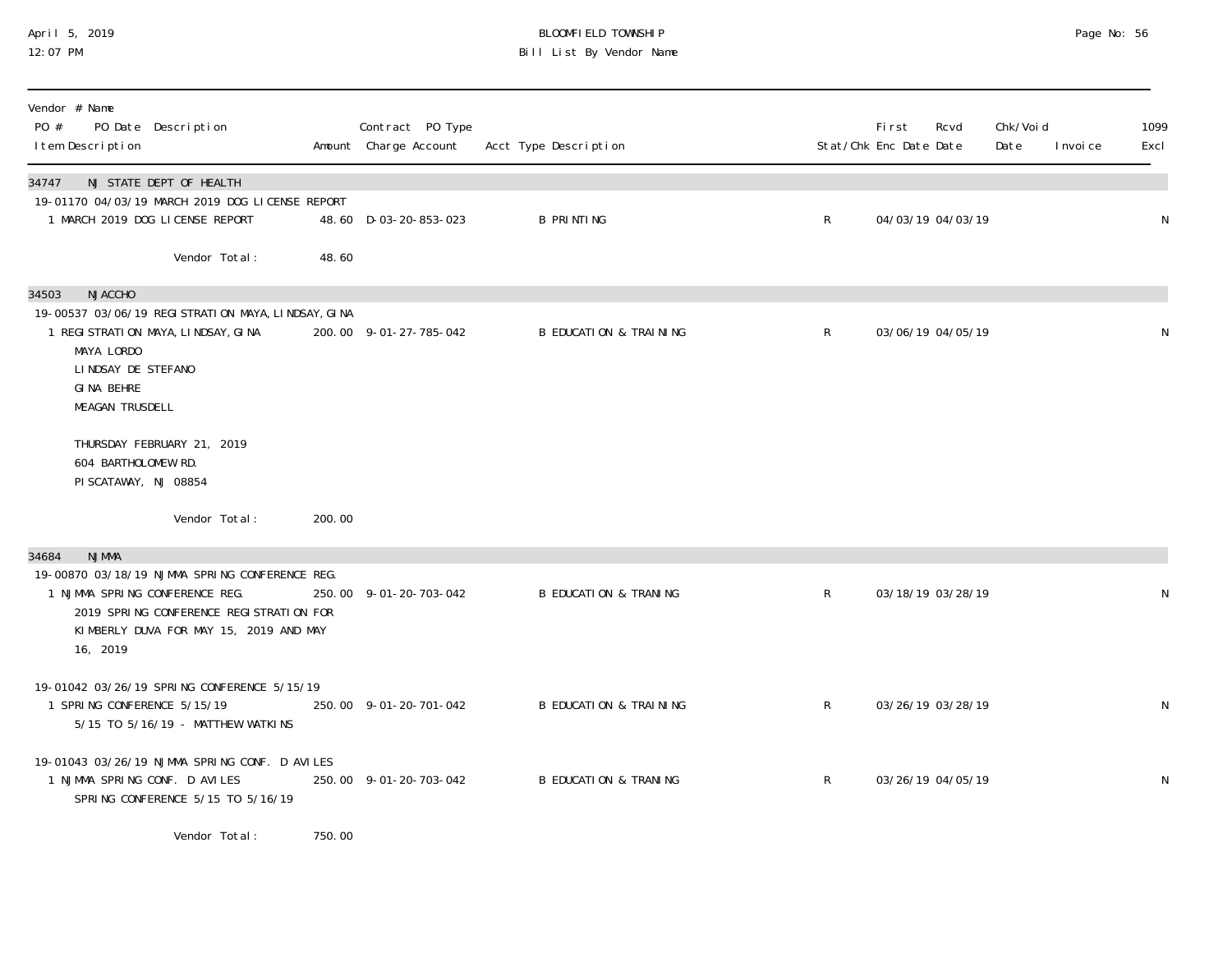Vendor # Name

| PO # | PO Date | Description | Amount | Contract PO Type Charge Account | Acct Type Description | Stat/Chk | First Enc Date | Rcvd Date | Chk/Void Date | Invoice | 1099 Excl |
|---|---|---|---|---|---|---|---|---|---|---|---|
| **34747 NJ STATE DEPT OF HEALTH** | | | | | | | | | | | |
| 19-01170 | 04/03/19 | MARCH 2019 DOG LICENSE REPORT | | | | | | | | | |
| | | 1 MARCH 2019 DOG LICENSE REPORT | 48.60 | D-03-20-853-023 | B PRINTING | R | 04/03/19 | 04/03/19 | | | N |
| | | Vendor Total: | 48.60 | | | | | | | | |
| **34503 NJACCHO** | | | | | | | | | | | |
| 19-00537 | 03/06/19 | REGISTRATION MAYA, LINDSAY, GINA | | | | | | | | | |
| | | 1 REGISTRATION MAYA, LINDSAY, GINA<br>MAYA LORDO<br>LINDSAY DE STEFANO<br>GINA BEHRE<br>MEAGAN TRUSDELL<br><br>THURSDAY FEBRUARY 21, 2019<br>604 BARTHOLOMEW RD.<br>PISCATAWAY, NJ 08854 | 200.00 | 9-01-27-785-042 | B EDUCATION & TRAINING | R | 03/06/19 | 04/05/19 | | | N |
| | | Vendor Total: | 200.00 | | | | | | | | |
| **34684 NJMMA** | | | | | | | | | | | |
| 19-00870 | 03/18/19 | NJMMA SPRING CONFERENCE REG. | | | | | | | | | |
| | | 1 NJMMA SPRING CONFERENCE REG.<br>2019 SPRING CONFERENCE REGISTRATION FOR KIMBERLY DUVA FOR MAY 15, 2019 AND MAY 16, 2019 | 250.00 | 9-01-20-703-042 | B EDUCATION & TRANING | R | 03/18/19 | 03/28/19 | | | N |
| 19-01042 | 03/26/19 | SPRING CONFERENCE 5/15/19 | | | | | | | | | |
| | | 1 SPRING CONFERENCE 5/15/19<br>5/15 TO 5/16/19 - MATTHEW WATKINS | 250.00 | 9-01-20-701-042 | B EDUCATION & TRAINING | R | 03/26/19 | 03/28/19 | | | N |
| 19-01043 | 03/26/19 | NJMMA SPRING CONF. D AVILES | | | | | | | | | |
| | | 1 NJMMA SPRING CONF. D AVILES<br>SPRING CONFERENCE 5/15 TO 5/16/19 | 250.00 | 9-01-20-703-042 | B EDUCATION & TRANING | R | 03/26/19 | 04/05/19 | | | N |
| | | Vendor Total: | 750.00 | | | | | | | | |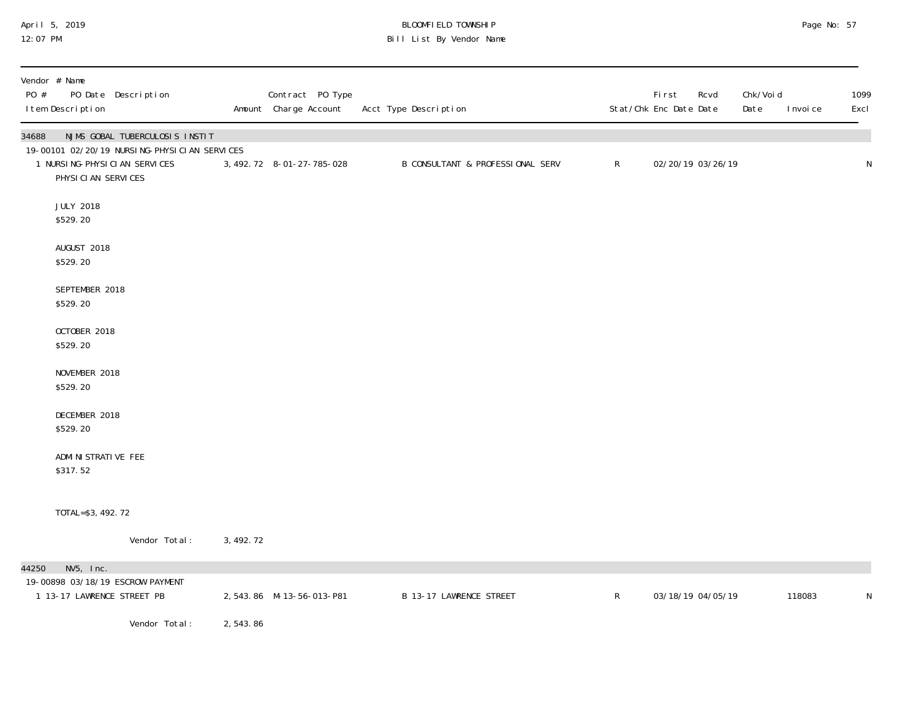| Vendor # Name<br>PO # PO Date Description<br>Item Description | Amount | Contract PO Type<br>Charge Account | Acct Type Description | Stat/Chk | First<br>Enc Date | Rcvd<br>Date | Chk/Void<br>Date | Invoice | 1099<br>Excl |
|---|---|---|---|---|---|---|---|---|---|
| **34688 NJMS GOBAL TUBERCULOSIS INSTIT** | | | | | | | | | |
| 19-00101 02/20/19 NURSING-PHYSICIAN SERVICES | | | | | | | | | |
| 1 NURSING-PHYSICIAN SERVICES<br>PHYSICIAN SERVICES<br><br>JULY 2018<br>$529.20<br><br>AUGUST 2018<br>$529.20<br><br>SEPTEMBER 2018<br>$529.20<br><br>OCTOBER 2018<br>$529.20<br><br>NOVEMBER 2018<br>$529.20<br><br>DECEMBER 2018<br>$529.20<br><br>ADMINISTRATIVE FEE<br>$317.52<br><br>TOTAL=$3,492.72 | 3,492.72 | 8-01-27-785-028 | B CONSULTANT & PROFESSIONAL SERV | R | 02/20/19 | 03/26/19 | | | N |
| Vendor Total: | 3,492.72 | | | | | | | | |
| **44250 NV5, Inc.** | | | | | | | | | |
| 19-00898 03/18/19 ESCROW PAYMENT | | | | | | | | | |
| 1 13-17 LAWRENCE STREET PB | 2,543.86 | M-13-56-013-P81 | B 13-17 LAWRENCE STREET | R | 03/18/19 | 04/05/19 | | 118083 | N |
| Vendor Total: | 2,543.86 | | | | | | | | |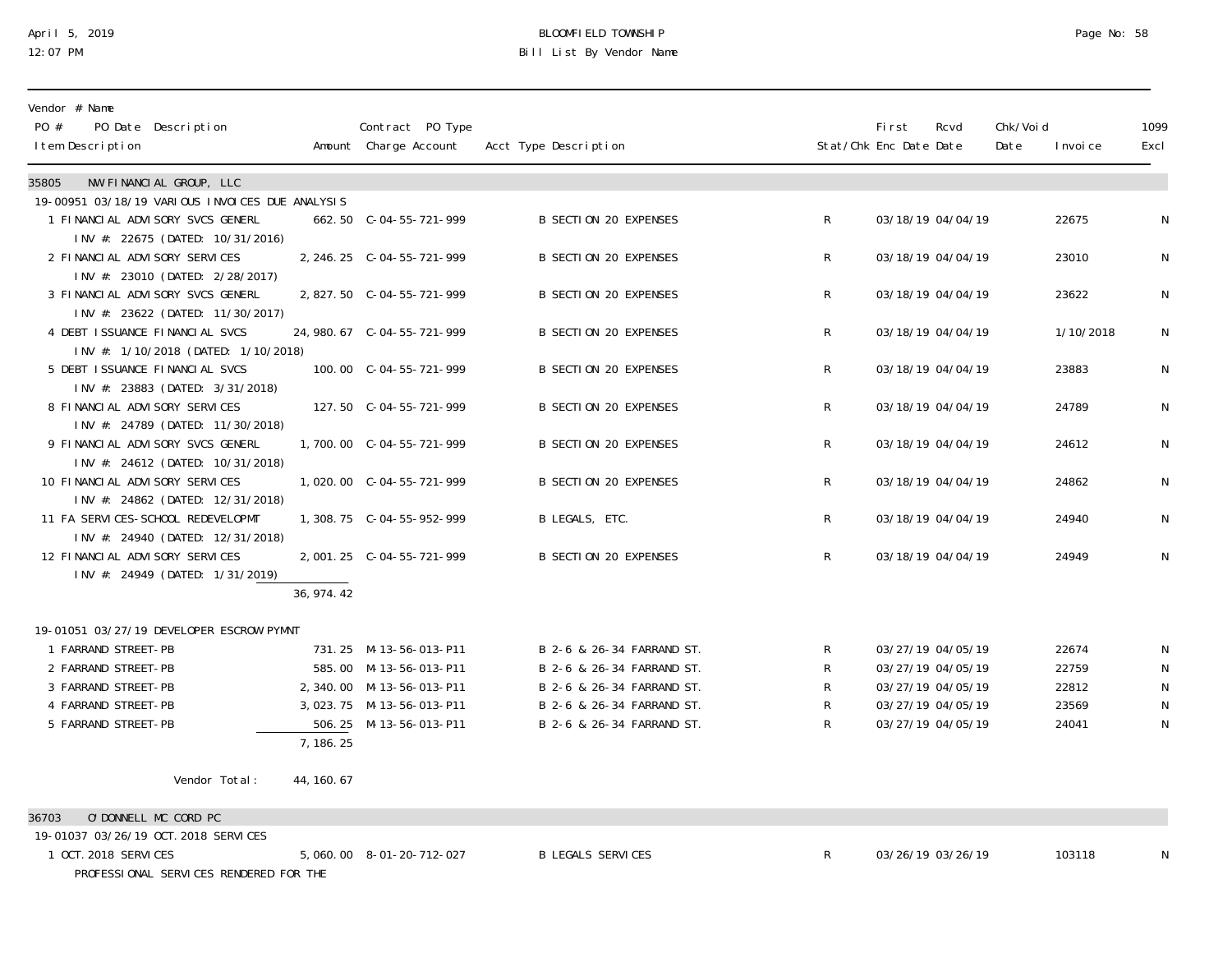BLOOMFIELD TOWNSHIP
Bill List By Vendor Name

April 5, 2019
12:07 PM

| Vendor # Name / PO # PO Date Description / Item Description | Amount | Contract PO Type Charge Account | Acct Type Description | Stat/Chk | First Enc Date | Rcvd Date | Chk/Void Date | Invoice | 1099 Excl |
|---|---|---|---|---|---|---|---|---|---|
| **35805 NW FINANCIAL GROUP, LLC** | | | | | | | | | |
| 19-00951 03/18/19 VARIOUS INVOICES DUE ANALYSIS | | | | | | | | | |
| 1 FINANCIAL ADVISORY SVCS GENERL<br>INV #: 22675 (DATED: 10/31/2016) | 662.50 | C-04-55-721-999 | B SECTION 20 EXPENSES | R | 03/18/19 | 04/04/19 | | 22675 | N |
| 2 FINANCIAL ADVISORY SERVICES<br>INV #: 23010 (DATED: 2/28/2017) | 2,246.25 | C-04-55-721-999 | B SECTION 20 EXPENSES | R | 03/18/19 | 04/04/19 | | 23010 | N |
| 3 FINANCIAL ADVISORY SVCS GENERL<br>INV #: 23622 (DATED: 11/30/2017) | 2,827.50 | C-04-55-721-999 | B SECTION 20 EXPENSES | R | 03/18/19 | 04/04/19 | | 23622 | N |
| 4 DEBT ISSUANCE FINANCIAL SVCS<br>INV #: 1/10/2018 (DATED: 1/10/2018) | 24,980.67 | C-04-55-721-999 | B SECTION 20 EXPENSES | R | 03/18/19 | 04/04/19 | | 1/10/2018 | N |
| 5 DEBT ISSUANCE FINANCIAL SVCS<br>INV #: 23883 (DATED: 3/31/2018) | 100.00 | C-04-55-721-999 | B SECTION 20 EXPENSES | R | 03/18/19 | 04/04/19 | | 23883 | N |
| 8 FINANCIAL ADVISORY SERVICES<br>INV #: 24789 (DATED: 11/30/2018) | 127.50 | C-04-55-721-999 | B SECTION 20 EXPENSES | R | 03/18/19 | 04/04/19 | | 24789 | N |
| 9 FINANCIAL ADVISORY SVCS GENERL<br>INV #: 24612 (DATED: 10/31/2018) | 1,700.00 | C-04-55-721-999 | B SECTION 20 EXPENSES | R | 03/18/19 | 04/04/19 | | 24612 | N |
| 10 FINANCIAL ADVISORY SERVICES<br>INV #: 24862 (DATED: 12/31/2018) | 1,020.00 | C-04-55-721-999 | B SECTION 20 EXPENSES | R | 03/18/19 | 04/04/19 | | 24862 | N |
| 11 FA SERVICES-SCHOOL REDEVELOPMT<br>INV #: 24940 (DATED: 12/31/2018) | 1,308.75 | C-04-55-952-999 | B LEGALS, ETC. | R | 03/18/19 | 04/04/19 | | 24940 | N |
| 12 FINANCIAL ADVISORY SERVICES<br>INV #: 24949 (DATED: 1/31/2019) | 2,001.25 | C-04-55-721-999 | B SECTION 20 EXPENSES | R | 03/18/19 | 04/04/19 | | 24949 | N |
| | 36,974.42 | | | | | | | | |
| 19-01051 03/27/19 DEVELOPER ESCROW PYMNT | | | | | | | | | |
| 1 FARRAND STREET-PB | 731.25 | M-13-56-013-P11 | B 2-6 & 26-34 FARRAND ST. | R | 03/27/19 | 04/05/19 | | 22674 | N |
| 2 FARRAND STREET-PB | 585.00 | M-13-56-013-P11 | B 2-6 & 26-34 FARRAND ST. | R | 03/27/19 | 04/05/19 | | 22759 | N |
| 3 FARRAND STREET-PB | 2,340.00 | M-13-56-013-P11 | B 2-6 & 26-34 FARRAND ST. | R | 03/27/19 | 04/05/19 | | 22812 | N |
| 4 FARRAND STREET-PB | 3,023.75 | M-13-56-013-P11 | B 2-6 & 26-34 FARRAND ST. | R | 03/27/19 | 04/05/19 | | 23569 | N |
| 5 FARRAND STREET-PB | 506.25 | M-13-56-013-P11 | B 2-6 & 26-34 FARRAND ST. | R | 03/27/19 | 04/05/19 | | 24041 | N |
| | 7,186.25 | | | | | | | | |
| Vendor Total: | 44,160.67 | | | | | | | | |
| **36703 O'DONNELL MC CORD PC** | | | | | | | | | |
| 19-01037 03/26/19 OCT. 2018 SERVICES | | | | | | | | | |
| 1 OCT. 2018 SERVICES<br>PROFESSIONAL SERVICES RENDERED FOR THE | 5,060.00 | 8-01-20-712-027 | B LEGALS SERVICES | R | 03/26/19 | 03/26/19 | | 103118 | N |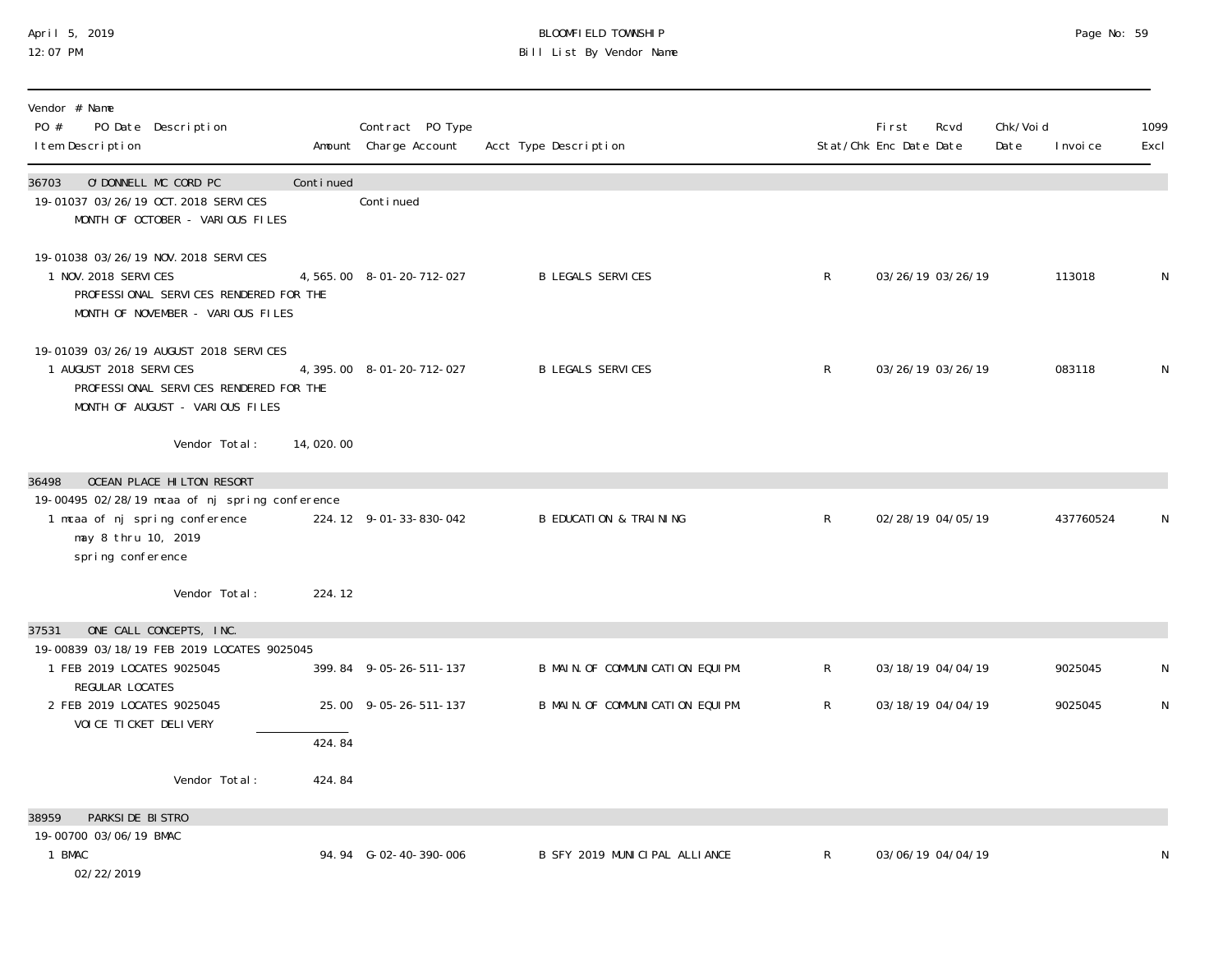| Vendor # Name PO # PO Date Description Item Description | Amount | Contract PO Type Charge Account | Acct Type Description | Stat/Chk | First Enc Date | Rcvd Date | Chk/Void Date | Invoice | 1099 Excl |
|---|---|---|---|---|---|---|---|---|---|
| 36703 O'DONNELL MC CORD PC | Continued | | | | | | | | |
| 19-01037 03/26/19 OCT. 2018 SERVICES | | Continued | | | | | | | |
| MONTH OF OCTOBER - VARIOUS FILES | | | | | | | | | |
| 19-01038 03/26/19 NOV. 2018 SERVICES | | | | | | | | | |
| 1 NOV. 2018 SERVICES PROFESSIONAL SERVICES RENDERED FOR THE MONTH OF NOVEMBER - VARIOUS FILES | 4,565.00 | 8-01-20-712-027 | B LEGALS SERVICES | R | 03/26/19 | 03/26/19 | | 113018 | N |
| 19-01039 03/26/19 AUGUST 2018 SERVICES | | | | | | | | | |
| 1 AUGUST 2018 SERVICES PROFESSIONAL SERVICES RENDERED FOR THE MONTH OF AUGUST - VARIOUS FILES | 4,395.00 | 8-01-20-712-027 | B LEGALS SERVICES | R | 03/26/19 | 03/26/19 | | 083118 | N |
| Vendor Total: | 14,020.00 | | | | | | | | |
| 36498 OCEAN PLACE HILTON RESORT | | | | | | | | | |
| 19-00495 02/28/19 mcaa of nj spring conference | | | | | | | | | |
| 1 mcaa of nj spring conference may 8 thru 10, 2019 spring conference | 224.12 | 9-01-33-830-042 | B EDUCATION & TRAINING | R | 02/28/19 | 04/05/19 | | 437760524 | N |
| Vendor Total: | 224.12 | | | | | | | | |
| 37531 ONE CALL CONCEPTS, INC. | | | | | | | | | |
| 19-00839 03/18/19 FEB 2019 LOCATES 9025045 | | | | | | | | | |
| 1 FEB 2019 LOCATES 9025045 REGULAR LOCATES | 399.84 | 9-05-26-511-137 | B MAIN.OF COMMUNICATION EQUIPM. | R | 03/18/19 | 04/04/19 | | 9025045 | N |
| 2 FEB 2019 LOCATES 9025045 VOICE TICKET DELIVERY | 25.00 | 9-05-26-511-137 | B MAIN.OF COMMUNICATION EQUIPM. | R | 03/18/19 | 04/04/19 | | 9025045 | N |
| | 424.84 | | | | | | | | |
| Vendor Total: | 424.84 | | | | | | | | |
| 38959 PARKSIDE BISTRO | | | | | | | | | |
| 19-00700 03/06/19 BMAC | | | | | | | | | |
| 1 BMAC 02/22/2019 | 94.94 | G-02-40-390-006 | B SFY 2019 MUNICIPAL ALLIANCE | R | 03/06/19 | 04/04/19 | | | N |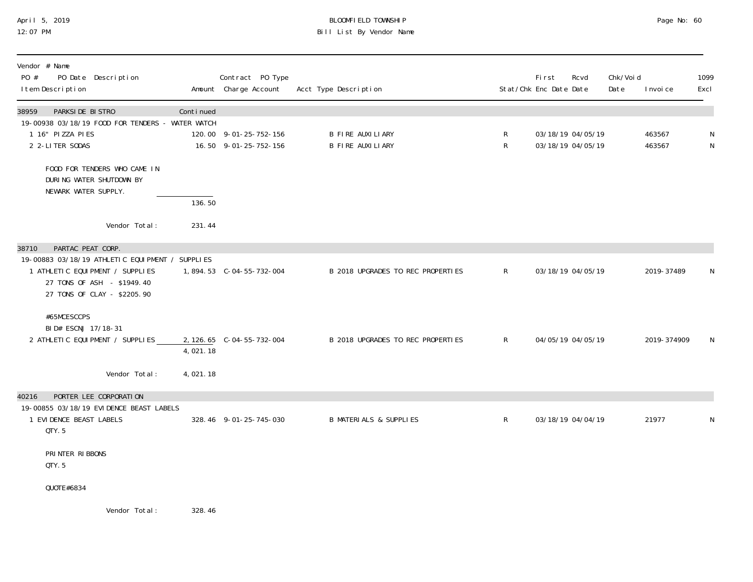April 5, 2019
12:07 PM

BLOOMFIELD TOWNSHIP
Bill List By Vendor Name

| Vendor # Name / PO # PO Date Description / Item Description | Amount | Contract PO Type / Charge Account | Acct Type Description | Stat/Chk | First Enc Date | Rcvd Date | Chk/Void Date | Invoice | 1099 Excl |
|---|---|---|---|---|---|---|---|---|---|
| **38959 PARKSIDE BISTRO** | Continued | | | | | | | | |
| 19-00938 03/18/19 FOOD FOR TENDERS - WATER WATCH | | | | | | | | | |
| 1 16" PIZZA PIES | 120.00 | 9-01-25-752-156 | B FIRE AUXILIARY | R | 03/18/19 | 04/05/19 | | 463567 | N |
| 2 2-LITER SODAS | 16.50 | 9-01-25-752-156 | B FIRE AUXILIARY | R | 03/18/19 | 04/05/19 | | 463567 | N |
| FOOD FOR TENDERS WHO CAME IN DURING WATER SHUTDOWN BY NEWARK WATER SUPPLY. | | | | | | | | | |
| | 136.50 | | | | | | | | |
| Vendor Total: | 231.44 | | | | | | | | |
| **38710 PARTAC PEAT CORP.** | | | | | | | | | |
| 19-00883 03/18/19 ATHLETIC EQUIPMENT / SUPPLIES | | | | | | | | | |
| 1 ATHLETIC EQUIPMENT / SUPPLIES<br>27 TONS OF ASH - $1949.40<br>27 TONS OF CLAY - $2205.90<br><br>#65MCESCCPS<br>BID# ESCNJ 17/18-31 | 1,894.53 | C-04-55-732-004 | B 2018 UPGRADES TO REC PROPERTIES | R | 03/18/19 | 04/05/19 | | 2019-37489 | N |
| 2 ATHLETIC EQUIPMENT / SUPPLIES | 2,126.65 | C-04-55-732-004 | B 2018 UPGRADES TO REC PROPERTIES | R | 04/05/19 | 04/05/19 | | 2019-374909 | N |
| | 4,021.18 | | | | | | | | |
| Vendor Total: | 4,021.18 | | | | | | | | |
| **40216 PORTER LEE CORPORATION** | | | | | | | | | |
| 19-00855 03/18/19 EVIDENCE BEAST LABELS | | | | | | | | | |
| 1 EVIDENCE BEAST LABELS<br>QTY. 5<br><br>PRINTER RIBBONS<br>QTY. 5<br><br>QUOTE#6834 | 328.46 | 9-01-25-745-030 | B MATERIALS & SUPPLIES | R | 03/18/19 | 04/04/19 | | 21977 | N |
| Vendor Total: | 328.46 | | | | | | | | |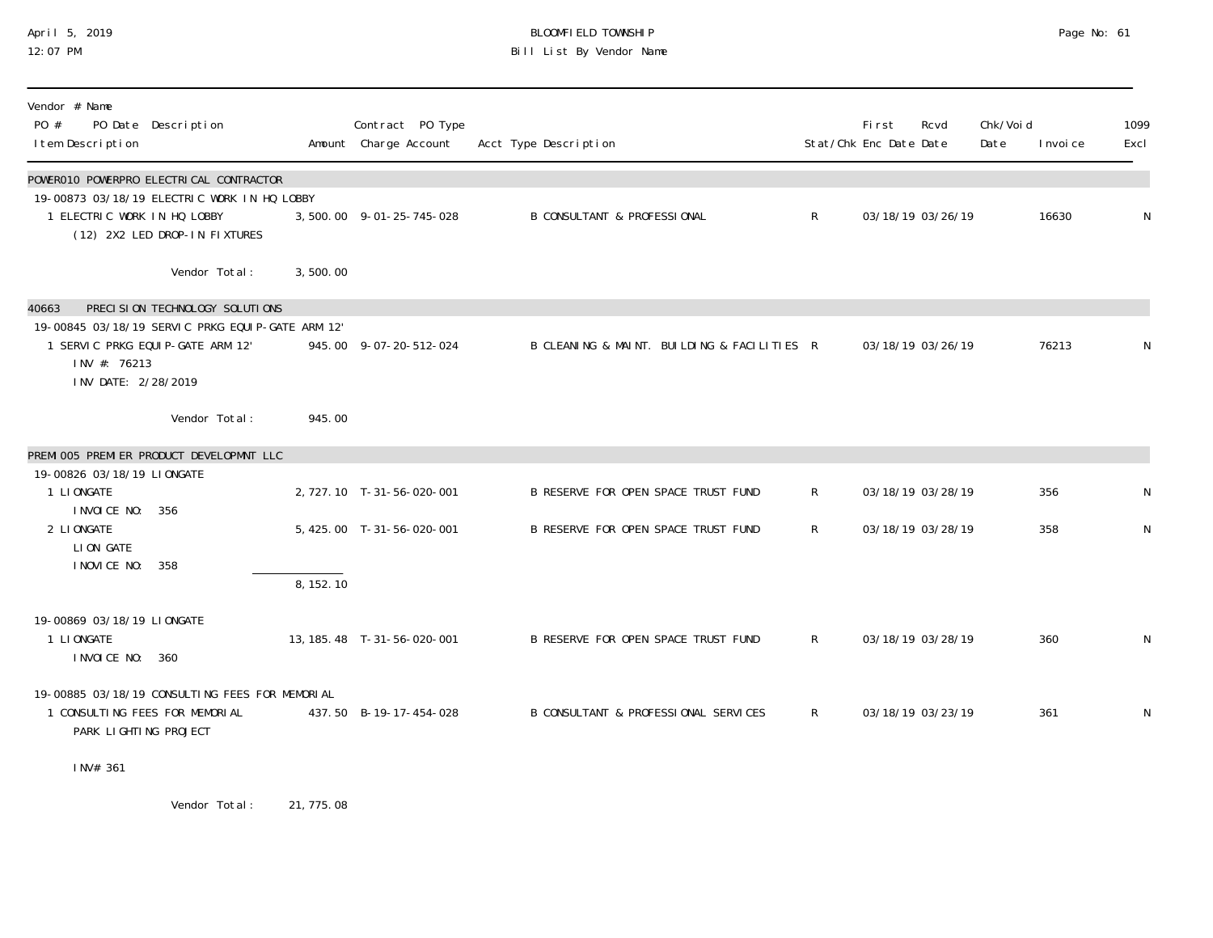| Vendor # Name<br>PO # PO Date Description<br>Item Description | Amount | Contract PO Type<br>Charge Account | Acct Type Description | Stat/Chk | First<br>Enc Date | Rcvd<br>Date | Chk/Void<br>Date | Invoice | 1099<br>Excl |
|---|---|---|---|---|---|---|---|---|---|
| **POWER010 POWERPRO ELECTRICAL CONTRACTOR** | | | | | | | | | |
| 19-00873 03/18/19 ELECTRIC WORK IN HQ LOBBY | | | | | | | | | |
| 1 ELECTRIC WORK IN HQ LOBBY<br>(12) 2X2 LED DROP-IN FIXTURES | 3,500.00 | 9-01-25-745-028 | B CONSULTANT & PROFESSIONAL | R | 03/18/19 | 03/26/19 | | 16630 | N |
| Vendor Total: | 3,500.00 | | | | | | | | |
| **40663 PRECISION TECHNOLOGY SOLUTIONS** | | | | | | | | | |
| 19-00845 03/18/19 SERVIC PRKG EQUIP-GATE ARM 12' | | | | | | | | | |
| 1 SERVIC PRKG EQUIP-GATE ARM 12'<br>INV #: 76213<br>INV DATE: 2/28/2019 | 945.00 | 9-07-20-512-024 | B CLEANING & MAINT. BUILDING & FACILITIES | R | 03/18/19 | 03/26/19 | | 76213 | N |
| Vendor Total: | 945.00 | | | | | | | | |
| **PREMI005 PREMIER PRODUCT DEVELOPMNT LLC** | | | | | | | | | |
| 19-00826 03/18/19 LIONGATE | | | | | | | | | |
| 1 LIONGATE<br>INVOICE NO: 356 | 2,727.10 | T-31-56-020-001 | B RESERVE FOR OPEN SPACE TRUST FUND | R | 03/18/19 | 03/28/19 | | 356 | N |
| 2 LIONGATE<br>LION GATE<br>INOVICE NO: 358 | 5,425.00 | T-31-56-020-001 | B RESERVE FOR OPEN SPACE TRUST FUND | R | 03/18/19 | 03/28/19 | | 358 | N |
| | 8,152.10 | | | | | | | | |
| 19-00869 03/18/19 LIONGATE | | | | | | | | | |
| 1 LIONGATE<br>INVOICE NO: 360 | 13,185.48 | T-31-56-020-001 | B RESERVE FOR OPEN SPACE TRUST FUND | R | 03/18/19 | 03/28/19 | | 360 | N |
| 19-00885 03/18/19 CONSULTING FEES FOR MEMORIAL | | | | | | | | | |
| 1 CONSULTING FEES FOR MEMORIAL<br>PARK LIGHTING PROJECT<br>INV# 361 | 437.50 | B-19-17-454-028 | B CONSULTANT & PROFESSIONAL SERVICES | R | 03/18/19 | 03/23/19 | | 361 | N |
| Vendor Total: | 21,775.08 | | | | | | | | |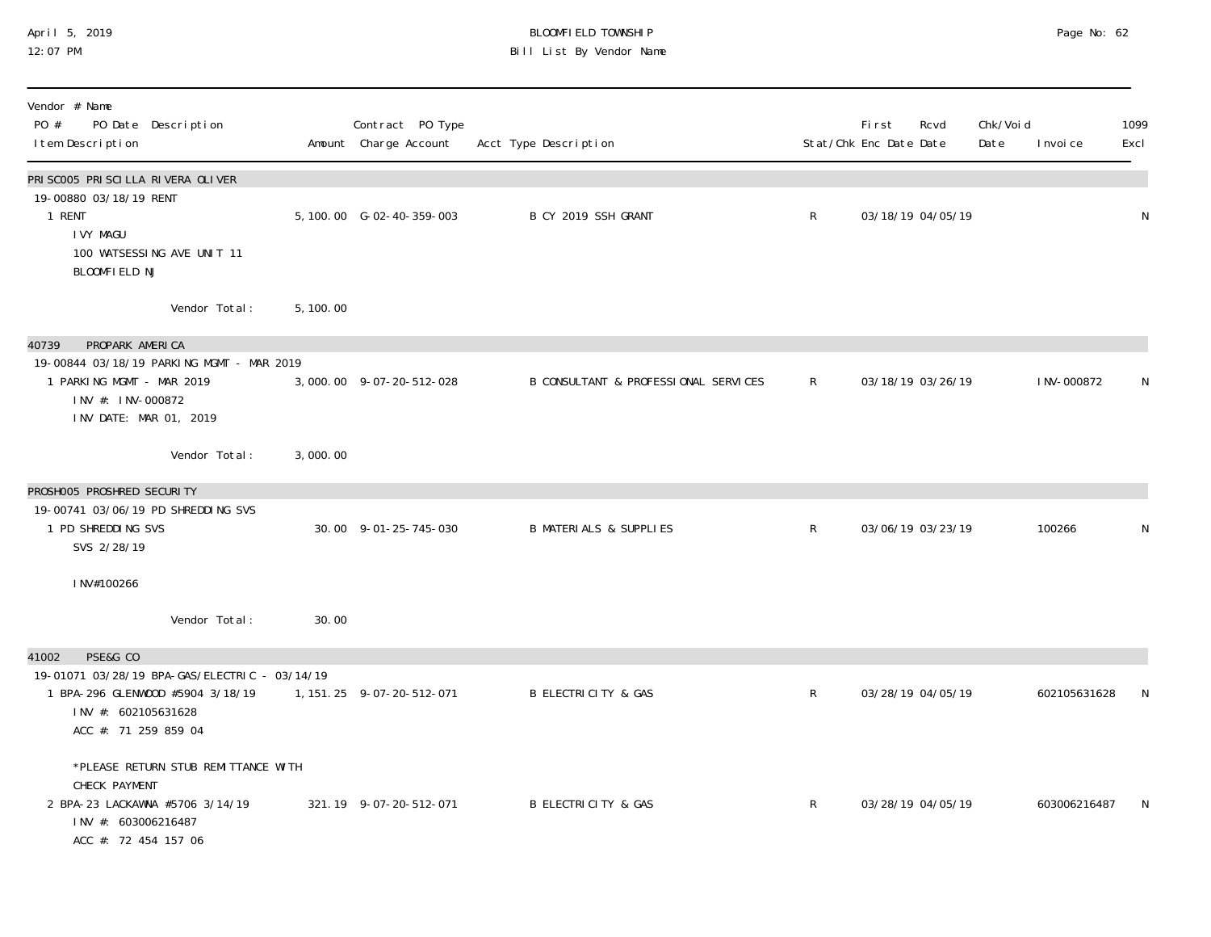# BLOOMFIELD TOWNSHIP

## Bill List By Vendor Name

| Vendor # Name<br>PO # PO Date Description<br>Item Description | Amount | Contract PO Type<br>Charge Account | Acct Type Description | Stat/Chk | First Enc Date | Rcvd Date | Chk/Void Date | Invoice | 1099 Excl |
|---|---|---|---|---|---|---|---|---|---|
| **PRISC005 PRISCILLA RIVERA OLIVER** | | | | | | | | | |
| 19-00880 03/18/19 RENT | | | | | | | | | |
| 1 RENT<br>IVY MAGU<br>100 WATSESSING AVE UNIT 11<br>BLOOMFIELD NJ | 5,100.00 | G-02-40-359-003 | B CY 2019 SSH GRANT | R | 03/18/19 | 04/05/19 | | | N |
| Vendor Total: | 5,100.00 | | | | | | | | |
| **40739 PROPARK AMERICA** | | | | | | | | | |
| 19-00844 03/18/19 PARKING MGMT - MAR 2019 | | | | | | | | | |
| 1 PARKING MGMT - MAR 2019<br>INV #: INV-000872<br>INV DATE: MAR 01, 2019 | 3,000.00 | 9-07-20-512-028 | B CONSULTANT & PROFESSIONAL SERVICES | R | 03/18/19 | 03/26/19 | | INV-000872 | N |
| Vendor Total: | 3,000.00 | | | | | | | | |
| **PROSH005 PROSHRED SECURITY** | | | | | | | | | |
| 19-00741 03/06/19 PD SHREDDING SVS | | | | | | | | | |
| 1 PD SHREDDING SVS<br>SVS 2/28/19<br><br>INV#100266 | 30.00 | 9-01-25-745-030 | B MATERIALS & SUPPLIES | R | 03/06/19 | 03/23/19 | | 100266 | N |
| Vendor Total: | 30.00 | | | | | | | | |
| **41002 PSE&G CO** | | | | | | | | | |
| 19-01071 03/28/19 BPA-GAS/ELECTRIC - 03/14/19 | | | | | | | | | |
| 1 BPA-296 GLENWOOD #5904 3/18/19<br>INV #: 602105631628<br>ACC #: 71 259 859 04<br><br>*PLEASE RETURN STUB REMITTANCE WITH CHECK PAYMENT | 1,151.25 | 9-07-20-512-071 | B ELECTRICITY & GAS | R | 03/28/19 | 04/05/19 | | 602105631628 | N |
| 2 BPA-23 LACKAWNA #5706 3/14/19<br>INV #: 603006216487<br>ACC #: 72 454 157 06 | 321.19 | 9-07-20-512-071 | B ELECTRICITY & GAS | R | 03/28/19 | 04/05/19 | | 603006216487 | N |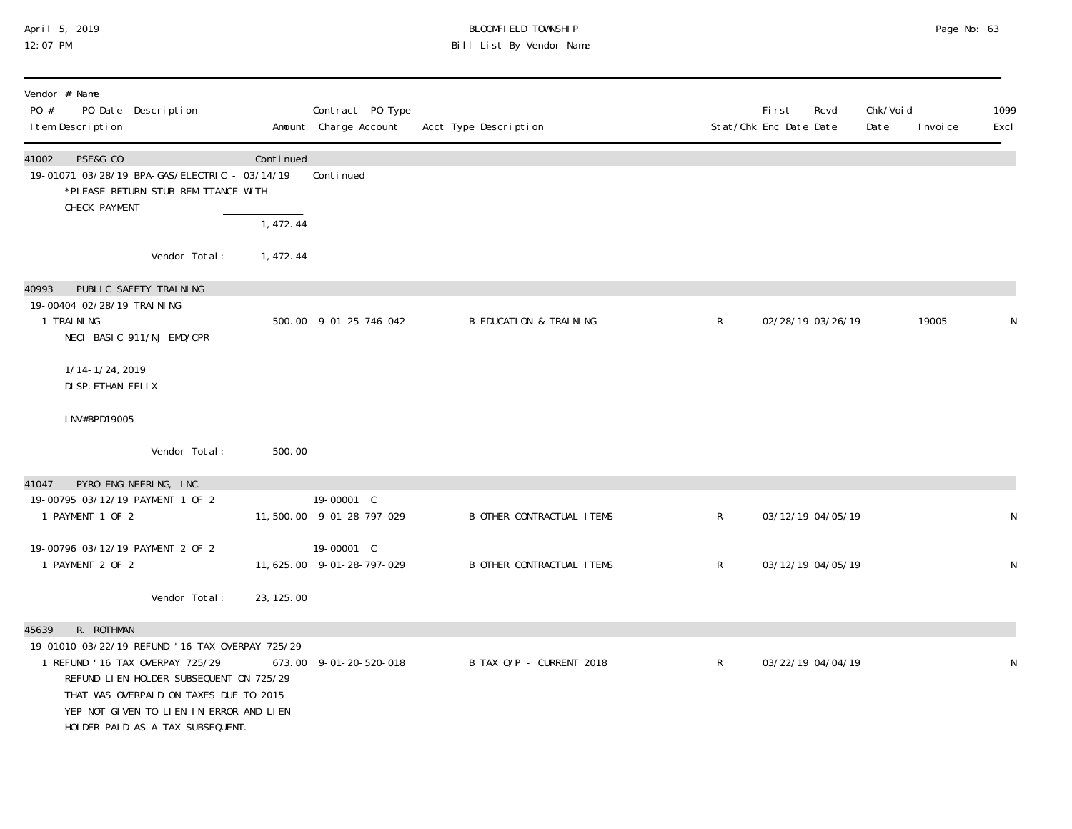BLOOMFIELD TOWNSHIP
Bill List By Vendor Name

April 5, 2019
12:07 PM

| Vendor # Name / PO # PO Date Description / Item Description | Amount | Contract PO Type / Charge Account | Acct Type Description | Stat/Chk | First Enc Date | Rcvd Date | Chk/Void Date | Invoice | 1099 Excl |
|---|---|---|---|---|---|---|---|---|---|
| **41002 PSE&G CO** | Continued | | | | | | | | |
| 19-01071 03/28/19 BPA-GAS/ELECTRIC - 03/14/19 | | Continued | | | | | | | |
| *PLEASE RETURN STUB REMITTANCE WITH CHECK PAYMENT | | | | | | | | | |
| | 1,472.44 | | | | | | | | |
| Vendor Total: | 1,472.44 | | | | | | | | |
| **40993 PUBLIC SAFETY TRAINING** | | | | | | | | | |
| 19-00404 02/28/19 TRAINING | | | | | | | | | |
| 1 TRAINING<br>NECI BASIC 911/NJ EMD/CPR<br>1/14-1/24,2019<br>DISP. ETHAN FELIX<br>INV#BPD19005 | 500.00 | 9-01-25-746-042 | B EDUCATION & TRAINING | R | 02/28/19 | 03/26/19 | | 19005 | N |
| Vendor Total: | 500.00 | | | | | | | | |
| **41047 PYRO ENGINEERING, INC.** | | | | | | | | | |
| 19-00795 03/12/19 PAYMENT 1 OF 2 | | 19-00001 C | | | | | | | |
| 1 PAYMENT 1 OF 2 | 11,500.00 | 9-01-28-797-029 | B OTHER CONTRACTUAL ITEMS | R | 03/12/19 | 04/05/19 | | | N |
| 19-00796 03/12/19 PAYMENT 2 OF 2 | | 19-00001 C | | | | | | | |
| 1 PAYMENT 2 OF 2 | 11,625.00 | 9-01-28-797-029 | B OTHER CONTRACTUAL ITEMS | R | 03/12/19 | 04/05/19 | | | N |
| Vendor Total: | 23,125.00 | | | | | | | | |
| **45639 R. ROTHMAN** | | | | | | | | | |
| 19-01010 03/22/19 REFUND '16 TAX OVERPAY 725/29 | | | | | | | | | |
| 1 REFUND '16 TAX OVERPAY 725/29<br>REFUND LIEN HOLDER SUBSEQUENT ON 725/29 THAT WAS OVERPAID ON TAXES DUE TO 2015 YEP NOT GIVEN TO LIEN IN ERROR AND LIEN HOLDER PAID AS A TAX SUBSEQUENT. | 673.00 | 9-01-20-520-018 | B TAX O/P - CURRENT 2018 | R | 03/22/19 | 04/04/19 | | | N |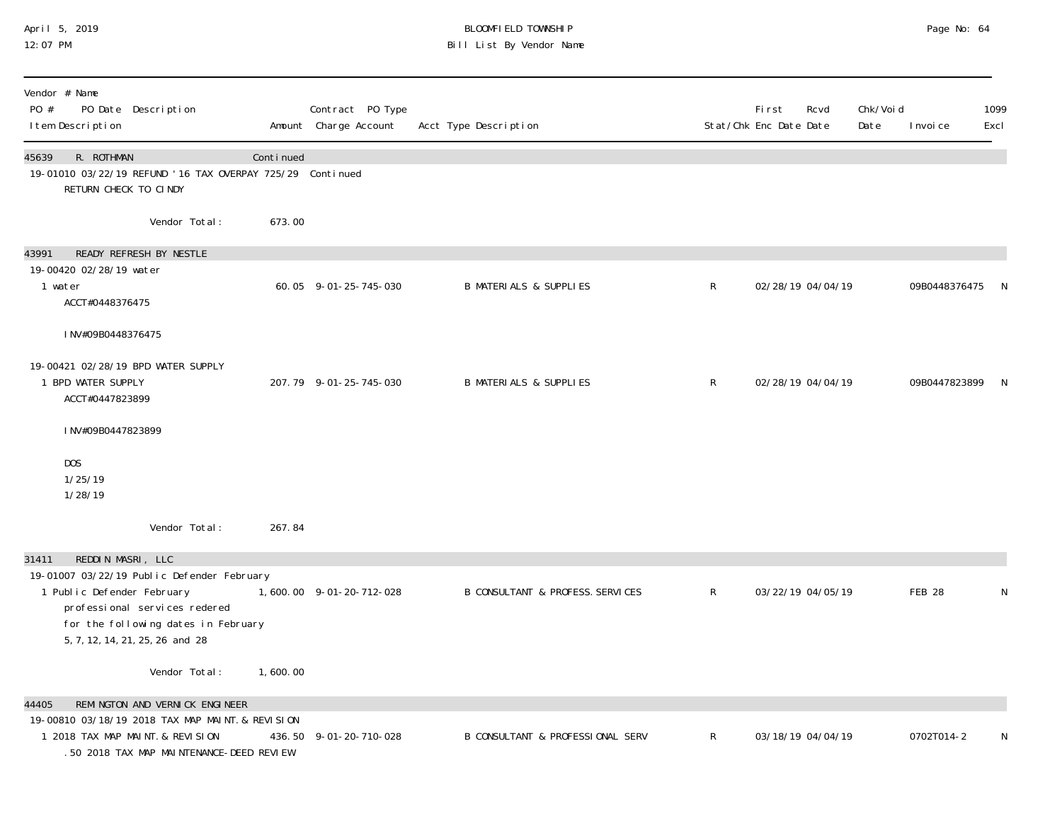| Vendor # Name PO # PO Date Description Item Description | Amount | Contract PO Type Charge Account | Acct Type Description | Stat/Chk | First Enc Date | Rcvd Date | Chk/Void Date | Invoice | 1099 Excl |
|---|---|---|---|---|---|---|---|---|---|
| **45639 R. ROTHMAN** | Continued | | | | | | | | |
| 19-01010 03/22/19 REFUND '16 TAX OVERPAY 725/29 | | Continued | | | | | | | |
| RETURN CHECK TO CINDY | | | | | | | | | |
| Vendor Total: | 673.00 | | | | | | | | |
| **43991 READY REFRESH BY NESTLE** | | | | | | | | | |
| 19-00420 02/28/19 water | | | | | | | | | |
| 1 water ACCT#0448376475 INV#09B0448376475 | 60.05 | 9-01-25-745-030 | B MATERIALS & SUPPLIES | R | 02/28/19 | 04/04/19 | | 09B0448376475 | N |
| 19-00421 02/28/19 BPD WATER SUPPLY | | | | | | | | | |
| 1 BPD WATER SUPPLY ACCT#0447823899 INV#09B0447823899 DOS 1/25/19 1/28/19 | 207.79 | 9-01-25-745-030 | B MATERIALS & SUPPLIES | R | 02/28/19 | 04/04/19 | | 09B0447823899 | N |
| Vendor Total: | 267.84 | | | | | | | | |
| **31411 REDDIN MASRI, LLC** | | | | | | | | | |
| 19-01007 03/22/19 Public Defender February | | | | | | | | | |
| 1 Public Defender February professional services redered for the following dates in February 5, 7, 12, 14, 21, 25, 26 and 28 | 1,600.00 | 9-01-20-712-028 | B CONSULTANT & PROFESS. SERVICES | R | 03/22/19 | 04/05/19 | | FEB 28 | N |
| Vendor Total: | 1,600.00 | | | | | | | | |
| **44405 REMINGTON AND VERNICK ENGINEER** | | | | | | | | | |
| 19-00810 03/18/19 2018 TAX MAP MAINT. & REVISION | | | | | | | | | |
| 1 2018 TAX MAP MAINT. & REVISION .50 2018 TAX MAP MAINTENANCE-DEED REVIEW | 436.50 | 9-01-20-710-028 | B CONSULTANT & PROFESSIONAL SERV | R | 03/18/19 | 04/04/19 | | 0702T014-2 | N |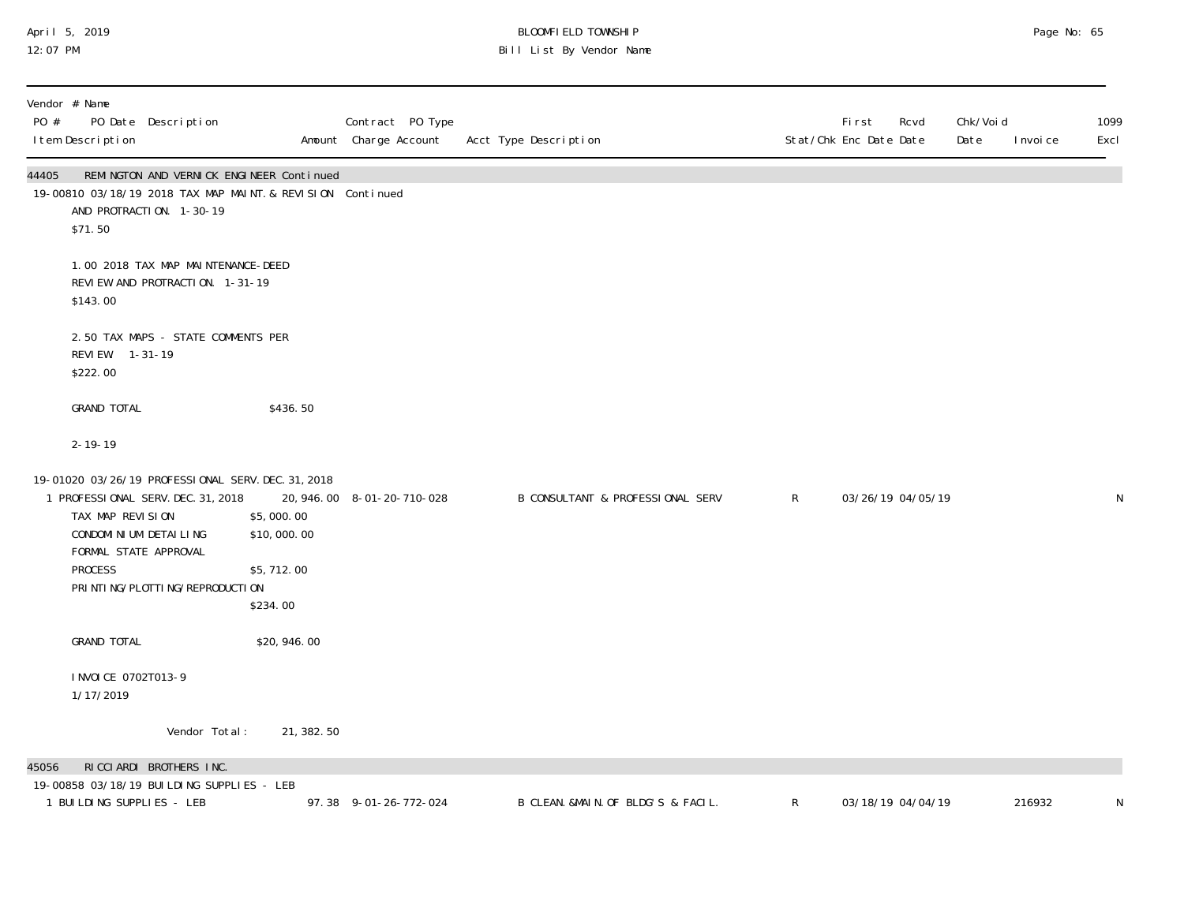| Vendor # Name PO # PO Date Description Item Description | Amount | Contract PO Type Charge Account | Acct Type Description | Stat/Chk | First Enc Date | Rcvd Date | Chk/Void Date | Invoice | 1099 Excl |
|---|---|---|---|---|---|---|---|---|---|
| **44405 REMINGTON AND VERNICK ENGINEER Continued** | | | | | | | | | |
| 19-00810 03/18/19 2018 TAX MAP MAINT.& REVISION Continued | | | | | | | | | |
| AND PROTRACTION. 1-30-19<br>$71.50<br><br>1.00 2018 TAX MAP MAINTENANCE-DEED REVIEW AND PROTRACTION. 1-31-19<br>$143.00<br><br>2.50 TAX MAPS - STATE COMMENTS PER REVIEW 1-31-19<br>$222.00<br><br>GRAND TOTAL $436.50<br><br>2-19-19 | | | | | | | | | |
| 19-01020 03/26/19 PROFESSIONAL SERV.DEC.31,2018 | | | | | | | | | |
| 1 PROFESSIONAL SERV.DEC.31,2018 | 20,946.00 | 8-01-20-710-028 | B CONSULTANT & PROFESSIONAL SERV | R | 03/26/19 | 04/05/19 | | | N |
| TAX MAP REVISION $5,000.00<br>CONDOMINIUM DETAILING $10,000.00<br>FORMAL STATE APPROVAL PROCESS $5,712.00<br>PRINTING/PLOTTING/REPRODUCTION $234.00<br><br>GRAND TOTAL $20,946.00<br><br>INVOICE 0702T013-9<br>1/17/2019 | | | | | | | | | |
| Vendor Total: | 21,382.50 | | | | | | | | |
| **45056 RICCIARDI BROTHERS INC.** | | | | | | | | | |
| 19-00858 03/18/19 BUILDING SUPPLIES - LEB | | | | | | | | | |
| 1 BUILDING SUPPLIES - LEB | 97.38 | 9-01-26-772-024 | B CLEAN.&MAIN.OF BLDG'S & FACIL. | R | 03/18/19 | 04/04/19 | | 216932 | N |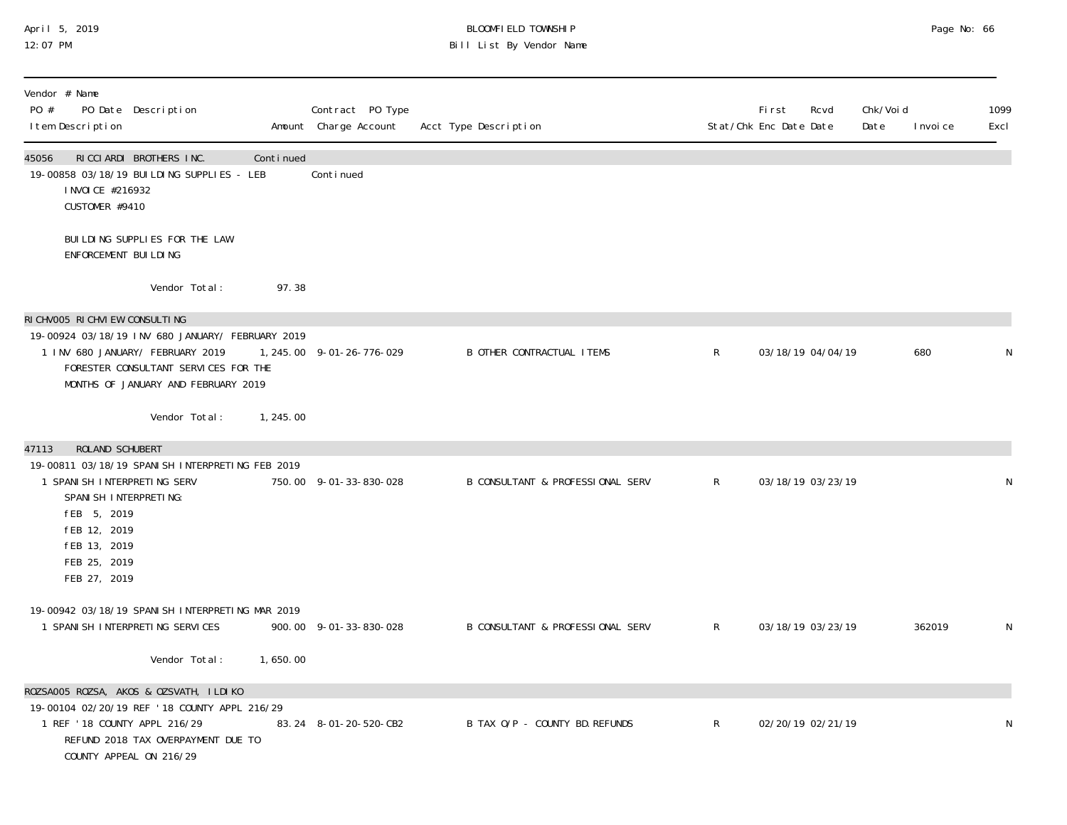April 5, 2019
12:07 PM

BLOOMFIELD TOWNSHIP
Bill List By Vendor Name

| Vendor # Name<br>PO # PO Date Description<br>Item Description | Amount | Contract PO Type<br>Charge Account | Acct Type Description | Stat/Chk | First Enc Date | Rcvd Date | Chk/Void Date | Invoice | 1099 Excl |
|---|---|---|---|---|---|---|---|---|---|
| **45056 RICCIARDI BROTHERS INC.** | Continued | | | | | | | | |
| 19-00858 03/18/19 BUILDING SUPPLIES - LEB | | Continued | | | | | | | |
| INVOICE #216932<br>CUSTOMER #9410<br><br>BUILDING SUPPLIES FOR THE LAW ENFORCEMENT BUILDING | | | | | | | | | |
| Vendor Total: | 97.38 | | | | | | | | |
| **RICHV005 RICHVIEW CONSULTING** | | | | | | | | | |
| 19-00924 03/18/19 INV 680 JANUARY/ FEBRUARY 2019 | | | | | | | | | |
| 1 INV 680 JANUARY/ FEBRUARY 2019<br>FORESTER CONSULTANT SERVICES FOR THE MONTHS OF JANUARY AND FEBRUARY 2019 | 1,245.00 | 9-01-26-776-029 | B OTHER CONTRACTUAL ITEMS | R | 03/18/19 | 04/04/19 | | 680 | N |
| Vendor Total: | 1,245.00 | | | | | | | | |
| **47113 ROLAND SCHUBERT** | | | | | | | | | |
| 19-00811 03/18/19 SPANISH INTERPRETING FEB 2019 | | | | | | | | | |
| 1 SPANISH INTERPRETING SERV<br>SPANISH INTERPRETING:<br>fEB 5, 2019<br>fEB 12, 2019<br>fEB 13, 2019<br>FEB 25, 2019<br>FEB 27, 2019 | 750.00 | 9-01-33-830-028 | B CONSULTANT & PROFESSIONAL SERV | R | 03/18/19 | 03/23/19 | | | N |
| 19-00942 03/18/19 SPANISH INTERPRETING MAR 2019 | | | | | | | | | |
| 1 SPANISH INTERPRETING SERVICES | 900.00 | 9-01-33-830-028 | B CONSULTANT & PROFESSIONAL SERV | R | 03/18/19 | 03/23/19 | | 362019 | N |
| Vendor Total: | 1,650.00 | | | | | | | | |
| **ROZSA005 ROZSA, AKOS & OZSVATH, ILDIKO** | | | | | | | | | |
| 19-00104 02/20/19 REF '18 COUNTY APPL 216/29 | | | | | | | | | |
| 1 REF '18 COUNTY APPL 216/29<br>REFUND 2018 TAX OVERPAYMENT DUE TO COUNTY APPEAL ON 216/29 | 83.24 | 8-01-20-520-CB2 | B TAX O/P - COUNTY BD.REFUNDS | R | 02/20/19 | 02/21/19 | | | N |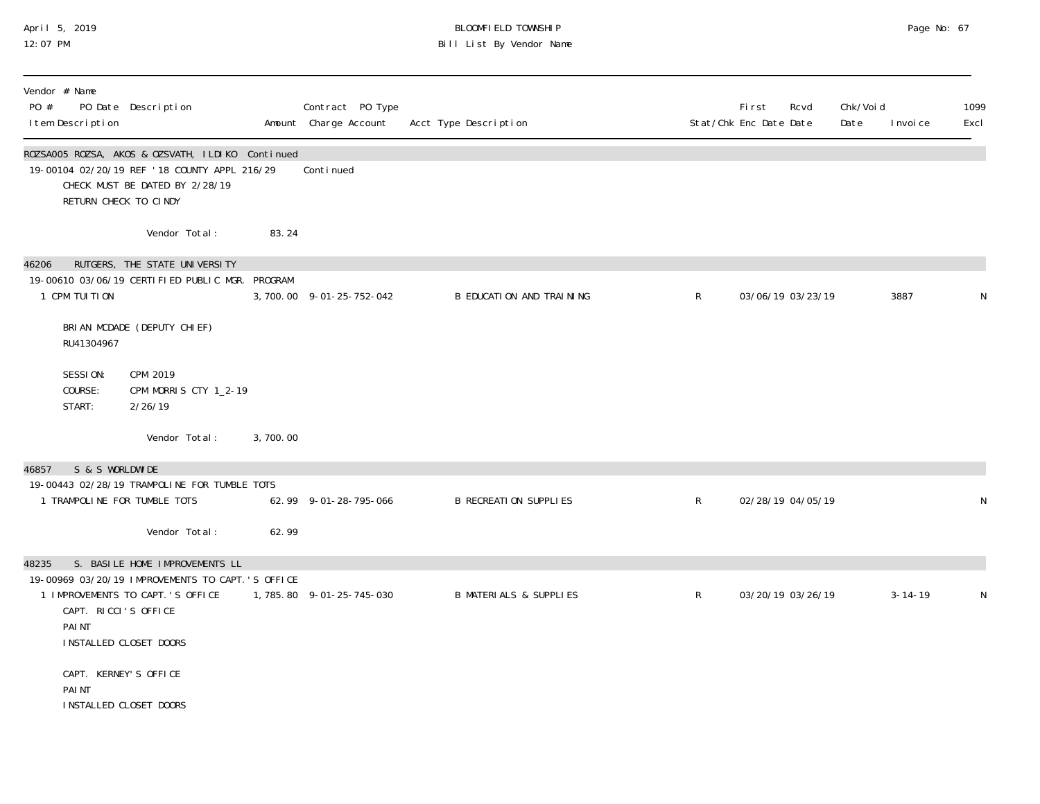| Vendor # Name PO # PO Date Description Item Description | Amount | Contract PO Type Charge Account | Acct Type Description | Stat/Chk | First Enc Date | Rcvd Date | Chk/Void Date | Invoice | 1099 Excl |
|---|---|---|---|---|---|---|---|---|---|
| ROZSA005 ROZSA, AKOS & OZSVATH, ILDIKO Continued | | | | | | | | | |
| 19-00104 02/20/19 REF '18 COUNTY APPL 216/29 | | Continued | | | | | | | |
| CHECK MUST BE DATED BY 2/28/19 | | | | | | | | | |
| RETURN CHECK TO CINDY | | | | | | | | | |
| Vendor Total: | 83.24 | | | | | | | | |
| 46206 RUTGERS, THE STATE UNIVERSITY | | | | | | | | | |
| 19-00610 03/06/19 CERTIFIED PUBLIC MGR. PROGRAM | | | | | | | | | |
| 1 CPM TUITION | 3,700.00 | 9-01-25-752-042 | B EDUCATION AND TRAINING | R | 03/06/19 | 03/23/19 | | 3887 | N |
| BRIAN MCDADE (DEPUTY CHIEF) | | | | | | | | | |
| RU41304967 | | | | | | | | | |
| SESSION: CPM 2019 | | | | | | | | | |
| COURSE: CPM MORRIS CTY 1_2-19 | | | | | | | | | |
| START: 2/26/19 | | | | | | | | | |
| Vendor Total: | 3,700.00 | | | | | | | | |
| 46857 S & S WORLDWIDE | | | | | | | | | |
| 19-00443 02/28/19 TRAMPOLINE FOR TUMBLE TOTS | | | | | | | | | |
| 1 TRAMPOLINE FOR TUMBLE TOTS | 62.99 | 9-01-28-795-066 | B RECREATION SUPPLIES | R | 02/28/19 | 04/05/19 | | | N |
| Vendor Total: | 62.99 | | | | | | | | |
| 48235 S. BASILE HOME IMPROVEMENTS LL | | | | | | | | | |
| 19-00969 03/20/19 IMPROVEMENTS TO CAPT.'S OFFICE | | | | | | | | | |
| 1 IMPROVEMENTS TO CAPT.'S OFFICE | 1,785.80 | 9-01-25-745-030 | B MATERIALS & SUPPLIES | R | 03/20/19 | 03/26/19 | | 3-14-19 | N |
| CAPT. RICCI'S OFFICE | | | | | | | | | |
| PAINT | | | | | | | | | |
| INSTALLED CLOSET DOORS | | | | | | | | | |
| CAPT. KERNEY'S OFFICE | | | | | | | | | |
| PAINT | | | | | | | | | |
| INSTALLED CLOSET DOORS | | | | | | | | | |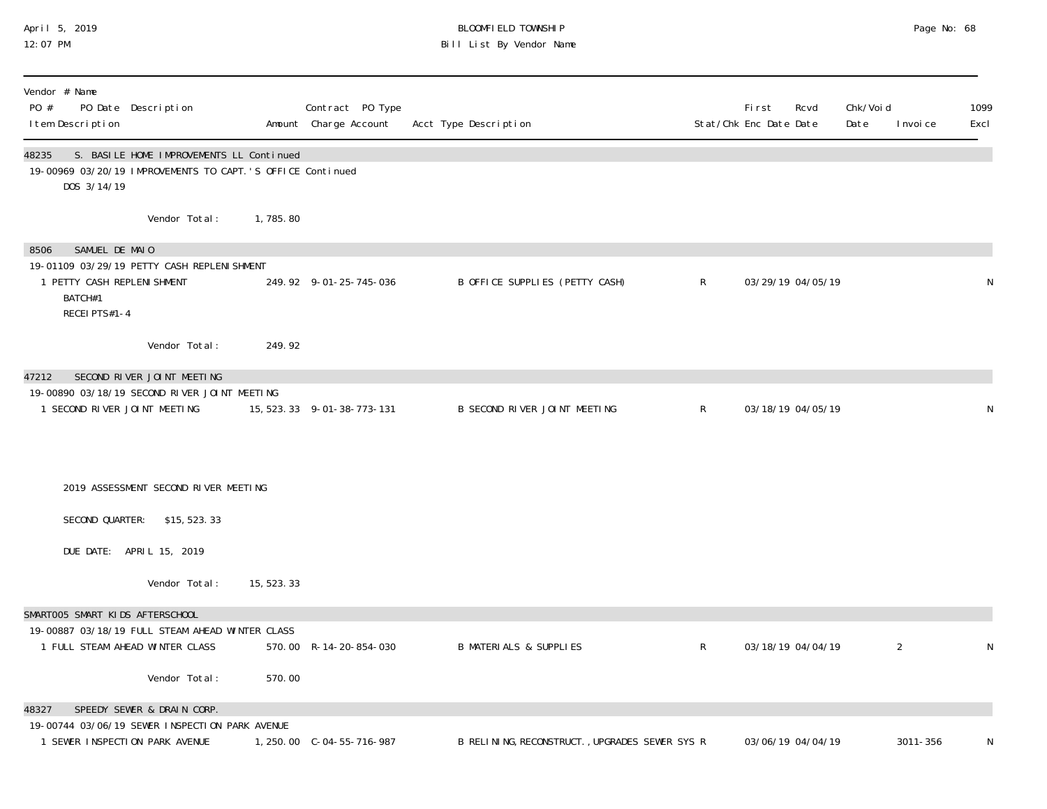| Vendor # Name PO # PO Date Description Item Description | Amount | Contract PO Type Charge Account | Acct Type Description | Stat/Chk | First Enc Date | Rcvd Date | Chk/Void Date | Invoice | 1099 Excl |
|---|---|---|---|---|---|---|---|---|---|
| **48235 S. BASILE HOME IMPROVEMENTS LL Continued** | | | | | | | | | |
| 19-00969 03/20/19 IMPROVEMENTS TO CAPT.'S OFFICE Continued | | | | | | | | | |
| DOS 3/14/19 | | | | | | | | | |
| Vendor Total: | 1,785.80 | | | | | | | | |
| **8506 SAMUEL DE MAIO** | | | | | | | | | |
| 19-01109 03/29/19 PETTY CASH REPLENISHMENT | | | | | | | | | |
| 1 PETTY CASH REPLENISHMENT BATCH#1 RECEIPTS#1-4 | 249.92 | 9-01-25-745-036 | B OFFICE SUPPLIES (PETTY CASH) | R | 03/29/19 | 04/05/19 | | | N |
| Vendor Total: | 249.92 | | | | | | | | |
| **47212 SECOND RIVER JOINT MEETING** | | | | | | | | | |
| 19-00890 03/18/19 SECOND RIVER JOINT MEETING | | | | | | | | | |
| 1 SECOND RIVER JOINT MEETING | 15,523.33 | 9-01-38-773-131 | B SECOND RIVER JOINT MEETING | R | 03/18/19 | 04/05/19 | | | N |
| 2019 ASSESSMENT SECOND RIVER MEETING | | | | | | | | | |
| SECOND QUARTER: $15,523.33 | | | | | | | | | |
| DUE DATE: APRIL 15, 2019 | | | | | | | | | |
| Vendor Total: | 15,523.33 | | | | | | | | |
| **SMART005 SMART KIDS AFTERSCHOOL** | | | | | | | | | |
| 19-00887 03/18/19 FULL STEAM AHEAD WINTER CLASS | | | | | | | | | |
| 1 FULL STEAM AHEAD WINTER CLASS | 570.00 | R-14-20-854-030 | B MATERIALS & SUPPLIES | R | 03/18/19 | 04/04/19 | | 2 | N |
| Vendor Total: | 570.00 | | | | | | | | |
| **48327 SPEEDY SEWER & DRAIN CORP.** | | | | | | | | | |
| 19-00744 03/06/19 SEWER INSPECTION PARK AVENUE | | | | | | | | | |
| 1 SEWER INSPECTION PARK AVENUE | 1,250.00 | C-04-55-716-987 | B RELINING,RECONSTRUCT.,UPGRADES SEWER SYS | R | 03/06/19 | 04/04/19 | | 3011-356 | N |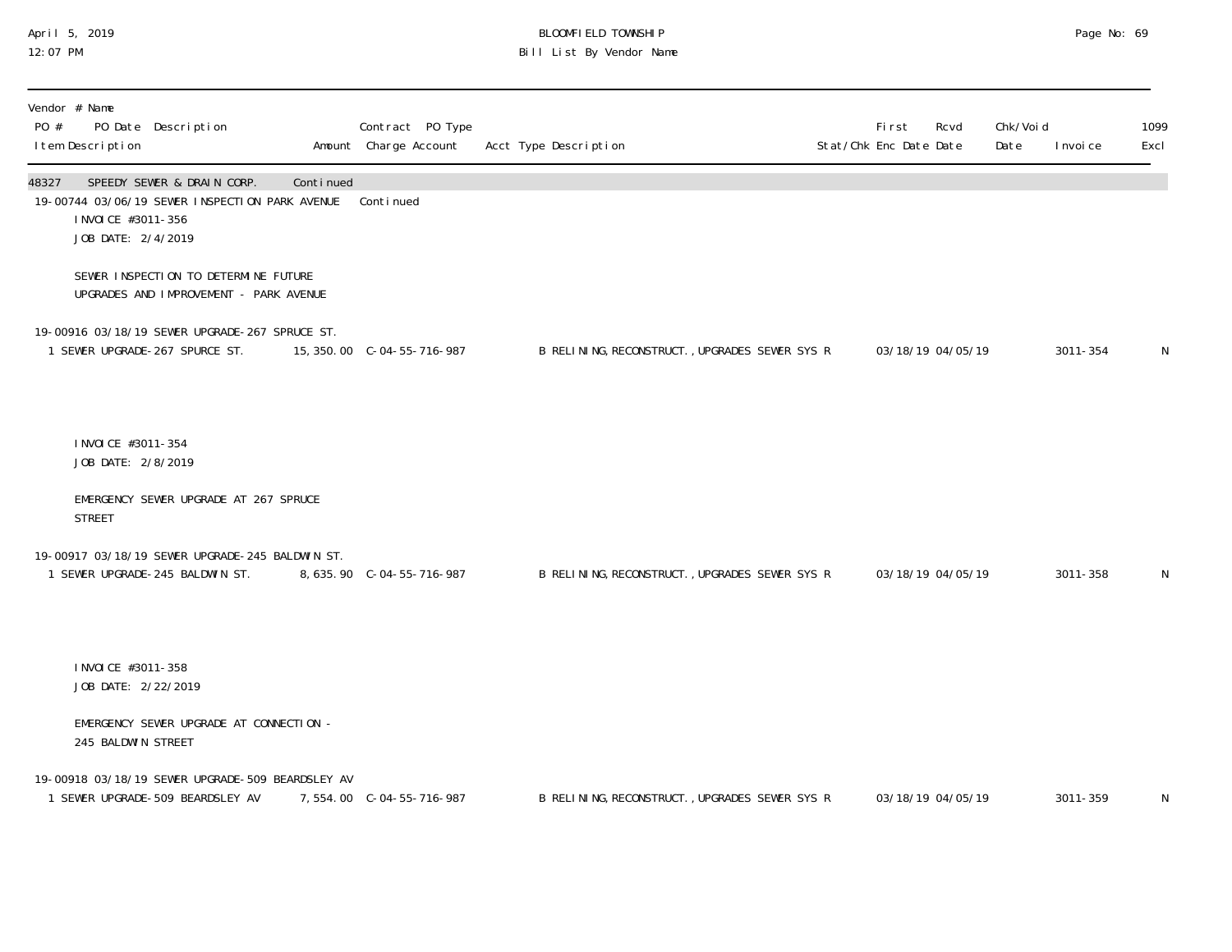| Vendor # Name<br>PO # PO Date Description<br>Item Description | Amount | Contract PO Type<br>Charge Account | Acct Type Description | Stat/Chk | First<br>Enc Date | Rcvd<br>Date | Chk/Void<br>Date | Invoice | 1099<br>Excl |
|---|---|---|---|---|---|---|---|---|---|
| 48327 SPEEDY SEWER & DRAIN CORP. | Continued | | | | | | | | |
| 19-00744 03/06/19 SEWER INSPECTION PARK AVENUE | | Continued | | | | | | | |
| INVOICE #3011-356<br>JOB DATE: 2/4/2019<br><br>SEWER INSPECTION TO DETERMINE FUTURE<br>UPGRADES AND IMPROVEMENT - PARK AVENUE | | | | | | | | | |
| 19-00916 03/18/19 SEWER UPGRADE-267 SPRUCE ST. | | | | | | | | | |
| 1 SEWER UPGRADE-267 SPURCE ST. | 15,350.00 | C-04-55-716-987 | B RELINING,RECONSTRUCT.,UPGRADES SEWER SYS R | | 03/18/19 | 04/05/19 | | 3011-354 | N |
| INVOICE #3011-354<br>JOB DATE: 2/8/2019<br><br>EMERGENCY SEWER UPGRADE AT 267 SPRUCE<br>STREET | | | | | | | | | |
| 19-00917 03/18/19 SEWER UPGRADE-245 BALDWIN ST. | | | | | | | | | |
| 1 SEWER UPGRADE-245 BALDWIN ST. | 8,635.90 | C-04-55-716-987 | B RELINING,RECONSTRUCT.,UPGRADES SEWER SYS R | | 03/18/19 | 04/05/19 | | 3011-358 | N |
| INVOICE #3011-358<br>JOB DATE: 2/22/2019<br><br>EMERGENCY SEWER UPGRADE AT CONNECTION -<br>245 BALDWIN STREET | | | | | | | | | |
| 19-00918 03/18/19 SEWER UPGRADE-509 BEARDSLEY AV | | | | | | | | | |
| 1 SEWER UPGRADE-509 BEARDSLEY AV | 7,554.00 | C-04-55-716-987 | B RELINING,RECONSTRUCT.,UPGRADES SEWER SYS R | | 03/18/19 | 04/05/19 | | 3011-359 | N |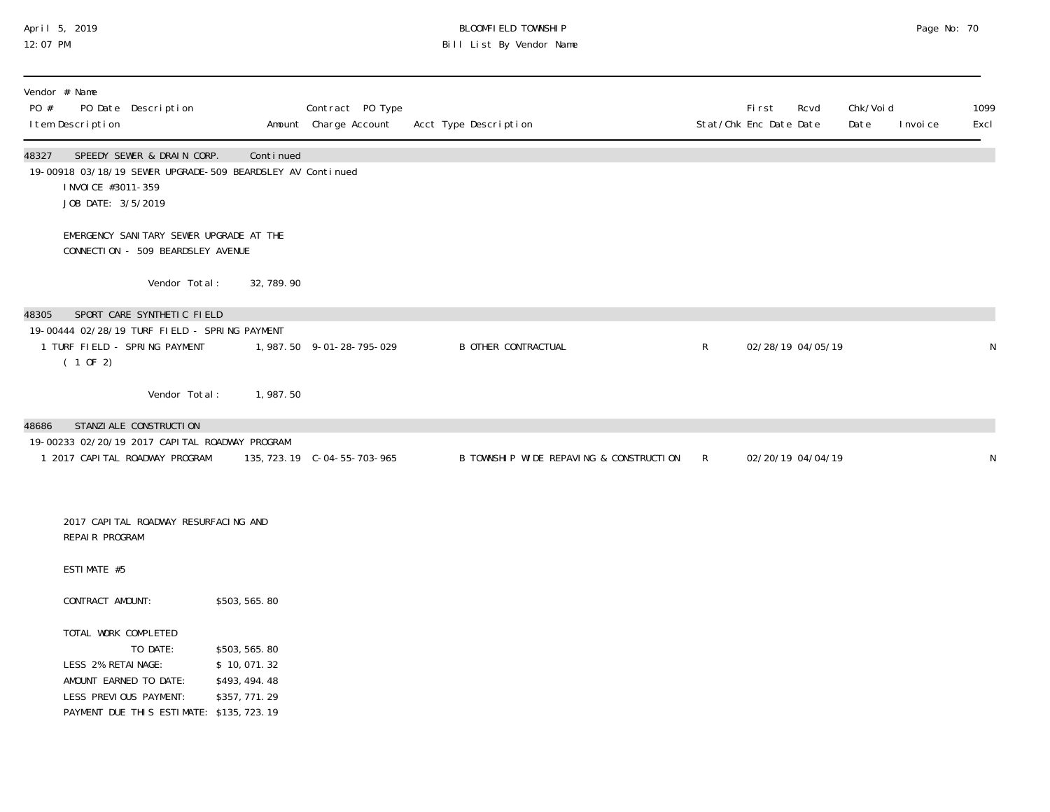Vendor # Name
PO # PO Date Description | Contract PO Type
Item Description | Amount Charge Account | Acct Type Description | Stat/Chk Enc Date | First Rcvd Date | Chk/Void Date | Invoice | 1099 Excl

| Vendor # Name / PO # / Item Description | Amount | Charge Account | Acct Type Description | Stat/Chk | First Enc Date | Rcvd Date | Chk/Void Date | Invoice | 1099 Excl |
|---|---|---|---|---|---|---|---|---|---|
| **48327 SPEEDY SEWER & DRAIN CORP.** | Continued | | | | | | | | |
| 19-00918 03/18/19 SEWER UPGRADE-509 BEARDSLEY AV Continued | | | | | | | | | |
| INVOICE #3011-359 | | | | | | | | | |
| JOB DATE: 3/5/2019 | | | | | | | | | |
| EMERGENCY SANITARY SEWER UPGRADE AT THE CONNECTION - 509 BEARDSLEY AVENUE | | | | | | | | | |
| Vendor Total: | 32,789.90 | | | | | | | | |
| **48305 SPORT CARE SYNTHETIC FIELD** | | | | | | | | | |
| 19-00444 02/28/19 TURF FIELD - SPRING PAYMENT | | | | | | | | | |
| 1 TURF FIELD - SPRING PAYMENT ( 1 OF 2) | 1,987.50 | 9-01-28-795-029 | B OTHER CONTRACTUAL | R | 02/28/19 | 04/05/19 | | | N |
| Vendor Total: | 1,987.50 | | | | | | | | |
| **48686 STANZIALE CONSTRUCTION** | | | | | | | | | |
| 19-00233 02/20/19 2017 CAPITAL ROADWAY PROGRAM | | | | | | | | | |
| 1 2017 CAPITAL ROADWAY PROGRAM | 135,723.19 | C-04-55-703-965 | B TOWNSHIP WIDE REPAVING & CONSTRUCTION | R | 02/20/19 | 04/04/19 | | | N |

2017 CAPITAL ROADWAY RESURFACING AND REPAIR PROGRAM

ESTIMATE #5

CONTRACT AMOUNT: $503,565.80

TOTAL WORK COMPLETED TO DATE: $503,565.80
LESS 2% RETAINAGE: $ 10,071.32
AMOUNT EARNED TO DATE: $493,494.48
LESS PREVIOUS PAYMENT: $357,771.29
PAYMENT DUE THIS ESTIMATE: $135,723.19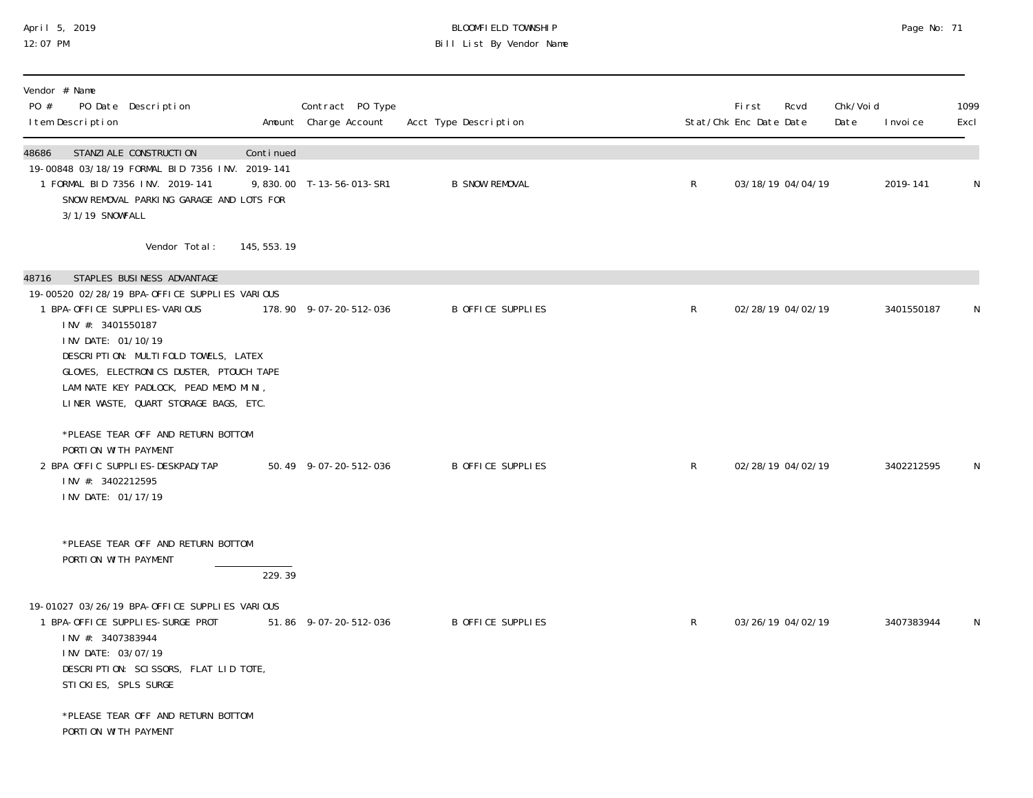| Vendor # Name<br>PO # PO Date Description<br>Item Description | Amount | Contract PO Type<br>Charge Account | Acct Type Description | Stat/Chk | First<br>Enc Date | Rcvd<br>Date | Chk/Void<br>Date | Invoice | 1099<br>Excl |
|---|---|---|---|---|---|---|---|---|---|
| 48686 STANZIALE CONSTRUCTION | Continued | | | | | | | | |
| 19-00848 03/18/19 FORMAL BID 7356 INV. 2019-141 | | | | | | | | | |
| 1 FORMAL BID 7356 INV. 2019-141<br>SNOW REMOVAL PARKING GARAGE AND LOTS FOR<br>3/1/19 SNOWFALL | 9,830.00 | T-13-56-013-SR1 | B SNOW REMOVAL | R | 03/18/19 | 04/04/19 | | 2019-141 | N |
| Vendor Total: | 145,553.19 | | | | | | | | |
| 48716 STAPLES BUSINESS ADVANTAGE | | | | | | | | | |
| 19-00520 02/28/19 BPA-OFFICE SUPPLIES VARIOUS | | | | | | | | | |
| 1 BPA-OFFICE SUPPLIES-VARIOUS<br>INV #: 3401550187<br>INV DATE: 01/10/19<br>DESCRIPTION: MULTIFOLD TOWELS, LATEX<br>GLOVES, ELECTRONICS DUSTER, PTOUCH TAPE<br>LAMINATE KEY PADLOCK, PEAD MEMO MINI,<br>LINER WASTE, QUART STORAGE BAGS, ETC.<br><br>*PLEASE TEAR OFF AND RETURN BOTTOM<br>PORTION WITH PAYMENT | 178.90 | 9-07-20-512-036 | B OFFICE SUPPLIES | R | 02/28/19 | 04/02/19 | | 3401550187 | N |
| 2 BPA OFFIC SUPPLIES-DESKPAD/TAP<br>INV #: 3402212595<br>INV DATE: 01/17/19<br><br>*PLEASE TEAR OFF AND RETURN BOTTOM<br>PORTION WITH PAYMENT | 50.49 | 9-07-20-512-036 | B OFFICE SUPPLIES | R | 02/28/19 | 04/02/19 | | 3402212595 | N |
| | 229.39 | | | | | | | | |
| 19-01027 03/26/19 BPA-OFFICE SUPPLIES VARIOUS | | | | | | | | | |
| 1 BPA-OFFICE SUPPLIES-SURGE PROT<br>INV #: 3407383944<br>INV DATE: 03/07/19<br>DESCRIPTION: SCISSORS, FLAT LID TOTE,<br>STICKIES, SPLS SURGE<br><br>*PLEASE TEAR OFF AND RETURN BOTTOM<br>PORTION WITH PAYMENT | 51.86 | 9-07-20-512-036 | B OFFICE SUPPLIES | R | 03/26/19 | 04/02/19 | | 3407383944 | N |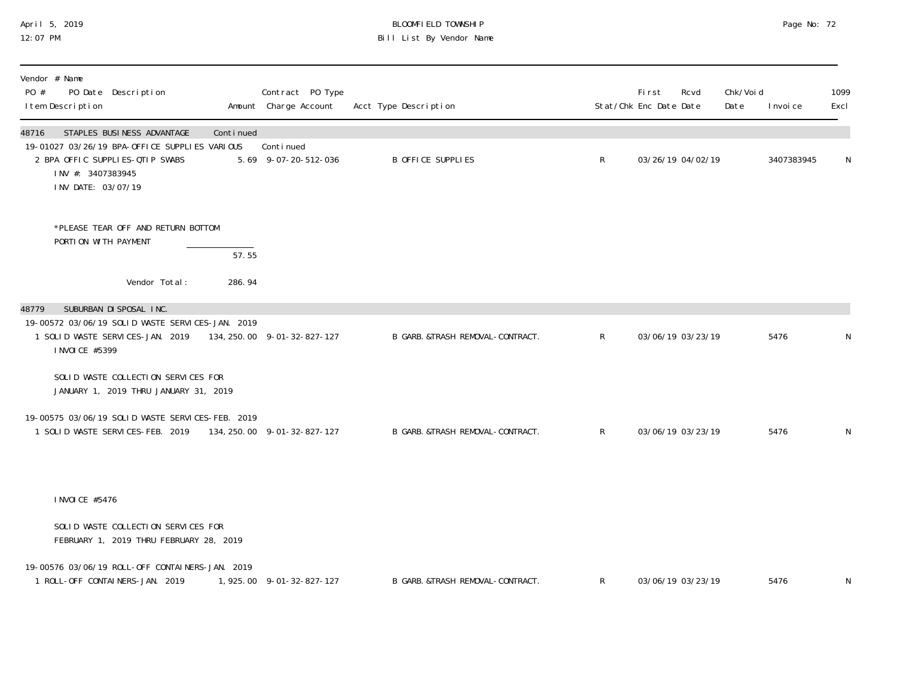BLOOMFIELD TOWNSHIP

Bill List By Vendor Name

| Vendor # Name<br>PO # PO Date Description<br>Item Description | Amount | Contract PO Type<br>Charge Account | Acct Type Description | Stat/Chk | First Enc Date | Rcvd Date | Chk/Void Date | Invoice | 1099 Excl |
|---|---|---|---|---|---|---|---|---|---|
| 48716 STAPLES BUSINESS ADVANTAGE | Continued | | | | | | | | |
| 19-01027 03/26/19 BPA-OFFICE SUPPLIES VARIOUS | | Continued | | | | | | | |
| 2 BPA OFFIC SUPPLIES-QTIP SWABS<br>INV #: 3407383945<br>INV DATE: 03/07/19<br><br>*PLEASE TEAR OFF AND RETURN BOTTOM PORTION WITH PAYMENT | 5.69 | 9-07-20-512-036 | B OFFICE SUPPLIES | R | 03/26/19 | 04/02/19 | | 3407383945 | N |
| | 57.55 | | | | | | | | |
| Vendor Total: | 286.94 | | | | | | | | |
| 48779 SUBURBAN DISPOSAL INC. | | | | | | | | | |
| 19-00572 03/06/19 SOLID WASTE SERVICES-JAN. 2019 | | | | | | | | | |
| 1 SOLID WASTE SERVICES-JAN. 2019<br>INVOICE #5399<br><br>SOLID WASTE COLLECTION SERVICES FOR JANUARY 1, 2019 THRU JANUARY 31, 2019 | 134,250.00 | 9-01-32-827-127 | B GARB.&TRASH REMOVAL-CONTRACT. | R | 03/06/19 | 03/23/19 | | 5476 | N |
| 19-00575 03/06/19 SOLID WASTE SERVICES-FEB. 2019 | | | | | | | | | |
| 1 SOLID WASTE SERVICES-FEB. 2019<br><br>INVOICE #5476<br><br>SOLID WASTE COLLECTION SERVICES FOR FEBRUARY 1, 2019 THRU FEBRUARY 28, 2019 | 134,250.00 | 9-01-32-827-127 | B GARB.&TRASH REMOVAL-CONTRACT. | R | 03/06/19 | 03/23/19 | | 5476 | N |
| 19-00576 03/06/19 ROLL-OFF CONTAINERS-JAN. 2019 | | | | | | | | | |
| 1 ROLL-OFF CONTAINERS-JAN. 2019 | 1,925.00 | 9-01-32-827-127 | B GARB.&TRASH REMOVAL-CONTRACT. | R | 03/06/19 | 03/23/19 | | 5476 | N |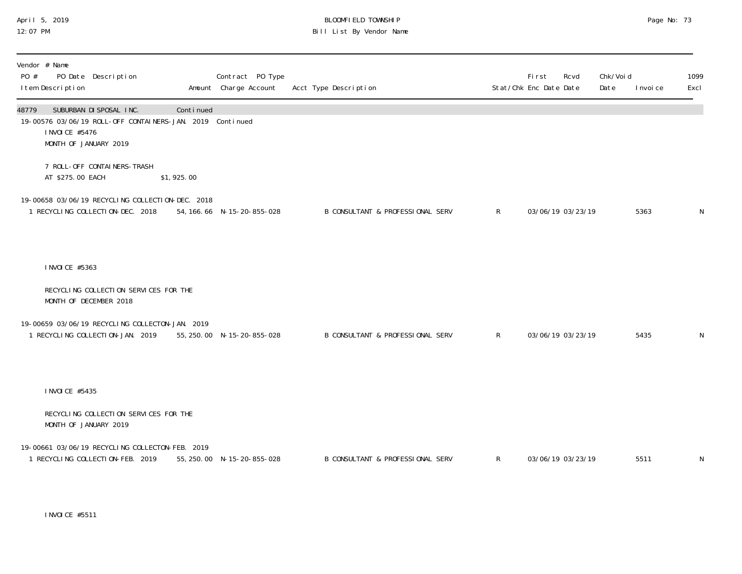BLOOMFIELD TOWNSHIP
Bill List By Vendor Name

| Vendor # Name<br>PO # PO Date Description<br>Item Description | Amount | Contract PO Type<br>Charge Account | Acct Type Description | Stat/Chk | First Enc Date | Rcvd Date | Chk/Void Date | Invoice | 1099 Excl |
|---|---|---|---|---|---|---|---|---|---|
| 48779 SUBURBAN DISPOSAL INC. | Continued | | | | | | | | |
| 19-00576 03/06/19 ROLL-OFF CONTAINERS-JAN. 2019 | | Continued | | | | | | | |
| INVOICE #5476<br>MONTH OF JANUARY 2019<br><br>7 ROLL-OFF CONTAINERS-TRASH<br>AT $275.00 EACH | $1,925.00 | | | | | | | | |
| 19-00658 03/06/19 RECYCLING COLLECTION-DEC. 2018 | | | | | | | | | |
| 1 RECYCLING COLLECTION-DEC. 2018 | 54,166.66 | N-15-20-855-028 | B CONSULTANT & PROFESSIONAL SERV | R | 03/06/19 | 03/23/19 | | 5363 | N |
| INVOICE #5363<br><br>RECYCLING COLLECTION SERVICES FOR THE<br>MONTH OF DECEMBER 2018 | | | | | | | | | |
| 19-00659 03/06/19 RECYCLING COLLECTON-JAN. 2019 | | | | | | | | | |
| 1 RECYCLING COLLECTION-JAN. 2019 | 55,250.00 | N-15-20-855-028 | B CONSULTANT & PROFESSIONAL SERV | R | 03/06/19 | 03/23/19 | | 5435 | N |
| INVOICE #5435<br><br>RECYCLING COLLECTION SERVICES FOR THE<br>MONTH OF JANUARY 2019 | | | | | | | | | |
| 19-00661 03/06/19 RECYCLING COLLECTON-FEB. 2019 | | | | | | | | | |
| 1 RECYCLING COLLECTION-FEB. 2019 | 55,250.00 | N-15-20-855-028 | B CONSULTANT & PROFESSIONAL SERV | R | 03/06/19 | 03/23/19 | | 5511 | N |
| INVOICE #5511 | | | | | | | | | |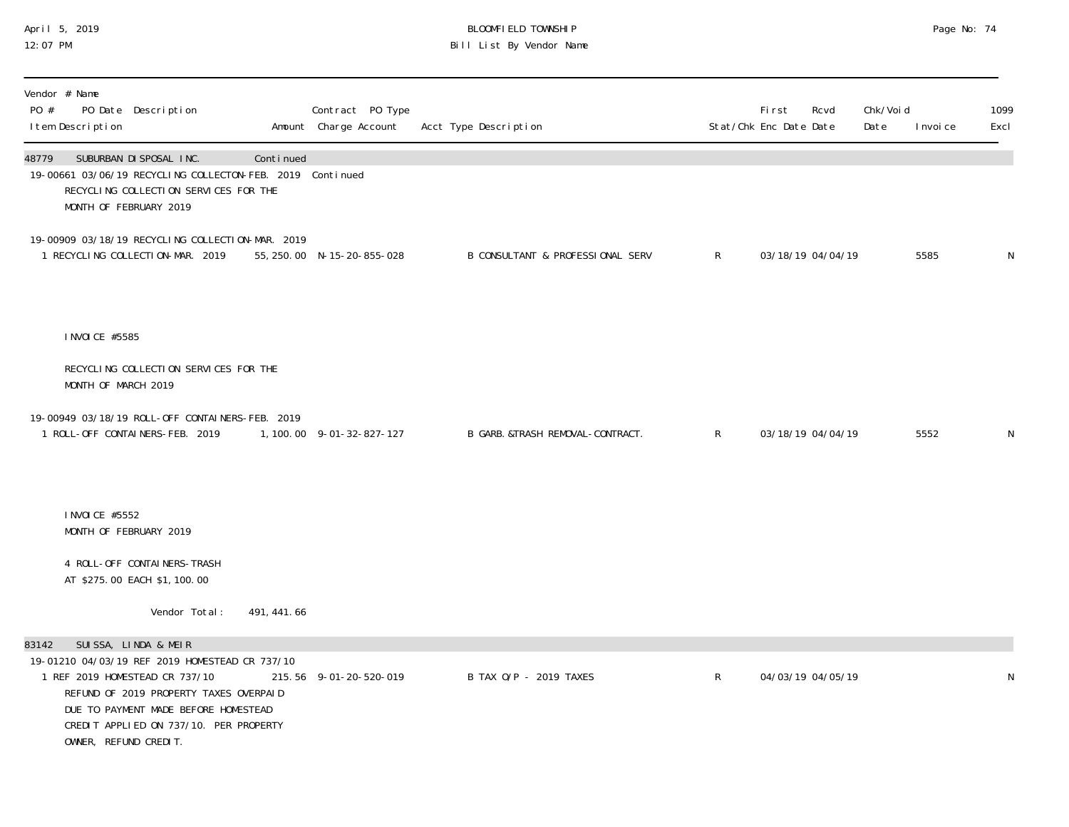| Vendor # Name<br>PO # PO Date Description<br>Item Description | Amount | Contract PO Type<br>Charge Account | Acct Type Description | Stat/Chk | First Enc Date | Rcvd Date | Chk/Void Date | Invoice | 1099 Excl |
|---|---|---|---|---|---|---|---|---|---|
| **48779 SUBURBAN DISPOSAL INC.** | Continued | | | | | | | | |
| 19-00661 03/06/19 RECYCLING COLLECTON-FEB. 2019 Continued | | | | | | | | | |
| RECYCLING COLLECTION SERVICES FOR THE MONTH OF FEBRUARY 2019 | | | | | | | | | |
| 19-00909 03/18/19 RECYCLING COLLECTION-MAR. 2019 | | | | | | | | | |
| 1 RECYCLING COLLECTION-MAR. 2019 | 55,250.00 | N-15-20-855-028 | B CONSULTANT & PROFESSIONAL SERV | R | 03/18/19 | 04/04/19 | | 5585 | N |
| INVOICE #5585<br>RECYCLING COLLECTION SERVICES FOR THE MONTH OF MARCH 2019 | | | | | | | | | |
| 19-00949 03/18/19 ROLL-OFF CONTAINERS-FEB. 2019 | | | | | | | | | |
| 1 ROLL-OFF CONTAINERS-FEB. 2019 | 1,100.00 | 9-01-32-827-127 | B GARB.&TRASH REMOVAL-CONTRACT. | R | 03/18/19 | 04/04/19 | | 5552 | N |
| INVOICE #5552<br>MONTH OF FEBRUARY 2019<br>4 ROLL-OFF CONTAINERS-TRASH AT $275.00 EACH $1,100.00 | | | | | | | | | |
| Vendor Total: | 491,441.66 | | | | | | | | |
| **83142 SUISSA, LINDA & MEIR** | | | | | | | | | |
| 19-01210 04/03/19 REF 2019 HOMESTEAD CR 737/10 | | | | | | | | | |
| 1 REF 2019 HOMESTEAD CR 737/10 | 215.56 | 9-01-20-520-019 | B TAX O/P - 2019 TAXES | R | 04/03/19 | 04/05/19 | | | N |
| REFUND OF 2019 PROPERTY TAXES OVERPAID DUE TO PAYMENT MADE BEFORE HOMESTEAD CREDIT APPLIED ON 737/10. PER PROPERTY OWNER, REFUND CREDIT. | | | | | | | | | |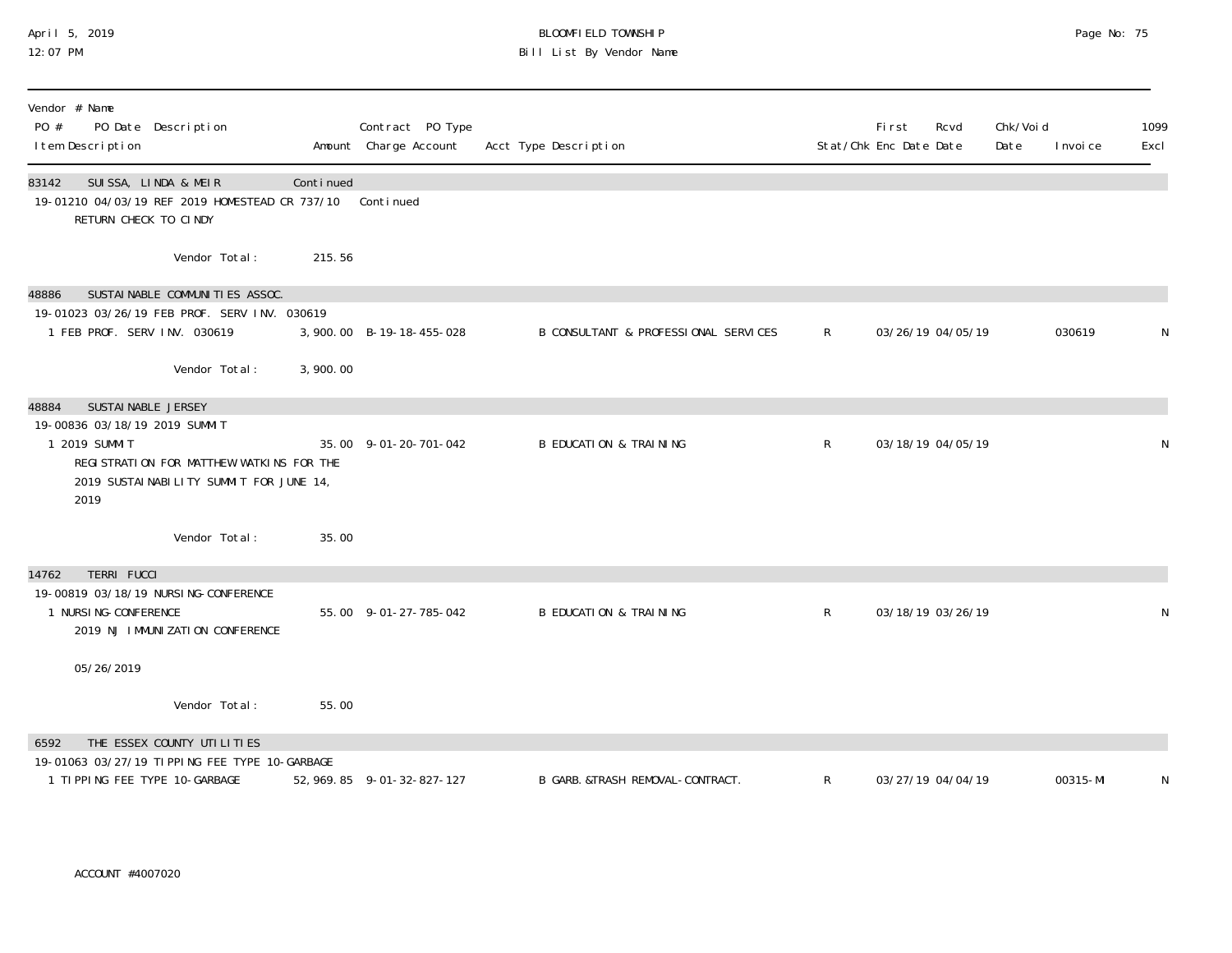| Vendor # Name<br>PO # PO Date Description<br>Item Description | Amount | Contract PO Type<br>Charge Account | Acct Type Description | Stat/Chk | First<br>Enc Date | Rcvd<br>Date | Chk/Void<br>Date | Invoice | 1099<br>Excl |
|---|---|---|---|---|---|---|---|---|---|
| 83142 SUISSA, LINDA & MEIR | Continued | | | | | | | | |
| 19-01210 04/03/19 REF 2019 HOMESTEAD CR 737/10 | | Continued | | | | | | | |
| RETURN CHECK TO CINDY | | | | | | | | | |
| Vendor Total: | 215.56 | | | | | | | | |
| 48886 SUSTAINABLE COMMUNITIES ASSOC. | | | | | | | | | |
| 19-01023 03/26/19 FEB PROF. SERV INV. 030619 | | | | | | | | | |
| 1 FEB PROF. SERV INV. 030619 | 3,900.00 | B-19-18-455-028 | B CONSULTANT & PROFESSIONAL SERVICES | R | 03/26/19 | 04/05/19 | | 030619 | N |
| Vendor Total: | 3,900.00 | | | | | | | | |
| 48884 SUSTAINABLE JERSEY | | | | | | | | | |
| 19-00836 03/18/19 2019 SUMMIT | | | | | | | | | |
| 1 2019 SUMMIT<br>REGISTRATION FOR MATTHEW WATKINS FOR THE 2019 SUSTAINABILITY SUMMIT FOR JUNE 14, 2019 | 35.00 | 9-01-20-701-042 | B EDUCATION & TRAINING | R | 03/18/19 | 04/05/19 | | | N |
| Vendor Total: | 35.00 | | | | | | | | |
| 14762 TERRI FUCCI | | | | | | | | | |
| 19-00819 03/18/19 NURSING-CONFERENCE | | | | | | | | | |
| 1 NURSING-CONFERENCE<br>2019 NJ IMMUNIZATION CONFERENCE<br><br>05/26/2019 | 55.00 | 9-01-27-785-042 | B EDUCATION & TRAINING | R | 03/18/19 | 03/26/19 | | | N |
| Vendor Total: | 55.00 | | | | | | | | |
| 6592 THE ESSEX COUNTY UTILITIES | | | | | | | | | |
| 19-01063 03/27/19 TIPPING FEE TYPE 10-GARBAGE | | | | | | | | | |
| 1 TIPPING FEE TYPE 10-GARBAGE<br><br>ACCOUNT #4007020 | 52,969.85 | 9-01-32-827-127 | B GARB.&TRASH REMOVAL-CONTRACT. | R | 03/27/19 | 04/04/19 | | 00315-MI | N |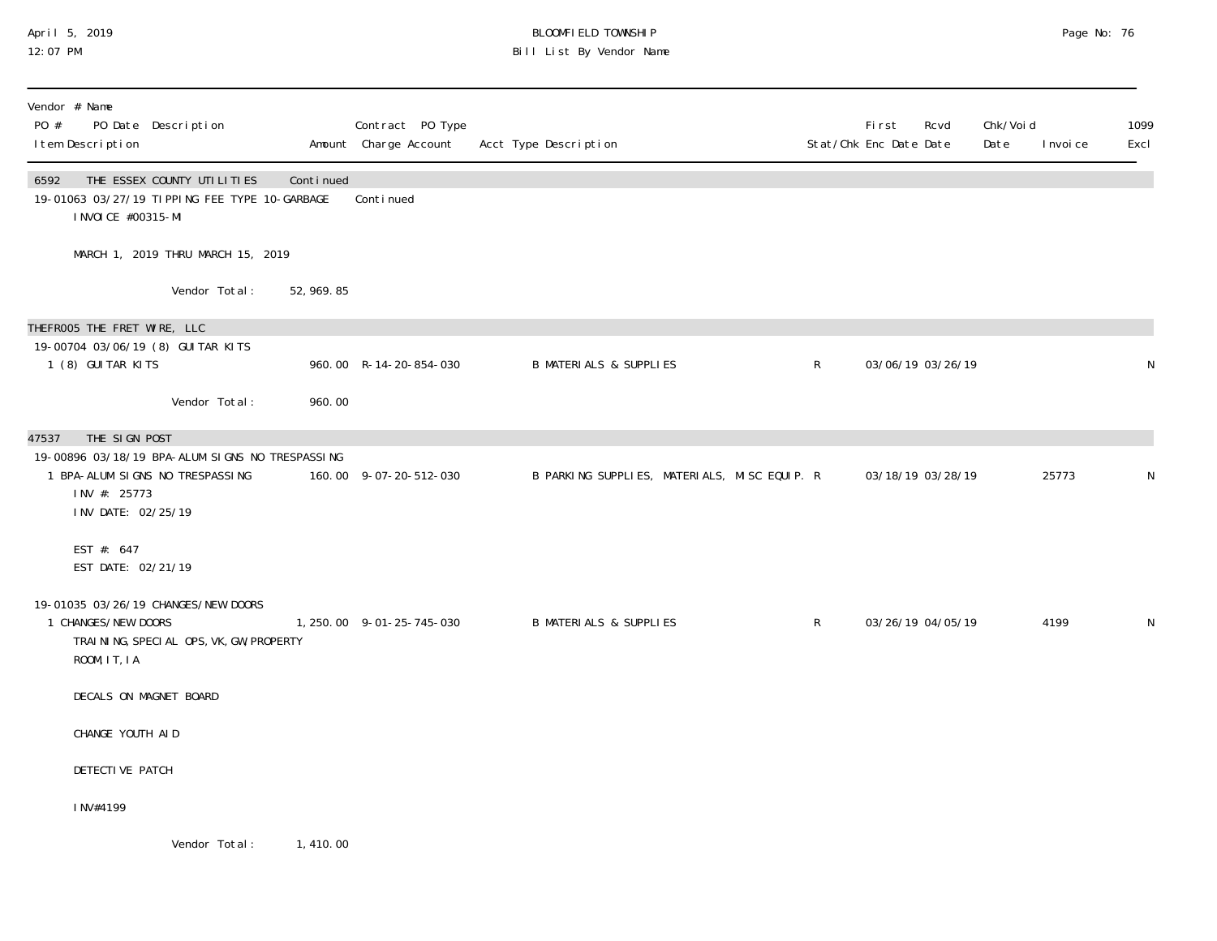BLOOMFIELD TOWNSHIP

Bill List By Vendor Name

| Vendor # Name<br>PO # PO Date Description<br>Item Description | Amount | Contract PO Type<br>Charge Account | Acct Type Description | Stat/Chk | First Enc Date | Rcvd Date | Chk/Void Date | Invoice | 1099 Excl |
|---|---|---|---|---|---|---|---|---|---|
| 6592 THE ESSEX COUNTY UTILITIES | Continued | | | | | | | | |
| 19-01063 03/27/19 TIPPING FEE TYPE 10-GARBAGE | | Continued | | | | | | | |
| INVOICE #00315-MI | | | | | | | | | |
| MARCH 1, 2019 THRU MARCH 15, 2019 | | | | | | | | | |
| Vendor Total: | 52,969.85 | | | | | | | | |
| THEFR005 THE FRET WIRE, LLC | | | | | | | | | |
| 19-00704 03/06/19 (8) GUITAR KITS | | | | | | | | | |
| 1 (8) GUITAR KITS | 960.00 | R-14-20-854-030 | B MATERIALS & SUPPLIES | R | 03/06/19 | 03/26/19 | | | N |
| Vendor Total: | 960.00 | | | | | | | | |
| 47537 THE SIGN POST | | | | | | | | | |
| 19-00896 03/18/19 BPA-ALUM SIGNS NO TRESPASSING | | | | | | | | | |
| 1 BPA-ALUM SIGNS NO TRESPASSING | 160.00 | 9-07-20-512-030 | B PARKING SUPPLIES, MATERIALS, MISC EQUIP. | R | 03/18/19 | 03/28/19 | | 25773 | N |
| INV #: 25773 | | | | | | | | | |
| INV DATE: 02/25/19 | | | | | | | | | |
| EST #: 647 | | | | | | | | | |
| EST DATE: 02/21/19 | | | | | | | | | |
| 19-01035 03/26/19 CHANGES/NEW DOORS | | | | | | | | | |
| 1 CHANGES/NEW DOORS | 1,250.00 | 9-01-25-745-030 | B MATERIALS & SUPPLIES | R | 03/26/19 | 04/05/19 | | 4199 | N |
| TRAINING, SPECIAL OPS, VK, GW, PROPERTY ROOM, IT, IA | | | | | | | | | |
| DECALS ON MAGNET BOARD | | | | | | | | | |
| CHANGE YOUTH AID | | | | | | | | | |
| DETECTIVE PATCH | | | | | | | | | |
| INV#4199 | | | | | | | | | |
| Vendor Total: | 1,410.00 | | | | | | | | |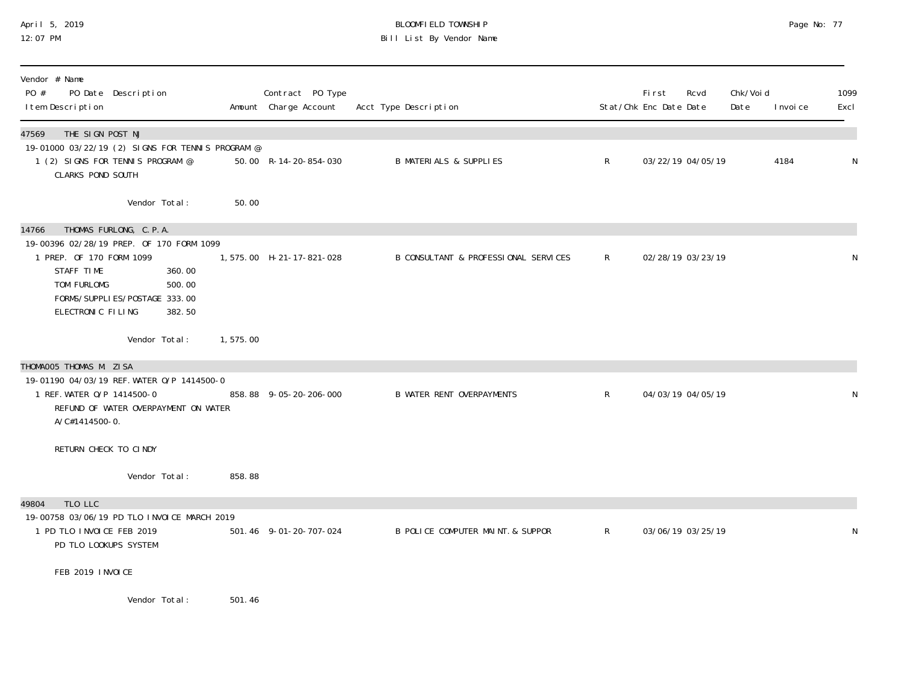| Vendor # Name<br>PO # PO Date Description<br>Item Description | Amount | Contract PO Type<br>Charge Account | Acct Type Description | Stat/Chk | First<br>Enc Date | Rcvd<br>Date | Chk/Void<br>Date | Invoice | 1099<br>Excl |
|---|---|---|---|---|---|---|---|---|---|
| **47569 THE SIGN POST NJ** | | | | | | | | | |
| 19-01000 03/22/19 (2) SIGNS FOR TENNIS PROGRAM @ | | | | | | | | | |
| 1 (2) SIGNS FOR TENNIS PROGRAM @ CLARKS POND SOUTH | 50.00 | R-14-20-854-030 | B MATERIALS & SUPPLIES | R | 03/22/19 | 04/05/19 | | 4184 | N |
| Vendor Total: | 50.00 | | | | | | | | |
| **14766 THOMAS FURLONG, C.P.A.** | | | | | | | | | |
| 19-00396 02/28/19 PREP. OF 170 FORM 1099 | | | | | | | | | |
| 1 PREP. OF 170 FORM 1099<br>STAFF TIME 360.00<br>TOM FURLOMG 500.00<br>FORMS/SUPPLIES/POSTAGE 333.00<br>ELECTRONIC FILING 382.50 | 1,575.00 | H-21-17-821-028 | B CONSULTANT & PROFESSIONAL SERVICES | R | 02/28/19 | 03/23/19 | | | N |
| Vendor Total: | 1,575.00 | | | | | | | | |
| **THOMA005 THOMAS M. ZISA** | | | | | | | | | |
| 19-01190 04/03/19 REF.WATER O/P 1414500-0 | | | | | | | | | |
| 1 REF.WATER O/P 1414500-0<br>REFUND OF WATER OVERPAYMENT ON WATER A/C#1414500-0.<br>RETURN CHECK TO CINDY | 858.88 | 9-05-20-206-000 | B WATER RENT OVERPAYMENTS | R | 04/03/19 | 04/05/19 | | | N |
| Vendor Total: | 858.88 | | | | | | | | |
| **49804 TLO LLC** | | | | | | | | | |
| 19-00758 03/06/19 PD TLO INVOICE MARCH 2019 | | | | | | | | | |
| 1 PD TLO INVOICE FEB 2019<br>PD TLO LOOKUPS SYSTEM<br>FEB 2019 INVOICE | 501.46 | 9-01-20-707-024 | B POLICE COMPUTER MAINT.& SUPPOR | R | 03/06/19 | 03/25/19 | | | N |
| Vendor Total: | 501.46 | | | | | | | | |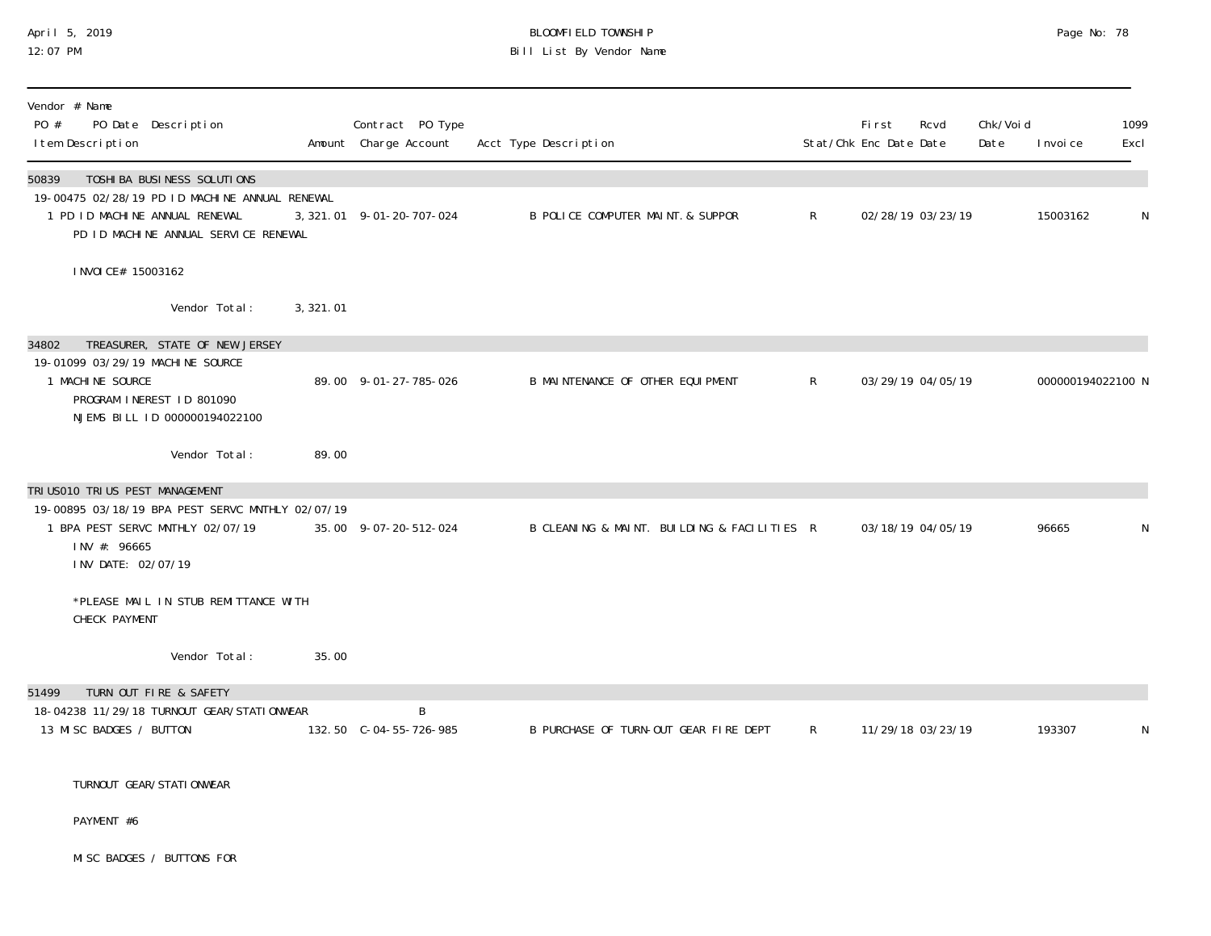| Vendor # Name<br>PO # PO Date Description<br>Item Description | Amount | Contract PO Type<br>Charge Account | Acct Type Description | Stat/Chk | First Enc Date | Rcvd Date | Chk/Void Date | Invoice | 1099 Excl |
|---|---|---|---|---|---|---|---|---|---|
| **50839 TOSHIBA BUSINESS SOLUTIONS** | | | | | | | | | |
| 19-00475 02/28/19 PD ID MACHINE ANNUAL RENEWAL | | | | | | | | | |
| 1 PD ID MACHINE ANNUAL RENEWAL<br>PD ID MACHINE ANNUAL SERVICE RENEWAL<br><br>INVOICE# 15003162 | 3,321.01 | 9-01-20-707-024 | B POLICE COMPUTER MAINT. & SUPPOR | R | 02/28/19 | 03/23/19 | | 15003162 | N |
| Vendor Total: | 3,321.01 | | | | | | | | |
| **34802 TREASURER, STATE OF NEW JERSEY** | | | | | | | | | |
| 19-01099 03/29/19 MACHINE SOURCE | | | | | | | | | |
| 1 MACHINE SOURCE<br>PROGRAM INEREST ID 801090<br>NJEMS BILL ID 000000194022100 | 89.00 | 9-01-27-785-026 | B MAINTENANCE OF OTHER EQUIPMENT | R | 03/29/19 | 04/05/19 | | 000000194022100 | N |
| Vendor Total: | 89.00 | | | | | | | | |
| **TRIUS010 TRIUS PEST MANAGEMENT** | | | | | | | | | |
| 19-00895 03/18/19 BPA PEST SERVC MNTHLY 02/07/19 | | | | | | | | | |
| 1 BPA PEST SERVC MNTHLY 02/07/19<br>INV #: 96665<br>INV DATE: 02/07/19<br><br>*PLEASE MAIL IN STUB REMITTANCE WITH CHECK PAYMENT | 35.00 | 9-07-20-512-024 | B CLEANING & MAINT. BUILDING & FACILITIES | R | 03/18/19 | 04/05/19 | | 96665 | N |
| Vendor Total: | 35.00 | | | | | | | | |
| **51499 TURN OUT FIRE & SAFETY** | | | | | | | | | |
| 18-04238 11/29/18 TURNOUT GEAR/STATIONWEAR | | B | | | | | | | |
| 13 MISC BADGES / BUTTON<br><br>TURNOUT GEAR/STATIONWEAR<br><br>PAYMENT #6<br><br>MISC BADGES / BUTTONS FOR | 132.50 | C-04-55-726-985 | B PURCHASE OF TURN-OUT GEAR FIRE DEPT | R | 11/29/18 | 03/23/19 | | 193307 | N |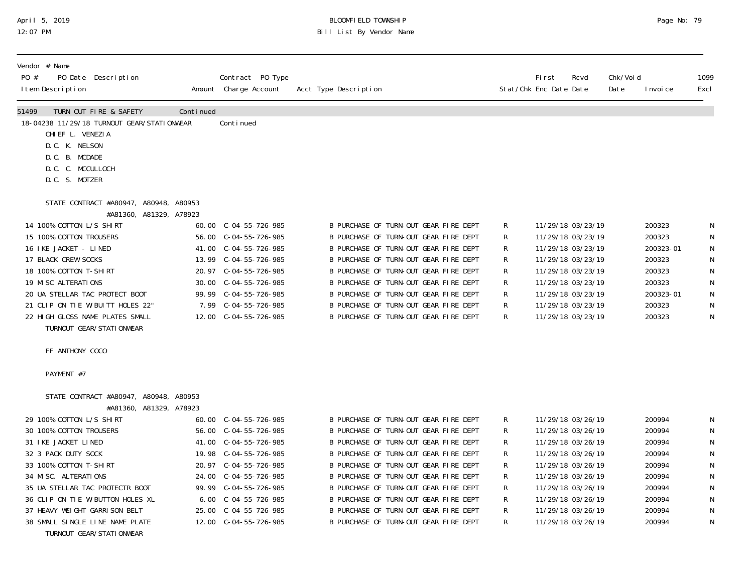Vendor # Name
PO # PO Date Description
Item Description

| Item Description | Amount | Contract PO Type Charge Account | Acct Type Description | Stat/Chk | First Enc Date | Rcvd Date | Chk/Void Date | Invoice | 1099 Excl |
|---|---|---|---|---|---|---|---|---|---|
| **51499 TURN OUT FIRE & SAFETY** | Continued | | | | | | | | |
| 18-04238 11/29/18 TURNOUT GEAR/STATIONWEAR | | Continued | | | | | | | |
| CHIEF L. VENEZIA | | | | | | | | | |
| D.C. K. NELSON | | | | | | | | | |
| D.C. B. MCDADE | | | | | | | | | |
| D.C. C. MCCULLOCH | | | | | | | | | |
| D.C. S. MOTZER | | | | | | | | | |
| STATE CONTRACT #A80947, A80948, A80953 #A81360, A81329, A78923 | | | | | | | | | |
| 14 100% COTTON L/S SHIRT | 60.00 | C-04-55-726-985 | B PURCHASE OF TURN-OUT GEAR FIRE DEPT | R | 11/29/18 | 03/23/19 | | 200323 | N |
| 15 100% COTTON TROUSERS | 56.00 | C-04-55-726-985 | B PURCHASE OF TURN-OUT GEAR FIRE DEPT | R | 11/29/18 | 03/23/19 | | 200323 | N |
| 16 IKE JACKET - LINED | 41.00 | C-04-55-726-985 | B PURCHASE OF TURN-OUT GEAR FIRE DEPT | R | 11/29/18 | 03/23/19 | | 200323-01 | N |
| 17 BLACK CREW SOCKS | 13.99 | C-04-55-726-985 | B PURCHASE OF TURN-OUT GEAR FIRE DEPT | R | 11/29/18 | 03/23/19 | | 200323 | N |
| 18 100% COTTON T-SHIRT | 20.97 | C-04-55-726-985 | B PURCHASE OF TURN-OUT GEAR FIRE DEPT | R | 11/29/18 | 03/23/19 | | 200323 | N |
| 19 MISC ALTERATIONS | 30.00 | C-04-55-726-985 | B PURCHASE OF TURN-OUT GEAR FIRE DEPT | R | 11/29/18 | 03/23/19 | | 200323 | N |
| 20 UA STELLAR TAC PROTECT BOOT | 99.99 | C-04-55-726-985 | B PURCHASE OF TURN-OUT GEAR FIRE DEPT | R | 11/29/18 | 03/23/19 | | 200323-01 | N |
| 21 CLIP ON TIE W/BUITT HOLES 22" | 7.99 | C-04-55-726-985 | B PURCHASE OF TURN-OUT GEAR FIRE DEPT | R | 11/29/18 | 03/23/19 | | 200323 | N |
| 22 HIGH GLOSS NAME PLATES SMALL TURNOUT GEAR/STATIONWEAR | 12.00 | C-04-55-726-985 | B PURCHASE OF TURN-OUT GEAR FIRE DEPT | R | 11/29/18 | 03/23/19 | | 200323 | N |
| FF ANTHONY COCO | | | | | | | | | |
| PAYMENT #7 | | | | | | | | | |
| STATE CONTRACT #A80947, A80948, A80953 #A81360, A81329, A78923 | | | | | | | | | |
| 29 100% COTTON L/S SHIRT | 60.00 | C-04-55-726-985 | B PURCHASE OF TURN-OUT GEAR FIRE DEPT | R | 11/29/18 | 03/26/19 | | 200994 | N |
| 30 100% COTTON TROUSERS | 56.00 | C-04-55-726-985 | B PURCHASE OF TURN-OUT GEAR FIRE DEPT | R | 11/29/18 | 03/26/19 | | 200994 | N |
| 31 IKE JACKET LINED | 41.00 | C-04-55-726-985 | B PURCHASE OF TURN-OUT GEAR FIRE DEPT | R | 11/29/18 | 03/26/19 | | 200994 | N |
| 32 3 PACK DUTY SOCK | 19.98 | C-04-55-726-985 | B PURCHASE OF TURN-OUT GEAR FIRE DEPT | R | 11/29/18 | 03/26/19 | | 200994 | N |
| 33 100% COTTON T-SHIRT | 20.97 | C-04-55-726-985 | B PURCHASE OF TURN-OUT GEAR FIRE DEPT | R | 11/29/18 | 03/26/19 | | 200994 | N |
| 34 MISC. ALTERATIONS | 24.00 | C-04-55-726-985 | B PURCHASE OF TURN-OUT GEAR FIRE DEPT | R | 11/29/18 | 03/26/19 | | 200994 | N |
| 35 UA STELLAR TAC PROTECTR BOOT | 99.99 | C-04-55-726-985 | B PURCHASE OF TURN-OUT GEAR FIRE DEPT | R | 11/29/18 | 03/26/19 | | 200994 | N |
| 36 CLIP ON TIE W/BUTTON HOLES XL | 6.00 | C-04-55-726-985 | B PURCHASE OF TURN-OUT GEAR FIRE DEPT | R | 11/29/18 | 03/26/19 | | 200994 | N |
| 37 HEAVY WEIGHT GARRISON BELT | 25.00 | C-04-55-726-985 | B PURCHASE OF TURN-OUT GEAR FIRE DEPT | R | 11/29/18 | 03/26/19 | | 200994 | N |
| 38 SMALL SINGLE LINE NAME PLATE TURNOUT GEAR/STATIONWEAR | 12.00 | C-04-55-726-985 | B PURCHASE OF TURN-OUT GEAR FIRE DEPT | R | 11/29/18 | 03/26/19 | | 200994 | N |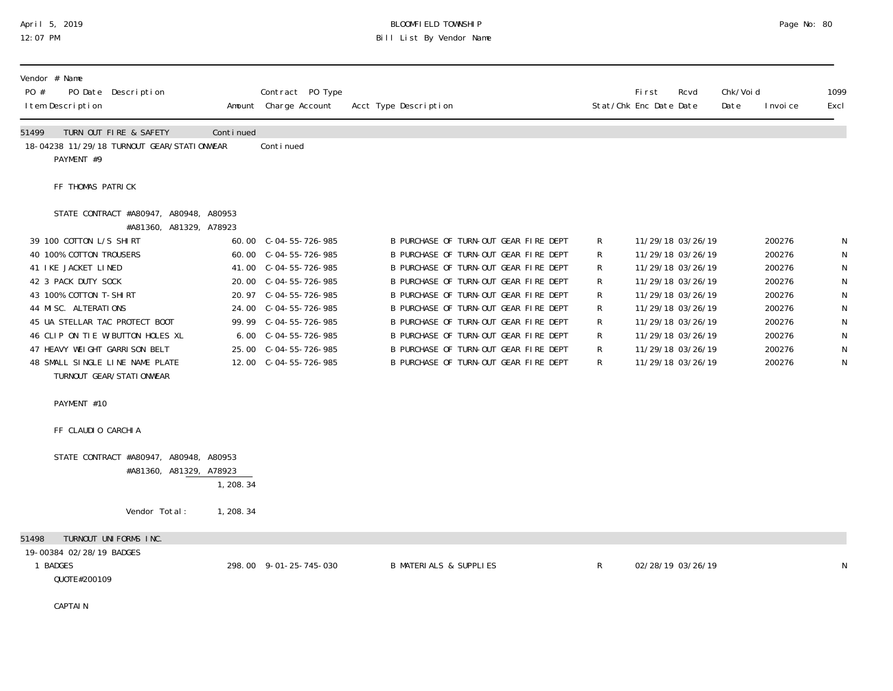Vendor # Name

| PO # / Item Description | PO Date Description / Amount | Contract PO Type / Charge Account | Acct Type Description | Stat/Chk | First Enc Date | Rcvd Date | Chk/Void Date | Invoice | 1099 Excl |
|---|---|---|---|---|---|---|---|---|---|
| **51499 TURN OUT FIRE & SAFETY** | Continued | | | | | | | | |
| 18-04238 11/29/18 TURNOUT GEAR/STATIONWEAR | | Continued | | | | | | | |
| PAYMENT #9 | | | | | | | | | |
| FF THOMAS PATRICK | | | | | | | | | |
| STATE CONTRACT #A80947, A80948, A80953 #A81360, A81329, A78923 | | | | | | | | | |
| 39 100 COTTON L/S SHIRT | 60.00 | C-04-55-726-985 | B PURCHASE OF TURN-OUT GEAR FIRE DEPT | R | 11/29/18 | 03/26/19 | | 200276 | N |
| 40 100% COTTON TROUSERS | 60.00 | C-04-55-726-985 | B PURCHASE OF TURN-OUT GEAR FIRE DEPT | R | 11/29/18 | 03/26/19 | | 200276 | N |
| 41 IKE JACKET LINED | 41.00 | C-04-55-726-985 | B PURCHASE OF TURN-OUT GEAR FIRE DEPT | R | 11/29/18 | 03/26/19 | | 200276 | N |
| 42 3 PACK DUTY SOCK | 20.00 | C-04-55-726-985 | B PURCHASE OF TURN-OUT GEAR FIRE DEPT | R | 11/29/18 | 03/26/19 | | 200276 | N |
| 43 100% COTTON T-SHIRT | 20.97 | C-04-55-726-985 | B PURCHASE OF TURN-OUT GEAR FIRE DEPT | R | 11/29/18 | 03/26/19 | | 200276 | N |
| 44 MISC. ALTERATIONS | 24.00 | C-04-55-726-985 | B PURCHASE OF TURN-OUT GEAR FIRE DEPT | R | 11/29/18 | 03/26/19 | | 200276 | N |
| 45 UA STELLAR TAC PROTECT BOOT | 99.99 | C-04-55-726-985 | B PURCHASE OF TURN-OUT GEAR FIRE DEPT | R | 11/29/18 | 03/26/19 | | 200276 | N |
| 46 CLIP ON TIE W/BUTTON HOLES XL | 6.00 | C-04-55-726-985 | B PURCHASE OF TURN-OUT GEAR FIRE DEPT | R | 11/29/18 | 03/26/19 | | 200276 | N |
| 47 HEAVY WEIGHT GARRISON BELT | 25.00 | C-04-55-726-985 | B PURCHASE OF TURN-OUT GEAR FIRE DEPT | R | 11/29/18 | 03/26/19 | | 200276 | N |
| 48 SMALL SINGLE LINE NAME PLATE | 12.00 | C-04-55-726-985 | B PURCHASE OF TURN-OUT GEAR FIRE DEPT | R | 11/29/18 | 03/26/19 | | 200276 | N |
| TURNOUT GEAR/STATIONWEAR | | | | | | | | | |
| PAYMENT #10 | | | | | | | | | |
| FF CLAUDIO CARCHIA | | | | | | | | | |
| STATE CONTRACT #A80947, A80948, A80953 #A81360, A81329, A78923 | | | | | | | | | |
| | 1,208.34 | | | | | | | | |
| Vendor Total: | 1,208.34 | | | | | | | | |
| **51498 TURNOUT UNIFORMS INC.** | | | | | | | | | |
| 19-00384 02/28/19 BADGES | | | | | | | | | |
| 1 BADGES | 298.00 | 9-01-25-745-030 | B MATERIALS & SUPPLIES | R | 02/28/19 | 03/26/19 | | | N |
| QUOTE#200109 | | | | | | | | | |
| CAPTAIN | | | | | | | | | |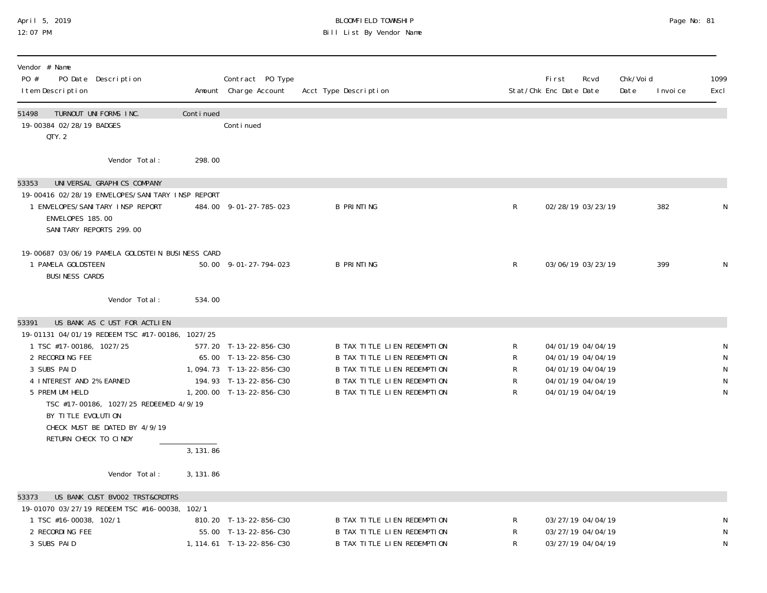BLOOMFIELD TOWNSHIP

Bill List By Vendor Name

| Vendor # Name<br>PO # PO Date Description<br>Item Description | Amount | Contract PO Type<br>Charge Account | Acct Type Description | Stat/Chk | First Enc Date | Rcvd Date | Chk/Void Date | Invoice | 1099 Excl |
|---|---|---|---|---|---|---|---|---|---|
| 51498 TURNOUT UNIFORMS INC. | Continued | | | | | | | | |
| 19-00384 02/28/19 BADGES | | Continued | | | | | | | |
| QTY. 2 | | | | | | | | | |
| Vendor Total: | 298.00 | | | | | | | | |
| 53353 UNIVERSAL GRAPHICS COMPANY | | | | | | | | | |
| 19-00416 02/28/19 ENVELOPES/SANITARY INSP REPORT | | | | | | | | | |
| 1 ENVELOPES/SANITARY INSP REPORT | 484.00 | 9-01-27-785-023 | B PRINTING | R | 02/28/19 | 03/23/19 | | 382 | N |
| ENVELOPES 185.00 | | | | | | | | | |
| SANITARY REPORTS 299.00 | | | | | | | | | |
| 19-00687 03/06/19 PAMELA GOLDSTEIN BUSINESS CARD | | | | | | | | | |
| 1 PAMELA GOLDSTEEN | 50.00 | 9-01-27-794-023 | B PRINTING | R | 03/06/19 | 03/23/19 | | 399 | N |
| BUSINESS CARDS | | | | | | | | | |
| Vendor Total: | 534.00 | | | | | | | | |
| 53391 US BANK AS C UST FOR ACTLIEN | | | | | | | | | |
| 19-01131 04/01/19 REDEEM TSC #17-00186, 1027/25 | | | | | | | | | |
| 1 TSC #17-00186, 1027/25 | 577.20 | T-13-22-856-C30 | B TAX TITLE LIEN REDEMPTION | R | 04/01/19 | 04/04/19 | | | N |
| 2 RECORDING FEE | 65.00 | T-13-22-856-C30 | B TAX TITLE LIEN REDEMPTION | R | 04/01/19 | 04/04/19 | | | N |
| 3 SUBS PAID | 1,094.73 | T-13-22-856-C30 | B TAX TITLE LIEN REDEMPTION | R | 04/01/19 | 04/04/19 | | | N |
| 4 INTEREST AND 2% EARNED | 194.93 | T-13-22-856-C30 | B TAX TITLE LIEN REDEMPTION | R | 04/01/19 | 04/04/19 | | | N |
| 5 PREMIUM HELD | 1,200.00 | T-13-22-856-C30 | B TAX TITLE LIEN REDEMPTION | R | 04/01/19 | 04/04/19 | | | N |
| TSC #17-00186, 1027/25 REDEEMED 4/9/19<br>BY TITLE EVOLUTION<br>CHECK MUST BE DATED BY 4/9/19<br>RETURN CHECK TO CINDY | | | | | | | | | |
| | 3,131.86 | | | | | | | | |
| Vendor Total: | 3,131.86 | | | | | | | | |
| 53373 US BANK CUST BV002 TRST&CRDTRS | | | | | | | | | |
| 19-01070 03/27/19 REDEEM TSC #16-00038, 102/1 | | | | | | | | | |
| 1 TSC #16-00038, 102/1 | 810.20 | T-13-22-856-C30 | B TAX TITLE LIEN REDEMPTION | R | 03/27/19 | 04/04/19 | | | N |
| 2 RECORDING FEE | 55.00 | T-13-22-856-C30 | B TAX TITLE LIEN REDEMPTION | R | 03/27/19 | 04/04/19 | | | N |
| 3 SUBS PAID | 1,114.61 | T-13-22-856-C30 | B TAX TITLE LIEN REDEMPTION | R | 03/27/19 | 04/04/19 | | | N |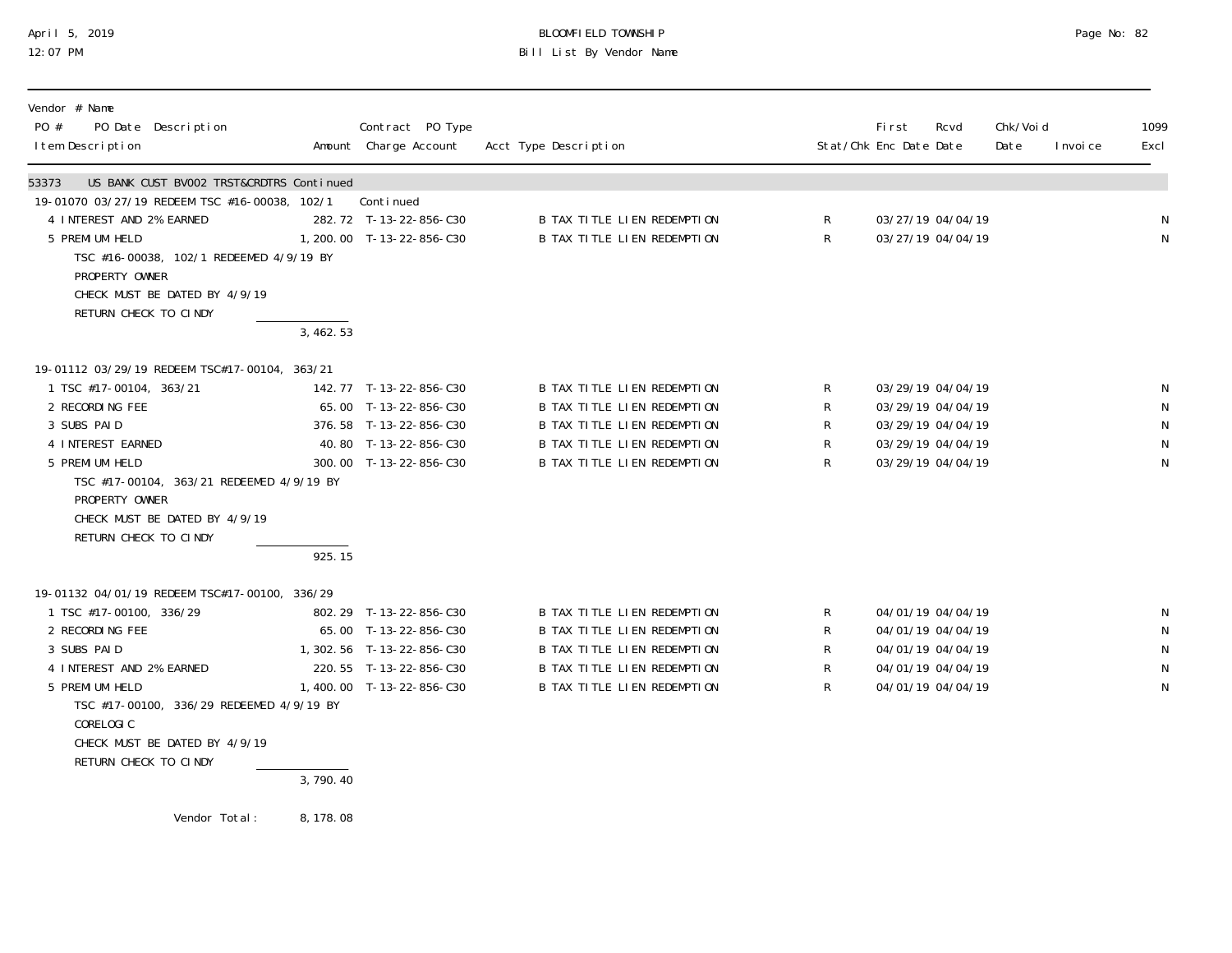BLOOMFIELD TOWNSHIP
Bill List By Vendor Name

April 5, 2019
12:07 PM

| Vendor # Name<br>PO # PO Date Description<br>Item Description | Amount | Contract PO Type<br>Charge Account | Acct Type Description | Stat/Chk | First Enc Date | Rcvd Date | Chk/Void Date | Invoice | 1099 Excl |
|---|---|---|---|---|---|---|---|---|---|
| **53373 US BANK CUST BV002 TRST&CRDTRS Continued** | | | | | | | | | |
| 19-01070 03/27/19 REDEEM TSC #16-00038, 102/1 | | Continued | | | | | | | |
| 4 INTEREST AND 2% EARNED | 282.72 | T-13-22-856-C30 | B TAX TITLE LIEN REDEMPTION | R | 03/27/19 | 04/04/19 | | | N |
| 5 PREMIUM HELD | 1,200.00 | T-13-22-856-C30 | B TAX TITLE LIEN REDEMPTION | R | 03/27/19 | 04/04/19 | | | N |
| TSC #16-00038, 102/1 REDEEMED 4/9/19 BY PROPERTY OWNER<br>CHECK MUST BE DATED BY 4/9/19<br>RETURN CHECK TO CINDY | | | | | | | | | |
| | 3,462.53 | | | | | | | | |
| 19-01112 03/29/19 REDEEM TSC#17-00104, 363/21 | | | | | | | | | |
| 1 TSC #17-00104, 363/21 | 142.77 | T-13-22-856-C30 | B TAX TITLE LIEN REDEMPTION | R | 03/29/19 | 04/04/19 | | | N |
| 2 RECORDING FEE | 65.00 | T-13-22-856-C30 | B TAX TITLE LIEN REDEMPTION | R | 03/29/19 | 04/04/19 | | | N |
| 3 SUBS PAID | 376.58 | T-13-22-856-C30 | B TAX TITLE LIEN REDEMPTION | R | 03/29/19 | 04/04/19 | | | N |
| 4 INTEREST EARNED | 40.80 | T-13-22-856-C30 | B TAX TITLE LIEN REDEMPTION | R | 03/29/19 | 04/04/19 | | | N |
| 5 PREMIUM HELD | 300.00 | T-13-22-856-C30 | B TAX TITLE LIEN REDEMPTION | R | 03/29/19 | 04/04/19 | | | N |
| TSC #17-00104, 363/21 REDEEMED 4/9/19 BY PROPERTY OWNER<br>CHECK MUST BE DATED BY 4/9/19<br>RETURN CHECK TO CINDY | | | | | | | | | |
| | 925.15 | | | | | | | | |
| 19-01132 04/01/19 REDEEM TSC#17-00100, 336/29 | | | | | | | | | |
| 1 TSC #17-00100, 336/29 | 802.29 | T-13-22-856-C30 | B TAX TITLE LIEN REDEMPTION | R | 04/01/19 | 04/04/19 | | | N |
| 2 RECORDING FEE | 65.00 | T-13-22-856-C30 | B TAX TITLE LIEN REDEMPTION | R | 04/01/19 | 04/04/19 | | | N |
| 3 SUBS PAID | 1,302.56 | T-13-22-856-C30 | B TAX TITLE LIEN REDEMPTION | R | 04/01/19 | 04/04/19 | | | N |
| 4 INTEREST AND 2% EARNED | 220.55 | T-13-22-856-C30 | B TAX TITLE LIEN REDEMPTION | R | 04/01/19 | 04/04/19 | | | N |
| 5 PREMIUM HELD | 1,400.00 | T-13-22-856-C30 | B TAX TITLE LIEN REDEMPTION | R | 04/01/19 | 04/04/19 | | | N |
| TSC #17-00100, 336/29 REDEEMED 4/9/19 BY CORELOGIC<br>CHECK MUST BE DATED BY 4/9/19<br>RETURN CHECK TO CINDY | | | | | | | | | |
| | 3,790.40 | | | | | | | | |
| Vendor Total: | 8,178.08 | | | | | | | | |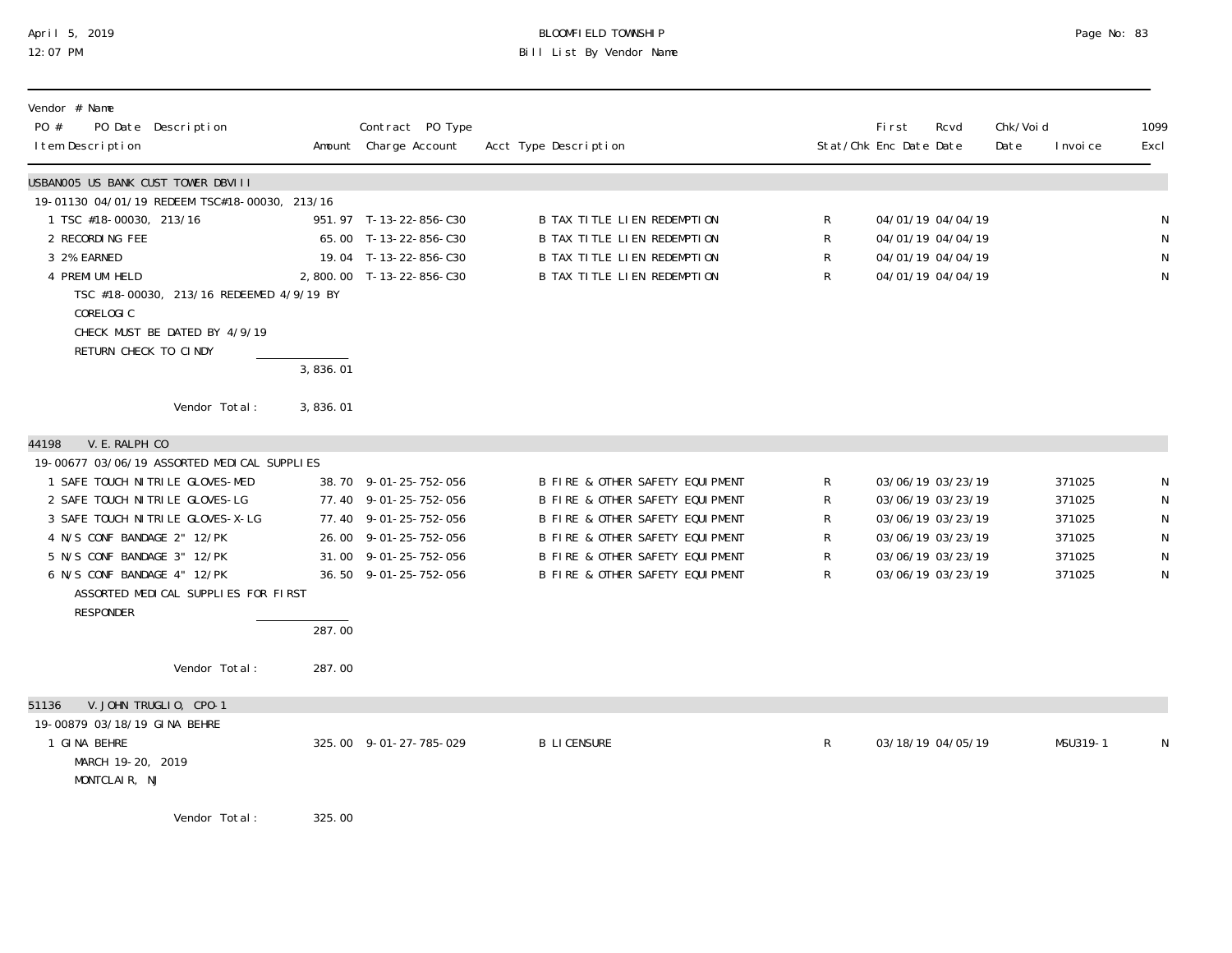BLOOMFIELD TOWNSHIP
Bill List By Vendor Name

April 5, 2019
12:07 PM

| Vendor # Name<br>PO # PO Date Description<br>Item Description | Amount | Contract PO Type<br>Charge Account | Acct Type Description | Stat/Chk | First Enc Date | Rcvd Date | Chk/Void Date | Invoice | 1099 Excl |
|---|---|---|---|---|---|---|---|---|---|
| **USBAN005 US BANK CUST TOWER DBVIII** | | | | | | | | | |
| 19-01130 04/01/19 REDEEM TSC#18-00030, 213/16 | | | | | | | | | |
| 1 TSC #18-00030, 213/16 | 951.97 | T-13-22-856-C30 | B TAX TITLE LIEN REDEMPTION | R | 04/01/19 | 04/04/19 | | | N |
| 2 RECORDING FEE | 65.00 | T-13-22-856-C30 | B TAX TITLE LIEN REDEMPTION | R | 04/01/19 | 04/04/19 | | | N |
| 3 2% EARNED | 19.04 | T-13-22-856-C30 | B TAX TITLE LIEN REDEMPTION | R | 04/01/19 | 04/04/19 | | | N |
| 4 PREMIUM HELD | 2,800.00 | T-13-22-856-C30 | B TAX TITLE LIEN REDEMPTION | R | 04/01/19 | 04/04/19 | | | N |
| TSC #18-00030, 213/16 REDEEMED 4/9/19 BY CORELOGIC<br>CHECK MUST BE DATED BY 4/9/19<br>RETURN CHECK TO CINDY | | | | | | | | | |
| | 3,836.01 | | | | | | | | |
| Vendor Total: | 3,836.01 | | | | | | | | |
| **44198 V.E.RALPH CO** | | | | | | | | | |
| 19-00677 03/06/19 ASSORTED MEDICAL SUPPLIES | | | | | | | | | |
| 1 SAFE TOUCH NITRILE GLOVES-MED | 38.70 | 9-01-25-752-056 | B FIRE & OTHER SAFETY EQUIPMENT | R | 03/06/19 | 03/23/19 | | 371025 | N |
| 2 SAFE TOUCH NITRILE GLOVES-LG | 77.40 | 9-01-25-752-056 | B FIRE & OTHER SAFETY EQUIPMENT | R | 03/06/19 | 03/23/19 | | 371025 | N |
| 3 SAFE TOUCH NITRILE GLOVES-X-LG | 77.40 | 9-01-25-752-056 | B FIRE & OTHER SAFETY EQUIPMENT | R | 03/06/19 | 03/23/19 | | 371025 | N |
| 4 N/S CONF BANDAGE 2" 12/PK | 26.00 | 9-01-25-752-056 | B FIRE & OTHER SAFETY EQUIPMENT | R | 03/06/19 | 03/23/19 | | 371025 | N |
| 5 N/S CONF BANDAGE 3" 12/PK | 31.00 | 9-01-25-752-056 | B FIRE & OTHER SAFETY EQUIPMENT | R | 03/06/19 | 03/23/19 | | 371025 | N |
| 6 N/S CONF BANDAGE 4" 12/PK | 36.50 | 9-01-25-752-056 | B FIRE & OTHER SAFETY EQUIPMENT | R | 03/06/19 | 03/23/19 | | 371025 | N |
| ASSORTED MEDICAL SUPPLIES FOR FIRST RESPONDER | | | | | | | | | |
| | 287.00 | | | | | | | | |
| Vendor Total: | 287.00 | | | | | | | | |
| **51136 V.JOHN TRUGLIO, CPO-1** | | | | | | | | | |
| 19-00879 03/18/19 GINA BEHRE | | | | | | | | | |
| 1 GINA BEHRE | 325.00 | 9-01-27-785-029 | B LICENSURE | R | 03/18/19 | 04/05/19 | | MSU319-1 | N |
| MARCH 19-20, 2019<br>MONTCLAIR, NJ | | | | | | | | | |
| Vendor Total: | 325.00 | | | | | | | | |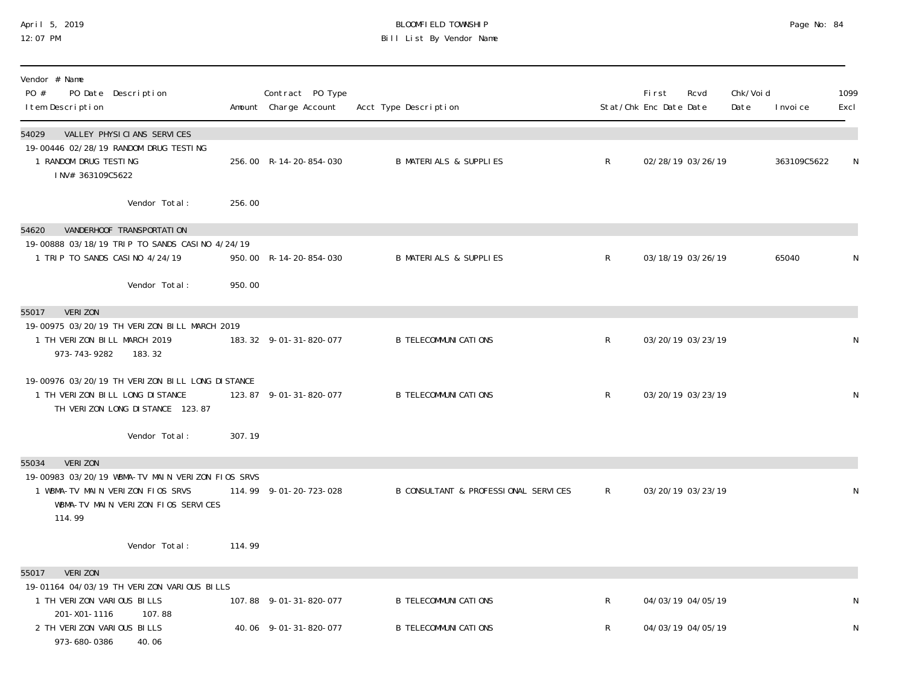Vendor # Name

| PO # | PO Date | Description | Amount | Contract Charge Account | PO Type Acct Type | Description | Stat/Chk | First Enc Date | Rcvd Date | Chk/Void Date | Invoice | 1099 Excl |
|---|---|---|---|---|---|---|---|---|---|---|---|---|
| **54029 VALLEY PHYSICIANS SERVICES** | | | | | | | | | | | | |
| 19-00446 | 02/28/19 | RANDOM DRUG TESTING | | | | | | | | | | |
| | | 1 RANDOM DRUG TESTING<br>INV# 363109C5622 | 256.00 | R-14-20-854-030 | B | MATERIALS & SUPPLIES | R | 02/28/19 | 03/26/19 | | 363109C5622 | N |
| | | Vendor Total: | 256.00 | | | | | | | | | |
| **54620 VANDERHOOF TRANSPORTATION** | | | | | | | | | | | | |
| 19-00888 | 03/18/19 | TRIP TO SANDS CASINO 4/24/19 | | | | | | | | | | |
| | | 1 TRIP TO SANDS CASINO 4/24/19 | 950.00 | R-14-20-854-030 | B | MATERIALS & SUPPLIES | R | 03/18/19 | 03/26/19 | | 65040 | N |
| | | Vendor Total: | 950.00 | | | | | | | | | |
| **55017 VERIZON** | | | | | | | | | | | | |
| 19-00975 | 03/20/19 | TH VERIZON BILL MARCH 2019 | | | | | | | | | | |
| | | 1 TH VERIZON BILL MARCH 2019<br>973-743-9282 183.32 | 183.32 | 9-01-31-820-077 | B | TELECOMMUNICATIONS | R | 03/20/19 | 03/23/19 | | | N |
| 19-00976 | 03/20/19 | TH VERIZON BILL LONG DISTANCE | | | | | | | | | | |
| | | 1 TH VERIZON BILL LONG DISTANCE<br>TH VERIZON LONG DISTANCE 123.87 | 123.87 | 9-01-31-820-077 | B | TELECOMMUNICATIONS | R | 03/20/19 | 03/23/19 | | | N |
| | | Vendor Total: | 307.19 | | | | | | | | | |
| **55034 VERIZON** | | | | | | | | | | | | |
| 19-00983 | 03/20/19 | WBMA-TV MAIN VERIZON FIOS SRVS | | | | | | | | | | |
| | | 1 WBMA-TV MAIN VERIZON FIOS SRVS<br>WBMA-TV MAIN VERIZON FIOS SERVICES<br>114.99 | 114.99 | 9-01-20-723-028 | B | CONSULTANT & PROFESSIONAL SERVICES | R | 03/20/19 | 03/23/19 | | | N |
| | | Vendor Total: | 114.99 | | | | | | | | | |
| **55017 VERIZON** | | | | | | | | | | | | |
| 19-01164 | 04/03/19 | TH VERIZON VARIOUS BILLS | | | | | | | | | | |
| | | 1 TH VERIZON VARIOUS BILLS<br>201-X01-1116 107.88 | 107.88 | 9-01-31-820-077 | B | TELECOMMUNICATIONS | R | 04/03/19 | 04/05/19 | | | N |
| | | 2 TH VERIZON VARIOUS BILLS<br>973-680-0386 40.06 | 40.06 | 9-01-31-820-077 | B | TELECOMMUNICATIONS | R | 04/03/19 | 04/05/19 | | | N |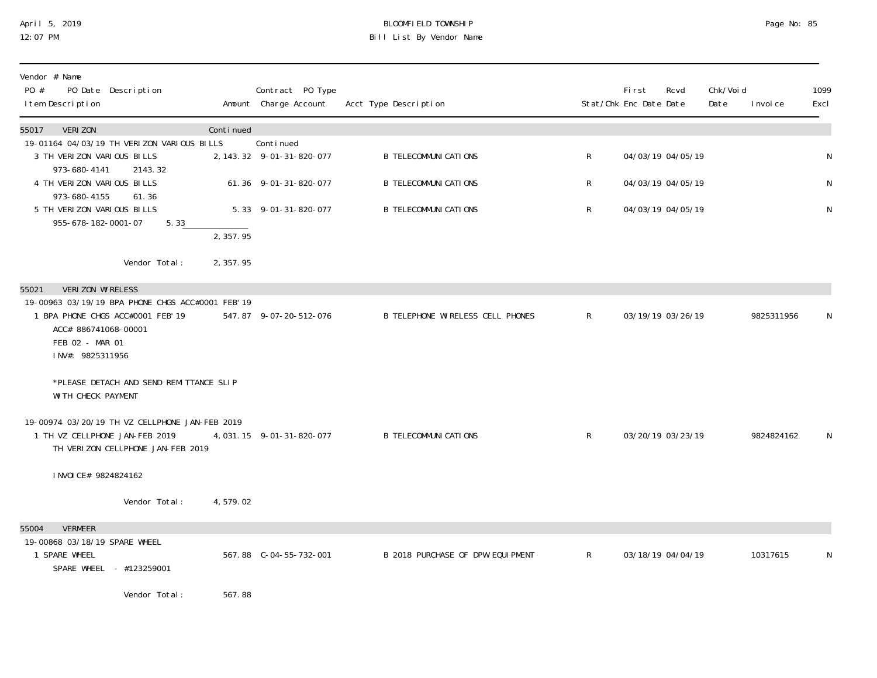| Vendor # Name PO # PO Date Description Item Description | Amount | Contract PO Type Charge Account | Acct Type Description | Stat/Chk | First Enc Date | Rcvd Date | Chk/Void Date | Invoice | 1099 Excl |
|---|---|---|---|---|---|---|---|---|---|
| 55017 VERIZON | Continued | | | | | | | | |
| 19-01164 04/03/19 TH VERIZON VARIOUS BILLS | | Continued | | | | | | | |
| 3 TH VERIZON VARIOUS BILLS 973-680-4141 2143.32 | 2,143.32 | 9-01-31-820-077 | B TELECOMMUNICATIONS | R | 04/03/19 | 04/05/19 | | | N |
| 4 TH VERIZON VARIOUS BILLS 973-680-4155 61.36 | 61.36 | 9-01-31-820-077 | B TELECOMMUNICATIONS | R | 04/03/19 | 04/05/19 | | | N |
| 5 TH VERIZON VARIOUS BILLS 955-678-182-0001-07 5.33 | 5.33 | 9-01-31-820-077 | B TELECOMMUNICATIONS | R | 04/03/19 | 04/05/19 | | | N |
| | 2,357.95 | | | | | | | | |
| Vendor Total: | 2,357.95 | | | | | | | | |
| 55021 VERIZON WIRELESS | | | | | | | | | |
| 19-00963 03/19/19 BPA PHONE CHGS ACC#0001 FEB'19 | | | | | | | | | |
| 1 BPA PHONE CHGS ACC#0001 FEB'19 ACC# 886741068-00001 FEB 02 - MAR 01 INV#: 9825311956 *PLEASE DETACH AND SEND REMITTANCE SLIP WITH CHECK PAYMENT | 547.87 | 9-07-20-512-076 | B TELEPHONE WIRELESS CELL PHONES | R | 03/19/19 | 03/26/19 | | 9825311956 | N |
| 19-00974 03/20/19 TH VZ CELLPHONE JAN-FEB 2019 | | | | | | | | | |
| 1 TH VZ CELLPHONE JAN-FEB 2019 TH VERIZON CELLPHONE JAN-FEB 2019 INVOICE# 9824824162 | 4,031.15 | 9-01-31-820-077 | B TELECOMMUNICATIONS | R | 03/20/19 | 03/23/19 | | 9824824162 | N |
| Vendor Total: | 4,579.02 | | | | | | | | |
| 55004 VERMEER | | | | | | | | | |
| 19-00868 03/18/19 SPARE WHEEL | | | | | | | | | |
| 1 SPARE WHEEL SPARE WHEEL - #123259001 | 567.88 | C-04-55-732-001 | B 2018 PURCHASE OF DPW EQUIPMENT | R | 03/18/19 | 04/04/19 | | 10317615 | N |
| Vendor Total: | 567.88 | | | | | | | | |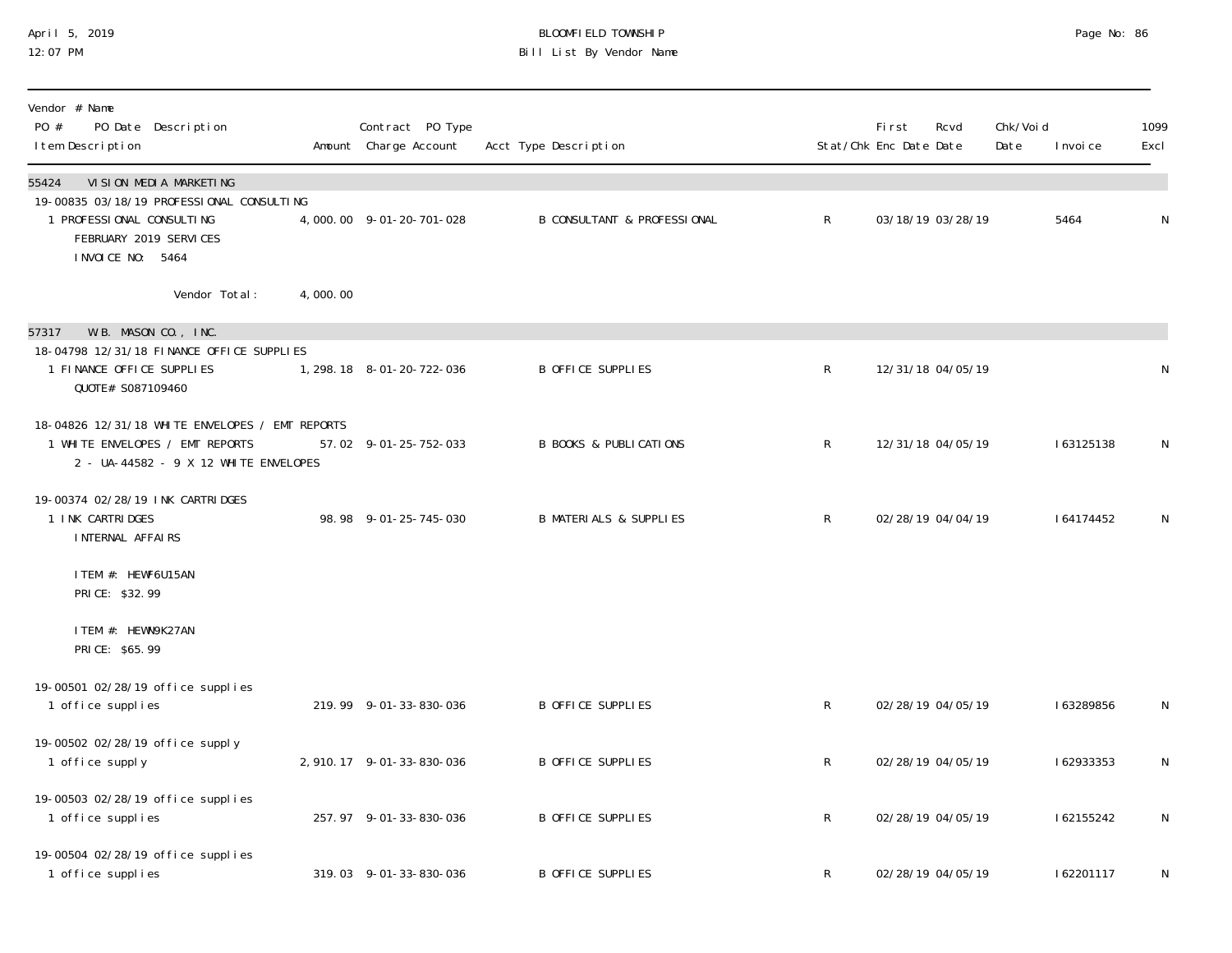BLOOMFIELD TOWNSHIP
Bill List By Vendor Name

| Vendor # Name<br>PO # PO Date Description<br>Item Description | Amount | Contract PO Type<br>Charge Account | Acct Type Description | Stat/Chk | First Enc Date | Rcvd Date | Chk/Void Date | Invoice | 1099 Excl |
|---|---|---|---|---|---|---|---|---|---|
| **55424 VISION MEDIA MARKETING** | | | | | | | | | |
| 19-00835 03/18/19 PROFESSIONAL CONSULTING | | | | | | | | | |
| 1 PROFESSIONAL CONSULTING<br>FEBRUARY 2019 SERVICES<br>INVOICE NO: 5464 | 4,000.00 | 9-01-20-701-028 | B CONSULTANT & PROFESSIONAL | R | 03/18/19 | 03/28/19 | | 5464 | N |
| Vendor Total: | 4,000.00 | | | | | | | | |
| **57317 W.B. MASON CO., INC.** | | | | | | | | | |
| 18-04798 12/31/18 FINANCE OFFICE SUPPLIES | | | | | | | | | |
| 1 FINANCE OFFICE SUPPLIES<br>QUOTE# S087109460 | 1,298.18 | 8-01-20-722-036 | B OFFICE SUPPLIES | R | 12/31/18 | 04/05/19 | | | N |
| 18-04826 12/31/18 WHITE ENVELOPES / EMT REPORTS | | | | | | | | | |
| 1 WHITE ENVELOPES / EMT REPORTS<br>2 - UA-44582 - 9 X 12 WHITE ENVELOPES | 57.02 | 9-01-25-752-033 | B BOOKS & PUBLICATIONS | R | 12/31/18 | 04/05/19 | | I63125138 | N |
| 19-00374 02/28/19 INK CARTRIDGES | | | | | | | | | |
| 1 INK CARTRIDGES<br>INTERNAL AFFAIRS<br><br>ITEM #: HEWF6U15AN<br>PRICE: $32.99<br><br>ITEM #: HEWN9K27AN<br>PRICE: $65.99 | 98.98 | 9-01-25-745-030 | B MATERIALS & SUPPLIES | R | 02/28/19 | 04/04/19 | | I64174452 | N |
| 19-00501 02/28/19 office supplies | | | | | | | | | |
| 1 office supplies | 219.99 | 9-01-33-830-036 | B OFFICE SUPPLIES | R | 02/28/19 | 04/05/19 | | I63289856 | N |
| 19-00502 02/28/19 office supply | | | | | | | | | |
| 1 office supply | 2,910.17 | 9-01-33-830-036 | B OFFICE SUPPLIES | R | 02/28/19 | 04/05/19 | | I62933353 | N |
| 19-00503 02/28/19 office supplies | | | | | | | | | |
| 1 office supplies | 257.97 | 9-01-33-830-036 | B OFFICE SUPPLIES | R | 02/28/19 | 04/05/19 | | I62155242 | N |
| 19-00504 02/28/19 office supplies | | | | | | | | | |
| 1 office supplies | 319.03 | 9-01-33-830-036 | B OFFICE SUPPLIES | R | 02/28/19 | 04/05/19 | | I62201117 | N |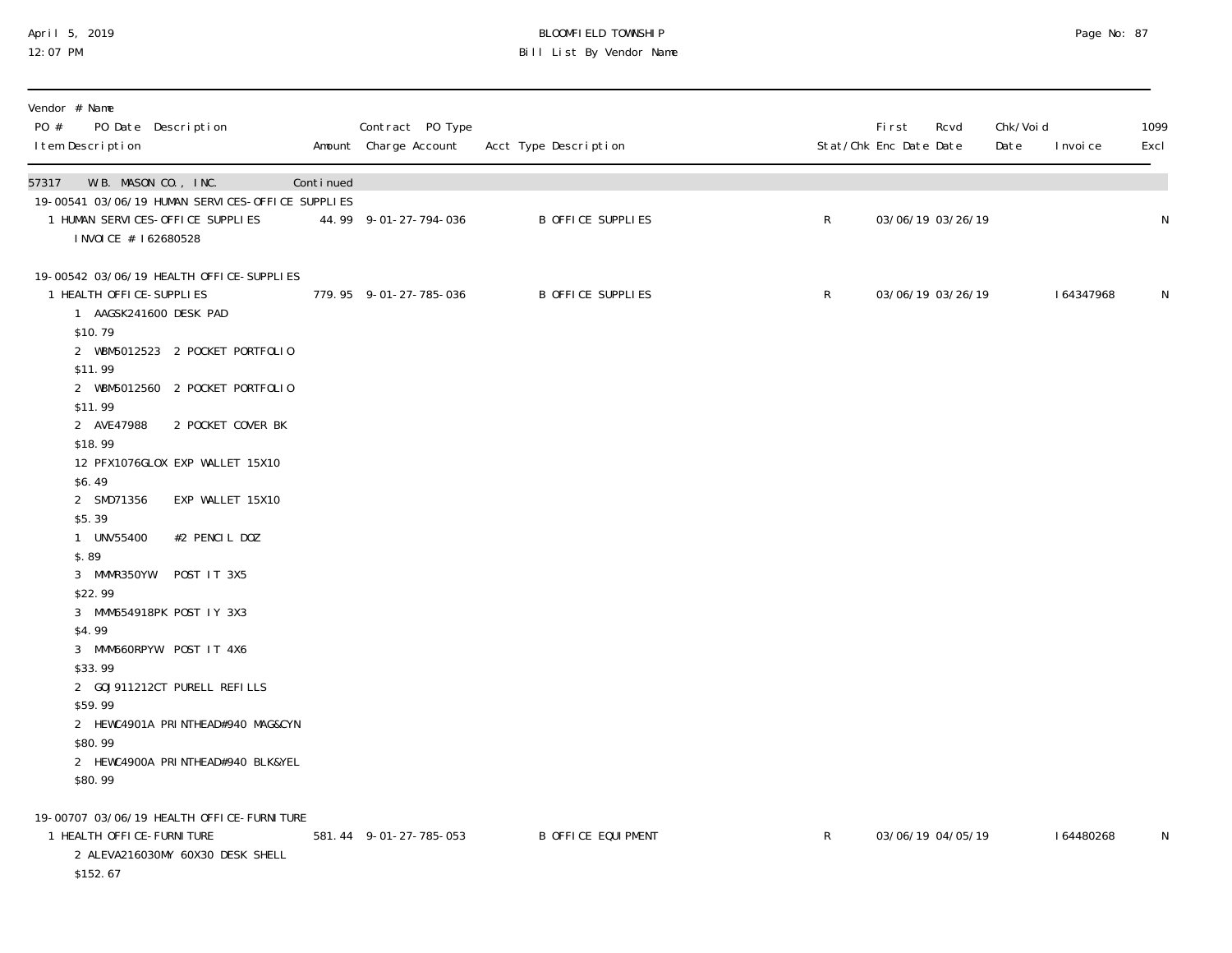# BLOOMFIELD TOWNSHIP
## Bill List By Vendor Name

April 5, 2019
12:07 PM

| Vendor # Name<br>PO # PO Date Description<br>Item Description | Amount | Contract PO Type<br>Charge Account | Acct Type Description | Stat/Chk | First Enc Date | Rcvd Date | Chk/Void Date | Invoice | 1099 Excl |
|---|---|---|---|---|---|---|---|---|---|
| 57317 W.B. MASON CO., INC. | Continued | | | | | | | | |
| 19-00541 03/06/19 HUMAN SERVICES-OFFICE SUPPLIES | | | | | | | | | |
| 1 HUMAN SERVICES-OFFICE SUPPLIES<br>INVOICE # I62680528 | 44.99 | 9-01-27-794-036 | B OFFICE SUPPLIES | R | 03/06/19 | 03/26/19 | | | N |
| 19-00542 03/06/19 HEALTH OFFICE-SUPPLIES | | | | | | | | | |
| 1 HEALTH OFFICE-SUPPLIES<br>1 AAGSK241600 DESK PAD<br>$10.79<br>2 WBM5012523 2 POCKET PORTFOLIO<br>$11.99<br>2 WBM5012560 2 POCKET PORTFOLIO<br>$11.99<br>2 AVE47988 2 POCKET COVER BK<br>$18.99<br>12 PFX1076GLOX EXP WALLET 15X10<br>$6.49<br>2 SMD71356 EXP WALLET 15X10<br>$5.39<br>1 UNV55400 #2 PENCIL DOZ<br>$.89<br>3 MMMR350YW POST IT 3X5<br>$22.99<br>3 MMM654918PK POST IY 3X3<br>$4.99<br>3 MMM660RPYW POST IT 4X6<br>$33.99<br>2 GOJ911212CT PURELL REFILLS<br>$59.99<br>2 HEWC4901A PRINTHEAD#940 MAG&CYN<br>$80.99<br>2 HEWC4900A PRINTHEAD#940 BLK&YEL<br>$80.99 | 779.95 | 9-01-27-785-036 | B OFFICE SUPPLIES | R | 03/06/19 | 03/26/19 | | I64347968 | N |
| 19-00707 03/06/19 HEALTH OFFICE-FURNITURE | | | | | | | | | |
| 1 HEALTH OFFICE-FURNITURE<br>2 ALEVA216030MY 60X30 DESK SHELL<br>$152.67 | 581.44 | 9-01-27-785-053 | B OFFICE EQUIPMENT | R | 03/06/19 | 04/05/19 | | I64480268 | N |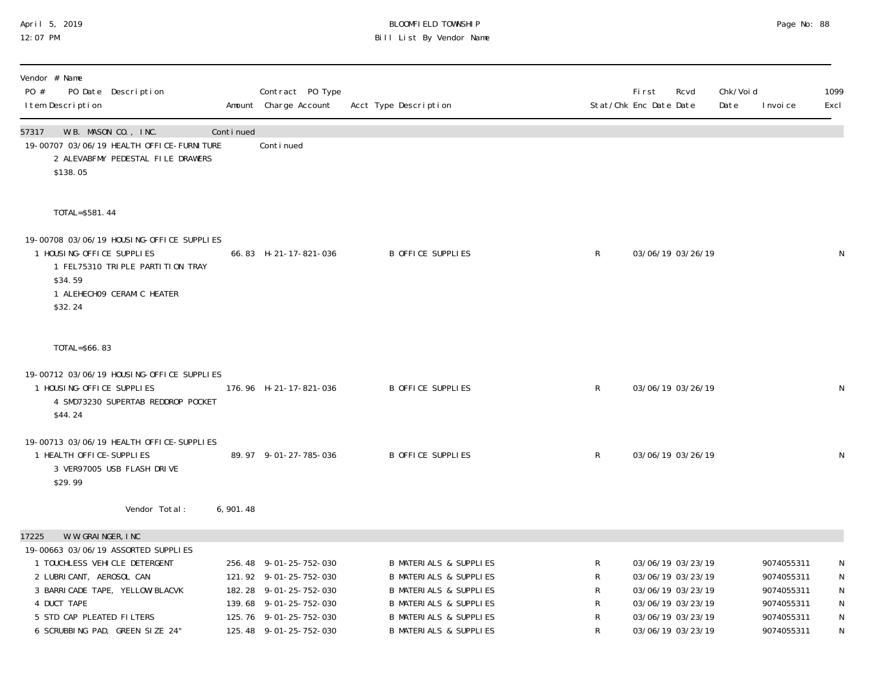| Vendor # Name<br>PO # PO Date Description<br>Item Description | Amount | Contract PO Type<br>Charge Account | Acct Type Description | Stat/Chk | First Enc Date | Rcvd Date | Chk/Void Date | Invoice | 1099 Excl |
|---|---|---|---|---|---|---|---|---|---|
| 57317 W.B. MASON CO., INC. | Continued | | | | | | | | |
| 19-00707 03/06/19 HEALTH OFFICE-FURNITURE | | Continued | | | | | | | |
| 2 ALEVABFMY PEDESTAL FILE DRAWERS<br>$138.05 | | | | | | | | | |
| TOTAL=$581.44 | | | | | | | | | |
| 19-00708 03/06/19 HOUSING-OFFICE SUPPLIES | | | | | | | | | |
| 1 HOUSING-OFFICE SUPPLIES<br>1 FEL75310 TRIPLE PARTITION TRAY<br>$34.59<br>1 ALEHECH09 CERAMIC HEATER<br>$32.24 | 66.83 | H-21-17-821-036 | B OFFICE SUPPLIES | R | 03/06/19 | 03/26/19 | | | N |
| TOTAL=$66.83 | | | | | | | | | |
| 19-00712 03/06/19 HOUSING-OFFICE SUPPLIES | | | | | | | | | |
| 1 HOUSING-OFFICE SUPPLIES<br>4 SMD73230 SUPERTAB REDDROP POCKET<br>$44.24 | 176.96 | H-21-17-821-036 | B OFFICE SUPPLIES | R | 03/06/19 | 03/26/19 | | | N |
| 19-00713 03/06/19 HEALTH OFFICE-SUPPLIES | | | | | | | | | |
| 1 HEALTH OFFICE-SUPPLIES<br>3 VER97005 USB FLASH DRIVE<br>$29.99 | 89.97 | 9-01-27-785-036 | B OFFICE SUPPLIES | R | 03/06/19 | 03/26/19 | | | N |
| Vendor Total: | 6,901.48 | | | | | | | | |
| 17225 W.W.GRAINGER,INC | | | | | | | | | |
| 19-00663 03/06/19 ASSORTED SUPPLIES | | | | | | | | | |
| 1 TOUCHLESS VEHICLE DETERGENT | 256.48 | 9-01-25-752-030 | B MATERIALS & SUPPLIES | R | 03/06/19 | 03/23/19 | | 9074055311 | N |
| 2 LUBRICANT, AEROSOL CAN | 121.92 | 9-01-25-752-030 | B MATERIALS & SUPPLIES | R | 03/06/19 | 03/23/19 | | 9074055311 | N |
| 3 BARRICADE TAPE, YELLOW/BLACVK | 182.28 | 9-01-25-752-030 | B MATERIALS & SUPPLIES | R | 03/06/19 | 03/23/19 | | 9074055311 | N |
| 4 DUCT TAPE | 139.68 | 9-01-25-752-030 | B MATERIALS & SUPPLIES | R | 03/06/19 | 03/23/19 | | 9074055311 | N |
| 5 STD CAP PLEATED FILTERS | 125.76 | 9-01-25-752-030 | B MATERIALS & SUPPLIES | R | 03/06/19 | 03/23/19 | | 9074055311 | N |
| 6 SCRUBBING PAD, GREEN SIZE 24" | 125.48 | 9-01-25-752-030 | B MATERIALS & SUPPLIES | R | 03/06/19 | 03/23/19 | | 9074055311 | N |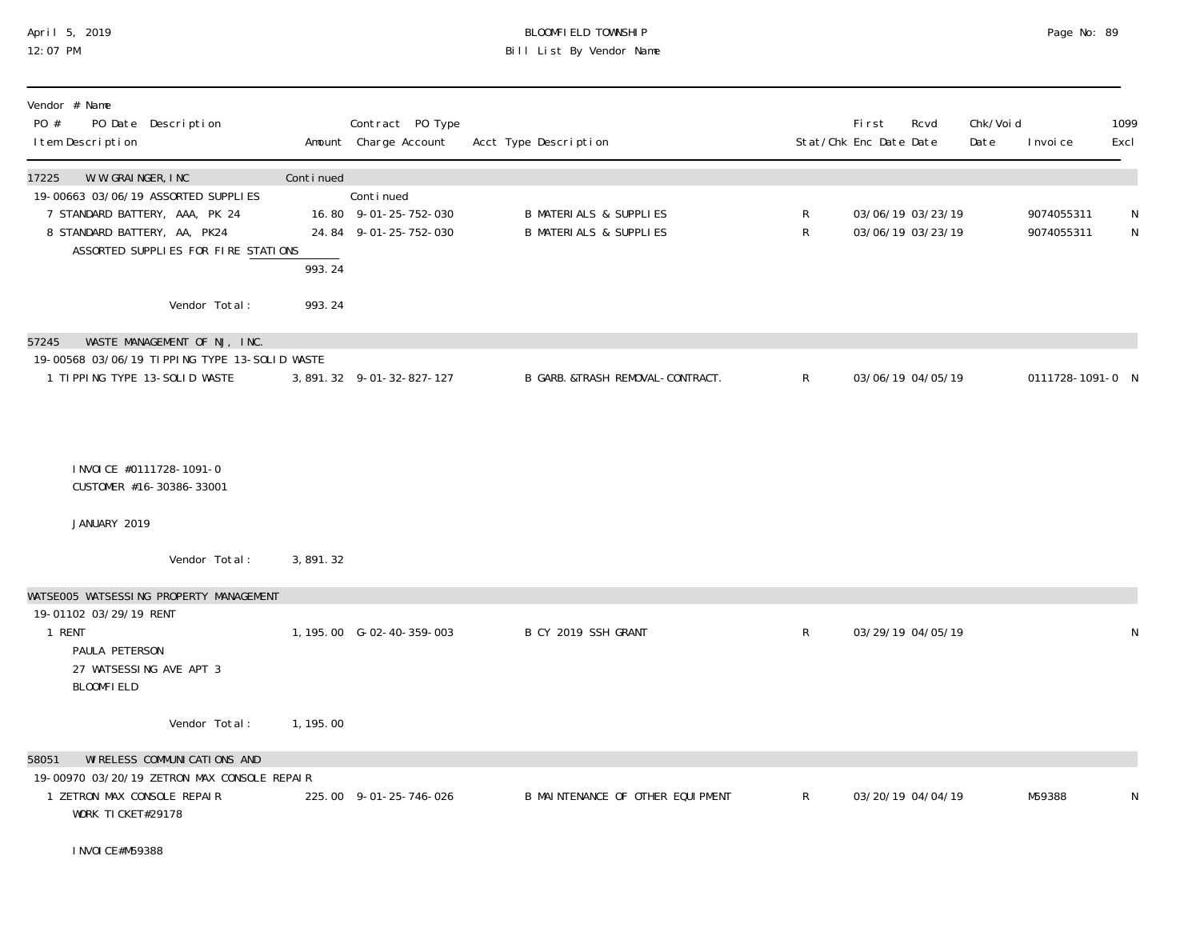| Vendor # Name PO # PO Date Description Item Description | Amount | Contract PO Type Charge Account | Acct Type Description | Stat/Chk | First Enc Date | Rcvd Date | Chk/Void Date | Invoice | 1099 Excl |
|---|---|---|---|---|---|---|---|---|---|
| 17225 W W GRAINGER, INC | Continued | | | | | | | | |
| 19-00663 03/06/19 ASSORTED SUPPLIES | | Continued | | | | | | | |
| 7 STANDARD BATTERY, AAA, PK 24 | 16.80 | 9-01-25-752-030 | B MATERIALS & SUPPLIES | R | 03/06/19 | 03/23/19 | | 9074055311 | N |
| 8 STANDARD BATTERY, AA, PK24 | 24.84 | 9-01-25-752-030 | B MATERIALS & SUPPLIES | R | 03/06/19 | 03/23/19 | | 9074055311 | N |
| ASSORTED SUPPLIES FOR FIRE STATIONS | | | | | | | | | |
| | 993.24 | | | | | | | | |
| Vendor Total: | 993.24 | | | | | | | | |
| 57245 WASTE MANAGEMENT OF NJ, INC. | | | | | | | | | |
| 19-00568 03/06/19 TIPPING TYPE 13-SOLID WASTE | | | | | | | | | |
| 1 TIPPING TYPE 13-SOLID WASTE | 3,891.32 | 9-01-32-827-127 | B GARB.&TRASH REMOVAL-CONTRACT. | R | 03/06/19 | 04/05/19 | | 0111728-1091-0 | N |
| INVOICE #0111728-1091-0 | | | | | | | | | |
| CUSTOMER #16-30386-33001 | | | | | | | | | |
| JANUARY 2019 | | | | | | | | | |
| Vendor Total: | 3,891.32 | | | | | | | | |
| WATSE005 WATSESSING PROPERTY MANAGEMENT | | | | | | | | | |
| 19-01102 03/29/19 RENT | | | | | | | | | |
| 1 RENT | 1,195.00 | G-02-40-359-003 | B CY 2019 SSH GRANT | R | 03/29/19 | 04/05/19 | | | N |
| PAULA PETERSON | | | | | | | | | |
| 27 WATSESSING AVE APT 3 | | | | | | | | | |
| BLOOMFIELD | | | | | | | | | |
| Vendor Total: | 1,195.00 | | | | | | | | |
| 58051 WIRELESS COMMUNICATIONS AND | | | | | | | | | |
| 19-00970 03/20/19 ZETRON MAX CONSOLE REPAIR | | | | | | | | | |
| 1 ZETRON MAX CONSOLE REPAIR | 225.00 | 9-01-25-746-026 | B MAINTENANCE OF OTHER EQUIPMENT | R | 03/20/19 | 04/04/19 | | M59388 | N |
| WORK TICKET#29178 | | | | | | | | | |
| INVOICE#M59388 | | | | | | | | | |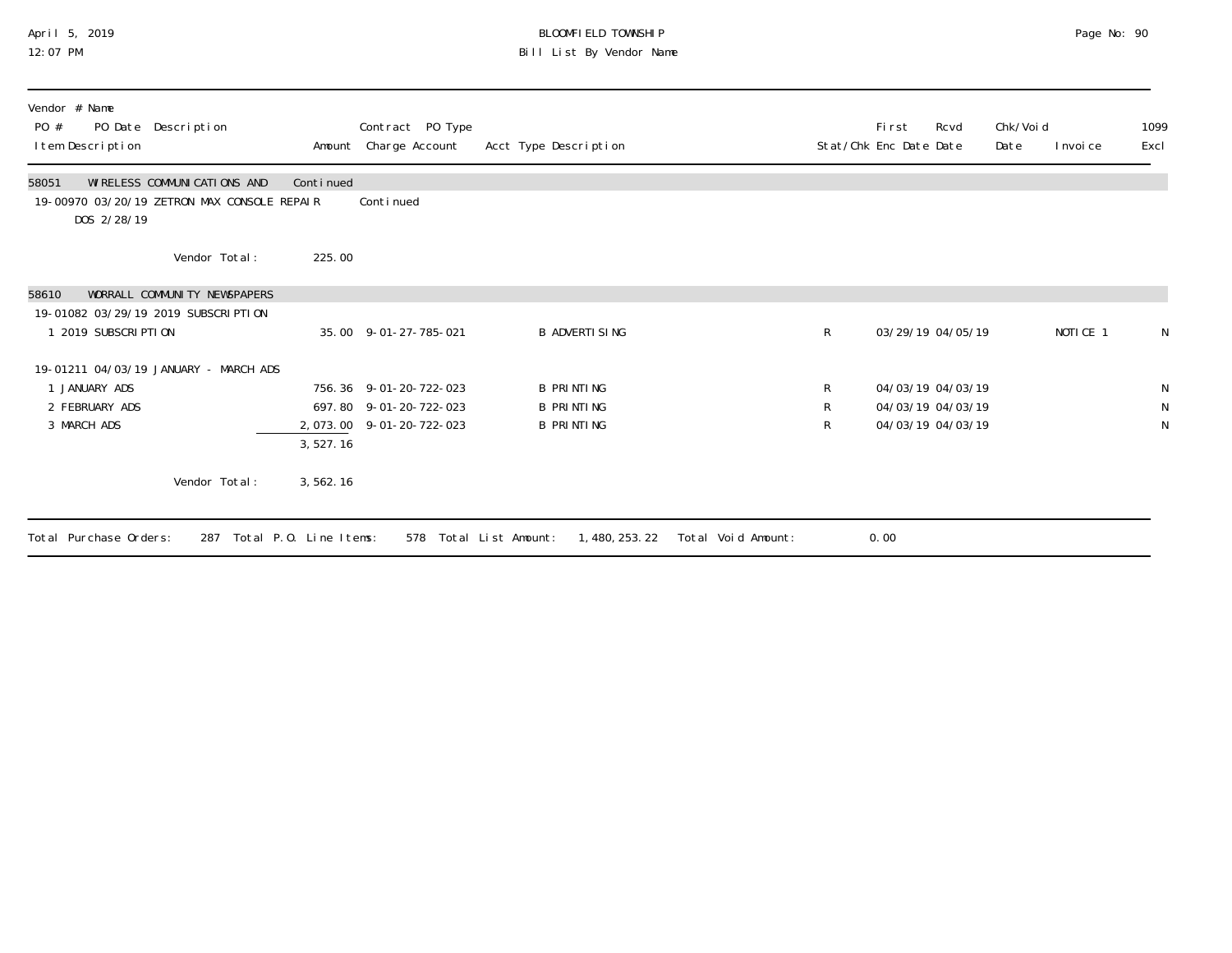| Vendor # Name<br>PO # PO Date Description<br>Item Description | Amount | Contract PO Type<br>Charge Account | Acct Type Description | Stat/Chk | First Enc Date | Rcvd Date | Chk/Void Date | Invoice | 1099 Excl |
|---|---|---|---|---|---|---|---|---|---|
| **58051 WIRELESS COMMUNICATIONS AND** | Continued | | | | | | | | |
| 19-00970 03/20/19 ZETRON MAX CONSOLE REPAIR<br>DOS 2/28/19 | | Continued | | | | | | | |
| Vendor Total: | 225.00 | | | | | | | | |
| **58610 WORRALL COMMUNITY NEWSPAPERS** | | | | | | | | | |
| 19-01082 03/29/19 2019 SUBSCRIPTION | | | | | | | | | |
| 1 2019 SUBSCRIPTION | 35.00 | 9-01-27-785-021 | B ADVERTISING | R | 03/29/19 | 04/05/19 | | NOTICE 1 | N |
| 19-01211 04/03/19 JANUARY - MARCH ADS | | | | | | | | | |
| 1 JANUARY ADS | 756.36 | 9-01-20-722-023 | B PRINTING | R | 04/03/19 | 04/03/19 | | | N |
| 2 FEBRUARY ADS | 697.80 | 9-01-20-722-023 | B PRINTING | R | 04/03/19 | 04/03/19 | | | N |
| 3 MARCH ADS | 2,073.00 | 9-01-20-722-023 | B PRINTING | R | 04/03/19 | 04/03/19 | | | N |
| | 3,527.16 | | | | | | | | |
| Vendor Total: | 3,562.16 | | | | | | | | |

Total Purchase Orders: 287 Total P.O. Line Items: 578 Total List Amount: 1,480,253.22 Total Void Amount: 0.00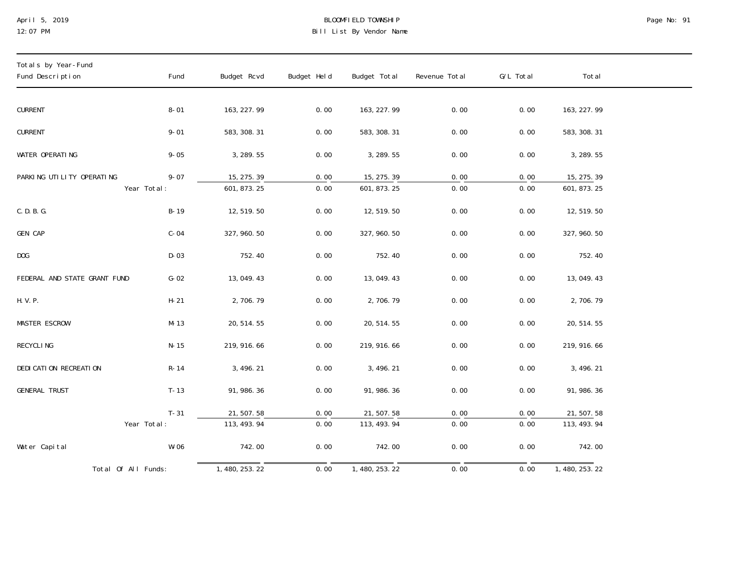Totals by Year-Fund

| Fund Description | Fund | Budget Rcvd | Budget Held | Budget Total | Revenue Total | G/L Total | Total |
|---|---|---|---|---|---|---|---|
| CURRENT | 8-01 | 163,227.99 | 0.00 | 163,227.99 | 0.00 | 0.00 | 163,227.99 |
| CURRENT | 9-01 | 583,308.31 | 0.00 | 583,308.31 | 0.00 | 0.00 | 583,308.31 |
| WATER OPERATING | 9-05 | 3,289.55 | 0.00 | 3,289.55 | 0.00 | 0.00 | 3,289.55 |
| PARKING UTILITY OPERATING | 9-07 | 15,275.39 | 0.00 | 15,275.39 | 0.00 | 0.00 | 15,275.39 |
| Year Total: | | 601,873.25 | 0.00 | 601,873.25 | 0.00 | 0.00 | 601,873.25 |
| C.D.B.G. | B-19 | 12,519.50 | 0.00 | 12,519.50 | 0.00 | 0.00 | 12,519.50 |
| GEN CAP | C-04 | 327,960.50 | 0.00 | 327,960.50 | 0.00 | 0.00 | 327,960.50 |
| DOG | D-03 | 752.40 | 0.00 | 752.40 | 0.00 | 0.00 | 752.40 |
| FEDERAL AND STATE GRANT FUND | G-02 | 13,049.43 | 0.00 | 13,049.43 | 0.00 | 0.00 | 13,049.43 |
| H.V.P. | H-21 | 2,706.79 | 0.00 | 2,706.79 | 0.00 | 0.00 | 2,706.79 |
| MASTER ESCROW | M-13 | 20,514.55 | 0.00 | 20,514.55 | 0.00 | 0.00 | 20,514.55 |
| RECYCLING | N-15 | 219,916.66 | 0.00 | 219,916.66 | 0.00 | 0.00 | 219,916.66 |
| DEDICATION RECREATION | R-14 | 3,496.21 | 0.00 | 3,496.21 | 0.00 | 0.00 | 3,496.21 |
| GENERAL TRUST | T-13 | 91,986.36 | 0.00 | 91,986.36 | 0.00 | 0.00 | 91,986.36 |
| | T-31 | 21,507.58 | 0.00 | 21,507.58 | 0.00 | 0.00 | 21,507.58 |
| Year Total: | | 113,493.94 | 0.00 | 113,493.94 | 0.00 | 0.00 | 113,493.94 |
| Water Capital | W-06 | 742.00 | 0.00 | 742.00 | 0.00 | 0.00 | 742.00 |
| Total Of All Funds: | | 1,480,253.22 | 0.00 | 1,480,253.22 | 0.00 | 0.00 | 1,480,253.22 |